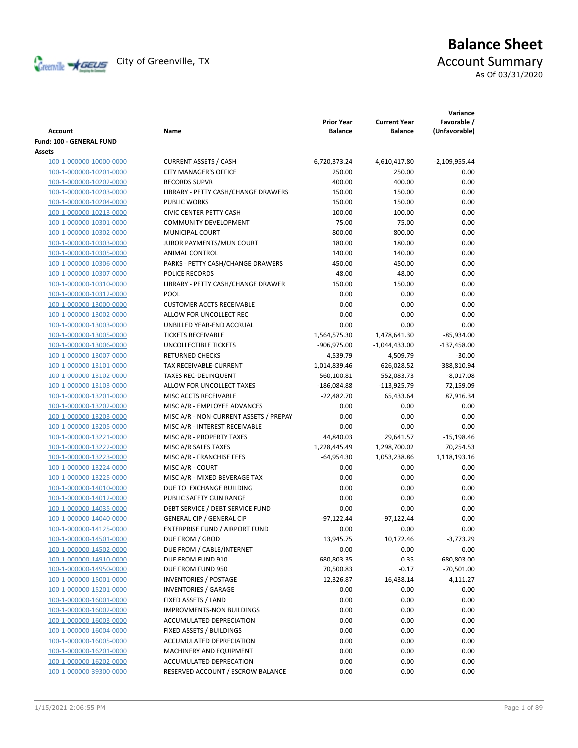# Balance Sheet

City of Greenville, TX

## Account Summary

As Of 03/31/2020

| Account | Name | Prior Year Balance | Current Year Balance | Variance Favorable / (Unfavorable) |
|---|---|---|---|---|
| **Fund: 100 - GENERAL FUND** | | | | |
| **Assets** | | | | |
| 100-1-000000-10000-0000 | CURRENT ASSETS / CASH | 6,720,373.24 | 4,610,417.80 | -2,109,955.44 |
| 100-1-000000-10201-0000 | CITY MANAGER'S OFFICE | 250.00 | 250.00 | 0.00 |
| 100-1-000000-10202-0000 | RECORDS SUPVR | 400.00 | 400.00 | 0.00 |
| 100-1-000000-10203-0000 | LIBRARY - PETTY CASH/CHANGE DRAWERS | 150.00 | 150.00 | 0.00 |
| 100-1-000000-10204-0000 | PUBLIC WORKS | 150.00 | 150.00 | 0.00 |
| 100-1-000000-10213-0000 | CIVIC CENTER PETTY CASH | 100.00 | 100.00 | 0.00 |
| 100-1-000000-10301-0000 | COMMUNITY DEVELOPMENT | 75.00 | 75.00 | 0.00 |
| 100-1-000000-10302-0000 | MUNICIPAL COURT | 800.00 | 800.00 | 0.00 |
| 100-1-000000-10303-0000 | JUROR PAYMENTS/MUN COURT | 180.00 | 180.00 | 0.00 |
| 100-1-000000-10305-0000 | ANIMAL CONTROL | 140.00 | 140.00 | 0.00 |
| 100-1-000000-10306-0000 | PARKS - PETTY CASH/CHANGE DRAWERS | 450.00 | 450.00 | 0.00 |
| 100-1-000000-10307-0000 | POLICE RECORDS | 48.00 | 48.00 | 0.00 |
| 100-1-000000-10310-0000 | LIBRARY - PETTY CASH/CHANGE DRAWER | 150.00 | 150.00 | 0.00 |
| 100-1-000000-10312-0000 | POOL | 0.00 | 0.00 | 0.00 |
| 100-1-000000-13000-0000 | CUSTOMER ACCTS RECEIVABLE | 0.00 | 0.00 | 0.00 |
| 100-1-000000-13002-0000 | ALLOW FOR UNCOLLECT REC | 0.00 | 0.00 | 0.00 |
| 100-1-000000-13003-0000 | UNBILLED YEAR-END ACCRUAL | 0.00 | 0.00 | 0.00 |
| 100-1-000000-13005-0000 | TICKETS RECEIVABLE | 1,564,575.30 | 1,478,641.30 | -85,934.00 |
| 100-1-000000-13006-0000 | UNCOLLECTIBLE TICKETS | -906,975.00 | -1,044,433.00 | -137,458.00 |
| 100-1-000000-13007-0000 | RETURNED CHECKS | 4,539.79 | 4,509.79 | -30.00 |
| 100-1-000000-13101-0000 | TAX RECEIVABLE-CURRENT | 1,014,839.46 | 626,028.52 | -388,810.94 |
| 100-1-000000-13102-0000 | TAXES REC-DELINQUENT | 560,100.81 | 552,083.73 | -8,017.08 |
| 100-1-000000-13103-0000 | ALLOW FOR UNCOLLECT TAXES | -186,084.88 | -113,925.79 | 72,159.09 |
| 100-1-000000-13201-0000 | MISC ACCTS RECEIVABLE | -22,482.70 | 65,433.64 | 87,916.34 |
| 100-1-000000-13202-0000 | MISC A/R - EMPLOYEE ADVANCES | 0.00 | 0.00 | 0.00 |
| 100-1-000000-13203-0000 | MISC A/R - NON-CURRENT ASSETS / PREPAY | 0.00 | 0.00 | 0.00 |
| 100-1-000000-13205-0000 | MISC A/R - INTEREST RECEIVABLE | 0.00 | 0.00 | 0.00 |
| 100-1-000000-13221-0000 | MISC A/R - PROPERTY TAXES | 44,840.03 | 29,641.57 | -15,198.46 |
| 100-1-000000-13222-0000 | MISC A/R SALES TAXES | 1,228,445.49 | 1,298,700.02 | 70,254.53 |
| 100-1-000000-13223-0000 | MISC A/R - FRANCHISE FEES | -64,954.30 | 1,053,238.86 | 1,118,193.16 |
| 100-1-000000-13224-0000 | MISC A/R - COURT | 0.00 | 0.00 | 0.00 |
| 100-1-000000-13225-0000 | MISC A/R - MIXED BEVERAGE TAX | 0.00 | 0.00 | 0.00 |
| 100-1-000000-14010-0000 | DUE TO EXCHANGE BUILDING | 0.00 | 0.00 | 0.00 |
| 100-1-000000-14012-0000 | PUBLIC SAFETY GUN RANGE | 0.00 | 0.00 | 0.00 |
| 100-1-000000-14035-0000 | DEBT SERVICE / DEBT SERVICE FUND | 0.00 | 0.00 | 0.00 |
| 100-1-000000-14040-0000 | GENERAL CIP / GENERAL CIP | -97,122.44 | -97,122.44 | 0.00 |
| 100-1-000000-14125-0000 | ENTERPRISE FUND / AIRPORT FUND | 0.00 | 0.00 | 0.00 |
| 100-1-000000-14501-0000 | DUE FROM / GBOD | 13,945.75 | 10,172.46 | -3,773.29 |
| 100-1-000000-14502-0000 | DUE FROM / CABLE/INTERNET | 0.00 | 0.00 | 0.00 |
| 100-1-000000-14910-0000 | DUE FROM FUND 910 | 680,803.35 | 0.35 | -680,803.00 |
| 100-1-000000-14950-0000 | DUE FROM FUND 950 | 70,500.83 | -0.17 | -70,501.00 |
| 100-1-000000-15001-0000 | INVENTORIES / POSTAGE | 12,326.87 | 16,438.14 | 4,111.27 |
| 100-1-000000-15201-0000 | INVENTORIES / GARAGE | 0.00 | 0.00 | 0.00 |
| 100-1-000000-16001-0000 | FIXED ASSETS / LAND | 0.00 | 0.00 | 0.00 |
| 100-1-000000-16002-0000 | IMPROVMENTS-NON BUILDINGS | 0.00 | 0.00 | 0.00 |
| 100-1-000000-16003-0000 | ACCUMULATED DEPRECIATION | 0.00 | 0.00 | 0.00 |
| 100-1-000000-16004-0000 | FIXED ASSETS / BUILDINGS | 0.00 | 0.00 | 0.00 |
| 100-1-000000-16005-0000 | ACCUMULATED DEPRECIATION | 0.00 | 0.00 | 0.00 |
| 100-1-000000-16201-0000 | MACHINERY AND EQUIPMENT | 0.00 | 0.00 | 0.00 |
| 100-1-000000-16202-0000 | ACCUMULATED DEPRECATION | 0.00 | 0.00 | 0.00 |
| 100-1-000000-39300-0000 | RESERVED ACCOUNT / ESCROW BALANCE | 0.00 | 0.00 | 0.00 |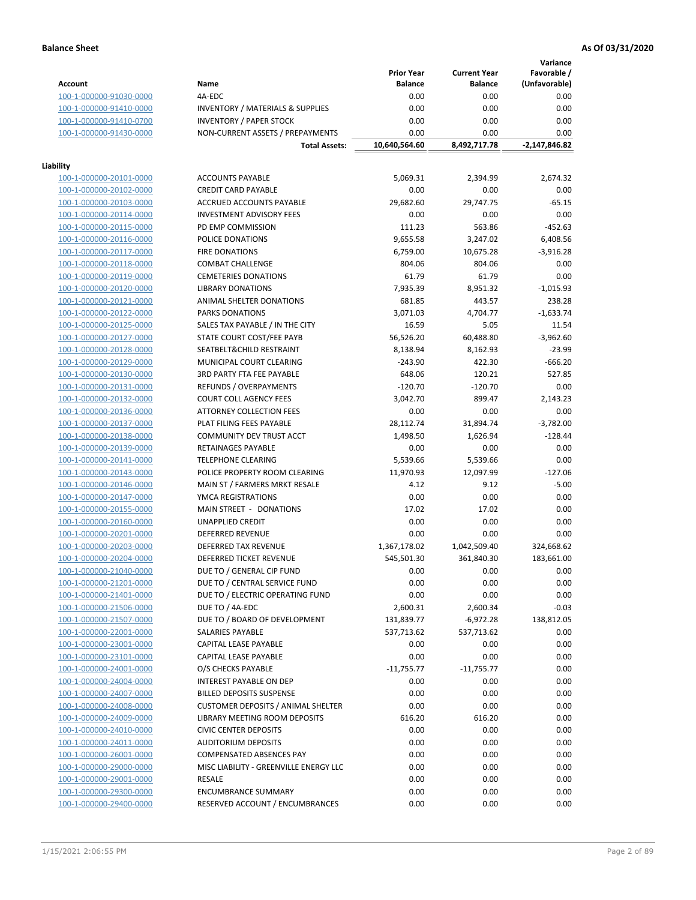**Balance Sheet** **As Of 03/31/2020**

| Account | Name | Prior Year Balance | Current Year Balance | Variance Favorable / (Unfavorable) |
|---|---|---|---|---|
| 100-1-000000-91030-0000 | 4A-EDC | 0.00 | 0.00 | 0.00 |
| 100-1-000000-91410-0000 | INVENTORY / MATERIALS & SUPPLIES | 0.00 | 0.00 | 0.00 |
| 100-1-000000-91410-0700 | INVENTORY / PAPER STOCK | 0.00 | 0.00 | 0.00 |
| 100-1-000000-91430-0000 | NON-CURRENT ASSETS / PREPAYMENTS | 0.00 | 0.00 | 0.00 |
| | **Total Assets:** | **10,640,564.60** | **8,492,717.78** | **-2,147,846.82** |

**Liability**

| Account | Name | Prior Year Balance | Current Year Balance | Variance Favorable / (Unfavorable) |
|---|---|---|---|---|
| 100-1-000000-20101-0000 | ACCOUNTS PAYABLE | 5,069.31 | 2,394.99 | 2,674.32 |
| 100-1-000000-20102-0000 | CREDIT CARD PAYABLE | 0.00 | 0.00 | 0.00 |
| 100-1-000000-20103-0000 | ACCRUED ACCOUNTS PAYABLE | 29,682.60 | 29,747.75 | -65.15 |
| 100-1-000000-20114-0000 | INVESTMENT ADVISORY FEES | 0.00 | 0.00 | 0.00 |
| 100-1-000000-20115-0000 | PD EMP COMMISSION | 111.23 | 563.86 | -452.63 |
| 100-1-000000-20116-0000 | POLICE DONATIONS | 9,655.58 | 3,247.02 | 6,408.56 |
| 100-1-000000-20117-0000 | FIRE DONATIONS | 6,759.00 | 10,675.28 | -3,916.28 |
| 100-1-000000-20118-0000 | COMBAT CHALLENGE | 804.06 | 804.06 | 0.00 |
| 100-1-000000-20119-0000 | CEMETERIES DONATIONS | 61.79 | 61.79 | 0.00 |
| 100-1-000000-20120-0000 | LIBRARY DONATIONS | 7,935.39 | 8,951.32 | -1,015.93 |
| 100-1-000000-20121-0000 | ANIMAL SHELTER DONATIONS | 681.85 | 443.57 | 238.28 |
| 100-1-000000-20122-0000 | PARKS DONATIONS | 3,071.03 | 4,704.77 | -1,633.74 |
| 100-1-000000-20125-0000 | SALES TAX PAYABLE / IN THE CITY | 16.59 | 5.05 | 11.54 |
| 100-1-000000-20127-0000 | STATE COURT COST/FEE PAYB | 56,526.20 | 60,488.80 | -3,962.60 |
| 100-1-000000-20128-0000 | SEATBELT&CHILD RESTRAINT | 8,138.94 | 8,162.93 | -23.99 |
| 100-1-000000-20129-0000 | MUNICIPAL COURT CLEARING | -243.90 | 422.30 | -666.20 |
| 100-1-000000-20130-0000 | 3RD PARTY FTA FEE PAYABLE | 648.06 | 120.21 | 527.85 |
| 100-1-000000-20131-0000 | REFUNDS / OVERPAYMENTS | -120.70 | -120.70 | 0.00 |
| 100-1-000000-20132-0000 | COURT COLL AGENCY FEES | 3,042.70 | 899.47 | 2,143.23 |
| 100-1-000000-20136-0000 | ATTORNEY COLLECTION FEES | 0.00 | 0.00 | 0.00 |
| 100-1-000000-20137-0000 | PLAT FILING FEES PAYABLE | 28,112.74 | 31,894.74 | -3,782.00 |
| 100-1-000000-20138-0000 | COMMUNITY DEV TRUST ACCT | 1,498.50 | 1,626.94 | -128.44 |
| 100-1-000000-20139-0000 | RETAINAGES PAYABLE | 0.00 | 0.00 | 0.00 |
| 100-1-000000-20141-0000 | TELEPHONE CLEARING | 5,539.66 | 5,539.66 | 0.00 |
| 100-1-000000-20143-0000 | POLICE PROPERTY ROOM CLEARING | 11,970.93 | 12,097.99 | -127.06 |
| 100-1-000000-20146-0000 | MAIN ST / FARMERS MRKT RESALE | 4.12 | 9.12 | -5.00 |
| 100-1-000000-20147-0000 | YMCA REGISTRATIONS | 0.00 | 0.00 | 0.00 |
| 100-1-000000-20155-0000 | MAIN STREET - DONATIONS | 17.02 | 17.02 | 0.00 |
| 100-1-000000-20160-0000 | UNAPPLIED CREDIT | 0.00 | 0.00 | 0.00 |
| 100-1-000000-20201-0000 | DEFERRED REVENUE | 0.00 | 0.00 | 0.00 |
| 100-1-000000-20203-0000 | DEFERRED TAX REVENUE | 1,367,178.02 | 1,042,509.40 | 324,668.62 |
| 100-1-000000-20204-0000 | DEFERRED TICKET REVENUE | 545,501.30 | 361,840.30 | 183,661.00 |
| 100-1-000000-21040-0000 | DUE TO / GENERAL CIP FUND | 0.00 | 0.00 | 0.00 |
| 100-1-000000-21201-0000 | DUE TO / CENTRAL SERVICE FUND | 0.00 | 0.00 | 0.00 |
| 100-1-000000-21401-0000 | DUE TO / ELECTRIC OPERATING FUND | 0.00 | 0.00 | 0.00 |
| 100-1-000000-21506-0000 | DUE TO / 4A-EDC | 2,600.31 | 2,600.34 | -0.03 |
| 100-1-000000-21507-0000 | DUE TO / BOARD OF DEVELOPMENT | 131,839.77 | -6,972.28 | 138,812.05 |
| 100-1-000000-22001-0000 | SALARIES PAYABLE | 537,713.62 | 537,713.62 | 0.00 |
| 100-1-000000-23001-0000 | CAPITAL LEASE PAYABLE | 0.00 | 0.00 | 0.00 |
| 100-1-000000-23101-0000 | CAPITAL LEASE PAYABLE | 0.00 | 0.00 | 0.00 |
| 100-1-000000-24001-0000 | O/S CHECKS PAYABLE | -11,755.77 | -11,755.77 | 0.00 |
| 100-1-000000-24004-0000 | INTEREST PAYABLE ON DEP | 0.00 | 0.00 | 0.00 |
| 100-1-000000-24007-0000 | BILLED DEPOSITS SUSPENSE | 0.00 | 0.00 | 0.00 |
| 100-1-000000-24008-0000 | CUSTOMER DEPOSITS / ANIMAL SHELTER | 0.00 | 0.00 | 0.00 |
| 100-1-000000-24009-0000 | LIBRARY MEETING ROOM DEPOSITS | 616.20 | 616.20 | 0.00 |
| 100-1-000000-24010-0000 | CIVIC CENTER DEPOSITS | 0.00 | 0.00 | 0.00 |
| 100-1-000000-24011-0000 | AUDITORIUM DEPOSITS | 0.00 | 0.00 | 0.00 |
| 100-1-000000-26001-0000 | COMPENSATED ABSENCES PAY | 0.00 | 0.00 | 0.00 |
| 100-1-000000-29000-0000 | MISC LIABILITY - GREENVILLE ENERGY LLC | 0.00 | 0.00 | 0.00 |
| 100-1-000000-29001-0000 | RESALE | 0.00 | 0.00 | 0.00 |
| 100-1-000000-29300-0000 | ENCUMBRANCE SUMMARY | 0.00 | 0.00 | 0.00 |
| 100-1-000000-29400-0000 | RESERVED ACCOUNT / ENCUMBRANCES | 0.00 | 0.00 | 0.00 |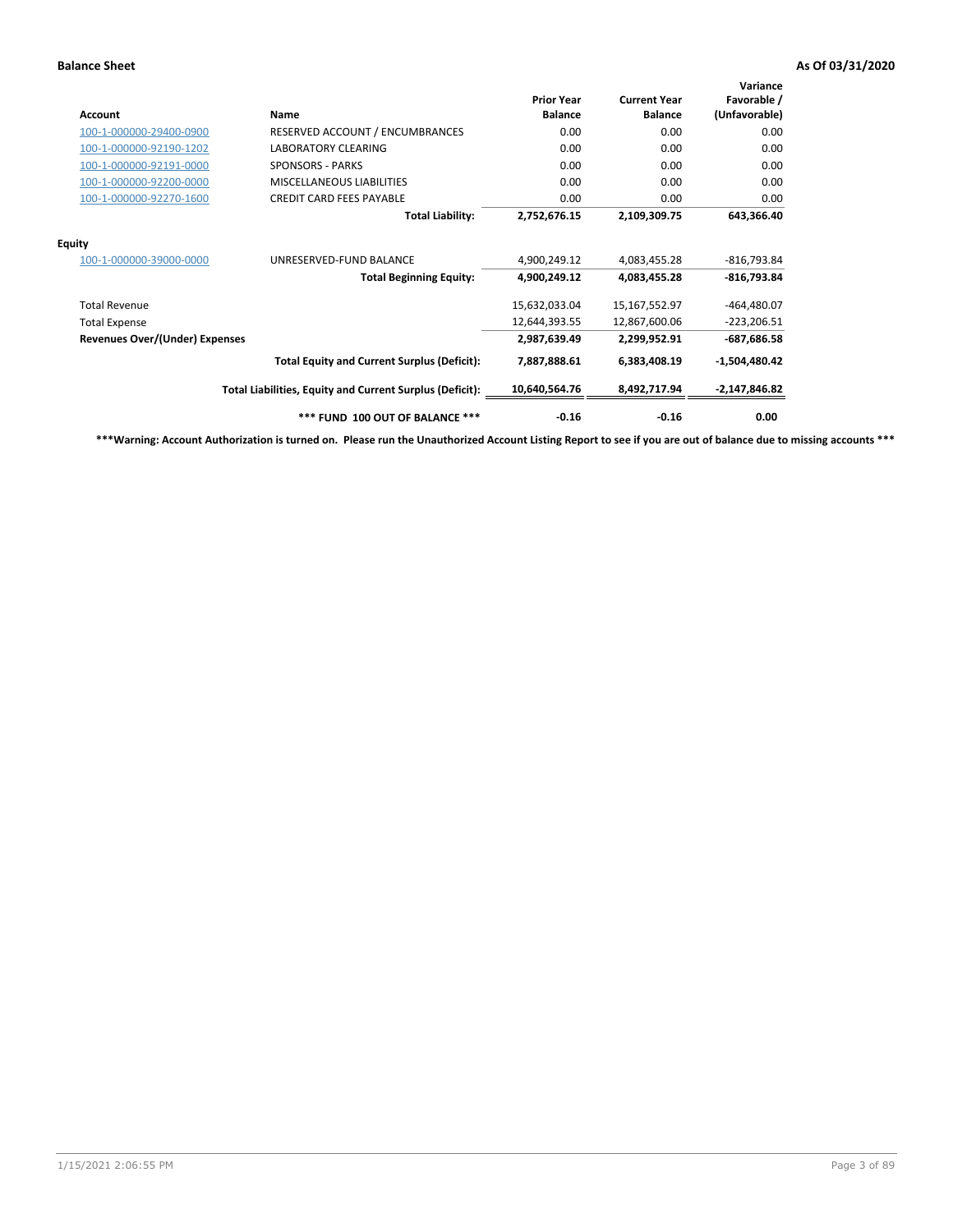**Balance Sheet** **As Of 03/31/2020**

| Account | Name | Prior Year Balance | Current Year Balance | Variance Favorable / (Unfavorable) |
|---|---|---|---|---|
| 100-1-000000-29400-0900 | RESERVED ACCOUNT / ENCUMBRANCES | 0.00 | 0.00 | 0.00 |
| 100-1-000000-92190-1202 | LABORATORY CLEARING | 0.00 | 0.00 | 0.00 |
| 100-1-000000-92191-0000 | SPONSORS - PARKS | 0.00 | 0.00 | 0.00 |
| 100-1-000000-92200-0000 | MISCELLANEOUS LIABILITIES | 0.00 | 0.00 | 0.00 |
| 100-1-000000-92270-1600 | CREDIT CARD FEES PAYABLE | 0.00 | 0.00 | 0.00 |
| | **Total Liability:** | **2,752,676.15** | **2,109,309.75** | **643,366.40** |
| **Equity** | | | | |
| 100-1-000000-39000-0000 | UNRESERVED-FUND BALANCE | 4,900,249.12 | 4,083,455.28 | -816,793.84 |
| | **Total Beginning Equity:** | **4,900,249.12** | **4,083,455.28** | **-816,793.84** |
| Total Revenue | | 15,632,033.04 | 15,167,552.97 | -464,480.07 |
| Total Expense | | 12,644,393.55 | 12,867,600.06 | -223,206.51 |
| **Revenues Over/(Under) Expenses** | | **2,987,639.49** | **2,299,952.91** | **-687,686.58** |
| | **Total Equity and Current Surplus (Deficit):** | **7,887,888.61** | **6,383,408.19** | **-1,504,480.42** |
| | **Total Liabilities, Equity and Current Surplus (Deficit):** | **10,640,564.76** | **8,492,717.94** | **-2,147,846.82** |
| | **\*\*\* FUND 100 OUT OF BALANCE \*\*\*** | **-0.16** | **-0.16** | **0.00** |

**\*\*\*Warning: Account Authorization is turned on. Please run the Unauthorized Account Listing Report to see if you are out of balance due to missing accounts \*\*\***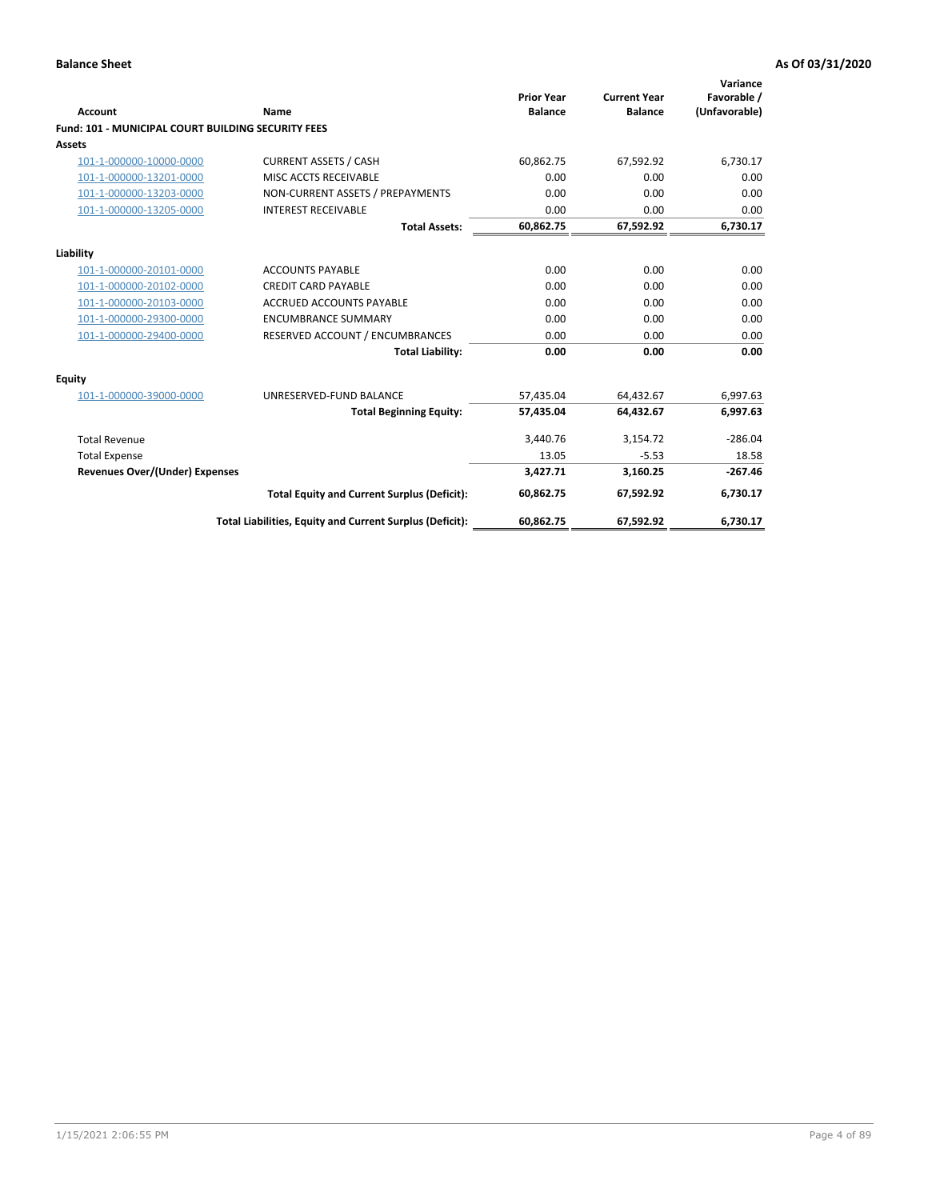**Balance Sheet** | **As Of 03/31/2020**

| Account | Name | Prior Year Balance | Current Year Balance | Variance Favorable / (Unfavorable) |
|---|---|---|---|---|
| **Fund: 101 - MUNICIPAL COURT BUILDING SECURITY FEES** | | | | |
| **Assets** | | | | |
| 101-1-000000-10000-0000 | CURRENT ASSETS / CASH | 60,862.75 | 67,592.92 | 6,730.17 |
| 101-1-000000-13201-0000 | MISC ACCTS RECEIVABLE | 0.00 | 0.00 | 0.00 |
| 101-1-000000-13203-0000 | NON-CURRENT ASSETS / PREPAYMENTS | 0.00 | 0.00 | 0.00 |
| 101-1-000000-13205-0000 | INTEREST RECEIVABLE | 0.00 | 0.00 | 0.00 |
| | **Total Assets:** | **60,862.75** | **67,592.92** | **6,730.17** |
| **Liability** | | | | |
| 101-1-000000-20101-0000 | ACCOUNTS PAYABLE | 0.00 | 0.00 | 0.00 |
| 101-1-000000-20102-0000 | CREDIT CARD PAYABLE | 0.00 | 0.00 | 0.00 |
| 101-1-000000-20103-0000 | ACCRUED ACCOUNTS PAYABLE | 0.00 | 0.00 | 0.00 |
| 101-1-000000-29300-0000 | ENCUMBRANCE SUMMARY | 0.00 | 0.00 | 0.00 |
| 101-1-000000-29400-0000 | RESERVED ACCOUNT / ENCUMBRANCES | 0.00 | 0.00 | 0.00 |
| | **Total Liability:** | **0.00** | **0.00** | **0.00** |
| **Equity** | | | | |
| 101-1-000000-39000-0000 | UNRESERVED-FUND BALANCE | 57,435.04 | 64,432.67 | 6,997.63 |
| | **Total Beginning Equity:** | **57,435.04** | **64,432.67** | **6,997.63** |
| Total Revenue | | 3,440.76 | 3,154.72 | -286.04 |
| Total Expense | | 13.05 | -5.53 | 18.58 |
| **Revenues Over/(Under) Expenses** | | **3,427.71** | **3,160.25** | **-267.46** |
| | **Total Equity and Current Surplus (Deficit):** | **60,862.75** | **67,592.92** | **6,730.17** |
| | **Total Liabilities, Equity and Current Surplus (Deficit):** | **60,862.75** | **67,592.92** | **6,730.17** |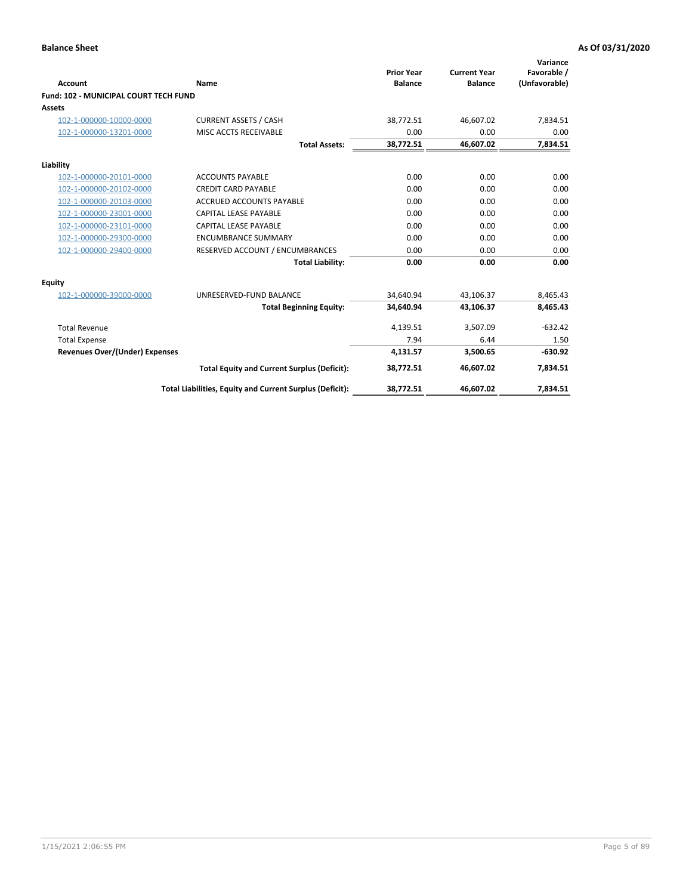**Balance Sheet** | **As Of 03/31/2020**

| Account | Name | Prior Year Balance | Current Year Balance | Variance Favorable / (Unfavorable) |
|---|---|---|---|---|
| **Fund: 102 - MUNICIPAL COURT TECH FUND** | | | | |
| **Assets** | | | | |
| 102-1-000000-10000-0000 | CURRENT ASSETS / CASH | 38,772.51 | 46,607.02 | 7,834.51 |
| 102-1-000000-13201-0000 | MISC ACCTS RECEIVABLE | 0.00 | 0.00 | 0.00 |
| | **Total Assets:** | **38,772.51** | **46,607.02** | **7,834.51** |
| **Liability** | | | | |
| 102-1-000000-20101-0000 | ACCOUNTS PAYABLE | 0.00 | 0.00 | 0.00 |
| 102-1-000000-20102-0000 | CREDIT CARD PAYABLE | 0.00 | 0.00 | 0.00 |
| 102-1-000000-20103-0000 | ACCRUED ACCOUNTS PAYABLE | 0.00 | 0.00 | 0.00 |
| 102-1-000000-23001-0000 | CAPITAL LEASE PAYABLE | 0.00 | 0.00 | 0.00 |
| 102-1-000000-23101-0000 | CAPITAL LEASE PAYABLE | 0.00 | 0.00 | 0.00 |
| 102-1-000000-29300-0000 | ENCUMBRANCE SUMMARY | 0.00 | 0.00 | 0.00 |
| 102-1-000000-29400-0000 | RESERVED ACCOUNT / ENCUMBRANCES | 0.00 | 0.00 | 0.00 |
| | **Total Liability:** | **0.00** | **0.00** | **0.00** |
| **Equity** | | | | |
| 102-1-000000-39000-0000 | UNRESERVED-FUND BALANCE | 34,640.94 | 43,106.37 | 8,465.43 |
| | **Total Beginning Equity:** | **34,640.94** | **43,106.37** | **8,465.43** |
| Total Revenue | | 4,139.51 | 3,507.09 | -632.42 |
| Total Expense | | 7.94 | 6.44 | 1.50 |
| **Revenues Over/(Under) Expenses** | | **4,131.57** | **3,500.65** | **-630.92** |
| | **Total Equity and Current Surplus (Deficit):** | **38,772.51** | **46,607.02** | **7,834.51** |
| | **Total Liabilities, Equity and Current Surplus (Deficit):** | **38,772.51** | **46,607.02** | **7,834.51** |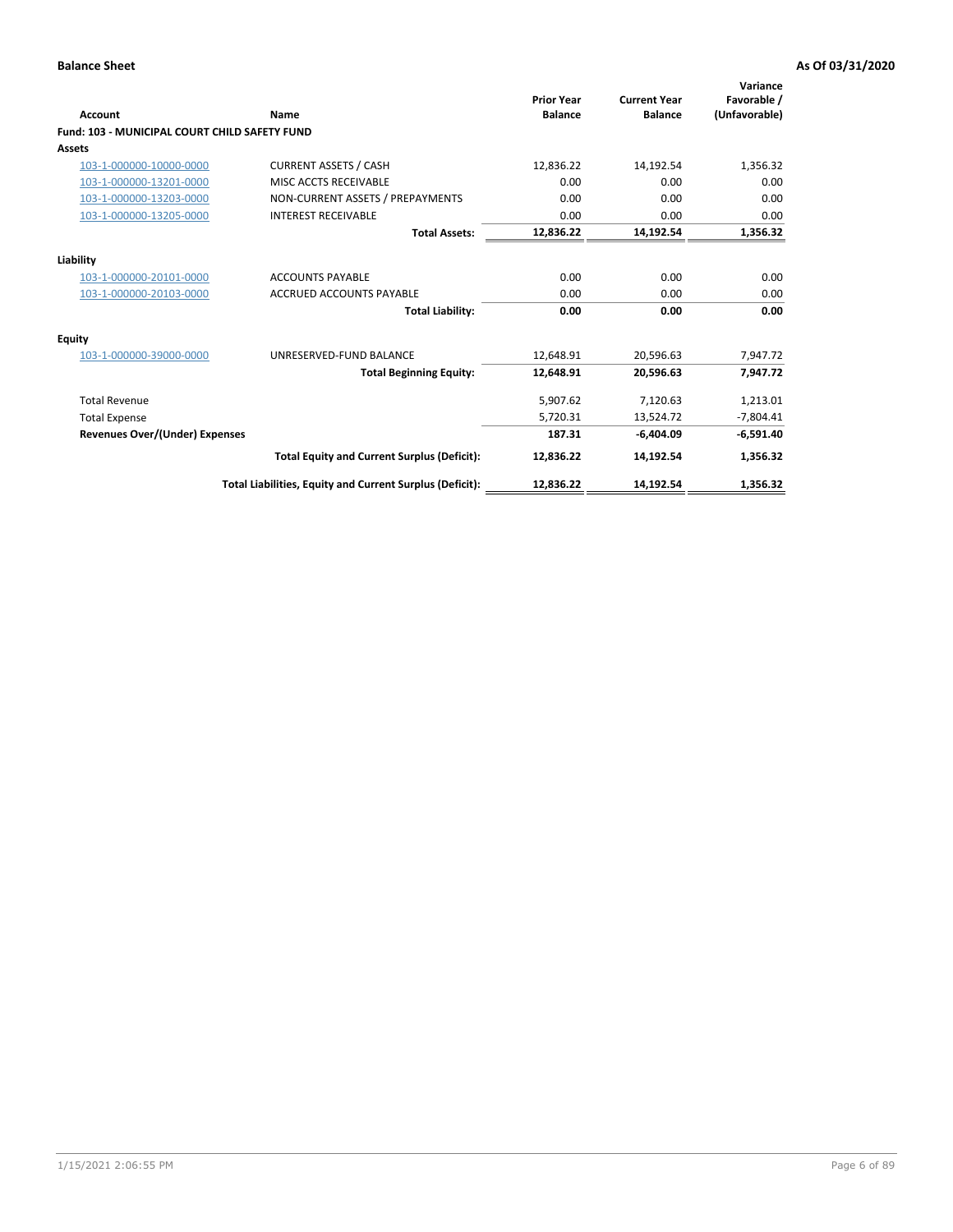**Balance Sheet** **As Of 03/31/2020**

| Account | Name | Prior Year Balance | Current Year Balance | Variance Favorable / (Unfavorable) |
|---|---|---|---|---|
| **Fund: 103 - MUNICIPAL COURT CHILD SAFETY FUND** | | | | |
| **Assets** | | | | |
| 103-1-000000-10000-0000 | CURRENT ASSETS / CASH | 12,836.22 | 14,192.54 | 1,356.32 |
| 103-1-000000-13201-0000 | MISC ACCTS RECEIVABLE | 0.00 | 0.00 | 0.00 |
| 103-1-000000-13203-0000 | NON-CURRENT ASSETS / PREPAYMENTS | 0.00 | 0.00 | 0.00 |
| 103-1-000000-13205-0000 | INTEREST RECEIVABLE | 0.00 | 0.00 | 0.00 |
| | **Total Assets:** | **12,836.22** | **14,192.54** | **1,356.32** |
| **Liability** | | | | |
| 103-1-000000-20101-0000 | ACCOUNTS PAYABLE | 0.00 | 0.00 | 0.00 |
| 103-1-000000-20103-0000 | ACCRUED ACCOUNTS PAYABLE | 0.00 | 0.00 | 0.00 |
| | **Total Liability:** | **0.00** | **0.00** | **0.00** |
| **Equity** | | | | |
| 103-1-000000-39000-0000 | UNRESERVED-FUND BALANCE | 12,648.91 | 20,596.63 | 7,947.72 |
| | **Total Beginning Equity:** | **12,648.91** | **20,596.63** | **7,947.72** |
| Total Revenue | | 5,907.62 | 7,120.63 | 1,213.01 |
| Total Expense | | 5,720.31 | 13,524.72 | -7,804.41 |
| **Revenues Over/(Under) Expenses** | | **187.31** | **-6,404.09** | **-6,591.40** |
| | **Total Equity and Current Surplus (Deficit):** | **12,836.22** | **14,192.54** | **1,356.32** |
| | **Total Liabilities, Equity and Current Surplus (Deficit):** | **12,836.22** | **14,192.54** | **1,356.32** |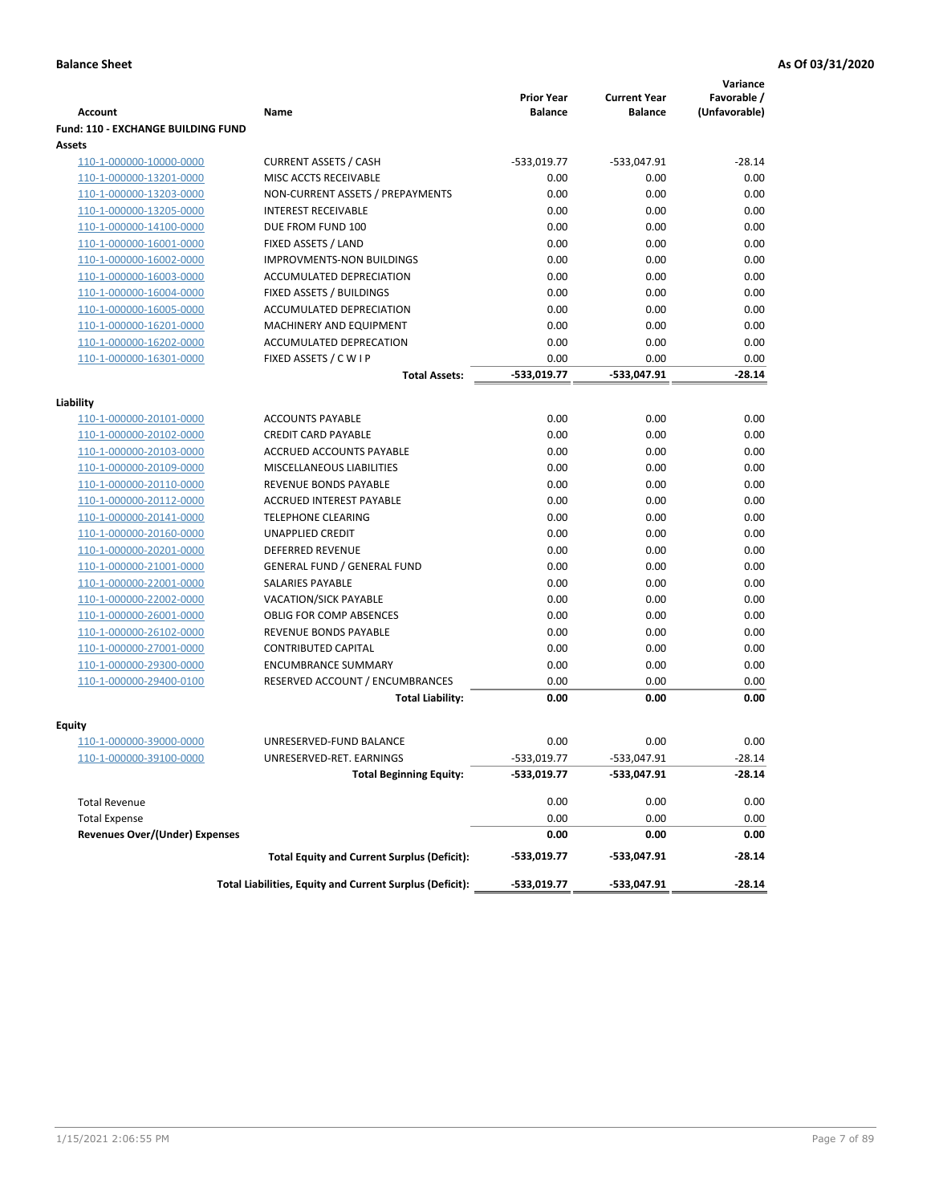**Balance Sheet** **As Of 03/31/2020**

| Account | Name | Prior Year Balance | Current Year Balance | Variance Favorable / (Unfavorable) |
|---|---|---|---|---|
| **Fund: 110 - EXCHANGE BUILDING FUND** | | | | |
| **Assets** | | | | |
| 110-1-000000-10000-0000 | CURRENT ASSETS / CASH | -533,019.77 | -533,047.91 | -28.14 |
| 110-1-000000-13201-0000 | MISC ACCTS RECEIVABLE | 0.00 | 0.00 | 0.00 |
| 110-1-000000-13203-0000 | NON-CURRENT ASSETS / PREPAYMENTS | 0.00 | 0.00 | 0.00 |
| 110-1-000000-13205-0000 | INTEREST RECEIVABLE | 0.00 | 0.00 | 0.00 |
| 110-1-000000-14100-0000 | DUE FROM FUND 100 | 0.00 | 0.00 | 0.00 |
| 110-1-000000-16001-0000 | FIXED ASSETS / LAND | 0.00 | 0.00 | 0.00 |
| 110-1-000000-16002-0000 | IMPROVMENTS-NON BUILDINGS | 0.00 | 0.00 | 0.00 |
| 110-1-000000-16003-0000 | ACCUMULATED DEPRECIATION | 0.00 | 0.00 | 0.00 |
| 110-1-000000-16004-0000 | FIXED ASSETS / BUILDINGS | 0.00 | 0.00 | 0.00 |
| 110-1-000000-16005-0000 | ACCUMULATED DEPRECIATION | 0.00 | 0.00 | 0.00 |
| 110-1-000000-16201-0000 | MACHINERY AND EQUIPMENT | 0.00 | 0.00 | 0.00 |
| 110-1-000000-16202-0000 | ACCUMULATED DEPRECATION | 0.00 | 0.00 | 0.00 |
| 110-1-000000-16301-0000 | FIXED ASSETS / C W I P | 0.00 | 0.00 | 0.00 |
| | **Total Assets:** | **-533,019.77** | **-533,047.91** | **-28.14** |
| **Liability** | | | | |
| 110-1-000000-20101-0000 | ACCOUNTS PAYABLE | 0.00 | 0.00 | 0.00 |
| 110-1-000000-20102-0000 | CREDIT CARD PAYABLE | 0.00 | 0.00 | 0.00 |
| 110-1-000000-20103-0000 | ACCRUED ACCOUNTS PAYABLE | 0.00 | 0.00 | 0.00 |
| 110-1-000000-20109-0000 | MISCELLANEOUS LIABILITIES | 0.00 | 0.00 | 0.00 |
| 110-1-000000-20110-0000 | REVENUE BONDS PAYABLE | 0.00 | 0.00 | 0.00 |
| 110-1-000000-20112-0000 | ACCRUED INTEREST PAYABLE | 0.00 | 0.00 | 0.00 |
| 110-1-000000-20141-0000 | TELEPHONE CLEARING | 0.00 | 0.00 | 0.00 |
| 110-1-000000-20160-0000 | UNAPPLIED CREDIT | 0.00 | 0.00 | 0.00 |
| 110-1-000000-20201-0000 | DEFERRED REVENUE | 0.00 | 0.00 | 0.00 |
| 110-1-000000-21001-0000 | GENERAL FUND / GENERAL FUND | 0.00 | 0.00 | 0.00 |
| 110-1-000000-22001-0000 | SALARIES PAYABLE | 0.00 | 0.00 | 0.00 |
| 110-1-000000-22002-0000 | VACATION/SICK PAYABLE | 0.00 | 0.00 | 0.00 |
| 110-1-000000-26001-0000 | OBLIG FOR COMP ABSENCES | 0.00 | 0.00 | 0.00 |
| 110-1-000000-26102-0000 | REVENUE BONDS PAYABLE | 0.00 | 0.00 | 0.00 |
| 110-1-000000-27001-0000 | CONTRIBUTED CAPITAL | 0.00 | 0.00 | 0.00 |
| 110-1-000000-29300-0000 | ENCUMBRANCE SUMMARY | 0.00 | 0.00 | 0.00 |
| 110-1-000000-29400-0100 | RESERVED ACCOUNT / ENCUMBRANCES | 0.00 | 0.00 | 0.00 |
| | **Total Liability:** | **0.00** | **0.00** | **0.00** |
| **Equity** | | | | |
| 110-1-000000-39000-0000 | UNRESERVED-FUND BALANCE | 0.00 | 0.00 | 0.00 |
| 110-1-000000-39100-0000 | UNRESERVED-RET. EARNINGS | -533,019.77 | -533,047.91 | -28.14 |
| | **Total Beginning Equity:** | **-533,019.77** | **-533,047.91** | **-28.14** |
| Total Revenue | | 0.00 | 0.00 | 0.00 |
| Total Expense | | 0.00 | 0.00 | 0.00 |
| **Revenues Over/(Under) Expenses** | | **0.00** | **0.00** | **0.00** |
| | **Total Equity and Current Surplus (Deficit):** | **-533,019.77** | **-533,047.91** | **-28.14** |
| | **Total Liabilities, Equity and Current Surplus (Deficit):** | **-533,019.77** | **-533,047.91** | **-28.14** |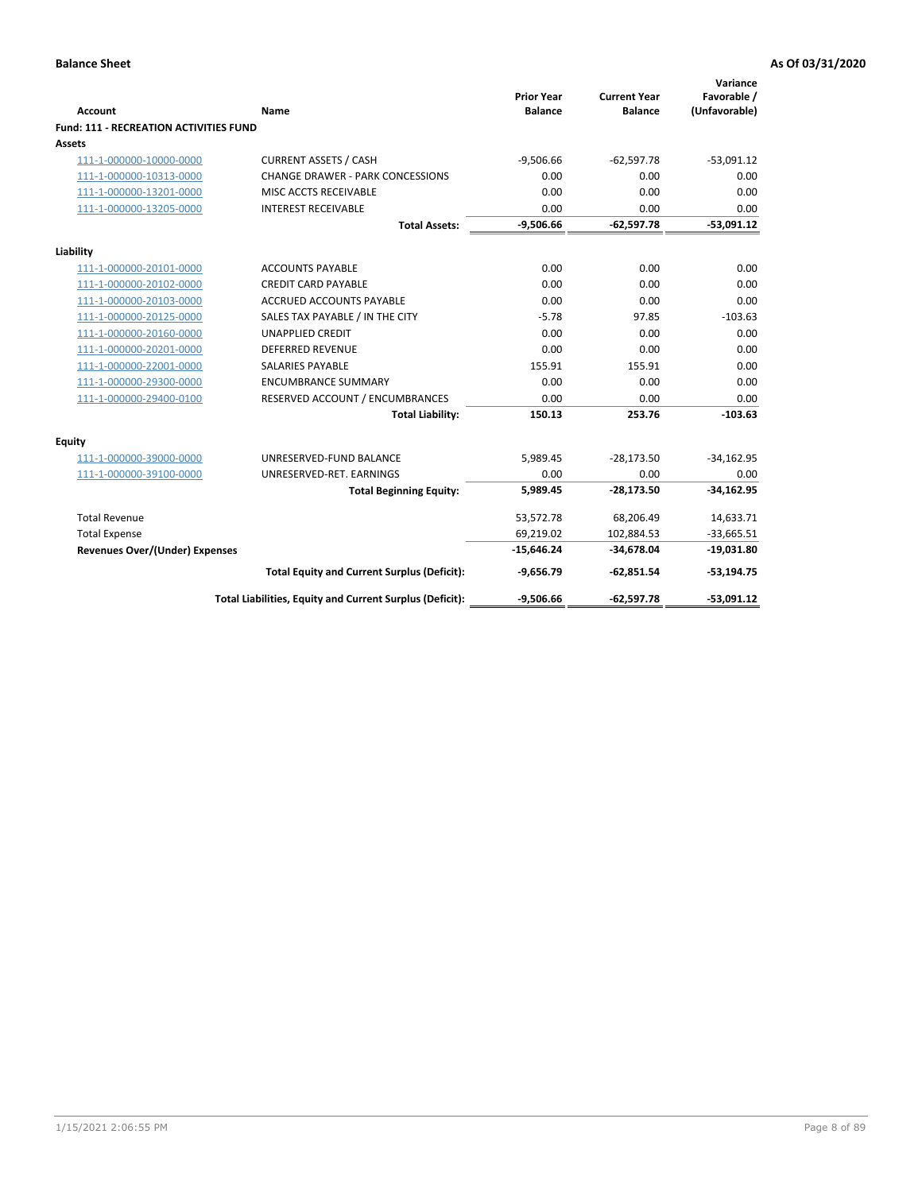**Balance Sheet** **As Of 03/31/2020**

| Account | Name | Prior Year Balance | Current Year Balance | Variance Favorable / (Unfavorable) |
|---|---|---|---|---|
| **Fund: 111 - RECREATION ACTIVITIES FUND** | | | | |
| **Assets** | | | | |
| 111-1-000000-10000-0000 | CURRENT ASSETS / CASH | -9,506.66 | -62,597.78 | -53,091.12 |
| 111-1-000000-10313-0000 | CHANGE DRAWER - PARK CONCESSIONS | 0.00 | 0.00 | 0.00 |
| 111-1-000000-13201-0000 | MISC ACCTS RECEIVABLE | 0.00 | 0.00 | 0.00 |
| 111-1-000000-13205-0000 | INTEREST RECEIVABLE | 0.00 | 0.00 | 0.00 |
| | **Total Assets:** | **-9,506.66** | **-62,597.78** | **-53,091.12** |
| **Liability** | | | | |
| 111-1-000000-20101-0000 | ACCOUNTS PAYABLE | 0.00 | 0.00 | 0.00 |
| 111-1-000000-20102-0000 | CREDIT CARD PAYABLE | 0.00 | 0.00 | 0.00 |
| 111-1-000000-20103-0000 | ACCRUED ACCOUNTS PAYABLE | 0.00 | 0.00 | 0.00 |
| 111-1-000000-20125-0000 | SALES TAX PAYABLE / IN THE CITY | -5.78 | 97.85 | -103.63 |
| 111-1-000000-20160-0000 | UNAPPLIED CREDIT | 0.00 | 0.00 | 0.00 |
| 111-1-000000-20201-0000 | DEFERRED REVENUE | 0.00 | 0.00 | 0.00 |
| 111-1-000000-22001-0000 | SALARIES PAYABLE | 155.91 | 155.91 | 0.00 |
| 111-1-000000-29300-0000 | ENCUMBRANCE SUMMARY | 0.00 | 0.00 | 0.00 |
| 111-1-000000-29400-0100 | RESERVED ACCOUNT / ENCUMBRANCES | 0.00 | 0.00 | 0.00 |
| | **Total Liability:** | **150.13** | **253.76** | **-103.63** |
| **Equity** | | | | |
| 111-1-000000-39000-0000 | UNRESERVED-FUND BALANCE | 5,989.45 | -28,173.50 | -34,162.95 |
| 111-1-000000-39100-0000 | UNRESERVED-RET. EARNINGS | 0.00 | 0.00 | 0.00 |
| | **Total Beginning Equity:** | **5,989.45** | **-28,173.50** | **-34,162.95** |
| Total Revenue | | 53,572.78 | 68,206.49 | 14,633.71 |
| Total Expense | | 69,219.02 | 102,884.53 | -33,665.51 |
| **Revenues Over/(Under) Expenses** | | **-15,646.24** | **-34,678.04** | **-19,031.80** |
| | **Total Equity and Current Surplus (Deficit):** | **-9,656.79** | **-62,851.54** | **-53,194.75** |
| | **Total Liabilities, Equity and Current Surplus (Deficit):** | **-9,506.66** | **-62,597.78** | **-53,091.12** |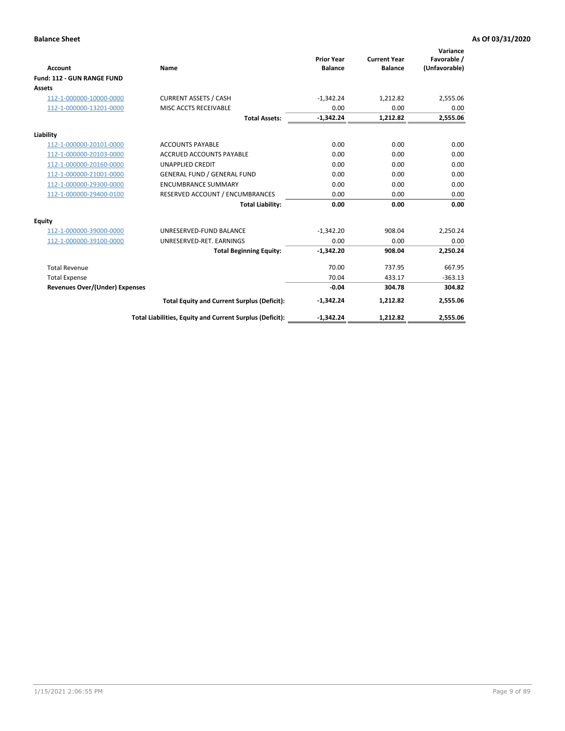**Balance Sheet** **As Of 03/31/2020**

| Account | Name | Prior Year Balance | Current Year Balance | Variance Favorable / (Unfavorable) |
|---|---|---|---|---|
| **Fund: 112 - GUN RANGE FUND** | | | | |
| **Assets** | | | | |
| 112-1-000000-10000-0000 | CURRENT ASSETS / CASH | -1,342.24 | 1,212.82 | 2,555.06 |
| 112-1-000000-13201-0000 | MISC ACCTS RECEIVABLE | 0.00 | 0.00 | 0.00 |
| | **Total Assets:** | **-1,342.24** | **1,212.82** | **2,555.06** |
| **Liability** | | | | |
| 112-1-000000-20101-0000 | ACCOUNTS PAYABLE | 0.00 | 0.00 | 0.00 |
| 112-1-000000-20103-0000 | ACCRUED ACCOUNTS PAYABLE | 0.00 | 0.00 | 0.00 |
| 112-1-000000-20160-0000 | UNAPPLIED CREDIT | 0.00 | 0.00 | 0.00 |
| 112-1-000000-21001-0000 | GENERAL FUND / GENERAL FUND | 0.00 | 0.00 | 0.00 |
| 112-1-000000-29300-0000 | ENCUMBRANCE SUMMARY | 0.00 | 0.00 | 0.00 |
| 112-1-000000-29400-0100 | RESERVED ACCOUNT / ENCUMBRANCES | 0.00 | 0.00 | 0.00 |
| | **Total Liability:** | **0.00** | **0.00** | **0.00** |
| **Equity** | | | | |
| 112-1-000000-39000-0000 | UNRESERVED-FUND BALANCE | -1,342.20 | 908.04 | 2,250.24 |
| 112-1-000000-39100-0000 | UNRESERVED-RET. EARNINGS | 0.00 | 0.00 | 0.00 |
| | **Total Beginning Equity:** | **-1,342.20** | **908.04** | **2,250.24** |
| Total Revenue | | 70.00 | 737.95 | 667.95 |
| Total Expense | | 70.04 | 433.17 | -363.13 |
| **Revenues Over/(Under) Expenses** | | **-0.04** | **304.78** | **304.82** |
| | **Total Equity and Current Surplus (Deficit):** | **-1,342.24** | **1,212.82** | **2,555.06** |
| | **Total Liabilities, Equity and Current Surplus (Deficit):** | **-1,342.24** | **1,212.82** | **2,555.06** |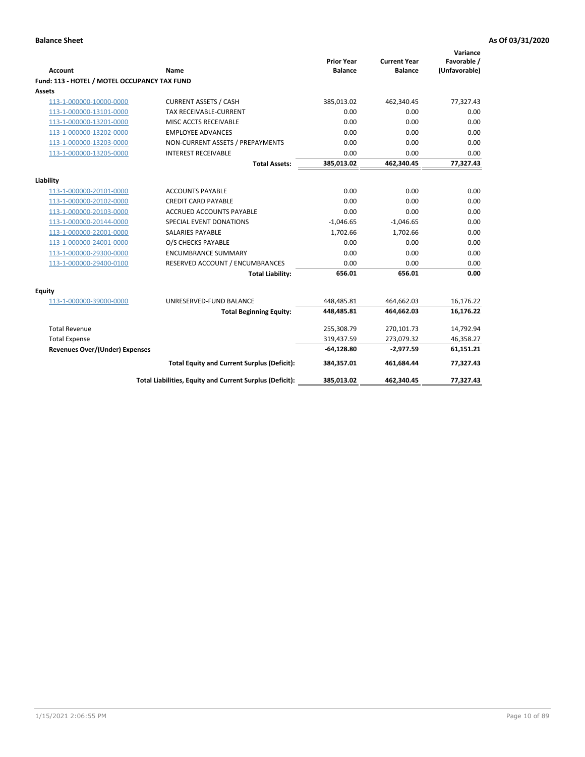**Balance Sheet** **As Of 03/31/2020**

| Account | Name | Prior Year Balance | Current Year Balance | Variance Favorable / (Unfavorable) |
|---|---|---|---|---|
| **Fund: 113 - HOTEL / MOTEL OCCUPANCY TAX FUND** | | | | |
| **Assets** | | | | |
| 113-1-000000-10000-0000 | CURRENT ASSETS / CASH | 385,013.02 | 462,340.45 | 77,327.43 |
| 113-1-000000-13101-0000 | TAX RECEIVABLE-CURRENT | 0.00 | 0.00 | 0.00 |
| 113-1-000000-13201-0000 | MISC ACCTS RECEIVABLE | 0.00 | 0.00 | 0.00 |
| 113-1-000000-13202-0000 | EMPLOYEE ADVANCES | 0.00 | 0.00 | 0.00 |
| 113-1-000000-13203-0000 | NON-CURRENT ASSETS / PREPAYMENTS | 0.00 | 0.00 | 0.00 |
| 113-1-000000-13205-0000 | INTEREST RECEIVABLE | 0.00 | 0.00 | 0.00 |
| | **Total Assets:** | **385,013.02** | **462,340.45** | **77,327.43** |
| **Liability** | | | | |
| 113-1-000000-20101-0000 | ACCOUNTS PAYABLE | 0.00 | 0.00 | 0.00 |
| 113-1-000000-20102-0000 | CREDIT CARD PAYABLE | 0.00 | 0.00 | 0.00 |
| 113-1-000000-20103-0000 | ACCRUED ACCOUNTS PAYABLE | 0.00 | 0.00 | 0.00 |
| 113-1-000000-20144-0000 | SPECIAL EVENT DONATIONS | -1,046.65 | -1,046.65 | 0.00 |
| 113-1-000000-22001-0000 | SALARIES PAYABLE | 1,702.66 | 1,702.66 | 0.00 |
| 113-1-000000-24001-0000 | O/S CHECKS PAYABLE | 0.00 | 0.00 | 0.00 |
| 113-1-000000-29300-0000 | ENCUMBRANCE SUMMARY | 0.00 | 0.00 | 0.00 |
| 113-1-000000-29400-0100 | RESERVED ACCOUNT / ENCUMBRANCES | 0.00 | 0.00 | 0.00 |
| | **Total Liability:** | **656.01** | **656.01** | **0.00** |
| **Equity** | | | | |
| 113-1-000000-39000-0000 | UNRESERVED-FUND BALANCE | 448,485.81 | 464,662.03 | 16,176.22 |
| | **Total Beginning Equity:** | **448,485.81** | **464,662.03** | **16,176.22** |
| Total Revenue | | 255,308.79 | 270,101.73 | 14,792.94 |
| Total Expense | | 319,437.59 | 273,079.32 | 46,358.27 |
| **Revenues Over/(Under) Expenses** | | **-64,128.80** | **-2,977.59** | **61,151.21** |
| | **Total Equity and Current Surplus (Deficit):** | **384,357.01** | **461,684.44** | **77,327.43** |
| | **Total Liabilities, Equity and Current Surplus (Deficit):** | **385,013.02** | **462,340.45** | **77,327.43** |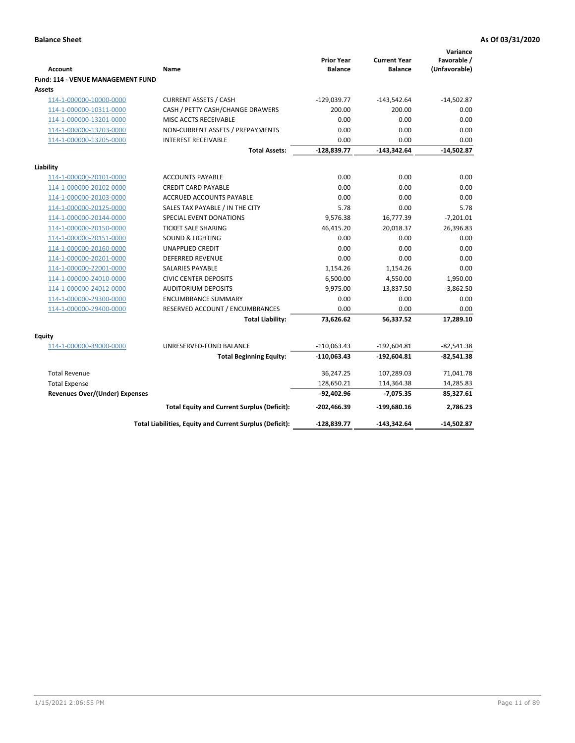**Balance Sheet** **As Of 03/31/2020**

| Account | Name | Prior Year Balance | Current Year Balance | Variance Favorable / (Unfavorable) |
|---|---|---|---|---|
| **Fund: 114 - VENUE MANAGEMENT FUND** | | | | |
| **Assets** | | | | |
| 114-1-000000-10000-0000 | CURRENT ASSETS / CASH | -129,039.77 | -143,542.64 | -14,502.87 |
| 114-1-000000-10311-0000 | CASH / PETTY CASH/CHANGE DRAWERS | 200.00 | 200.00 | 0.00 |
| 114-1-000000-13201-0000 | MISC ACCTS RECEIVABLE | 0.00 | 0.00 | 0.00 |
| 114-1-000000-13203-0000 | NON-CURRENT ASSETS / PREPAYMENTS | 0.00 | 0.00 | 0.00 |
| 114-1-000000-13205-0000 | INTEREST RECEIVABLE | 0.00 | 0.00 | 0.00 |
| | **Total Assets:** | **-128,839.77** | **-143,342.64** | **-14,502.87** |
| **Liability** | | | | |
| 114-1-000000-20101-0000 | ACCOUNTS PAYABLE | 0.00 | 0.00 | 0.00 |
| 114-1-000000-20102-0000 | CREDIT CARD PAYABLE | 0.00 | 0.00 | 0.00 |
| 114-1-000000-20103-0000 | ACCRUED ACCOUNTS PAYABLE | 0.00 | 0.00 | 0.00 |
| 114-1-000000-20125-0000 | SALES TAX PAYABLE / IN THE CITY | 5.78 | 0.00 | 5.78 |
| 114-1-000000-20144-0000 | SPECIAL EVENT DONATIONS | 9,576.38 | 16,777.39 | -7,201.01 |
| 114-1-000000-20150-0000 | TICKET SALE SHARING | 46,415.20 | 20,018.37 | 26,396.83 |
| 114-1-000000-20151-0000 | SOUND & LIGHTING | 0.00 | 0.00 | 0.00 |
| 114-1-000000-20160-0000 | UNAPPLIED CREDIT | 0.00 | 0.00 | 0.00 |
| 114-1-000000-20201-0000 | DEFERRED REVENUE | 0.00 | 0.00 | 0.00 |
| 114-1-000000-22001-0000 | SALARIES PAYABLE | 1,154.26 | 1,154.26 | 0.00 |
| 114-1-000000-24010-0000 | CIVIC CENTER DEPOSITS | 6,500.00 | 4,550.00 | 1,950.00 |
| 114-1-000000-24012-0000 | AUDITORIUM DEPOSITS | 9,975.00 | 13,837.50 | -3,862.50 |
| 114-1-000000-29300-0000 | ENCUMBRANCE SUMMARY | 0.00 | 0.00 | 0.00 |
| 114-1-000000-29400-0000 | RESERVED ACCOUNT / ENCUMBRANCES | 0.00 | 0.00 | 0.00 |
| | **Total Liability:** | **73,626.62** | **56,337.52** | **17,289.10** |
| **Equity** | | | | |
| 114-1-000000-39000-0000 | UNRESERVED-FUND BALANCE | -110,063.43 | -192,604.81 | -82,541.38 |
| | **Total Beginning Equity:** | **-110,063.43** | **-192,604.81** | **-82,541.38** |
| Total Revenue | | 36,247.25 | 107,289.03 | 71,041.78 |
| Total Expense | | 128,650.21 | 114,364.38 | 14,285.83 |
| **Revenues Over/(Under) Expenses** | | **-92,402.96** | **-7,075.35** | **85,327.61** |
| | **Total Equity and Current Surplus (Deficit):** | **-202,466.39** | **-199,680.16** | **2,786.23** |
| | **Total Liabilities, Equity and Current Surplus (Deficit):** | **-128,839.77** | **-143,342.64** | **-14,502.87** |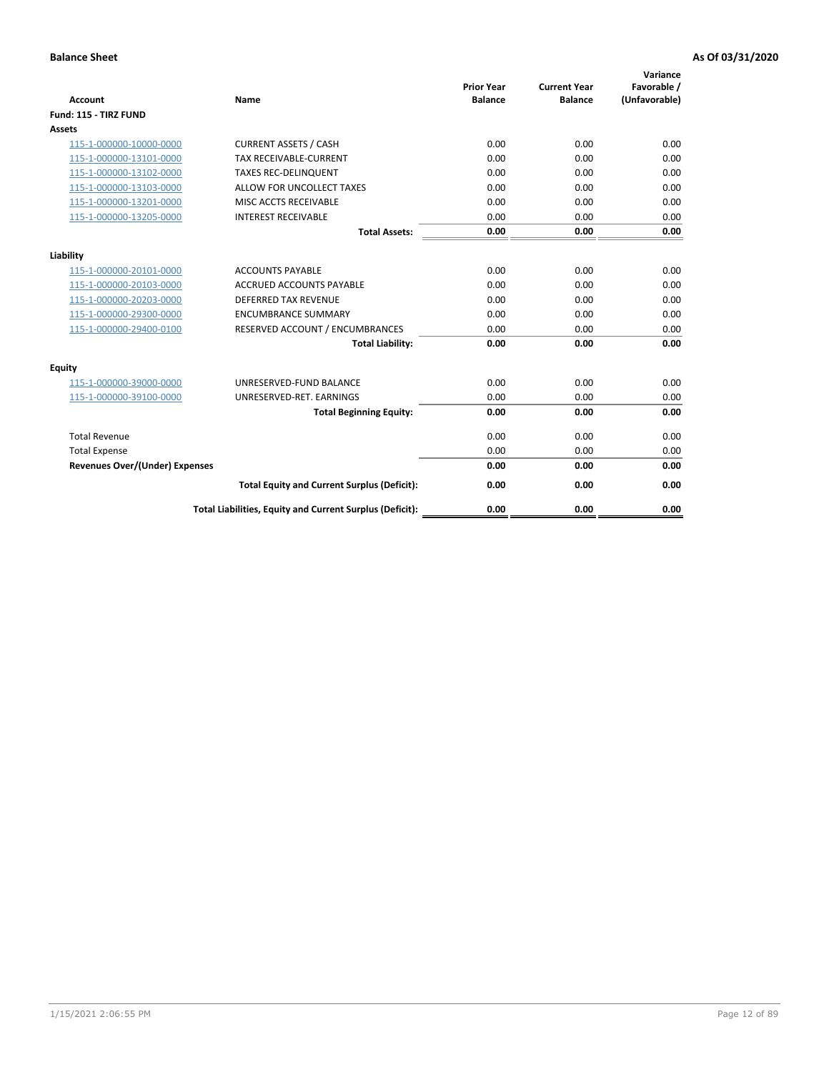**Balance Sheet** **As Of 03/31/2020**

| Account | Name | Prior Year Balance | Current Year Balance | Variance Favorable / (Unfavorable) |
|---|---|---|---|---|
| **Fund: 115 - TIRZ FUND** | | | | |
| **Assets** | | | | |
| 115-1-000000-10000-0000 | CURRENT ASSETS / CASH | 0.00 | 0.00 | 0.00 |
| 115-1-000000-13101-0000 | TAX RECEIVABLE-CURRENT | 0.00 | 0.00 | 0.00 |
| 115-1-000000-13102-0000 | TAXES REC-DELINQUENT | 0.00 | 0.00 | 0.00 |
| 115-1-000000-13103-0000 | ALLOW FOR UNCOLLECT TAXES | 0.00 | 0.00 | 0.00 |
| 115-1-000000-13201-0000 | MISC ACCTS RECEIVABLE | 0.00 | 0.00 | 0.00 |
| 115-1-000000-13205-0000 | INTEREST RECEIVABLE | 0.00 | 0.00 | 0.00 |
| | **Total Assets:** | **0.00** | **0.00** | **0.00** |
| **Liability** | | | | |
| 115-1-000000-20101-0000 | ACCOUNTS PAYABLE | 0.00 | 0.00 | 0.00 |
| 115-1-000000-20103-0000 | ACCRUED ACCOUNTS PAYABLE | 0.00 | 0.00 | 0.00 |
| 115-1-000000-20203-0000 | DEFERRED TAX REVENUE | 0.00 | 0.00 | 0.00 |
| 115-1-000000-29300-0000 | ENCUMBRANCE SUMMARY | 0.00 | 0.00 | 0.00 |
| 115-1-000000-29400-0100 | RESERVED ACCOUNT / ENCUMBRANCES | 0.00 | 0.00 | 0.00 |
| | **Total Liability:** | **0.00** | **0.00** | **0.00** |
| **Equity** | | | | |
| 115-1-000000-39000-0000 | UNRESERVED-FUND BALANCE | 0.00 | 0.00 | 0.00 |
| 115-1-000000-39100-0000 | UNRESERVED-RET. EARNINGS | 0.00 | 0.00 | 0.00 |
| | **Total Beginning Equity:** | **0.00** | **0.00** | **0.00** |
| Total Revenue | | 0.00 | 0.00 | 0.00 |
| Total Expense | | 0.00 | 0.00 | 0.00 |
| **Revenues Over/(Under) Expenses** | | **0.00** | **0.00** | **0.00** |
| | **Total Equity and Current Surplus (Deficit):** | **0.00** | **0.00** | **0.00** |
| | **Total Liabilities, Equity and Current Surplus (Deficit):** | **0.00** | **0.00** | **0.00** |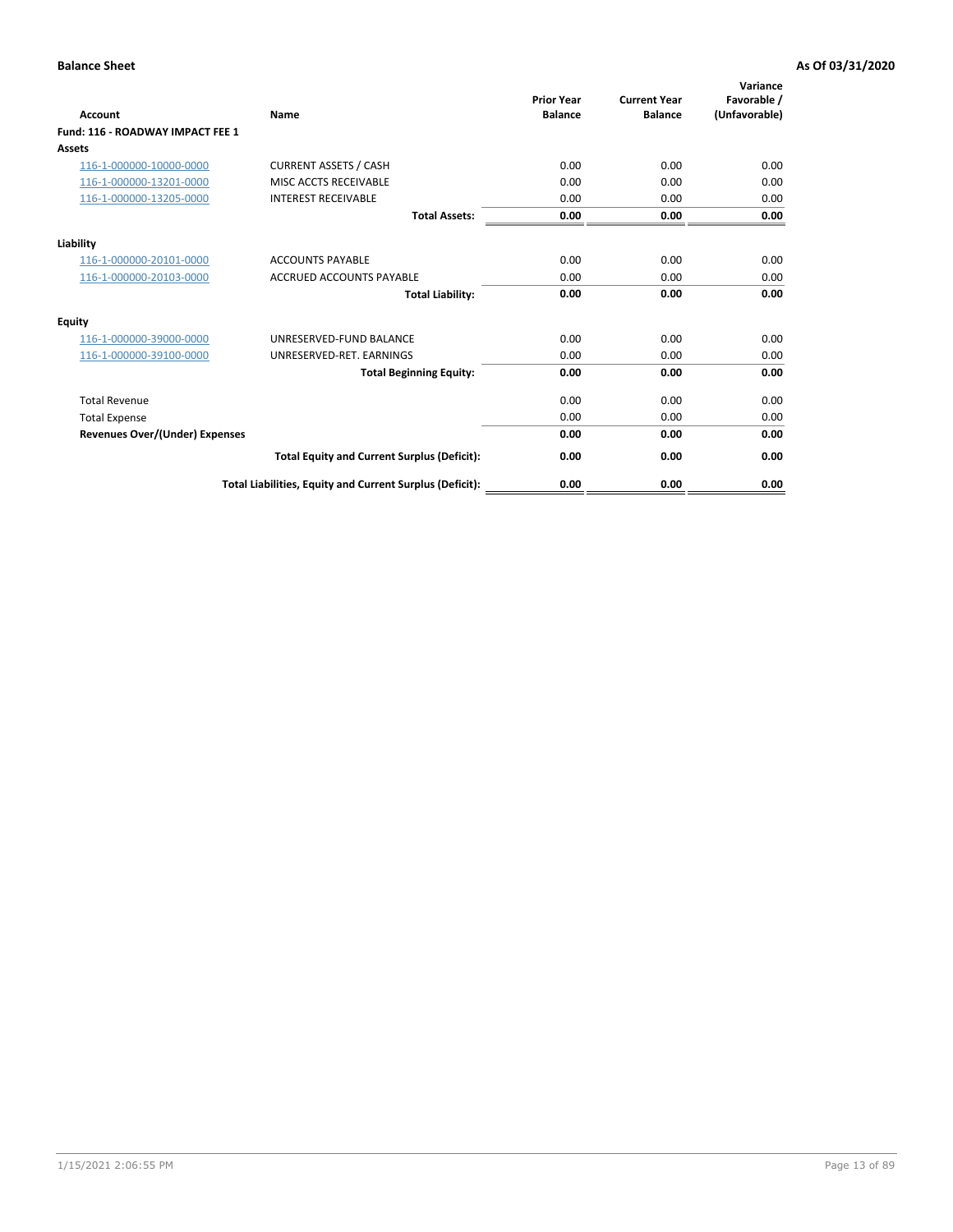**Balance Sheet** **As Of 03/31/2020**

| Account | Name | Prior Year Balance | Current Year Balance | Variance Favorable / (Unfavorable) |
|---|---|---|---|---|
| **Fund: 116 - ROADWAY IMPACT FEE 1** | | | | |
| **Assets** | | | | |
| 116-1-000000-10000-0000 | CURRENT ASSETS / CASH | 0.00 | 0.00 | 0.00 |
| 116-1-000000-13201-0000 | MISC ACCTS RECEIVABLE | 0.00 | 0.00 | 0.00 |
| 116-1-000000-13205-0000 | INTEREST RECEIVABLE | 0.00 | 0.00 | 0.00 |
| | **Total Assets:** | **0.00** | **0.00** | **0.00** |
| **Liability** | | | | |
| 116-1-000000-20101-0000 | ACCOUNTS PAYABLE | 0.00 | 0.00 | 0.00 |
| 116-1-000000-20103-0000 | ACCRUED ACCOUNTS PAYABLE | 0.00 | 0.00 | 0.00 |
| | **Total Liability:** | **0.00** | **0.00** | **0.00** |
| **Equity** | | | | |
| 116-1-000000-39000-0000 | UNRESERVED-FUND BALANCE | 0.00 | 0.00 | 0.00 |
| 116-1-000000-39100-0000 | UNRESERVED-RET. EARNINGS | 0.00 | 0.00 | 0.00 |
| | **Total Beginning Equity:** | **0.00** | **0.00** | **0.00** |
| Total Revenue | | 0.00 | 0.00 | 0.00 |
| Total Expense | | 0.00 | 0.00 | 0.00 |
| **Revenues Over/(Under) Expenses** | | **0.00** | **0.00** | **0.00** |
| | **Total Equity and Current Surplus (Deficit):** | **0.00** | **0.00** | **0.00** |
| | **Total Liabilities, Equity and Current Surplus (Deficit):** | **0.00** | **0.00** | **0.00** |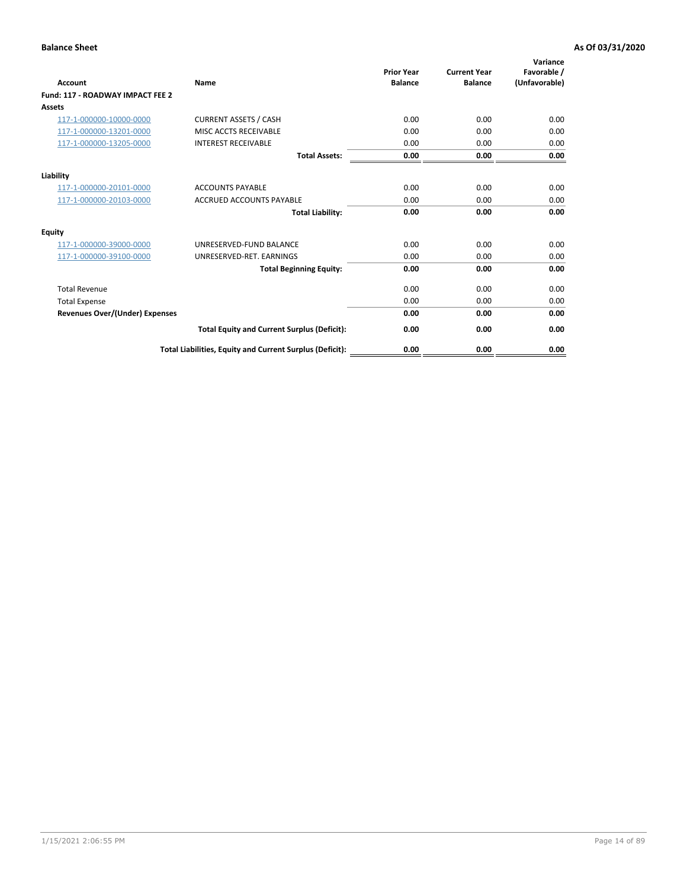**Balance Sheet** **As Of 03/31/2020**

| Account | Name | Prior Year Balance | Current Year Balance | Variance Favorable / (Unfavorable) |
|---|---|---|---|---|
| **Fund: 117 - ROADWAY IMPACT FEE 2** | | | | |
| **Assets** | | | | |
| 117-1-000000-10000-0000 | CURRENT ASSETS / CASH | 0.00 | 0.00 | 0.00 |
| 117-1-000000-13201-0000 | MISC ACCTS RECEIVABLE | 0.00 | 0.00 | 0.00 |
| 117-1-000000-13205-0000 | INTEREST RECEIVABLE | 0.00 | 0.00 | 0.00 |
| | **Total Assets:** | **0.00** | **0.00** | **0.00** |
| **Liability** | | | | |
| 117-1-000000-20101-0000 | ACCOUNTS PAYABLE | 0.00 | 0.00 | 0.00 |
| 117-1-000000-20103-0000 | ACCRUED ACCOUNTS PAYABLE | 0.00 | 0.00 | 0.00 |
| | **Total Liability:** | **0.00** | **0.00** | **0.00** |
| **Equity** | | | | |
| 117-1-000000-39000-0000 | UNRESERVED-FUND BALANCE | 0.00 | 0.00 | 0.00 |
| 117-1-000000-39100-0000 | UNRESERVED-RET. EARNINGS | 0.00 | 0.00 | 0.00 |
| | **Total Beginning Equity:** | **0.00** | **0.00** | **0.00** |
| Total Revenue | | 0.00 | 0.00 | 0.00 |
| Total Expense | | 0.00 | 0.00 | 0.00 |
| **Revenues Over/(Under) Expenses** | | **0.00** | **0.00** | **0.00** |
| | **Total Equity and Current Surplus (Deficit):** | **0.00** | **0.00** | **0.00** |
| | **Total Liabilities, Equity and Current Surplus (Deficit):** | **0.00** | **0.00** | **0.00** |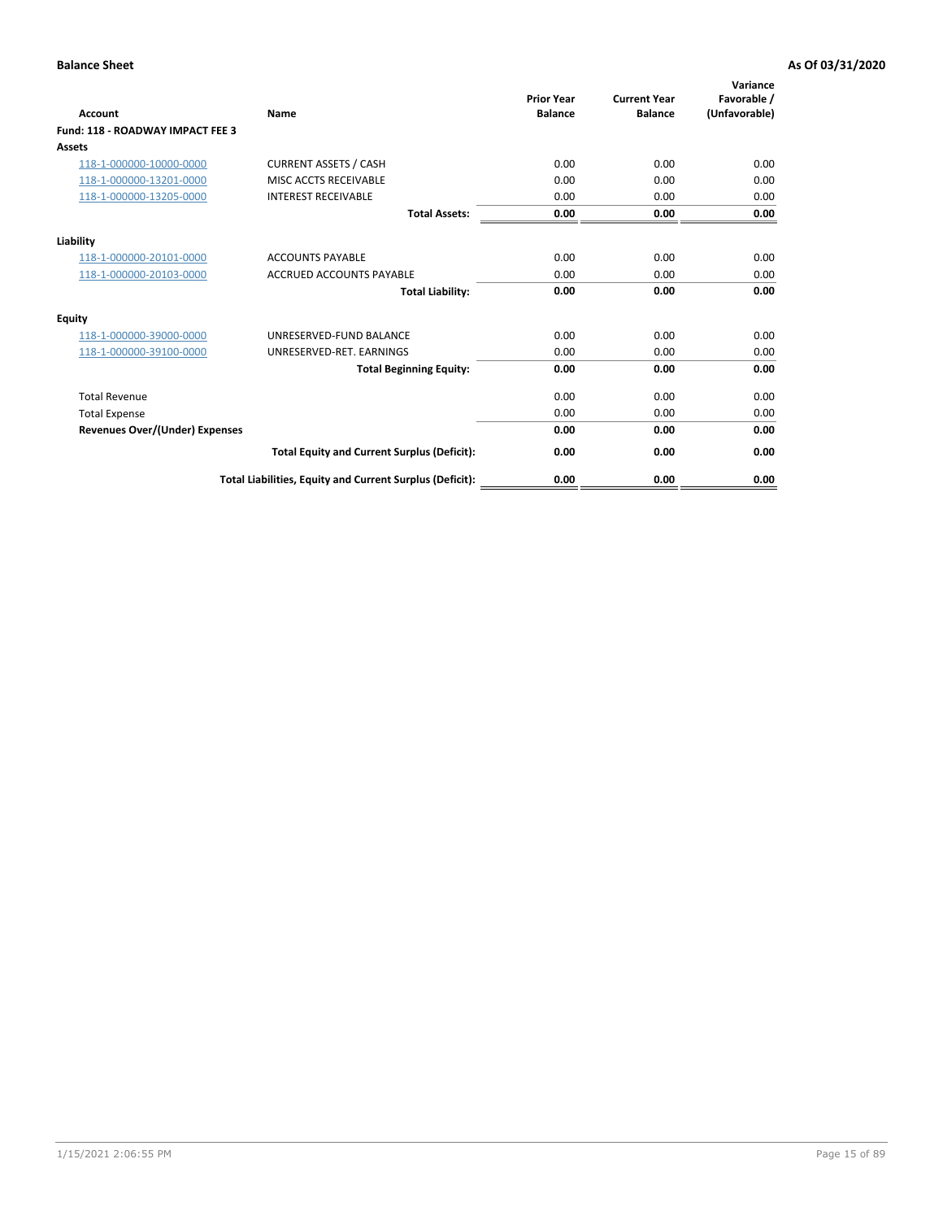**Balance Sheet** **As Of 03/31/2020**

| Account | Name | Prior Year Balance | Current Year Balance | Variance Favorable / (Unfavorable) |
|---|---|---|---|---|
| **Fund: 118 - ROADWAY IMPACT FEE 3** | | | | |
| **Assets** | | | | |
| 118-1-000000-10000-0000 | CURRENT ASSETS / CASH | 0.00 | 0.00 | 0.00 |
| 118-1-000000-13201-0000 | MISC ACCTS RECEIVABLE | 0.00 | 0.00 | 0.00 |
| 118-1-000000-13205-0000 | INTEREST RECEIVABLE | 0.00 | 0.00 | 0.00 |
| | **Total Assets:** | **0.00** | **0.00** | **0.00** |
| **Liability** | | | | |
| 118-1-000000-20101-0000 | ACCOUNTS PAYABLE | 0.00 | 0.00 | 0.00 |
| 118-1-000000-20103-0000 | ACCRUED ACCOUNTS PAYABLE | 0.00 | 0.00 | 0.00 |
| | **Total Liability:** | **0.00** | **0.00** | **0.00** |
| **Equity** | | | | |
| 118-1-000000-39000-0000 | UNRESERVED-FUND BALANCE | 0.00 | 0.00 | 0.00 |
| 118-1-000000-39100-0000 | UNRESERVED-RET. EARNINGS | 0.00 | 0.00 | 0.00 |
| | **Total Beginning Equity:** | **0.00** | **0.00** | **0.00** |
| Total Revenue | | 0.00 | 0.00 | 0.00 |
| Total Expense | | 0.00 | 0.00 | 0.00 |
| **Revenues Over/(Under) Expenses** | | **0.00** | **0.00** | **0.00** |
| | **Total Equity and Current Surplus (Deficit):** | **0.00** | **0.00** | **0.00** |
| | **Total Liabilities, Equity and Current Surplus (Deficit):** | **0.00** | **0.00** | **0.00** |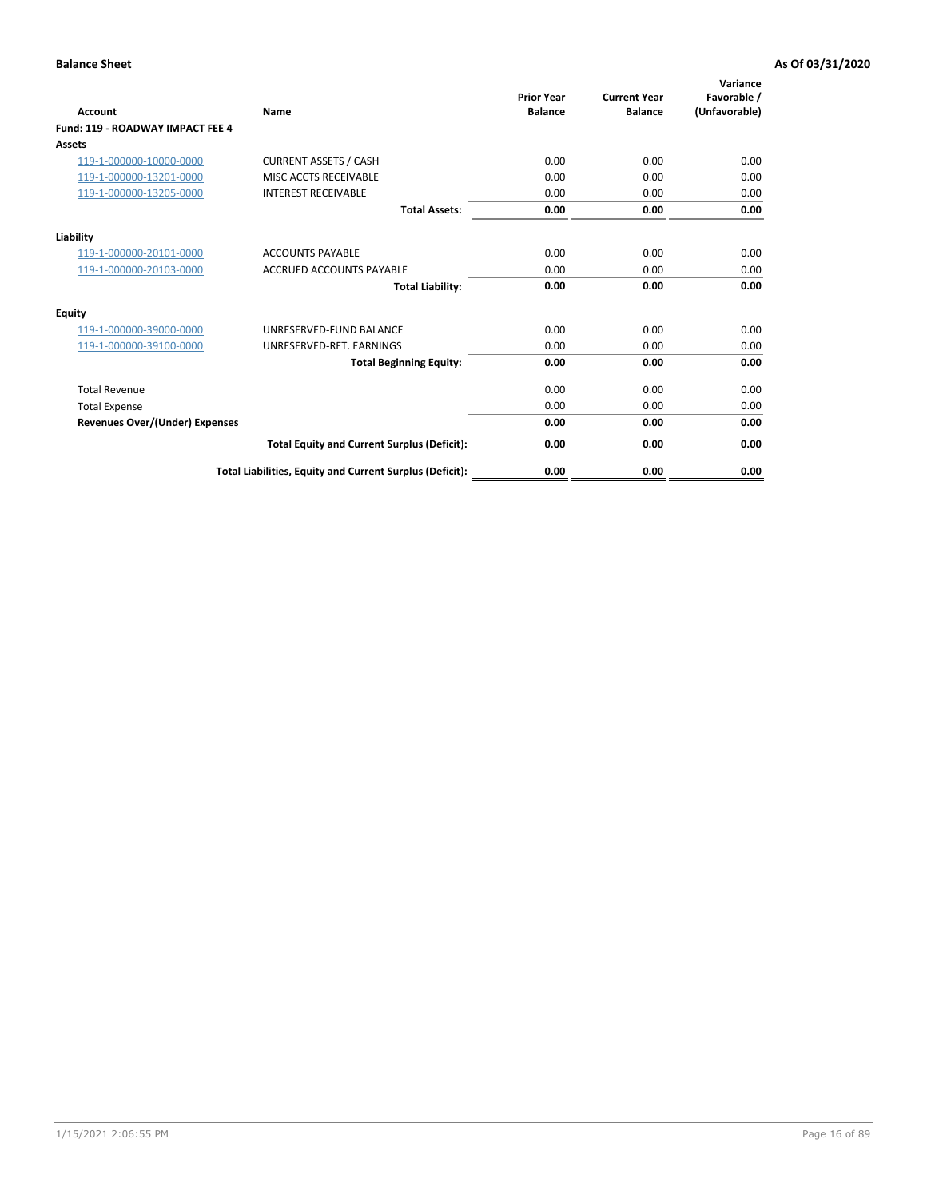**Balance Sheet** **As Of 03/31/2020**

| Account | Name | Prior Year Balance | Current Year Balance | Variance Favorable / (Unfavorable) |
|---|---|---|---|---|
| **Fund: 119 - ROADWAY IMPACT FEE 4** | | | | |
| **Assets** | | | | |
| 119-1-000000-10000-0000 | CURRENT ASSETS / CASH | 0.00 | 0.00 | 0.00 |
| 119-1-000000-13201-0000 | MISC ACCTS RECEIVABLE | 0.00 | 0.00 | 0.00 |
| 119-1-000000-13205-0000 | INTEREST RECEIVABLE | 0.00 | 0.00 | 0.00 |
| | **Total Assets:** | **0.00** | **0.00** | **0.00** |
| **Liability** | | | | |
| 119-1-000000-20101-0000 | ACCOUNTS PAYABLE | 0.00 | 0.00 | 0.00 |
| 119-1-000000-20103-0000 | ACCRUED ACCOUNTS PAYABLE | 0.00 | 0.00 | 0.00 |
| | **Total Liability:** | **0.00** | **0.00** | **0.00** |
| **Equity** | | | | |
| 119-1-000000-39000-0000 | UNRESERVED-FUND BALANCE | 0.00 | 0.00 | 0.00 |
| 119-1-000000-39100-0000 | UNRESERVED-RET. EARNINGS | 0.00 | 0.00 | 0.00 |
| | **Total Beginning Equity:** | **0.00** | **0.00** | **0.00** |
| Total Revenue | | 0.00 | 0.00 | 0.00 |
| Total Expense | | 0.00 | 0.00 | 0.00 |
| **Revenues Over/(Under) Expenses** | | **0.00** | **0.00** | **0.00** |
| | **Total Equity and Current Surplus (Deficit):** | **0.00** | **0.00** | **0.00** |
| | **Total Liabilities, Equity and Current Surplus (Deficit):** | **0.00** | **0.00** | **0.00** |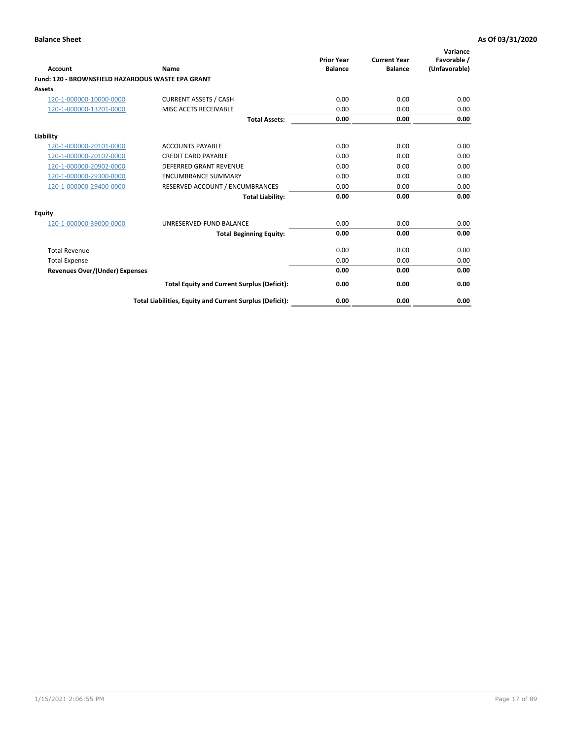**Balance Sheet** **As Of 03/31/2020**

| Account | Name | Prior Year Balance | Current Year Balance | Variance Favorable / (Unfavorable) |
|---|---|---|---|---|
| **Fund: 120 - BROWNSFIELD HAZARDOUS WASTE EPA GRANT** | | | | |
| **Assets** | | | | |
| 120-1-000000-10000-0000 | CURRENT ASSETS / CASH | 0.00 | 0.00 | 0.00 |
| 120-1-000000-13201-0000 | MISC ACCTS RECEIVABLE | 0.00 | 0.00 | 0.00 |
| | **Total Assets:** | **0.00** | **0.00** | **0.00** |
| **Liability** | | | | |
| 120-1-000000-20101-0000 | ACCOUNTS PAYABLE | 0.00 | 0.00 | 0.00 |
| 120-1-000000-20102-0000 | CREDIT CARD PAYABLE | 0.00 | 0.00 | 0.00 |
| 120-1-000000-20902-0000 | DEFERRED GRANT REVENUE | 0.00 | 0.00 | 0.00 |
| 120-1-000000-29300-0000 | ENCUMBRANCE SUMMARY | 0.00 | 0.00 | 0.00 |
| 120-1-000000-29400-0000 | RESERVED ACCOUNT / ENCUMBRANCES | 0.00 | 0.00 | 0.00 |
| | **Total Liability:** | **0.00** | **0.00** | **0.00** |
| **Equity** | | | | |
| 120-1-000000-39000-0000 | UNRESERVED-FUND BALANCE | 0.00 | 0.00 | 0.00 |
| | **Total Beginning Equity:** | **0.00** | **0.00** | **0.00** |
| Total Revenue | | 0.00 | 0.00 | 0.00 |
| Total Expense | | 0.00 | 0.00 | 0.00 |
| **Revenues Over/(Under) Expenses** | | **0.00** | **0.00** | **0.00** |
| | **Total Equity and Current Surplus (Deficit):** | **0.00** | **0.00** | **0.00** |
| | **Total Liabilities, Equity and Current Surplus (Deficit):** | **0.00** | **0.00** | **0.00** |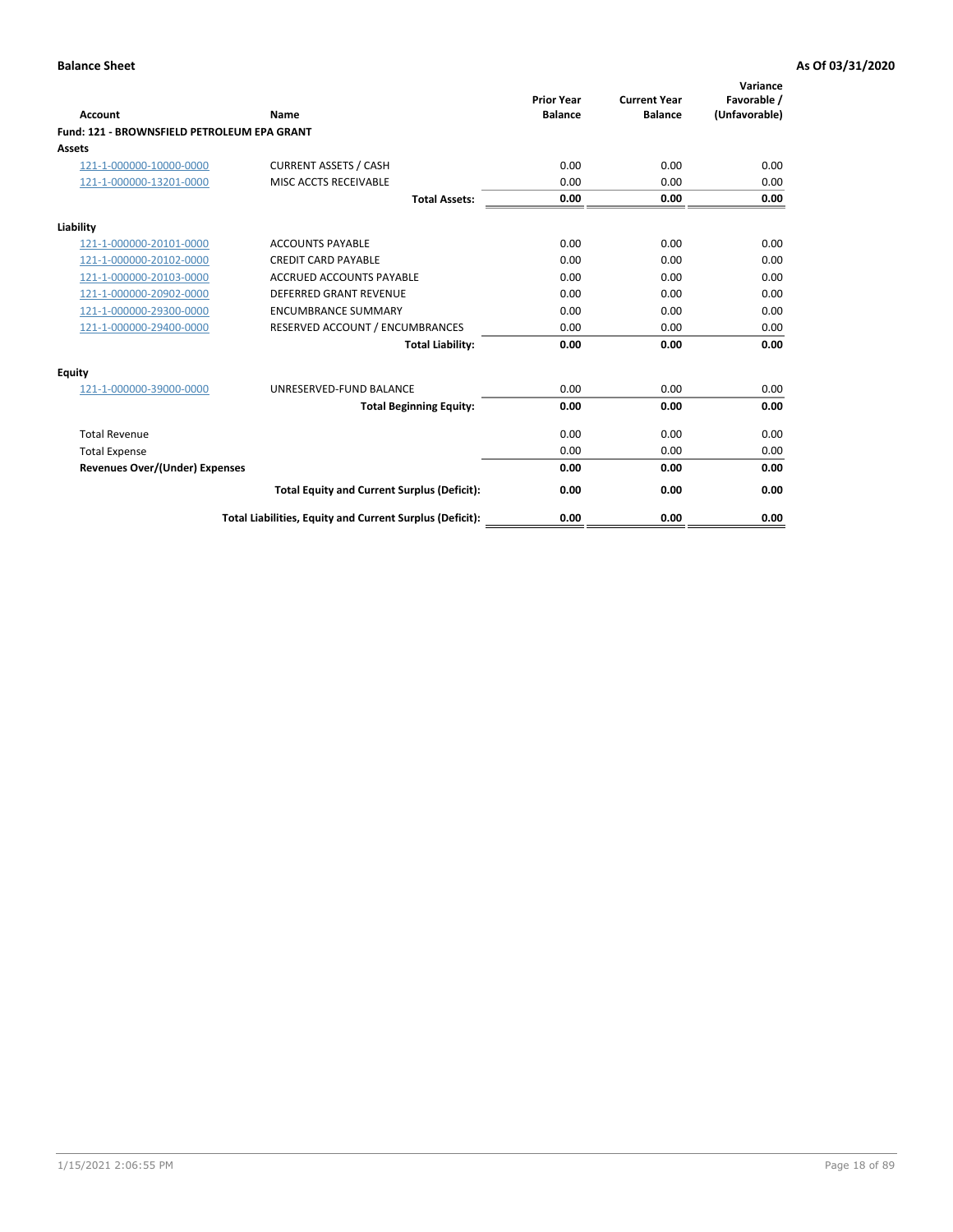**Balance Sheet** — As Of 03/31/2020

| Account | Name | Prior Year Balance | Current Year Balance | Variance Favorable / (Unfavorable) |
|---|---|---|---|---|
| **Fund: 121 - BROWNSFIELD PETROLEUM EPA GRANT** | | | | |
| **Assets** | | | | |
| 121-1-000000-10000-0000 | CURRENT ASSETS / CASH | 0.00 | 0.00 | 0.00 |
| 121-1-000000-13201-0000 | MISC ACCTS RECEIVABLE | 0.00 | 0.00 | 0.00 |
| | **Total Assets:** | **0.00** | **0.00** | **0.00** |
| **Liability** | | | | |
| 121-1-000000-20101-0000 | ACCOUNTS PAYABLE | 0.00 | 0.00 | 0.00 |
| 121-1-000000-20102-0000 | CREDIT CARD PAYABLE | 0.00 | 0.00 | 0.00 |
| 121-1-000000-20103-0000 | ACCRUED ACCOUNTS PAYABLE | 0.00 | 0.00 | 0.00 |
| 121-1-000000-20902-0000 | DEFERRED GRANT REVENUE | 0.00 | 0.00 | 0.00 |
| 121-1-000000-29300-0000 | ENCUMBRANCE SUMMARY | 0.00 | 0.00 | 0.00 |
| 121-1-000000-29400-0000 | RESERVED ACCOUNT / ENCUMBRANCES | 0.00 | 0.00 | 0.00 |
| | **Total Liability:** | **0.00** | **0.00** | **0.00** |
| **Equity** | | | | |
| 121-1-000000-39000-0000 | UNRESERVED-FUND BALANCE | 0.00 | 0.00 | 0.00 |
| | **Total Beginning Equity:** | **0.00** | **0.00** | **0.00** |
| Total Revenue | | 0.00 | 0.00 | 0.00 |
| Total Expense | | 0.00 | 0.00 | 0.00 |
| **Revenues Over/(Under) Expenses** | | **0.00** | **0.00** | **0.00** |
| | **Total Equity and Current Surplus (Deficit):** | **0.00** | **0.00** | **0.00** |
| | **Total Liabilities, Equity and Current Surplus (Deficit):** | **0.00** | **0.00** | **0.00** |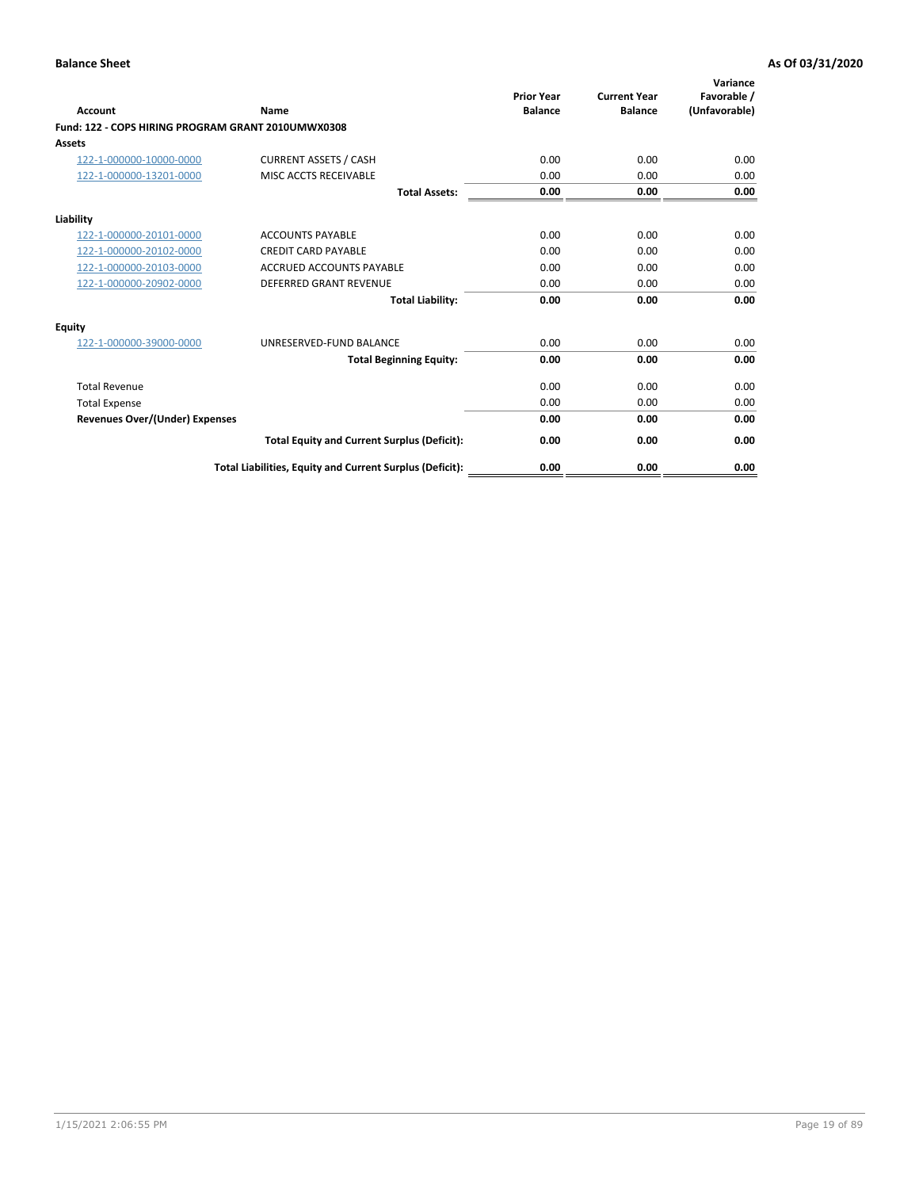**Balance Sheet** **As Of 03/31/2020**

| Account | Name | Prior Year Balance | Current Year Balance | Variance Favorable / (Unfavorable) |
|---|---|---|---|---|
| **Fund: 122 - COPS HIRING PROGRAM GRANT 2010UMWX0308** | | | | |
| **Assets** | | | | |
| 122-1-000000-10000-0000 | CURRENT ASSETS / CASH | 0.00 | 0.00 | 0.00 |
| 122-1-000000-13201-0000 | MISC ACCTS RECEIVABLE | 0.00 | 0.00 | 0.00 |
| | **Total Assets:** | **0.00** | **0.00** | **0.00** |
| **Liability** | | | | |
| 122-1-000000-20101-0000 | ACCOUNTS PAYABLE | 0.00 | 0.00 | 0.00 |
| 122-1-000000-20102-0000 | CREDIT CARD PAYABLE | 0.00 | 0.00 | 0.00 |
| 122-1-000000-20103-0000 | ACCRUED ACCOUNTS PAYABLE | 0.00 | 0.00 | 0.00 |
| 122-1-000000-20902-0000 | DEFERRED GRANT REVENUE | 0.00 | 0.00 | 0.00 |
| | **Total Liability:** | **0.00** | **0.00** | **0.00** |
| **Equity** | | | | |
| 122-1-000000-39000-0000 | UNRESERVED-FUND BALANCE | 0.00 | 0.00 | 0.00 |
| | **Total Beginning Equity:** | **0.00** | **0.00** | **0.00** |
| Total Revenue | | 0.00 | 0.00 | 0.00 |
| Total Expense | | 0.00 | 0.00 | 0.00 |
| **Revenues Over/(Under) Expenses** | | **0.00** | **0.00** | **0.00** |
| | **Total Equity and Current Surplus (Deficit):** | **0.00** | **0.00** | **0.00** |
| | **Total Liabilities, Equity and Current Surplus (Deficit):** | **0.00** | **0.00** | **0.00** |

1/15/2021 2:06:55 PM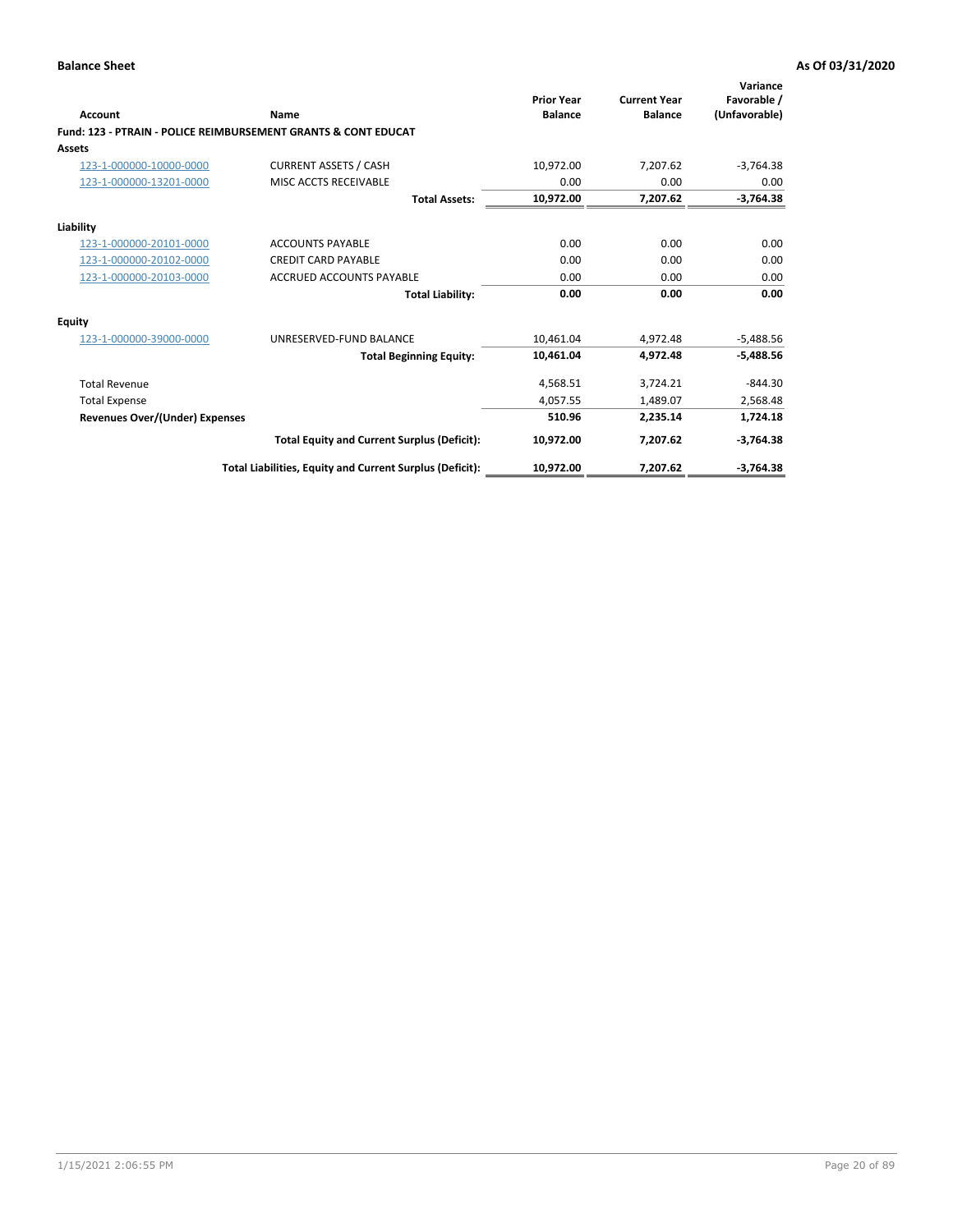**Balance Sheet** **As Of 03/31/2020**

| Account | Name | Prior Year Balance | Current Year Balance | Variance Favorable / (Unfavorable) |
|---|---|---|---|---|
| **Fund: 123 - PTRAIN - POLICE REIMBURSEMENT GRANTS & CONT EDUCAT** | | | | |
| **Assets** | | | | |
| 123-1-000000-10000-0000 | CURRENT ASSETS / CASH | 10,972.00 | 7,207.62 | -3,764.38 |
| 123-1-000000-13201-0000 | MISC ACCTS RECEIVABLE | 0.00 | 0.00 | 0.00 |
| | **Total Assets:** | **10,972.00** | **7,207.62** | **-3,764.38** |
| **Liability** | | | | |
| 123-1-000000-20101-0000 | ACCOUNTS PAYABLE | 0.00 | 0.00 | 0.00 |
| 123-1-000000-20102-0000 | CREDIT CARD PAYABLE | 0.00 | 0.00 | 0.00 |
| 123-1-000000-20103-0000 | ACCRUED ACCOUNTS PAYABLE | 0.00 | 0.00 | 0.00 |
| | **Total Liability:** | **0.00** | **0.00** | **0.00** |
| **Equity** | | | | |
| 123-1-000000-39000-0000 | UNRESERVED-FUND BALANCE | 10,461.04 | 4,972.48 | -5,488.56 |
| | **Total Beginning Equity:** | **10,461.04** | **4,972.48** | **-5,488.56** |
| Total Revenue | | 4,568.51 | 3,724.21 | -844.30 |
| Total Expense | | 4,057.55 | 1,489.07 | 2,568.48 |
| **Revenues Over/(Under) Expenses** | | **510.96** | **2,235.14** | **1,724.18** |
| | **Total Equity and Current Surplus (Deficit):** | **10,972.00** | **7,207.62** | **-3,764.38** |
| | **Total Liabilities, Equity and Current Surplus (Deficit):** | **10,972.00** | **7,207.62** | **-3,764.38** |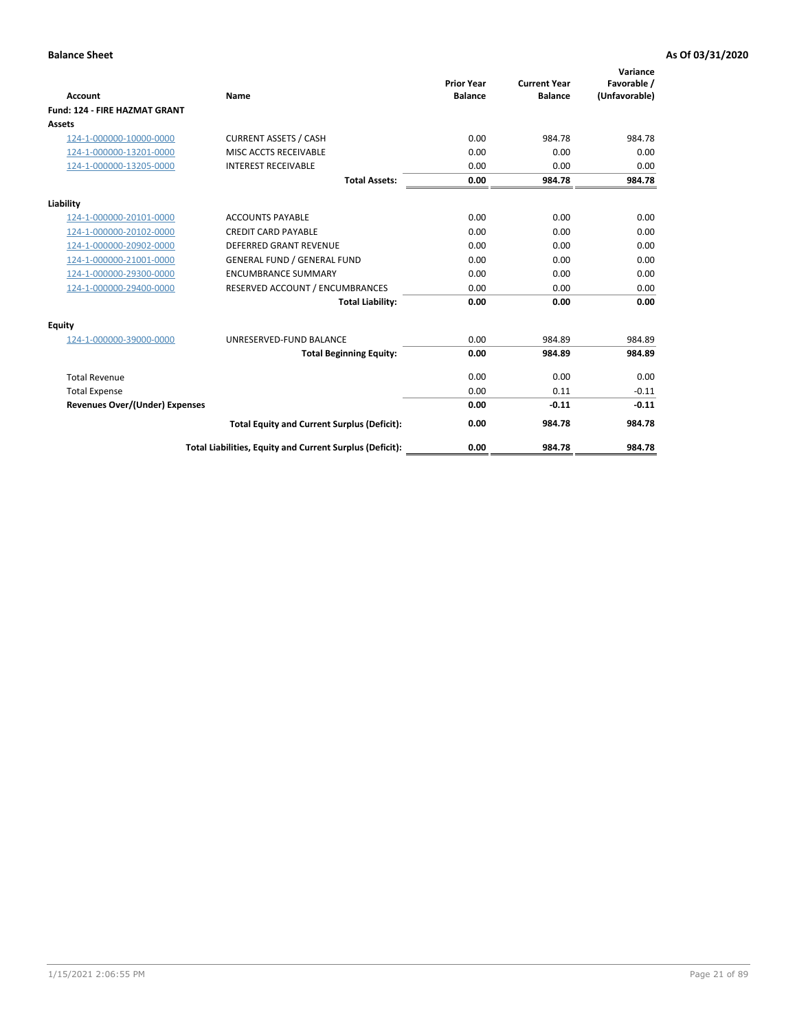**Balance Sheet** **As Of 03/31/2020**

| Account | Name | Prior Year Balance | Current Year Balance | Variance Favorable / (Unfavorable) |
|---|---|---|---|---|
| **Fund: 124 - FIRE HAZMAT GRANT** | | | | |
| **Assets** | | | | |
| 124-1-000000-10000-0000 | CURRENT ASSETS / CASH | 0.00 | 984.78 | 984.78 |
| 124-1-000000-13201-0000 | MISC ACCTS RECEIVABLE | 0.00 | 0.00 | 0.00 |
| 124-1-000000-13205-0000 | INTEREST RECEIVABLE | 0.00 | 0.00 | 0.00 |
| | **Total Assets:** | **0.00** | **984.78** | **984.78** |
| **Liability** | | | | |
| 124-1-000000-20101-0000 | ACCOUNTS PAYABLE | 0.00 | 0.00 | 0.00 |
| 124-1-000000-20102-0000 | CREDIT CARD PAYABLE | 0.00 | 0.00 | 0.00 |
| 124-1-000000-20902-0000 | DEFERRED GRANT REVENUE | 0.00 | 0.00 | 0.00 |
| 124-1-000000-21001-0000 | GENERAL FUND / GENERAL FUND | 0.00 | 0.00 | 0.00 |
| 124-1-000000-29300-0000 | ENCUMBRANCE SUMMARY | 0.00 | 0.00 | 0.00 |
| 124-1-000000-29400-0000 | RESERVED ACCOUNT / ENCUMBRANCES | 0.00 | 0.00 | 0.00 |
| | **Total Liability:** | **0.00** | **0.00** | **0.00** |
| **Equity** | | | | |
| 124-1-000000-39000-0000 | UNRESERVED-FUND BALANCE | 0.00 | 984.89 | 984.89 |
| | **Total Beginning Equity:** | **0.00** | **984.89** | **984.89** |
| Total Revenue | | 0.00 | 0.00 | 0.00 |
| Total Expense | | 0.00 | 0.11 | -0.11 |
| **Revenues Over/(Under) Expenses** | | **0.00** | **-0.11** | **-0.11** |
| | **Total Equity and Current Surplus (Deficit):** | **0.00** | **984.78** | **984.78** |
| | **Total Liabilities, Equity and Current Surplus (Deficit):** | **0.00** | **984.78** | **984.78** |

1/15/2021 2:06:55 PM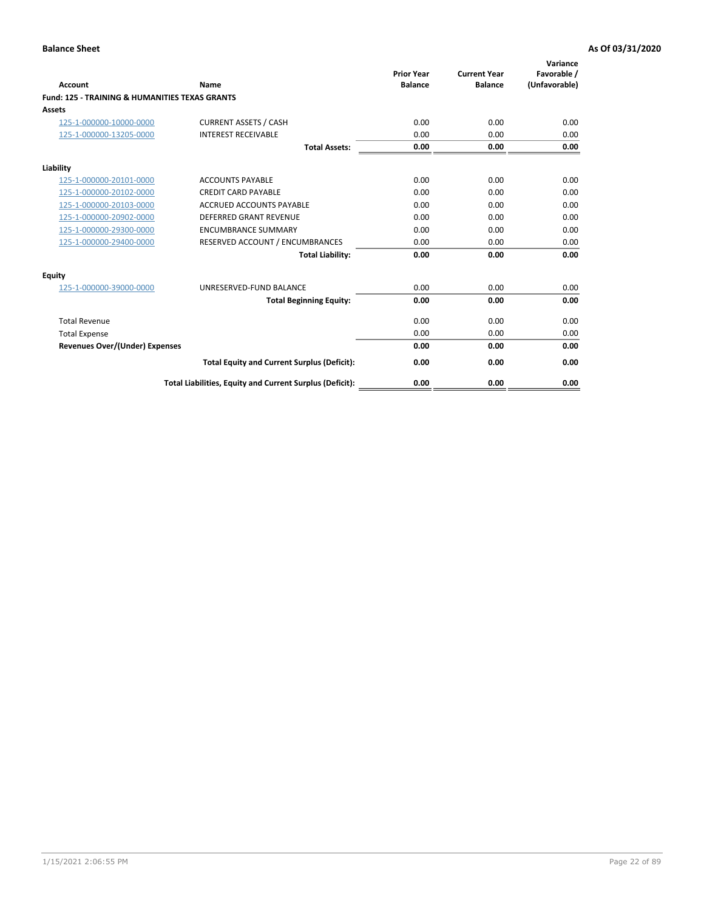**Balance Sheet** **As Of 03/31/2020**

| Account | Name | Prior Year Balance | Current Year Balance | Variance Favorable / (Unfavorable) |
|---|---|---|---|---|
| **Fund: 125 - TRAINING & HUMANITIES TEXAS GRANTS** | | | | |
| **Assets** | | | | |
| 125-1-000000-10000-0000 | CURRENT ASSETS / CASH | 0.00 | 0.00 | 0.00 |
| 125-1-000000-13205-0000 | INTEREST RECEIVABLE | 0.00 | 0.00 | 0.00 |
| | **Total Assets:** | **0.00** | **0.00** | **0.00** |
| **Liability** | | | | |
| 125-1-000000-20101-0000 | ACCOUNTS PAYABLE | 0.00 | 0.00 | 0.00 |
| 125-1-000000-20102-0000 | CREDIT CARD PAYABLE | 0.00 | 0.00 | 0.00 |
| 125-1-000000-20103-0000 | ACCRUED ACCOUNTS PAYABLE | 0.00 | 0.00 | 0.00 |
| 125-1-000000-20902-0000 | DEFERRED GRANT REVENUE | 0.00 | 0.00 | 0.00 |
| 125-1-000000-29300-0000 | ENCUMBRANCE SUMMARY | 0.00 | 0.00 | 0.00 |
| 125-1-000000-29400-0000 | RESERVED ACCOUNT / ENCUMBRANCES | 0.00 | 0.00 | 0.00 |
| | **Total Liability:** | **0.00** | **0.00** | **0.00** |
| **Equity** | | | | |
| 125-1-000000-39000-0000 | UNRESERVED-FUND BALANCE | 0.00 | 0.00 | 0.00 |
| | **Total Beginning Equity:** | **0.00** | **0.00** | **0.00** |
| Total Revenue | | 0.00 | 0.00 | 0.00 |
| Total Expense | | 0.00 | 0.00 | 0.00 |
| **Revenues Over/(Under) Expenses** | | **0.00** | **0.00** | **0.00** |
| | **Total Equity and Current Surplus (Deficit):** | **0.00** | **0.00** | **0.00** |
| | **Total Liabilities, Equity and Current Surplus (Deficit):** | **0.00** | **0.00** | **0.00** |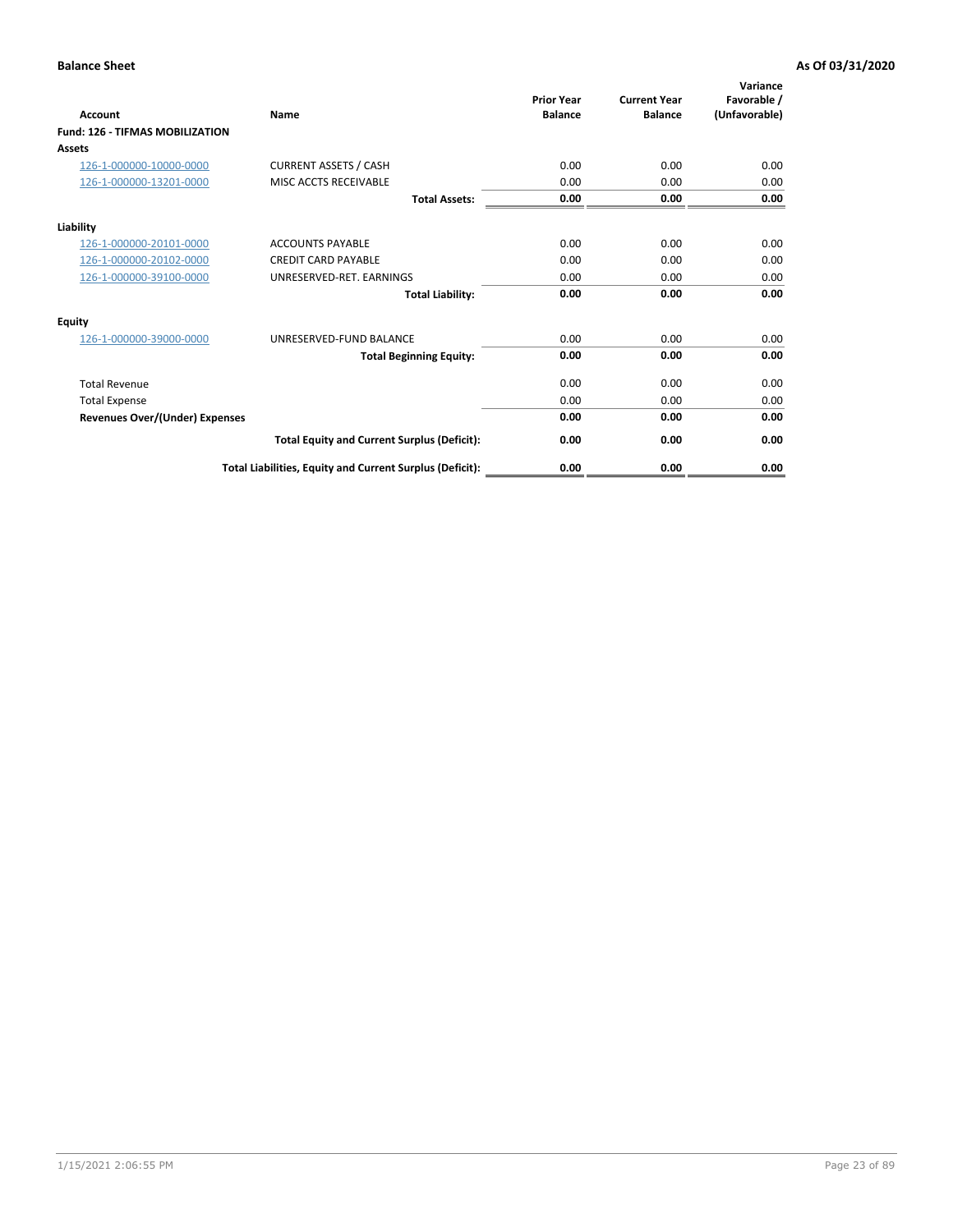**Balance Sheet** — **As Of 03/31/2020**

| Account | Name | Prior Year Balance | Current Year Balance | Variance Favorable / (Unfavorable) |
|---|---|---|---|---|
| **Fund: 126 - TIFMAS MOBILIZATION** | | | | |
| **Assets** | | | | |
| 126-1-000000-10000-0000 | CURRENT ASSETS / CASH | 0.00 | 0.00 | 0.00 |
| 126-1-000000-13201-0000 | MISC ACCTS RECEIVABLE | 0.00 | 0.00 | 0.00 |
| | **Total Assets:** | **0.00** | **0.00** | **0.00** |
| **Liability** | | | | |
| 126-1-000000-20101-0000 | ACCOUNTS PAYABLE | 0.00 | 0.00 | 0.00 |
| 126-1-000000-20102-0000 | CREDIT CARD PAYABLE | 0.00 | 0.00 | 0.00 |
| 126-1-000000-39100-0000 | UNRESERVED-RET. EARNINGS | 0.00 | 0.00 | 0.00 |
| | **Total Liability:** | **0.00** | **0.00** | **0.00** |
| **Equity** | | | | |
| 126-1-000000-39000-0000 | UNRESERVED-FUND BALANCE | 0.00 | 0.00 | 0.00 |
| | **Total Beginning Equity:** | **0.00** | **0.00** | **0.00** |
| Total Revenue | | 0.00 | 0.00 | 0.00 |
| Total Expense | | 0.00 | 0.00 | 0.00 |
| **Revenues Over/(Under) Expenses** | | **0.00** | **0.00** | **0.00** |
| | **Total Equity and Current Surplus (Deficit):** | **0.00** | **0.00** | **0.00** |
| | **Total Liabilities, Equity and Current Surplus (Deficit):** | **0.00** | **0.00** | **0.00** |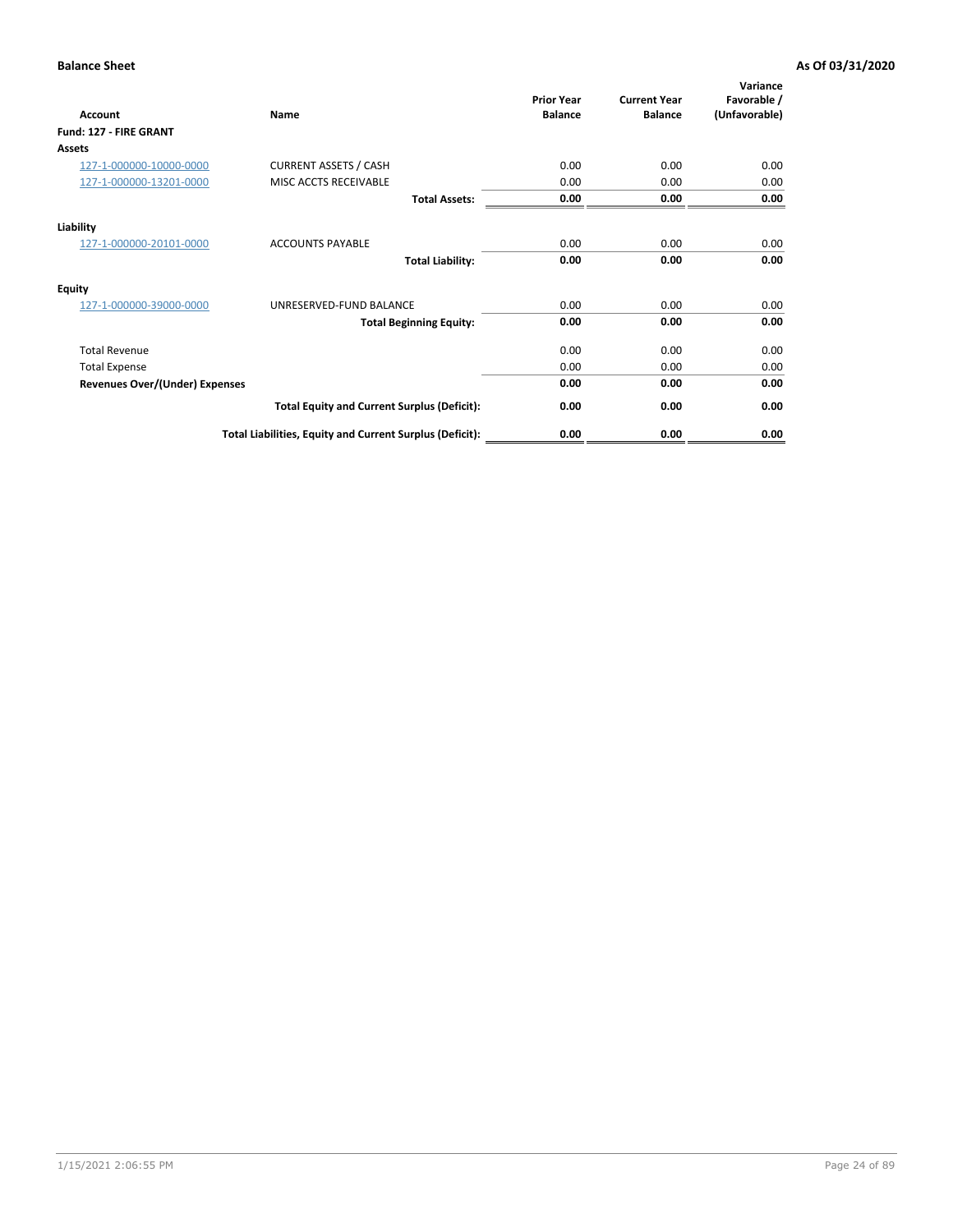**Balance Sheet** **As Of 03/31/2020**

| Account | Name | Prior Year Balance | Current Year Balance | Variance Favorable / (Unfavorable) |
|---|---|---|---|---|
| **Fund: 127 - FIRE GRANT** | | | | |
| **Assets** | | | | |
| 127-1-000000-10000-0000 | CURRENT ASSETS / CASH | 0.00 | 0.00 | 0.00 |
| 127-1-000000-13201-0000 | MISC ACCTS RECEIVABLE | 0.00 | 0.00 | 0.00 |
| | **Total Assets:** | **0.00** | **0.00** | **0.00** |
| **Liability** | | | | |
| 127-1-000000-20101-0000 | ACCOUNTS PAYABLE | 0.00 | 0.00 | 0.00 |
| | **Total Liability:** | **0.00** | **0.00** | **0.00** |
| **Equity** | | | | |
| 127-1-000000-39000-0000 | UNRESERVED-FUND BALANCE | 0.00 | 0.00 | 0.00 |
| | **Total Beginning Equity:** | **0.00** | **0.00** | **0.00** |
| Total Revenue | | 0.00 | 0.00 | 0.00 |
| Total Expense | | 0.00 | 0.00 | 0.00 |
| **Revenues Over/(Under) Expenses** | | **0.00** | **0.00** | **0.00** |
| | **Total Equity and Current Surplus (Deficit):** | **0.00** | **0.00** | **0.00** |
| | **Total Liabilities, Equity and Current Surplus (Deficit):** | **0.00** | **0.00** | **0.00** |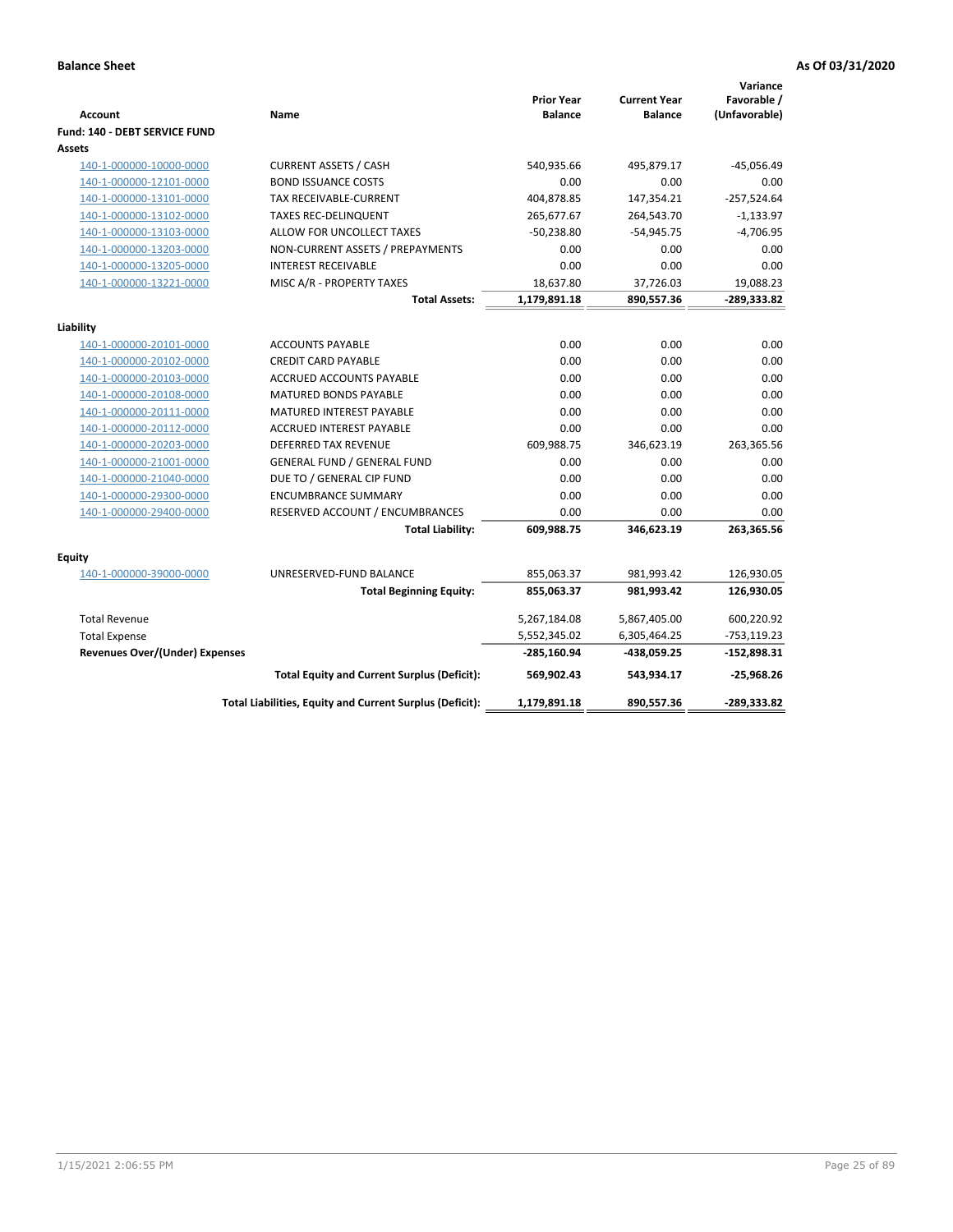**Balance Sheet** **As Of 03/31/2020**

| Account | Name | Prior Year Balance | Current Year Balance | Variance Favorable / (Unfavorable) |
|---|---|---|---|---|
| **Fund: 140 - DEBT SERVICE FUND** | | | | |
| **Assets** | | | | |
| 140-1-000000-10000-0000 | CURRENT ASSETS / CASH | 540,935.66 | 495,879.17 | -45,056.49 |
| 140-1-000000-12101-0000 | BOND ISSUANCE COSTS | 0.00 | 0.00 | 0.00 |
| 140-1-000000-13101-0000 | TAX RECEIVABLE-CURRENT | 404,878.85 | 147,354.21 | -257,524.64 |
| 140-1-000000-13102-0000 | TAXES REC-DELINQUENT | 265,677.67 | 264,543.70 | -1,133.97 |
| 140-1-000000-13103-0000 | ALLOW FOR UNCOLLECT TAXES | -50,238.80 | -54,945.75 | -4,706.95 |
| 140-1-000000-13203-0000 | NON-CURRENT ASSETS / PREPAYMENTS | 0.00 | 0.00 | 0.00 |
| 140-1-000000-13205-0000 | INTEREST RECEIVABLE | 0.00 | 0.00 | 0.00 |
| 140-1-000000-13221-0000 | MISC A/R - PROPERTY TAXES | 18,637.80 | 37,726.03 | 19,088.23 |
| | **Total Assets:** | **1,179,891.18** | **890,557.36** | **-289,333.82** |
| **Liability** | | | | |
| 140-1-000000-20101-0000 | ACCOUNTS PAYABLE | 0.00 | 0.00 | 0.00 |
| 140-1-000000-20102-0000 | CREDIT CARD PAYABLE | 0.00 | 0.00 | 0.00 |
| 140-1-000000-20103-0000 | ACCRUED ACCOUNTS PAYABLE | 0.00 | 0.00 | 0.00 |
| 140-1-000000-20108-0000 | MATURED BONDS PAYABLE | 0.00 | 0.00 | 0.00 |
| 140-1-000000-20111-0000 | MATURED INTEREST PAYABLE | 0.00 | 0.00 | 0.00 |
| 140-1-000000-20112-0000 | ACCRUED INTEREST PAYABLE | 0.00 | 0.00 | 0.00 |
| 140-1-000000-20203-0000 | DEFERRED TAX REVENUE | 609,988.75 | 346,623.19 | 263,365.56 |
| 140-1-000000-21001-0000 | GENERAL FUND / GENERAL FUND | 0.00 | 0.00 | 0.00 |
| 140-1-000000-21040-0000 | DUE TO / GENERAL CIP FUND | 0.00 | 0.00 | 0.00 |
| 140-1-000000-29300-0000 | ENCUMBRANCE SUMMARY | 0.00 | 0.00 | 0.00 |
| 140-1-000000-29400-0000 | RESERVED ACCOUNT / ENCUMBRANCES | 0.00 | 0.00 | 0.00 |
| | **Total Liability:** | **609,988.75** | **346,623.19** | **263,365.56** |
| **Equity** | | | | |
| 140-1-000000-39000-0000 | UNRESERVED-FUND BALANCE | 855,063.37 | 981,993.42 | 126,930.05 |
| | **Total Beginning Equity:** | **855,063.37** | **981,993.42** | **126,930.05** |
| Total Revenue | | 5,267,184.08 | 5,867,405.00 | 600,220.92 |
| Total Expense | | 5,552,345.02 | 6,305,464.25 | -753,119.23 |
| **Revenues Over/(Under) Expenses** | | **-285,160.94** | **-438,059.25** | **-152,898.31** |
| | **Total Equity and Current Surplus (Deficit):** | **569,902.43** | **543,934.17** | **-25,968.26** |
| | **Total Liabilities, Equity and Current Surplus (Deficit):** | **1,179,891.18** | **890,557.36** | **-289,333.82** |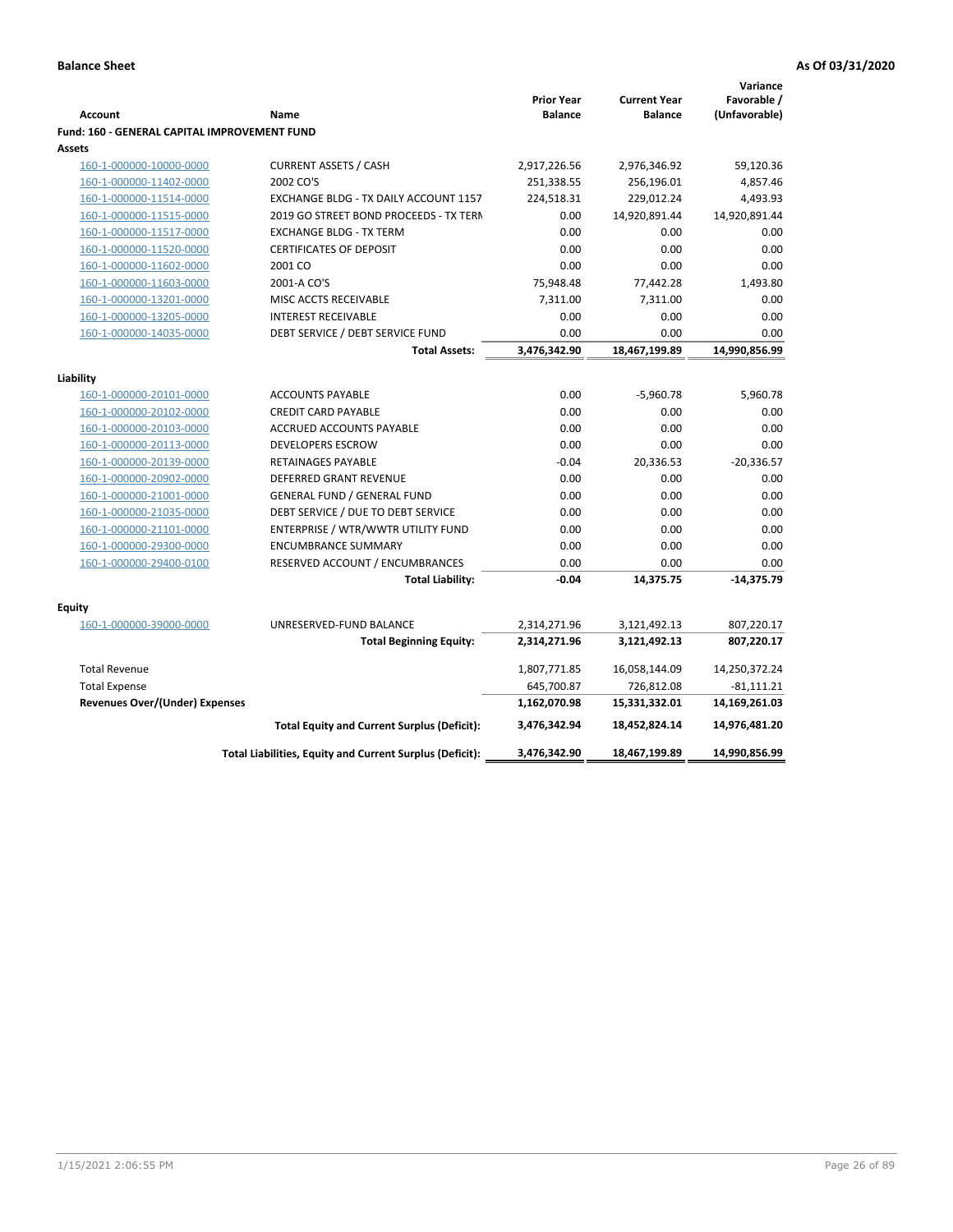**Balance Sheet** **As Of 03/31/2020**

| Account | Name | Prior Year Balance | Current Year Balance | Variance Favorable / (Unfavorable) |
|---|---|---|---|---|
| **Fund: 160 - GENERAL CAPITAL IMPROVEMENT FUND** | | | | |
| **Assets** | | | | |
| 160-1-000000-10000-0000 | CURRENT ASSETS / CASH | 2,917,226.56 | 2,976,346.92 | 59,120.36 |
| 160-1-000000-11402-0000 | 2002 CO'S | 251,338.55 | 256,196.01 | 4,857.46 |
| 160-1-000000-11514-0000 | EXCHANGE BLDG - TX DAILY ACCOUNT 1157 | 224,518.31 | 229,012.24 | 4,493.93 |
| 160-1-000000-11515-0000 | 2019 GO STREET BOND PROCEEDS - TX TERN | 0.00 | 14,920,891.44 | 14,920,891.44 |
| 160-1-000000-11517-0000 | EXCHANGE BLDG - TX TERM | 0.00 | 0.00 | 0.00 |
| 160-1-000000-11520-0000 | CERTIFICATES OF DEPOSIT | 0.00 | 0.00 | 0.00 |
| 160-1-000000-11602-0000 | 2001 CO | 0.00 | 0.00 | 0.00 |
| 160-1-000000-11603-0000 | 2001-A CO'S | 75,948.48 | 77,442.28 | 1,493.80 |
| 160-1-000000-13201-0000 | MISC ACCTS RECEIVABLE | 7,311.00 | 7,311.00 | 0.00 |
| 160-1-000000-13205-0000 | INTEREST RECEIVABLE | 0.00 | 0.00 | 0.00 |
| 160-1-000000-14035-0000 | DEBT SERVICE / DEBT SERVICE FUND | 0.00 | 0.00 | 0.00 |
| | **Total Assets:** | **3,476,342.90** | **18,467,199.89** | **14,990,856.99** |
| **Liability** | | | | |
| 160-1-000000-20101-0000 | ACCOUNTS PAYABLE | 0.00 | -5,960.78 | 5,960.78 |
| 160-1-000000-20102-0000 | CREDIT CARD PAYABLE | 0.00 | 0.00 | 0.00 |
| 160-1-000000-20103-0000 | ACCRUED ACCOUNTS PAYABLE | 0.00 | 0.00 | 0.00 |
| 160-1-000000-20113-0000 | DEVELOPERS ESCROW | 0.00 | 0.00 | 0.00 |
| 160-1-000000-20139-0000 | RETAINAGES PAYABLE | -0.04 | 20,336.53 | -20,336.57 |
| 160-1-000000-20902-0000 | DEFERRED GRANT REVENUE | 0.00 | 0.00 | 0.00 |
| 160-1-000000-21001-0000 | GENERAL FUND / GENERAL FUND | 0.00 | 0.00 | 0.00 |
| 160-1-000000-21035-0000 | DEBT SERVICE / DUE TO DEBT SERVICE | 0.00 | 0.00 | 0.00 |
| 160-1-000000-21101-0000 | ENTERPRISE / WTR/WWTR UTILITY FUND | 0.00 | 0.00 | 0.00 |
| 160-1-000000-29300-0000 | ENCUMBRANCE SUMMARY | 0.00 | 0.00 | 0.00 |
| 160-1-000000-29400-0100 | RESERVED ACCOUNT / ENCUMBRANCES | 0.00 | 0.00 | 0.00 |
| | **Total Liability:** | **-0.04** | **14,375.75** | **-14,375.79** |
| **Equity** | | | | |
| 160-1-000000-39000-0000 | UNRESERVED-FUND BALANCE | 2,314,271.96 | 3,121,492.13 | 807,220.17 |
| | **Total Beginning Equity:** | **2,314,271.96** | **3,121,492.13** | **807,220.17** |
| Total Revenue | | 1,807,771.85 | 16,058,144.09 | 14,250,372.24 |
| Total Expense | | 645,700.87 | 726,812.08 | -81,111.21 |
| **Revenues Over/(Under) Expenses** | | **1,162,070.98** | **15,331,332.01** | **14,169,261.03** |
| | **Total Equity and Current Surplus (Deficit):** | **3,476,342.94** | **18,452,824.14** | **14,976,481.20** |
| | **Total Liabilities, Equity and Current Surplus (Deficit):** | **3,476,342.90** | **18,467,199.89** | **14,990,856.99** |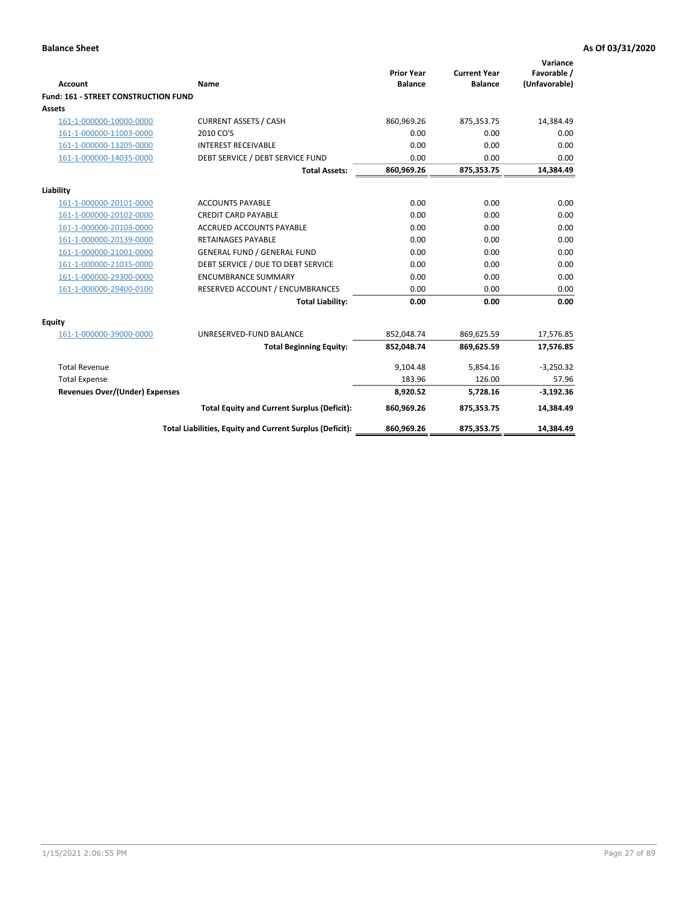**Balance Sheet** **As Of 03/31/2020**

| Account | Name | Prior Year Balance | Current Year Balance | Variance Favorable / (Unfavorable) |
|---|---|---|---|---|
| **Fund: 161 - STREET CONSTRUCTION FUND** | | | | |
| **Assets** | | | | |
| 161-1-000000-10000-0000 | CURRENT ASSETS / CASH | 860,969.26 | 875,353.75 | 14,384.49 |
| 161-1-000000-11003-0000 | 2010 CO'S | 0.00 | 0.00 | 0.00 |
| 161-1-000000-13205-0000 | INTEREST RECEIVABLE | 0.00 | 0.00 | 0.00 |
| 161-1-000000-14035-0000 | DEBT SERVICE / DEBT SERVICE FUND | 0.00 | 0.00 | 0.00 |
| | **Total Assets:** | **860,969.26** | **875,353.75** | **14,384.49** |
| **Liability** | | | | |
| 161-1-000000-20101-0000 | ACCOUNTS PAYABLE | 0.00 | 0.00 | 0.00 |
| 161-1-000000-20102-0000 | CREDIT CARD PAYABLE | 0.00 | 0.00 | 0.00 |
| 161-1-000000-20103-0000 | ACCRUED ACCOUNTS PAYABLE | 0.00 | 0.00 | 0.00 |
| 161-1-000000-20139-0000 | RETAINAGES PAYABLE | 0.00 | 0.00 | 0.00 |
| 161-1-000000-21001-0000 | GENERAL FUND / GENERAL FUND | 0.00 | 0.00 | 0.00 |
| 161-1-000000-21035-0000 | DEBT SERVICE / DUE TO DEBT SERVICE | 0.00 | 0.00 | 0.00 |
| 161-1-000000-29300-0000 | ENCUMBRANCE SUMMARY | 0.00 | 0.00 | 0.00 |
| 161-1-000000-29400-0100 | RESERVED ACCOUNT / ENCUMBRANCES | 0.00 | 0.00 | 0.00 |
| | **Total Liability:** | **0.00** | **0.00** | **0.00** |
| **Equity** | | | | |
| 161-1-000000-39000-0000 | UNRESERVED-FUND BALANCE | 852,048.74 | 869,625.59 | 17,576.85 |
| | **Total Beginning Equity:** | **852,048.74** | **869,625.59** | **17,576.85** |
| Total Revenue | | 9,104.48 | 5,854.16 | -3,250.32 |
| Total Expense | | 183.96 | 126.00 | 57.96 |
| **Revenues Over/(Under) Expenses** | | **8,920.52** | **5,728.16** | **-3,192.36** |
| | **Total Equity and Current Surplus (Deficit):** | **860,969.26** | **875,353.75** | **14,384.49** |
| | **Total Liabilities, Equity and Current Surplus (Deficit):** | **860,969.26** | **875,353.75** | **14,384.49** |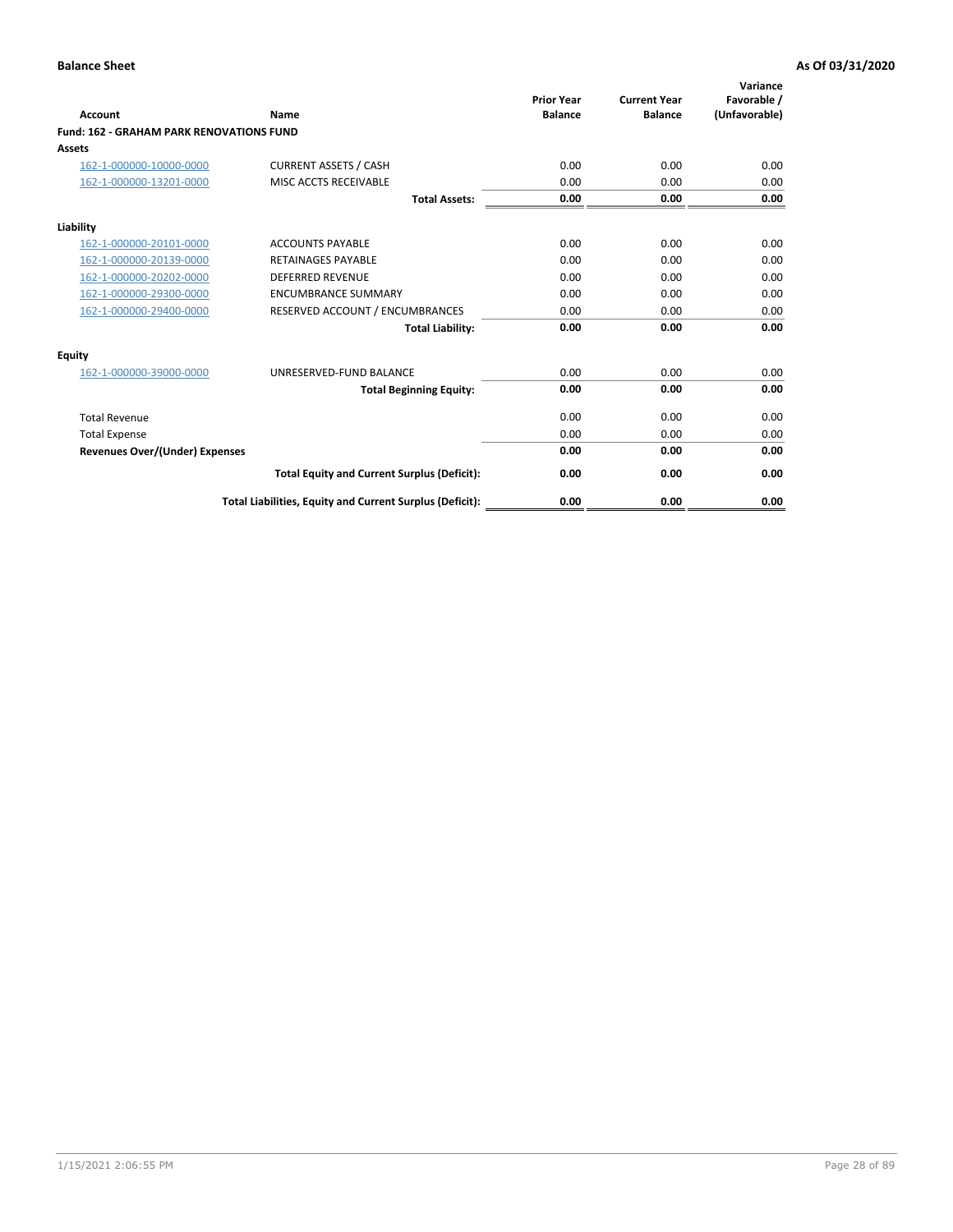**Balance Sheet** — As Of 03/31/2020

| Account | Name | Prior Year Balance | Current Year Balance | Variance Favorable / (Unfavorable) |
|---|---|---|---|---|
| **Fund: 162 - GRAHAM PARK RENOVATIONS FUND** | | | | |
| **Assets** | | | | |
| 162-1-000000-10000-0000 | CURRENT ASSETS / CASH | 0.00 | 0.00 | 0.00 |
| 162-1-000000-13201-0000 | MISC ACCTS RECEIVABLE | 0.00 | 0.00 | 0.00 |
| | **Total Assets:** | **0.00** | **0.00** | **0.00** |
| **Liability** | | | | |
| 162-1-000000-20101-0000 | ACCOUNTS PAYABLE | 0.00 | 0.00 | 0.00 |
| 162-1-000000-20139-0000 | RETAINAGES PAYABLE | 0.00 | 0.00 | 0.00 |
| 162-1-000000-20202-0000 | DEFERRED REVENUE | 0.00 | 0.00 | 0.00 |
| 162-1-000000-29300-0000 | ENCUMBRANCE SUMMARY | 0.00 | 0.00 | 0.00 |
| 162-1-000000-29400-0000 | RESERVED ACCOUNT / ENCUMBRANCES | 0.00 | 0.00 | 0.00 |
| | **Total Liability:** | **0.00** | **0.00** | **0.00** |
| **Equity** | | | | |
| 162-1-000000-39000-0000 | UNRESERVED-FUND BALANCE | 0.00 | 0.00 | 0.00 |
| | **Total Beginning Equity:** | **0.00** | **0.00** | **0.00** |
| Total Revenue | | 0.00 | 0.00 | 0.00 |
| Total Expense | | 0.00 | 0.00 | 0.00 |
| **Revenues Over/(Under) Expenses** | | **0.00** | **0.00** | **0.00** |
| | **Total Equity and Current Surplus (Deficit):** | **0.00** | **0.00** | **0.00** |
| | **Total Liabilities, Equity and Current Surplus (Deficit):** | **0.00** | **0.00** | **0.00** |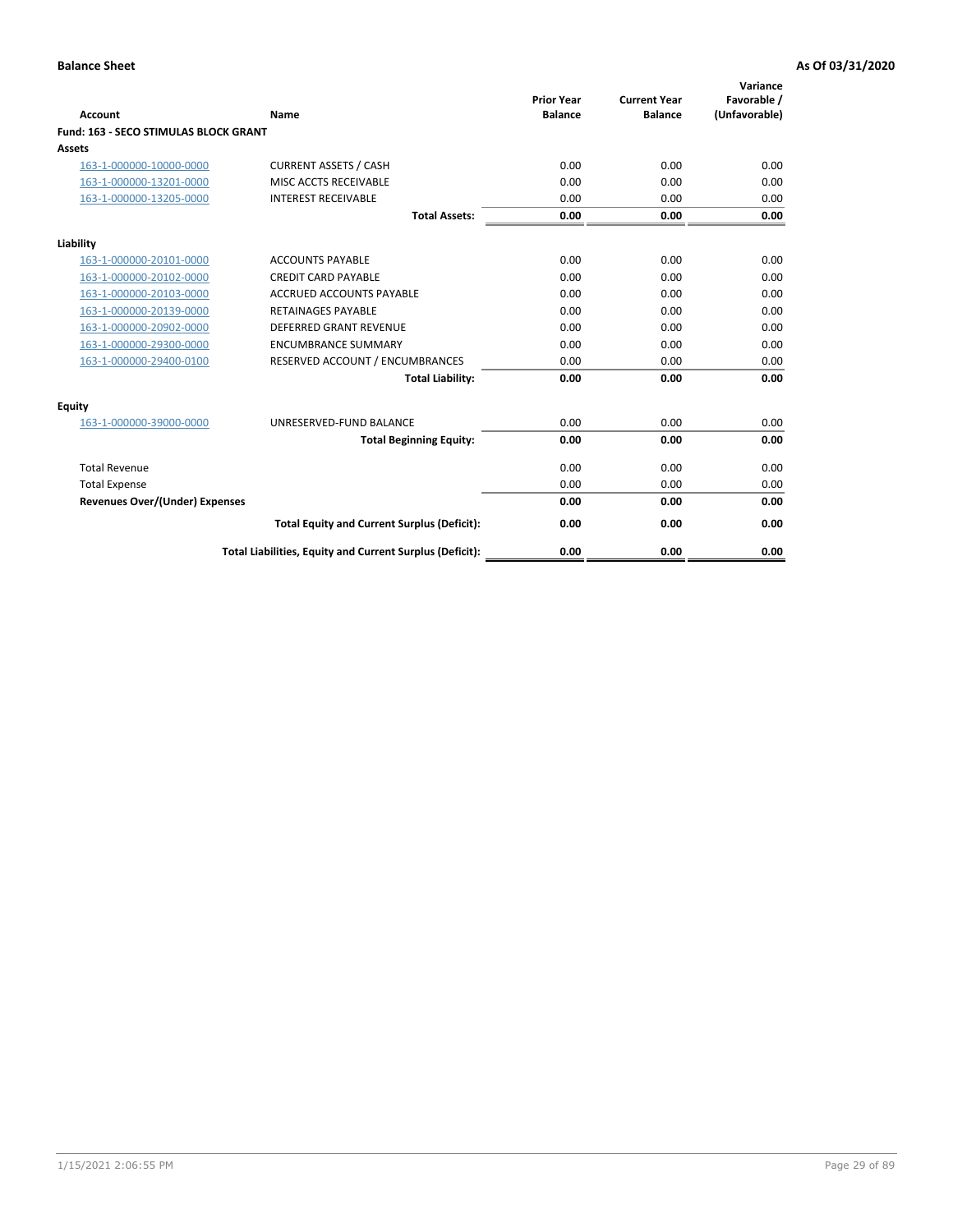**Balance Sheet** **As Of 03/31/2020**

| Account | Name | Prior Year Balance | Current Year Balance | Variance Favorable / (Unfavorable) |
|---|---|---|---|---|
| **Fund: 163 - SECO STIMULAS BLOCK GRANT** | | | | |
| **Assets** | | | | |
| 163-1-000000-10000-0000 | CURRENT ASSETS / CASH | 0.00 | 0.00 | 0.00 |
| 163-1-000000-13201-0000 | MISC ACCTS RECEIVABLE | 0.00 | 0.00 | 0.00 |
| 163-1-000000-13205-0000 | INTEREST RECEIVABLE | 0.00 | 0.00 | 0.00 |
| | **Total Assets:** | **0.00** | **0.00** | **0.00** |
| **Liability** | | | | |
| 163-1-000000-20101-0000 | ACCOUNTS PAYABLE | 0.00 | 0.00 | 0.00 |
| 163-1-000000-20102-0000 | CREDIT CARD PAYABLE | 0.00 | 0.00 | 0.00 |
| 163-1-000000-20103-0000 | ACCRUED ACCOUNTS PAYABLE | 0.00 | 0.00 | 0.00 |
| 163-1-000000-20139-0000 | RETAINAGES PAYABLE | 0.00 | 0.00 | 0.00 |
| 163-1-000000-20902-0000 | DEFERRED GRANT REVENUE | 0.00 | 0.00 | 0.00 |
| 163-1-000000-29300-0000 | ENCUMBRANCE SUMMARY | 0.00 | 0.00 | 0.00 |
| 163-1-000000-29400-0100 | RESERVED ACCOUNT / ENCUMBRANCES | 0.00 | 0.00 | 0.00 |
| | **Total Liability:** | **0.00** | **0.00** | **0.00** |
| **Equity** | | | | |
| 163-1-000000-39000-0000 | UNRESERVED-FUND BALANCE | 0.00 | 0.00 | 0.00 |
| | **Total Beginning Equity:** | **0.00** | **0.00** | **0.00** |
| Total Revenue | | 0.00 | 0.00 | 0.00 |
| Total Expense | | 0.00 | 0.00 | 0.00 |
| **Revenues Over/(Under) Expenses** | | **0.00** | **0.00** | **0.00** |
| | **Total Equity and Current Surplus (Deficit):** | **0.00** | **0.00** | **0.00** |
| | **Total Liabilities, Equity and Current Surplus (Deficit):** | **0.00** | **0.00** | **0.00** |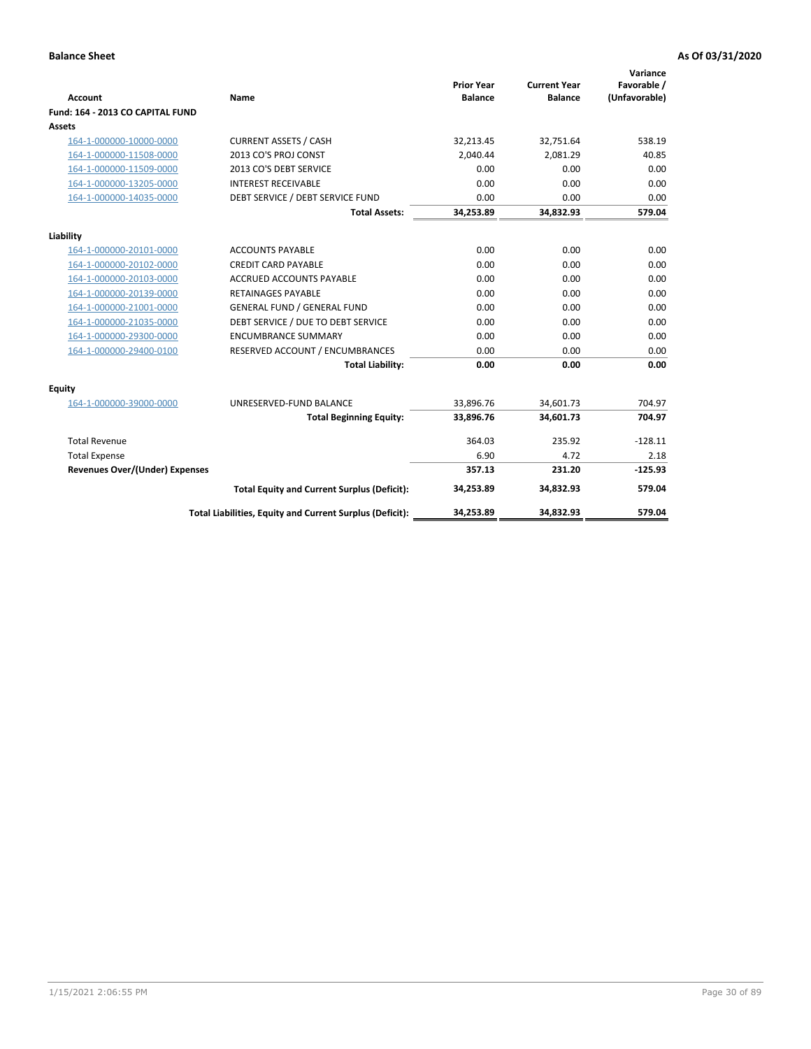**Balance Sheet** **As Of 03/31/2020**

| Account | Name | Prior Year Balance | Current Year Balance | Variance Favorable / (Unfavorable) |
|---|---|---|---|---|
| **Fund: 164 - 2013 CO CAPITAL FUND** | | | | |
| **Assets** | | | | |
| 164-1-000000-10000-0000 | CURRENT ASSETS / CASH | 32,213.45 | 32,751.64 | 538.19 |
| 164-1-000000-11508-0000 | 2013 CO'S PROJ CONST | 2,040.44 | 2,081.29 | 40.85 |
| 164-1-000000-11509-0000 | 2013 CO'S DEBT SERVICE | 0.00 | 0.00 | 0.00 |
| 164-1-000000-13205-0000 | INTEREST RECEIVABLE | 0.00 | 0.00 | 0.00 |
| 164-1-000000-14035-0000 | DEBT SERVICE / DEBT SERVICE FUND | 0.00 | 0.00 | 0.00 |
| | **Total Assets:** | **34,253.89** | **34,832.93** | **579.04** |
| **Liability** | | | | |
| 164-1-000000-20101-0000 | ACCOUNTS PAYABLE | 0.00 | 0.00 | 0.00 |
| 164-1-000000-20102-0000 | CREDIT CARD PAYABLE | 0.00 | 0.00 | 0.00 |
| 164-1-000000-20103-0000 | ACCRUED ACCOUNTS PAYABLE | 0.00 | 0.00 | 0.00 |
| 164-1-000000-20139-0000 | RETAINAGES PAYABLE | 0.00 | 0.00 | 0.00 |
| 164-1-000000-21001-0000 | GENERAL FUND / GENERAL FUND | 0.00 | 0.00 | 0.00 |
| 164-1-000000-21035-0000 | DEBT SERVICE / DUE TO DEBT SERVICE | 0.00 | 0.00 | 0.00 |
| 164-1-000000-29300-0000 | ENCUMBRANCE SUMMARY | 0.00 | 0.00 | 0.00 |
| 164-1-000000-29400-0100 | RESERVED ACCOUNT / ENCUMBRANCES | 0.00 | 0.00 | 0.00 |
| | **Total Liability:** | **0.00** | **0.00** | **0.00** |
| **Equity** | | | | |
| 164-1-000000-39000-0000 | UNRESERVED-FUND BALANCE | 33,896.76 | 34,601.73 | 704.97 |
| | **Total Beginning Equity:** | **33,896.76** | **34,601.73** | **704.97** |
| Total Revenue | | 364.03 | 235.92 | -128.11 |
| Total Expense | | 6.90 | 4.72 | 2.18 |
| **Revenues Over/(Under) Expenses** | | **357.13** | **231.20** | **-125.93** |
| | **Total Equity and Current Surplus (Deficit):** | **34,253.89** | **34,832.93** | **579.04** |
| | **Total Liabilities, Equity and Current Surplus (Deficit):** | **34,253.89** | **34,832.93** | **579.04** |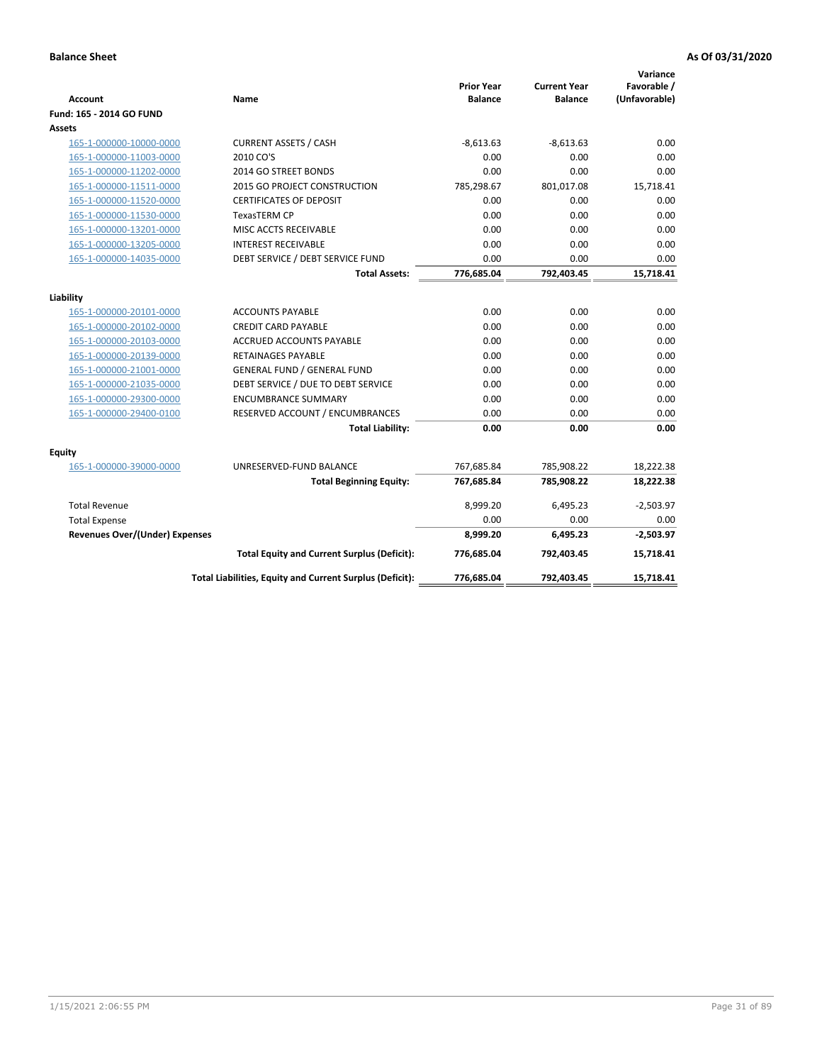**Balance Sheet** **As Of 03/31/2020**

| Account | Name | Prior Year Balance | Current Year Balance | Variance Favorable / (Unfavorable) |
|---|---|---|---|---|
| **Fund: 165 - 2014 GO FUND** | | | | |
| **Assets** | | | | |
| 165-1-000000-10000-0000 | CURRENT ASSETS / CASH | -8,613.63 | -8,613.63 | 0.00 |
| 165-1-000000-11003-0000 | 2010 CO'S | 0.00 | 0.00 | 0.00 |
| 165-1-000000-11202-0000 | 2014 GO STREET BONDS | 0.00 | 0.00 | 0.00 |
| 165-1-000000-11511-0000 | 2015 GO PROJECT CONSTRUCTION | 785,298.67 | 801,017.08 | 15,718.41 |
| 165-1-000000-11520-0000 | CERTIFICATES OF DEPOSIT | 0.00 | 0.00 | 0.00 |
| 165-1-000000-11530-0000 | TexasTERM CP | 0.00 | 0.00 | 0.00 |
| 165-1-000000-13201-0000 | MISC ACCTS RECEIVABLE | 0.00 | 0.00 | 0.00 |
| 165-1-000000-13205-0000 | INTEREST RECEIVABLE | 0.00 | 0.00 | 0.00 |
| 165-1-000000-14035-0000 | DEBT SERVICE / DEBT SERVICE FUND | 0.00 | 0.00 | 0.00 |
| | **Total Assets:** | **776,685.04** | **792,403.45** | **15,718.41** |
| **Liability** | | | | |
| 165-1-000000-20101-0000 | ACCOUNTS PAYABLE | 0.00 | 0.00 | 0.00 |
| 165-1-000000-20102-0000 | CREDIT CARD PAYABLE | 0.00 | 0.00 | 0.00 |
| 165-1-000000-20103-0000 | ACCRUED ACCOUNTS PAYABLE | 0.00 | 0.00 | 0.00 |
| 165-1-000000-20139-0000 | RETAINAGES PAYABLE | 0.00 | 0.00 | 0.00 |
| 165-1-000000-21001-0000 | GENERAL FUND / GENERAL FUND | 0.00 | 0.00 | 0.00 |
| 165-1-000000-21035-0000 | DEBT SERVICE / DUE TO DEBT SERVICE | 0.00 | 0.00 | 0.00 |
| 165-1-000000-29300-0000 | ENCUMBRANCE SUMMARY | 0.00 | 0.00 | 0.00 |
| 165-1-000000-29400-0100 | RESERVED ACCOUNT / ENCUMBRANCES | 0.00 | 0.00 | 0.00 |
| | **Total Liability:** | **0.00** | **0.00** | **0.00** |
| **Equity** | | | | |
| 165-1-000000-39000-0000 | UNRESERVED-FUND BALANCE | 767,685.84 | 785,908.22 | 18,222.38 |
| | **Total Beginning Equity:** | **767,685.84** | **785,908.22** | **18,222.38** |
| Total Revenue | | 8,999.20 | 6,495.23 | -2,503.97 |
| Total Expense | | 0.00 | 0.00 | 0.00 |
| **Revenues Over/(Under) Expenses** | | **8,999.20** | **6,495.23** | **-2,503.97** |
| | **Total Equity and Current Surplus (Deficit):** | **776,685.04** | **792,403.45** | **15,718.41** |
| | **Total Liabilities, Equity and Current Surplus (Deficit):** | **776,685.04** | **792,403.45** | **15,718.41** |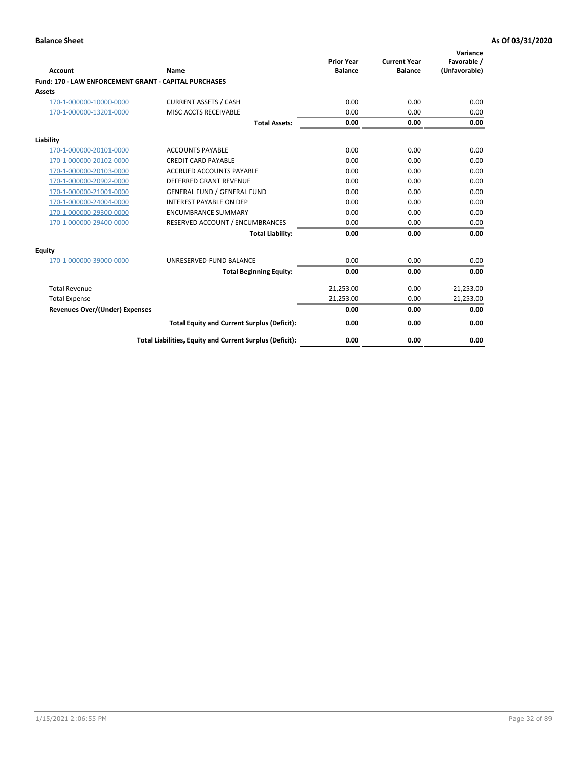**Balance Sheet** **As Of 03/31/2020**

| Account | Name | Prior Year Balance | Current Year Balance | Variance Favorable / (Unfavorable) |
|---|---|---|---|---|
| **Fund: 170 - LAW ENFORCEMENT GRANT - CAPITAL PURCHASES** | | | | |
| **Assets** | | | | |
| 170-1-000000-10000-0000 | CURRENT ASSETS / CASH | 0.00 | 0.00 | 0.00 |
| 170-1-000000-13201-0000 | MISC ACCTS RECEIVABLE | 0.00 | 0.00 | 0.00 |
| | **Total Assets:** | **0.00** | **0.00** | **0.00** |
| **Liability** | | | | |
| 170-1-000000-20101-0000 | ACCOUNTS PAYABLE | 0.00 | 0.00 | 0.00 |
| 170-1-000000-20102-0000 | CREDIT CARD PAYABLE | 0.00 | 0.00 | 0.00 |
| 170-1-000000-20103-0000 | ACCRUED ACCOUNTS PAYABLE | 0.00 | 0.00 | 0.00 |
| 170-1-000000-20902-0000 | DEFERRED GRANT REVENUE | 0.00 | 0.00 | 0.00 |
| 170-1-000000-21001-0000 | GENERAL FUND / GENERAL FUND | 0.00 | 0.00 | 0.00 |
| 170-1-000000-24004-0000 | INTEREST PAYABLE ON DEP | 0.00 | 0.00 | 0.00 |
| 170-1-000000-29300-0000 | ENCUMBRANCE SUMMARY | 0.00 | 0.00 | 0.00 |
| 170-1-000000-29400-0000 | RESERVED ACCOUNT / ENCUMBRANCES | 0.00 | 0.00 | 0.00 |
| | **Total Liability:** | **0.00** | **0.00** | **0.00** |
| **Equity** | | | | |
| 170-1-000000-39000-0000 | UNRESERVED-FUND BALANCE | 0.00 | 0.00 | 0.00 |
| | **Total Beginning Equity:** | **0.00** | **0.00** | **0.00** |
| Total Revenue | | 21,253.00 | 0.00 | -21,253.00 |
| Total Expense | | 21,253.00 | 0.00 | 21,253.00 |
| **Revenues Over/(Under) Expenses** | | **0.00** | **0.00** | **0.00** |
| | **Total Equity and Current Surplus (Deficit):** | **0.00** | **0.00** | **0.00** |
| | **Total Liabilities, Equity and Current Surplus (Deficit):** | **0.00** | **0.00** | **0.00** |

1/15/2021 2:06:55 PM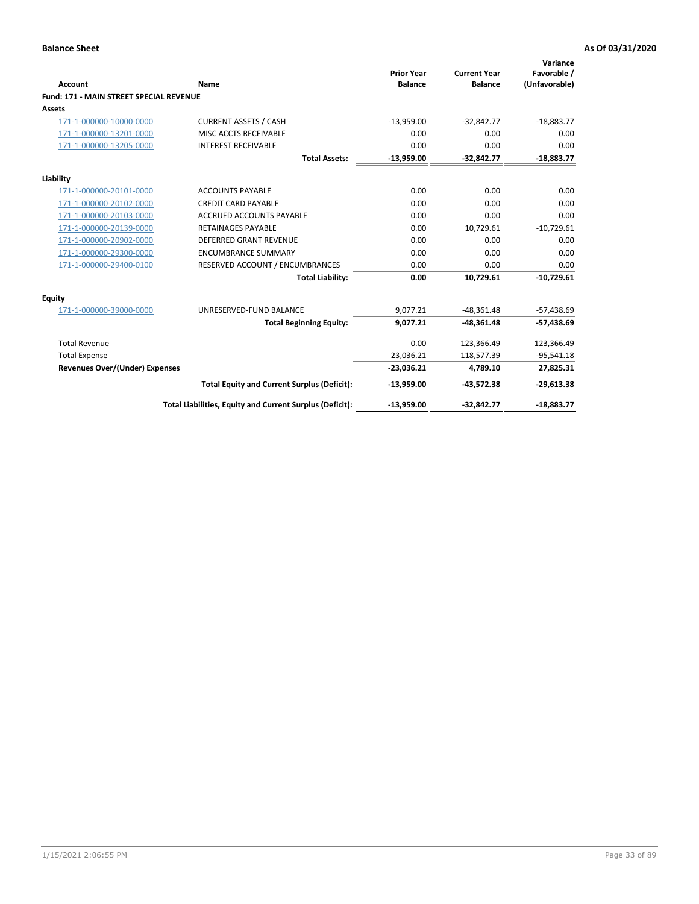**Balance Sheet** — **As Of 03/31/2020**

| Account | Name | Prior Year Balance | Current Year Balance | Variance Favorable / (Unfavorable) |
|---|---|---|---|---|
| **Fund: 171 - MAIN STREET SPECIAL REVENUE** | | | | |
| **Assets** | | | | |
| 171-1-000000-10000-0000 | CURRENT ASSETS / CASH | -13,959.00 | -32,842.77 | -18,883.77 |
| 171-1-000000-13201-0000 | MISC ACCTS RECEIVABLE | 0.00 | 0.00 | 0.00 |
| 171-1-000000-13205-0000 | INTEREST RECEIVABLE | 0.00 | 0.00 | 0.00 |
| | **Total Assets:** | **-13,959.00** | **-32,842.77** | **-18,883.77** |
| **Liability** | | | | |
| 171-1-000000-20101-0000 | ACCOUNTS PAYABLE | 0.00 | 0.00 | 0.00 |
| 171-1-000000-20102-0000 | CREDIT CARD PAYABLE | 0.00 | 0.00 | 0.00 |
| 171-1-000000-20103-0000 | ACCRUED ACCOUNTS PAYABLE | 0.00 | 0.00 | 0.00 |
| 171-1-000000-20139-0000 | RETAINAGES PAYABLE | 0.00 | 10,729.61 | -10,729.61 |
| 171-1-000000-20902-0000 | DEFERRED GRANT REVENUE | 0.00 | 0.00 | 0.00 |
| 171-1-000000-29300-0000 | ENCUMBRANCE SUMMARY | 0.00 | 0.00 | 0.00 |
| 171-1-000000-29400-0100 | RESERVED ACCOUNT / ENCUMBRANCES | 0.00 | 0.00 | 0.00 |
| | **Total Liability:** | **0.00** | **10,729.61** | **-10,729.61** |
| **Equity** | | | | |
| 171-1-000000-39000-0000 | UNRESERVED-FUND BALANCE | 9,077.21 | -48,361.48 | -57,438.69 |
| | **Total Beginning Equity:** | **9,077.21** | **-48,361.48** | **-57,438.69** |
| Total Revenue | | 0.00 | 123,366.49 | 123,366.49 |
| Total Expense | | 23,036.21 | 118,577.39 | -95,541.18 |
| **Revenues Over/(Under) Expenses** | | **-23,036.21** | **4,789.10** | **27,825.31** |
| | **Total Equity and Current Surplus (Deficit):** | **-13,959.00** | **-43,572.38** | **-29,613.38** |
| | **Total Liabilities, Equity and Current Surplus (Deficit):** | **-13,959.00** | **-32,842.77** | **-18,883.77** |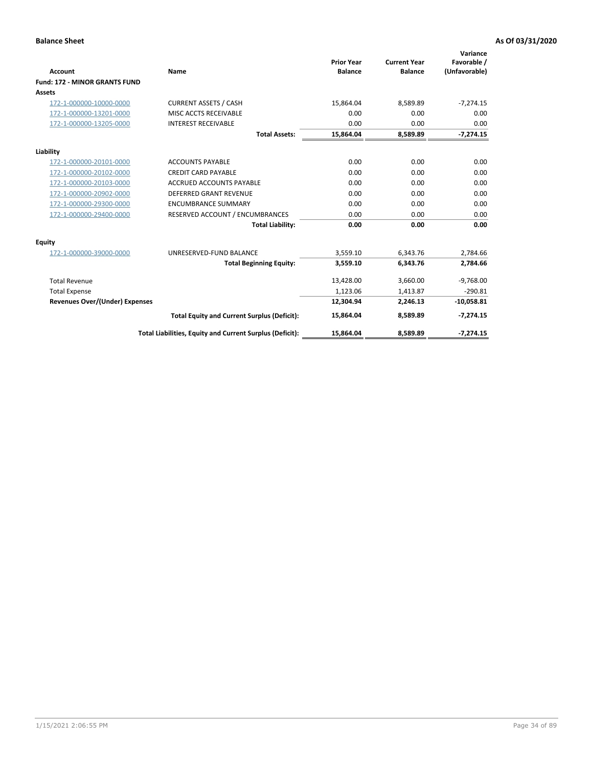**Balance Sheet** **As Of 03/31/2020**

| Account | Name | Prior Year Balance | Current Year Balance | Variance Favorable / (Unfavorable) |
|---|---|---|---|---|
| **Fund: 172 - MINOR GRANTS FUND** | | | | |
| **Assets** | | | | |
| 172-1-000000-10000-0000 | CURRENT ASSETS / CASH | 15,864.04 | 8,589.89 | -7,274.15 |
| 172-1-000000-13201-0000 | MISC ACCTS RECEIVABLE | 0.00 | 0.00 | 0.00 |
| 172-1-000000-13205-0000 | INTEREST RECEIVABLE | 0.00 | 0.00 | 0.00 |
| | **Total Assets:** | **15,864.04** | **8,589.89** | **-7,274.15** |
| **Liability** | | | | |
| 172-1-000000-20101-0000 | ACCOUNTS PAYABLE | 0.00 | 0.00 | 0.00 |
| 172-1-000000-20102-0000 | CREDIT CARD PAYABLE | 0.00 | 0.00 | 0.00 |
| 172-1-000000-20103-0000 | ACCRUED ACCOUNTS PAYABLE | 0.00 | 0.00 | 0.00 |
| 172-1-000000-20902-0000 | DEFERRED GRANT REVENUE | 0.00 | 0.00 | 0.00 |
| 172-1-000000-29300-0000 | ENCUMBRANCE SUMMARY | 0.00 | 0.00 | 0.00 |
| 172-1-000000-29400-0000 | RESERVED ACCOUNT / ENCUMBRANCES | 0.00 | 0.00 | 0.00 |
| | **Total Liability:** | **0.00** | **0.00** | **0.00** |
| **Equity** | | | | |
| 172-1-000000-39000-0000 | UNRESERVED-FUND BALANCE | 3,559.10 | 6,343.76 | 2,784.66 |
| | **Total Beginning Equity:** | **3,559.10** | **6,343.76** | **2,784.66** |
| Total Revenue | | 13,428.00 | 3,660.00 | -9,768.00 |
| Total Expense | | 1,123.06 | 1,413.87 | -290.81 |
| **Revenues Over/(Under) Expenses** | | **12,304.94** | **2,246.13** | **-10,058.81** |
| | **Total Equity and Current Surplus (Deficit):** | **15,864.04** | **8,589.89** | **-7,274.15** |
| | **Total Liabilities, Equity and Current Surplus (Deficit):** | **15,864.04** | **8,589.89** | **-7,274.15** |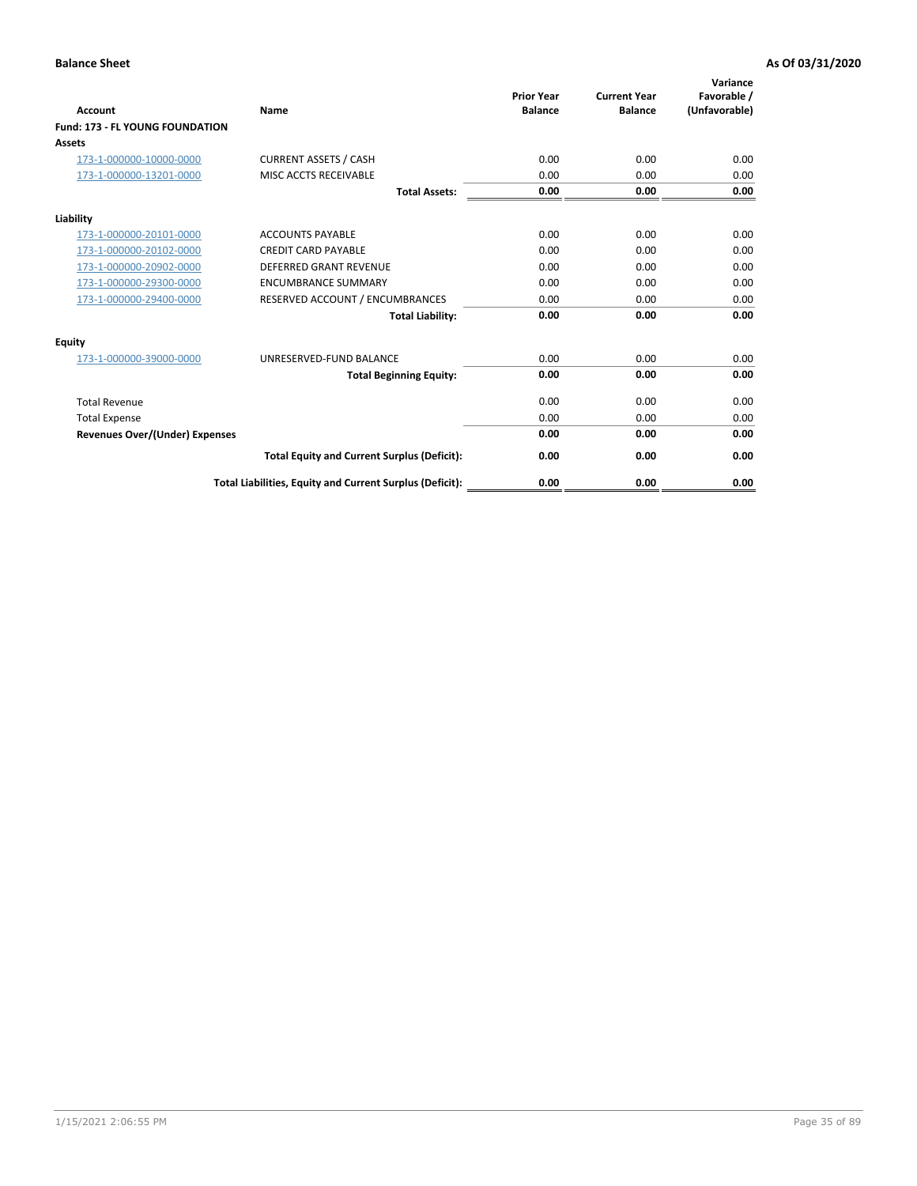**Balance Sheet** **As Of 03/31/2020**

| Account | Name | Prior Year Balance | Current Year Balance | Variance Favorable / (Unfavorable) |
|---|---|---|---|---|
| **Fund: 173 - FL YOUNG FOUNDATION** | | | | |
| **Assets** | | | | |
| 173-1-000000-10000-0000 | CURRENT ASSETS / CASH | 0.00 | 0.00 | 0.00 |
| 173-1-000000-13201-0000 | MISC ACCTS RECEIVABLE | 0.00 | 0.00 | 0.00 |
| | **Total Assets:** | **0.00** | **0.00** | **0.00** |
| **Liability** | | | | |
| 173-1-000000-20101-0000 | ACCOUNTS PAYABLE | 0.00 | 0.00 | 0.00 |
| 173-1-000000-20102-0000 | CREDIT CARD PAYABLE | 0.00 | 0.00 | 0.00 |
| 173-1-000000-20902-0000 | DEFERRED GRANT REVENUE | 0.00 | 0.00 | 0.00 |
| 173-1-000000-29300-0000 | ENCUMBRANCE SUMMARY | 0.00 | 0.00 | 0.00 |
| 173-1-000000-29400-0000 | RESERVED ACCOUNT / ENCUMBRANCES | 0.00 | 0.00 | 0.00 |
| | **Total Liability:** | **0.00** | **0.00** | **0.00** |
| **Equity** | | | | |
| 173-1-000000-39000-0000 | UNRESERVED-FUND BALANCE | 0.00 | 0.00 | 0.00 |
| | **Total Beginning Equity:** | **0.00** | **0.00** | **0.00** |
| Total Revenue | | 0.00 | 0.00 | 0.00 |
| Total Expense | | 0.00 | 0.00 | 0.00 |
| **Revenues Over/(Under) Expenses** | | **0.00** | **0.00** | **0.00** |
| | **Total Equity and Current Surplus (Deficit):** | **0.00** | **0.00** | **0.00** |
| | **Total Liabilities, Equity and Current Surplus (Deficit):** | **0.00** | **0.00** | **0.00** |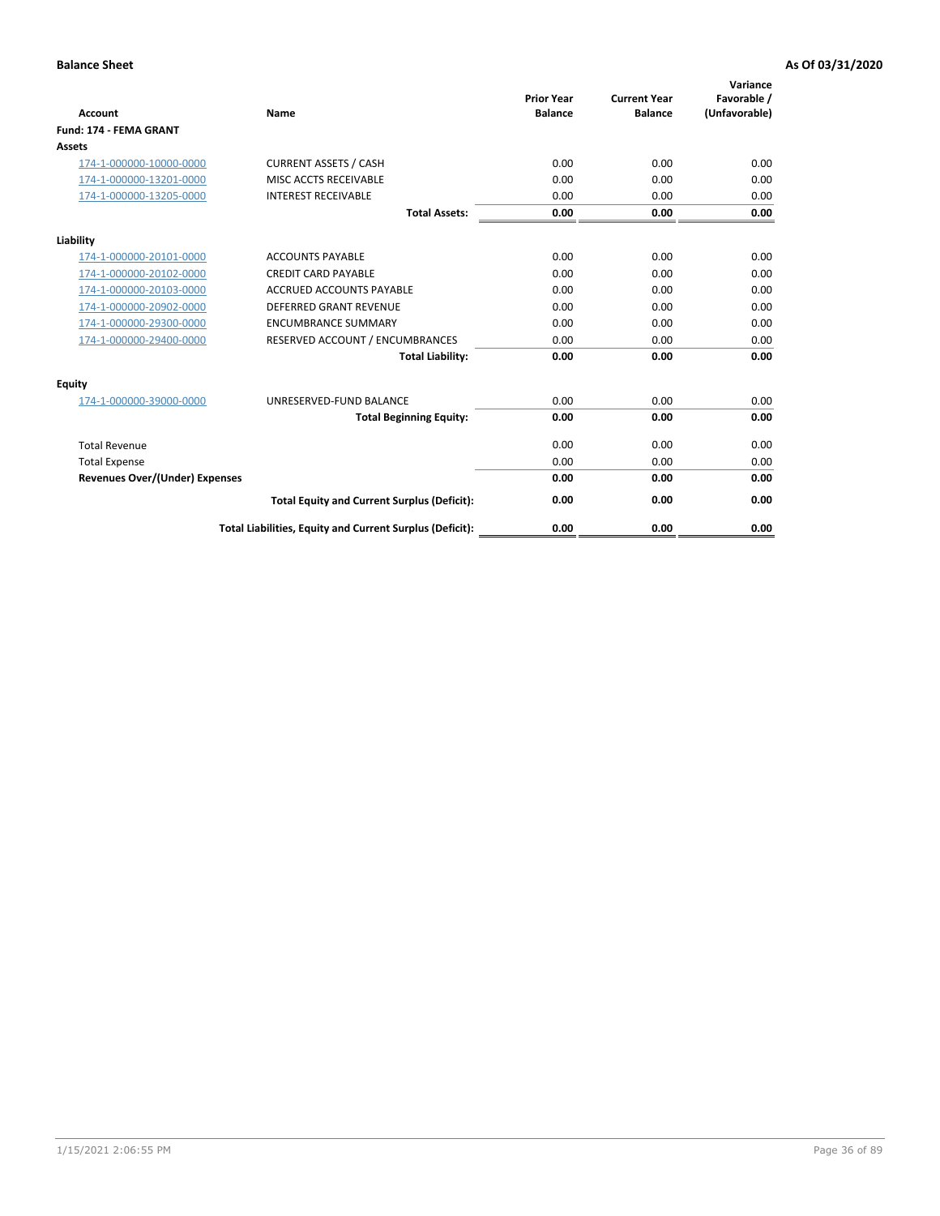**Balance Sheet** **As Of 03/31/2020**

| Account | Name | Prior Year Balance | Current Year Balance | Variance Favorable / (Unfavorable) |
|---|---|---|---|---|
| **Fund: 174 - FEMA GRANT** | | | | |
| **Assets** | | | | |
| 174-1-000000-10000-0000 | CURRENT ASSETS / CASH | 0.00 | 0.00 | 0.00 |
| 174-1-000000-13201-0000 | MISC ACCTS RECEIVABLE | 0.00 | 0.00 | 0.00 |
| 174-1-000000-13205-0000 | INTEREST RECEIVABLE | 0.00 | 0.00 | 0.00 |
| | **Total Assets:** | **0.00** | **0.00** | **0.00** |
| **Liability** | | | | |
| 174-1-000000-20101-0000 | ACCOUNTS PAYABLE | 0.00 | 0.00 | 0.00 |
| 174-1-000000-20102-0000 | CREDIT CARD PAYABLE | 0.00 | 0.00 | 0.00 |
| 174-1-000000-20103-0000 | ACCRUED ACCOUNTS PAYABLE | 0.00 | 0.00 | 0.00 |
| 174-1-000000-20902-0000 | DEFERRED GRANT REVENUE | 0.00 | 0.00 | 0.00 |
| 174-1-000000-29300-0000 | ENCUMBRANCE SUMMARY | 0.00 | 0.00 | 0.00 |
| 174-1-000000-29400-0000 | RESERVED ACCOUNT / ENCUMBRANCES | 0.00 | 0.00 | 0.00 |
| | **Total Liability:** | **0.00** | **0.00** | **0.00** |
| **Equity** | | | | |
| 174-1-000000-39000-0000 | UNRESERVED-FUND BALANCE | 0.00 | 0.00 | 0.00 |
| | **Total Beginning Equity:** | **0.00** | **0.00** | **0.00** |
| Total Revenue | | 0.00 | 0.00 | 0.00 |
| Total Expense | | 0.00 | 0.00 | 0.00 |
| **Revenues Over/(Under) Expenses** | | **0.00** | **0.00** | **0.00** |
| | **Total Equity and Current Surplus (Deficit):** | **0.00** | **0.00** | **0.00** |
| | **Total Liabilities, Equity and Current Surplus (Deficit):** | **0.00** | **0.00** | **0.00** |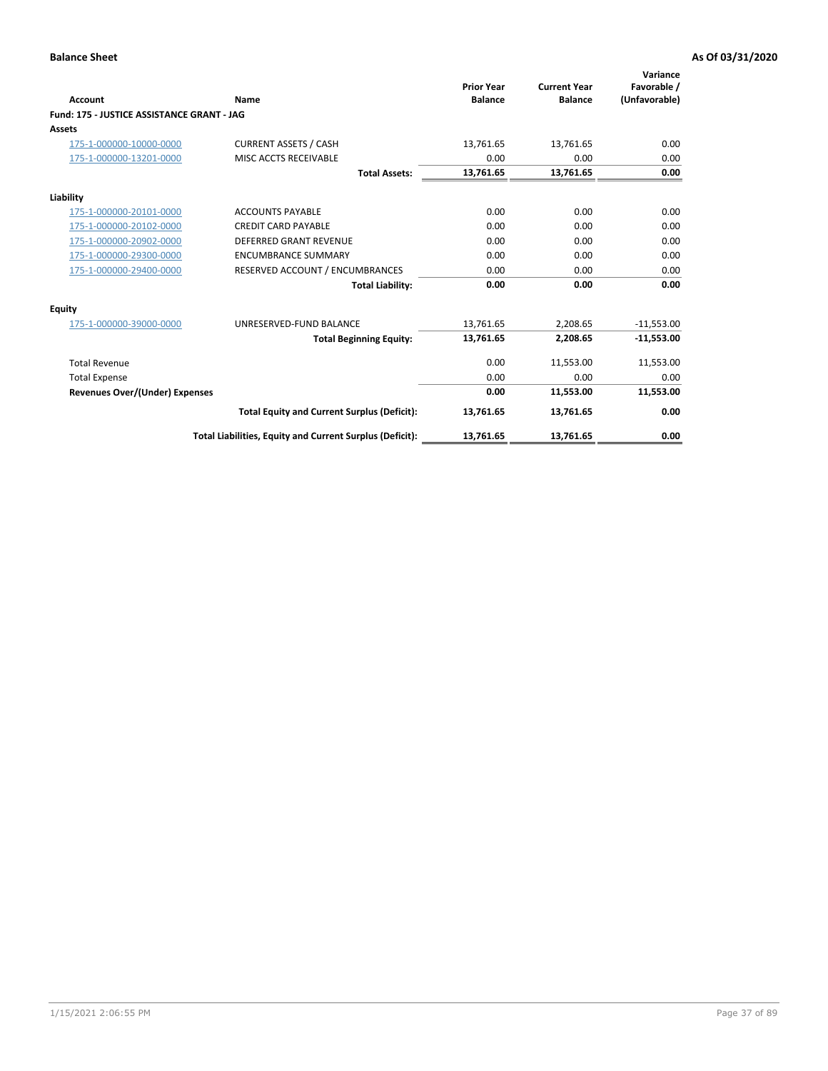**Balance Sheet** | **As Of 03/31/2020**

| Account | Name | Prior Year Balance | Current Year Balance | Variance Favorable / (Unfavorable) |
|---|---|---|---|---|
| **Fund: 175 - JUSTICE ASSISTANCE GRANT - JAG** | | | | |
| **Assets** | | | | |
| 175-1-000000-10000-0000 | CURRENT ASSETS / CASH | 13,761.65 | 13,761.65 | 0.00 |
| 175-1-000000-13201-0000 | MISC ACCTS RECEIVABLE | 0.00 | 0.00 | 0.00 |
| | **Total Assets:** | **13,761.65** | **13,761.65** | **0.00** |
| **Liability** | | | | |
| 175-1-000000-20101-0000 | ACCOUNTS PAYABLE | 0.00 | 0.00 | 0.00 |
| 175-1-000000-20102-0000 | CREDIT CARD PAYABLE | 0.00 | 0.00 | 0.00 |
| 175-1-000000-20902-0000 | DEFERRED GRANT REVENUE | 0.00 | 0.00 | 0.00 |
| 175-1-000000-29300-0000 | ENCUMBRANCE SUMMARY | 0.00 | 0.00 | 0.00 |
| 175-1-000000-29400-0000 | RESERVED ACCOUNT / ENCUMBRANCES | 0.00 | 0.00 | 0.00 |
| | **Total Liability:** | **0.00** | **0.00** | **0.00** |
| **Equity** | | | | |
| 175-1-000000-39000-0000 | UNRESERVED-FUND BALANCE | 13,761.65 | 2,208.65 | -11,553.00 |
| | **Total Beginning Equity:** | **13,761.65** | **2,208.65** | **-11,553.00** |
| Total Revenue | | 0.00 | 11,553.00 | 11,553.00 |
| Total Expense | | 0.00 | 0.00 | 0.00 |
| **Revenues Over/(Under) Expenses** | | **0.00** | **11,553.00** | **11,553.00** |
| | **Total Equity and Current Surplus (Deficit):** | **13,761.65** | **13,761.65** | **0.00** |
| | **Total Liabilities, Equity and Current Surplus (Deficit):** | **13,761.65** | **13,761.65** | **0.00** |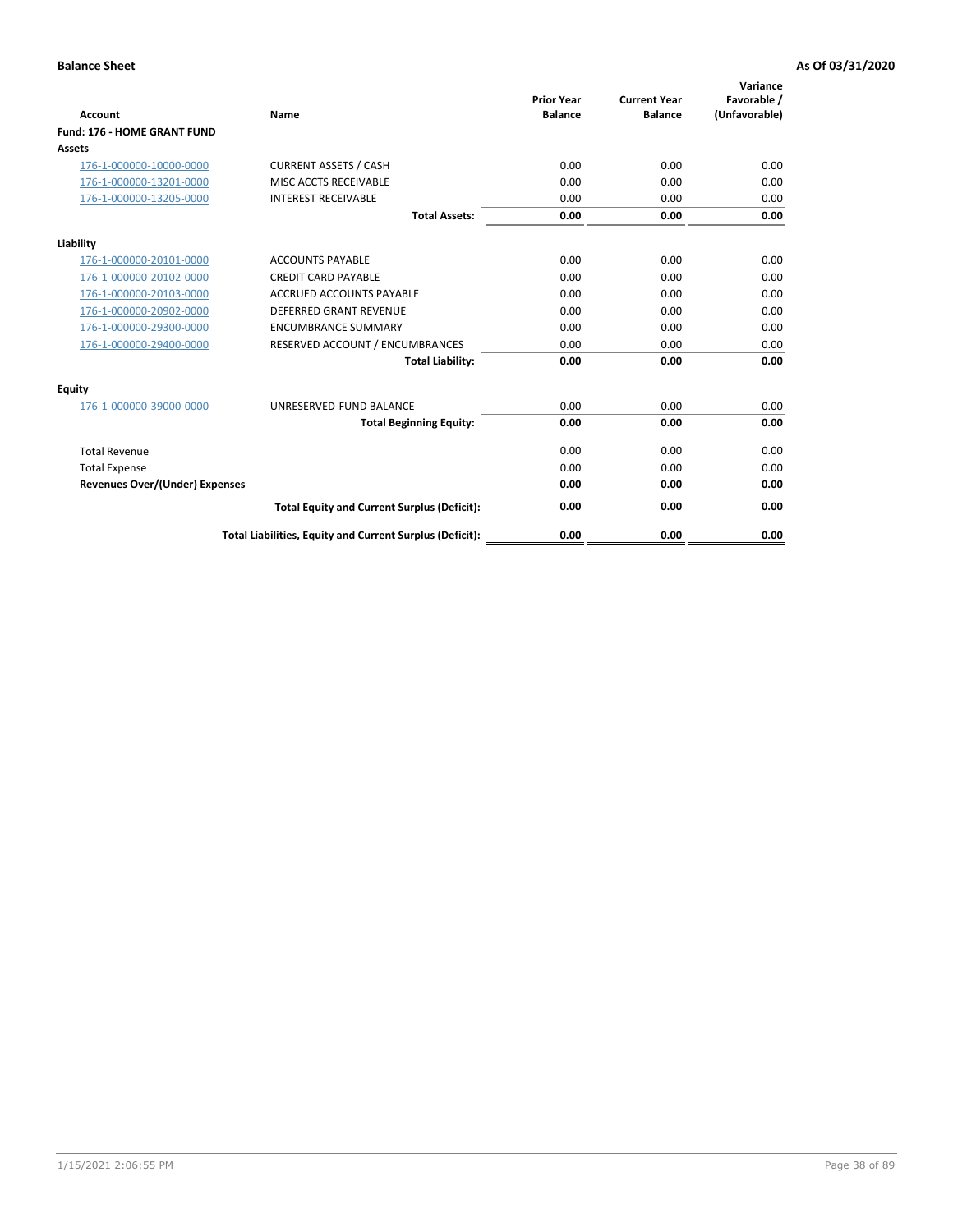**Balance Sheet** **As Of 03/31/2020**

| Account | Name | Prior Year Balance | Current Year Balance | Variance Favorable / (Unfavorable) |
|---|---|---|---|---|
| **Fund: 176 - HOME GRANT FUND** | | | | |
| **Assets** | | | | |
| 176-1-000000-10000-0000 | CURRENT ASSETS / CASH | 0.00 | 0.00 | 0.00 |
| 176-1-000000-13201-0000 | MISC ACCTS RECEIVABLE | 0.00 | 0.00 | 0.00 |
| 176-1-000000-13205-0000 | INTEREST RECEIVABLE | 0.00 | 0.00 | 0.00 |
| | **Total Assets:** | **0.00** | **0.00** | **0.00** |
| **Liability** | | | | |
| 176-1-000000-20101-0000 | ACCOUNTS PAYABLE | 0.00 | 0.00 | 0.00 |
| 176-1-000000-20102-0000 | CREDIT CARD PAYABLE | 0.00 | 0.00 | 0.00 |
| 176-1-000000-20103-0000 | ACCRUED ACCOUNTS PAYABLE | 0.00 | 0.00 | 0.00 |
| 176-1-000000-20902-0000 | DEFERRED GRANT REVENUE | 0.00 | 0.00 | 0.00 |
| 176-1-000000-29300-0000 | ENCUMBRANCE SUMMARY | 0.00 | 0.00 | 0.00 |
| 176-1-000000-29400-0000 | RESERVED ACCOUNT / ENCUMBRANCES | 0.00 | 0.00 | 0.00 |
| | **Total Liability:** | **0.00** | **0.00** | **0.00** |
| **Equity** | | | | |
| 176-1-000000-39000-0000 | UNRESERVED-FUND BALANCE | 0.00 | 0.00 | 0.00 |
| | **Total Beginning Equity:** | **0.00** | **0.00** | **0.00** |
| Total Revenue | | 0.00 | 0.00 | 0.00 |
| Total Expense | | 0.00 | 0.00 | 0.00 |
| **Revenues Over/(Under) Expenses** | | **0.00** | **0.00** | **0.00** |
| | **Total Equity and Current Surplus (Deficit):** | **0.00** | **0.00** | **0.00** |
| | **Total Liabilities, Equity and Current Surplus (Deficit):** | **0.00** | **0.00** | **0.00** |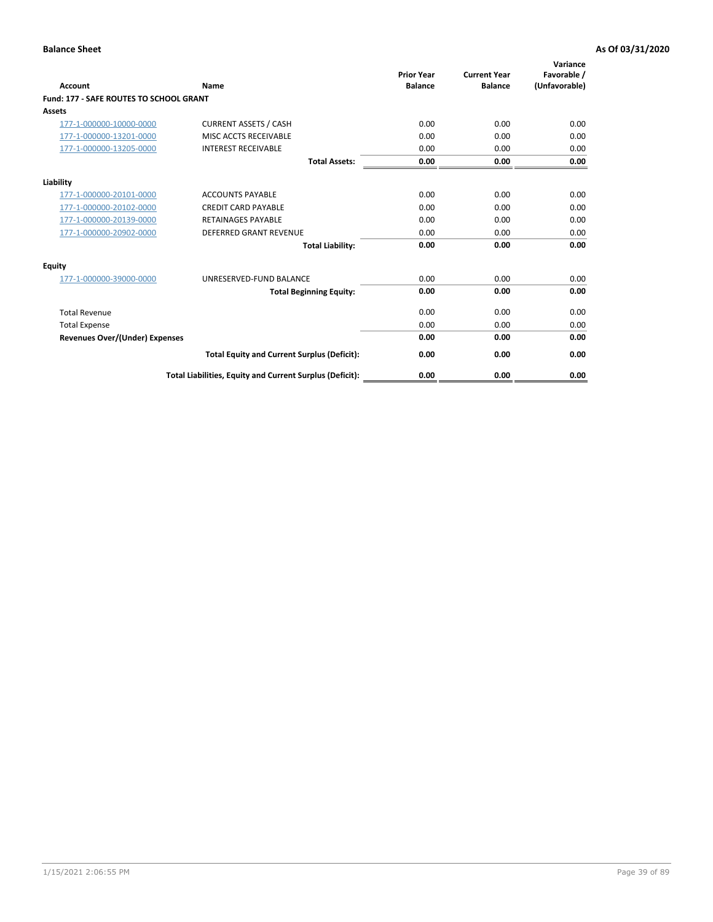**Balance Sheet** **As Of 03/31/2020**

| Account | Name | Prior Year Balance | Current Year Balance | Variance Favorable / (Unfavorable) |
|---|---|---|---|---|
| **Fund: 177 - SAFE ROUTES TO SCHOOL GRANT** | | | | |
| **Assets** | | | | |
| 177-1-000000-10000-0000 | CURRENT ASSETS / CASH | 0.00 | 0.00 | 0.00 |
| 177-1-000000-13201-0000 | MISC ACCTS RECEIVABLE | 0.00 | 0.00 | 0.00 |
| 177-1-000000-13205-0000 | INTEREST RECEIVABLE | 0.00 | 0.00 | 0.00 |
| | **Total Assets:** | **0.00** | **0.00** | **0.00** |
| **Liability** | | | | |
| 177-1-000000-20101-0000 | ACCOUNTS PAYABLE | 0.00 | 0.00 | 0.00 |
| 177-1-000000-20102-0000 | CREDIT CARD PAYABLE | 0.00 | 0.00 | 0.00 |
| 177-1-000000-20139-0000 | RETAINAGES PAYABLE | 0.00 | 0.00 | 0.00 |
| 177-1-000000-20902-0000 | DEFERRED GRANT REVENUE | 0.00 | 0.00 | 0.00 |
| | **Total Liability:** | **0.00** | **0.00** | **0.00** |
| **Equity** | | | | |
| 177-1-000000-39000-0000 | UNRESERVED-FUND BALANCE | 0.00 | 0.00 | 0.00 |
| | **Total Beginning Equity:** | **0.00** | **0.00** | **0.00** |
| Total Revenue | | 0.00 | 0.00 | 0.00 |
| Total Expense | | 0.00 | 0.00 | 0.00 |
| **Revenues Over/(Under) Expenses** | | **0.00** | **0.00** | **0.00** |
| | **Total Equity and Current Surplus (Deficit):** | **0.00** | **0.00** | **0.00** |
| | **Total Liabilities, Equity and Current Surplus (Deficit):** | **0.00** | **0.00** | **0.00** |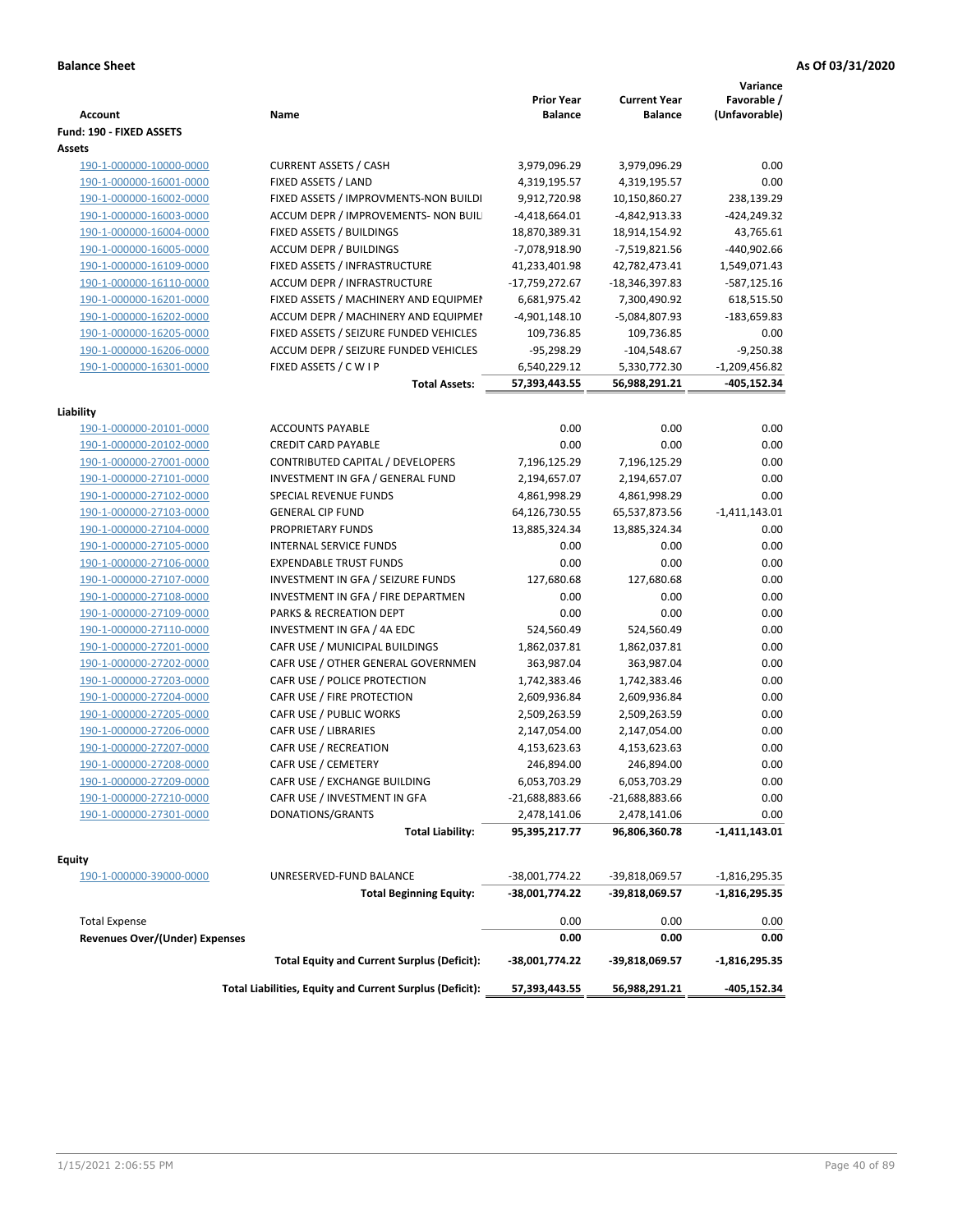**Balance Sheet** **As Of 03/31/2020**

| Account | Name | Prior Year Balance | Current Year Balance | Variance Favorable / (Unfavorable) |
|---|---|---|---|---|
| **Fund: 190 - FIXED ASSETS** | | | | |
| **Assets** | | | | |
| 190-1-000000-10000-0000 | CURRENT ASSETS / CASH | 3,979,096.29 | 3,979,096.29 | 0.00 |
| 190-1-000000-16001-0000 | FIXED ASSETS / LAND | 4,319,195.57 | 4,319,195.57 | 0.00 |
| 190-1-000000-16002-0000 | FIXED ASSETS / IMPROVMENTS-NON BUILDI | 9,912,720.98 | 10,150,860.27 | 238,139.29 |
| 190-1-000000-16003-0000 | ACCUM DEPR / IMPROVEMENTS- NON BUIL | -4,418,664.01 | -4,842,913.33 | -424,249.32 |
| 190-1-000000-16004-0000 | FIXED ASSETS / BUILDINGS | 18,870,389.31 | 18,914,154.92 | 43,765.61 |
| 190-1-000000-16005-0000 | ACCUM DEPR / BUILDINGS | -7,078,918.90 | -7,519,821.56 | -440,902.66 |
| 190-1-000000-16109-0000 | FIXED ASSETS / INFRASTRUCTURE | 41,233,401.98 | 42,782,473.41 | 1,549,071.43 |
| 190-1-000000-16110-0000 | ACCUM DEPR / INFRASTRUCTURE | -17,759,272.67 | -18,346,397.83 | -587,125.16 |
| 190-1-000000-16201-0000 | FIXED ASSETS / MACHINERY AND EQUIPMEN | 6,681,975.42 | 7,300,490.92 | 618,515.50 |
| 190-1-000000-16202-0000 | ACCUM DEPR / MACHINERY AND EQUIPMEI | -4,901,148.10 | -5,084,807.93 | -183,659.83 |
| 190-1-000000-16205-0000 | FIXED ASSETS / SEIZURE FUNDED VEHICLES | 109,736.85 | 109,736.85 | 0.00 |
| 190-1-000000-16206-0000 | ACCUM DEPR / SEIZURE FUNDED VEHICLES | -95,298.29 | -104,548.67 | -9,250.38 |
| 190-1-000000-16301-0000 | FIXED ASSETS / C W I P | 6,540,229.12 | 5,330,772.30 | -1,209,456.82 |
| | **Total Assets:** | **57,393,443.55** | **56,988,291.21** | **-405,152.34** |
| **Liability** | | | | |
| 190-1-000000-20101-0000 | ACCOUNTS PAYABLE | 0.00 | 0.00 | 0.00 |
| 190-1-000000-20102-0000 | CREDIT CARD PAYABLE | 0.00 | 0.00 | 0.00 |
| 190-1-000000-27001-0000 | CONTRIBUTED CAPITAL / DEVELOPERS | 7,196,125.29 | 7,196,125.29 | 0.00 |
| 190-1-000000-27101-0000 | INVESTMENT IN GFA / GENERAL FUND | 2,194,657.07 | 2,194,657.07 | 0.00 |
| 190-1-000000-27102-0000 | SPECIAL REVENUE FUNDS | 4,861,998.29 | 4,861,998.29 | 0.00 |
| 190-1-000000-27103-0000 | GENERAL CIP FUND | 64,126,730.55 | 65,537,873.56 | -1,411,143.01 |
| 190-1-000000-27104-0000 | PROPRIETARY FUNDS | 13,885,324.34 | 13,885,324.34 | 0.00 |
| 190-1-000000-27105-0000 | INTERNAL SERVICE FUNDS | 0.00 | 0.00 | 0.00 |
| 190-1-000000-27106-0000 | EXPENDABLE TRUST FUNDS | 0.00 | 0.00 | 0.00 |
| 190-1-000000-27107-0000 | INVESTMENT IN GFA / SEIZURE FUNDS | 127,680.68 | 127,680.68 | 0.00 |
| 190-1-000000-27108-0000 | INVESTMENT IN GFA / FIRE DEPARTMEN | 0.00 | 0.00 | 0.00 |
| 190-1-000000-27109-0000 | PARKS & RECREATION DEPT | 0.00 | 0.00 | 0.00 |
| 190-1-000000-27110-0000 | INVESTMENT IN GFA / 4A EDC | 524,560.49 | 524,560.49 | 0.00 |
| 190-1-000000-27201-0000 | CAFR USE / MUNICIPAL BUILDINGS | 1,862,037.81 | 1,862,037.81 | 0.00 |
| 190-1-000000-27202-0000 | CAFR USE / OTHER GENERAL GOVERNMEN | 363,987.04 | 363,987.04 | 0.00 |
| 190-1-000000-27203-0000 | CAFR USE / POLICE PROTECTION | 1,742,383.46 | 1,742,383.46 | 0.00 |
| 190-1-000000-27204-0000 | CAFR USE / FIRE PROTECTION | 2,609,936.84 | 2,609,936.84 | 0.00 |
| 190-1-000000-27205-0000 | CAFR USE / PUBLIC WORKS | 2,509,263.59 | 2,509,263.59 | 0.00 |
| 190-1-000000-27206-0000 | CAFR USE / LIBRARIES | 2,147,054.00 | 2,147,054.00 | 0.00 |
| 190-1-000000-27207-0000 | CAFR USE / RECREATION | 4,153,623.63 | 4,153,623.63 | 0.00 |
| 190-1-000000-27208-0000 | CAFR USE / CEMETERY | 246,894.00 | 246,894.00 | 0.00 |
| 190-1-000000-27209-0000 | CAFR USE / EXCHANGE BUILDING | 6,053,703.29 | 6,053,703.29 | 0.00 |
| 190-1-000000-27210-0000 | CAFR USE / INVESTMENT IN GFA | -21,688,883.66 | -21,688,883.66 | 0.00 |
| 190-1-000000-27301-0000 | DONATIONS/GRANTS | 2,478,141.06 | 2,478,141.06 | 0.00 |
| | **Total Liability:** | **95,395,217.77** | **96,806,360.78** | **-1,411,143.01** |
| **Equity** | | | | |
| 190-1-000000-39000-0000 | UNRESERVED-FUND BALANCE | -38,001,774.22 | -39,818,069.57 | -1,816,295.35 |
| | **Total Beginning Equity:** | **-38,001,774.22** | **-39,818,069.57** | **-1,816,295.35** |
| Total Expense | | 0.00 | 0.00 | 0.00 |
| **Revenues Over/(Under) Expenses** | | **0.00** | **0.00** | **0.00** |
| | **Total Equity and Current Surplus (Deficit):** | **-38,001,774.22** | **-39,818,069.57** | **-1,816,295.35** |
| | **Total Liabilities, Equity and Current Surplus (Deficit):** | **57,393,443.55** | **56,988,291.21** | **-405,152.34** |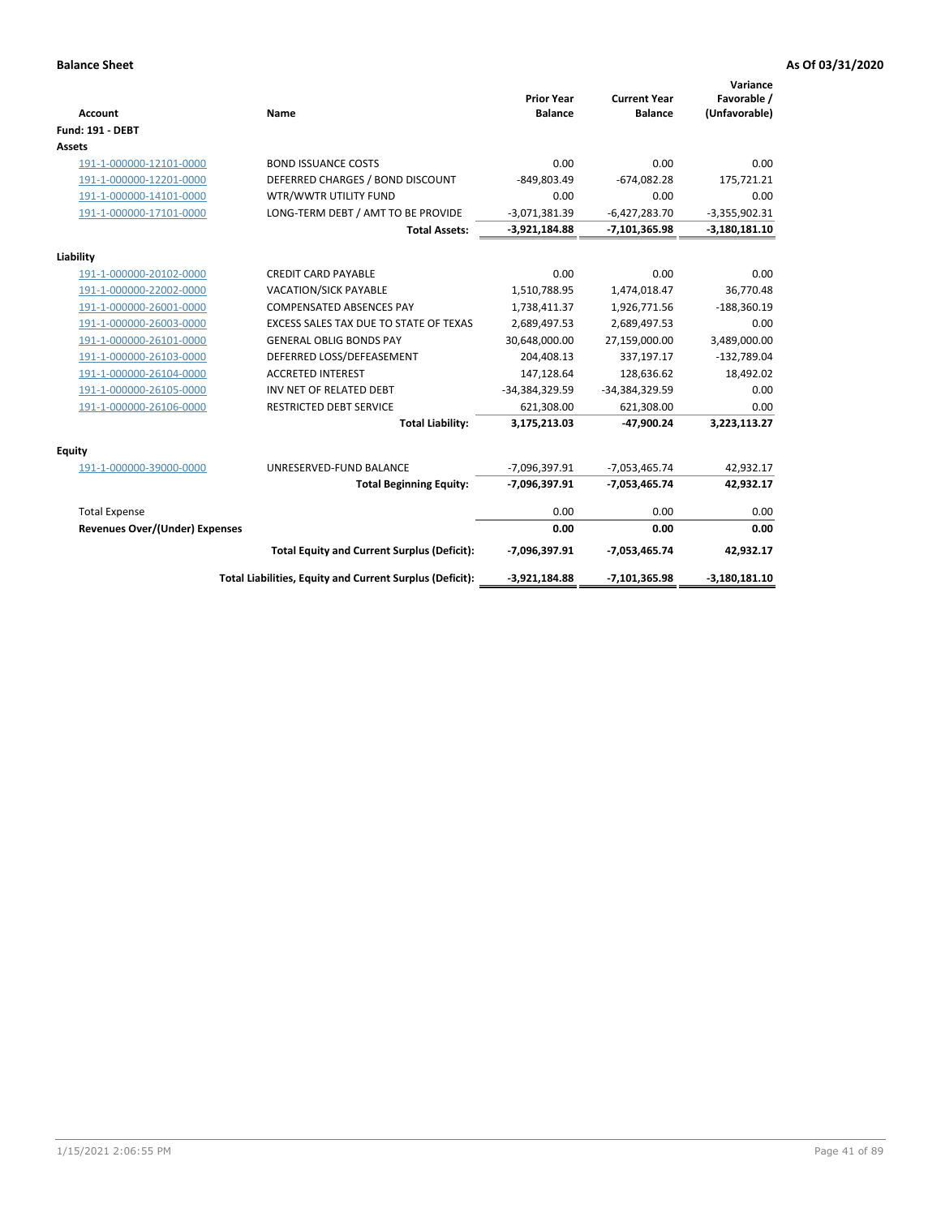**Balance Sheet** **As Of 03/31/2020**

| Account | Name | Prior Year Balance | Current Year Balance | Variance Favorable / (Unfavorable) |
|---|---|---|---|---|
| **Fund: 191 - DEBT** | | | | |
| **Assets** | | | | |
| 191-1-000000-12101-0000 | BOND ISSUANCE COSTS | 0.00 | 0.00 | 0.00 |
| 191-1-000000-12201-0000 | DEFERRED CHARGES / BOND DISCOUNT | -849,803.49 | -674,082.28 | 175,721.21 |
| 191-1-000000-14101-0000 | WTR/WWTR UTILITY FUND | 0.00 | 0.00 | 0.00 |
| 191-1-000000-17101-0000 | LONG-TERM DEBT / AMT TO BE PROVIDE | -3,071,381.39 | -6,427,283.70 | -3,355,902.31 |
| | **Total Assets:** | **-3,921,184.88** | **-7,101,365.98** | **-3,180,181.10** |
| **Liability** | | | | |
| 191-1-000000-20102-0000 | CREDIT CARD PAYABLE | 0.00 | 0.00 | 0.00 |
| 191-1-000000-22002-0000 | VACATION/SICK PAYABLE | 1,510,788.95 | 1,474,018.47 | 36,770.48 |
| 191-1-000000-26001-0000 | COMPENSATED ABSENCES PAY | 1,738,411.37 | 1,926,771.56 | -188,360.19 |
| 191-1-000000-26003-0000 | EXCESS SALES TAX DUE TO STATE OF TEXAS | 2,689,497.53 | 2,689,497.53 | 0.00 |
| 191-1-000000-26101-0000 | GENERAL OBLIG BONDS PAY | 30,648,000.00 | 27,159,000.00 | 3,489,000.00 |
| 191-1-000000-26103-0000 | DEFERRED LOSS/DEFEASEMENT | 204,408.13 | 337,197.17 | -132,789.04 |
| 191-1-000000-26104-0000 | ACCRETED INTEREST | 147,128.64 | 128,636.62 | 18,492.02 |
| 191-1-000000-26105-0000 | INV NET OF RELATED DEBT | -34,384,329.59 | -34,384,329.59 | 0.00 |
| 191-1-000000-26106-0000 | RESTRICTED DEBT SERVICE | 621,308.00 | 621,308.00 | 0.00 |
| | **Total Liability:** | **3,175,213.03** | **-47,900.24** | **3,223,113.27** |
| **Equity** | | | | |
| 191-1-000000-39000-0000 | UNRESERVED-FUND BALANCE | -7,096,397.91 | -7,053,465.74 | 42,932.17 |
| | **Total Beginning Equity:** | **-7,096,397.91** | **-7,053,465.74** | **42,932.17** |
| Total Expense | | 0.00 | 0.00 | 0.00 |
| **Revenues Over/(Under) Expenses** | | **0.00** | **0.00** | **0.00** |
| | **Total Equity and Current Surplus (Deficit):** | **-7,096,397.91** | **-7,053,465.74** | **42,932.17** |
| | **Total Liabilities, Equity and Current Surplus (Deficit):** | **-3,921,184.88** | **-7,101,365.98** | **-3,180,181.10** |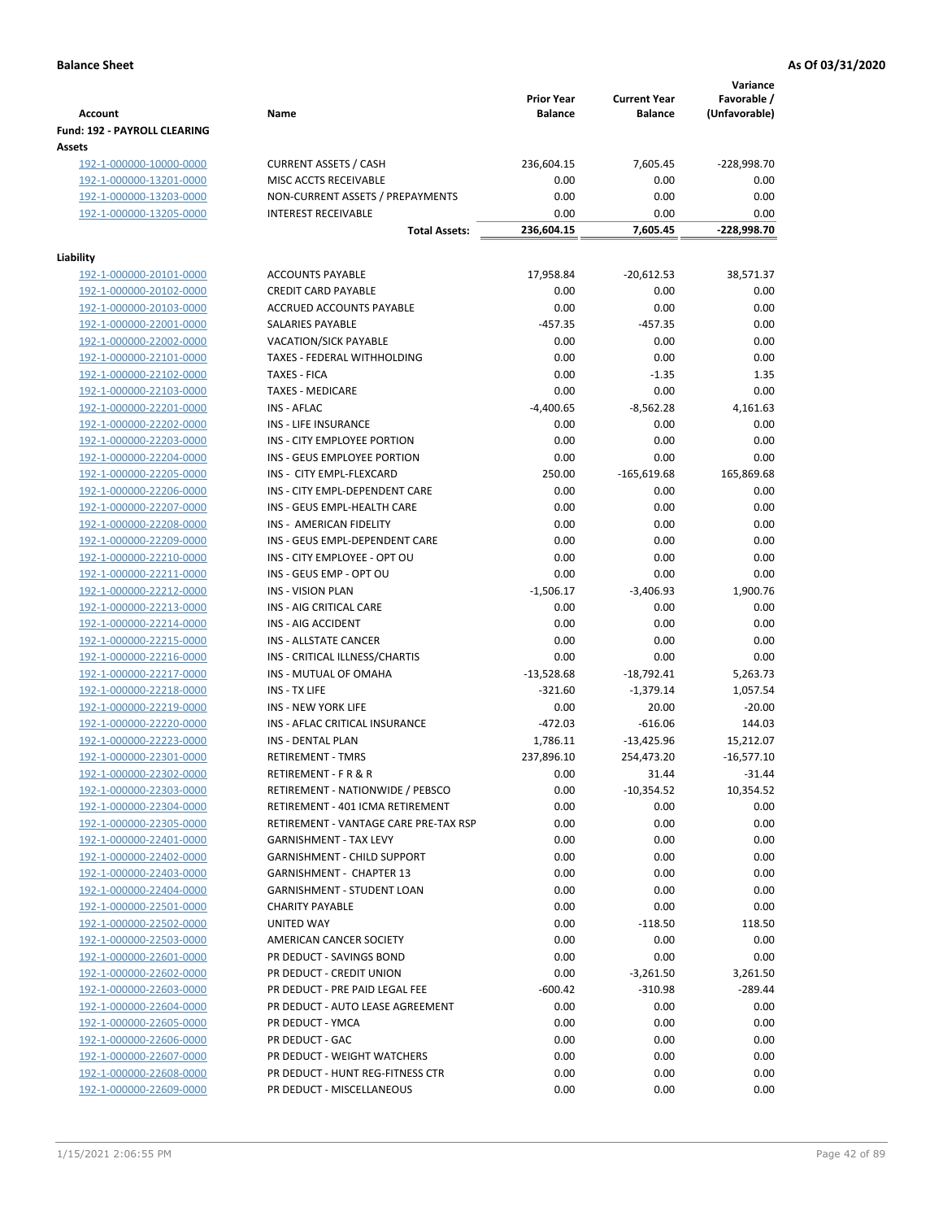**Balance Sheet** | **As Of 03/31/2020**

| Account | Name | Prior Year Balance | Current Year Balance | Variance Favorable / (Unfavorable) |
|---|---|---|---|---|
| **Fund: 192 - PAYROLL CLEARING** | | | | |
| **Assets** | | | | |
| 192-1-000000-10000-0000 | CURRENT ASSETS / CASH | 236,604.15 | 7,605.45 | -228,998.70 |
| 192-1-000000-13201-0000 | MISC ACCTS RECEIVABLE | 0.00 | 0.00 | 0.00 |
| 192-1-000000-13203-0000 | NON-CURRENT ASSETS / PREPAYMENTS | 0.00 | 0.00 | 0.00 |
| 192-1-000000-13205-0000 | INTEREST RECEIVABLE | 0.00 | 0.00 | 0.00 |
| | **Total Assets:** | **236,604.15** | **7,605.45** | **-228,998.70** |
| **Liability** | | | | |
| 192-1-000000-20101-0000 | ACCOUNTS PAYABLE | 17,958.84 | -20,612.53 | 38,571.37 |
| 192-1-000000-20102-0000 | CREDIT CARD PAYABLE | 0.00 | 0.00 | 0.00 |
| 192-1-000000-20103-0000 | ACCRUED ACCOUNTS PAYABLE | 0.00 | 0.00 | 0.00 |
| 192-1-000000-22001-0000 | SALARIES PAYABLE | -457.35 | -457.35 | 0.00 |
| 192-1-000000-22002-0000 | VACATION/SICK PAYABLE | 0.00 | 0.00 | 0.00 |
| 192-1-000000-22101-0000 | TAXES - FEDERAL WITHHOLDING | 0.00 | 0.00 | 0.00 |
| 192-1-000000-22102-0000 | TAXES - FICA | 0.00 | -1.35 | 1.35 |
| 192-1-000000-22103-0000 | TAXES - MEDICARE | 0.00 | 0.00 | 0.00 |
| 192-1-000000-22201-0000 | INS - AFLAC | -4,400.65 | -8,562.28 | 4,161.63 |
| 192-1-000000-22202-0000 | INS - LIFE INSURANCE | 0.00 | 0.00 | 0.00 |
| 192-1-000000-22203-0000 | INS - CITY EMPLOYEE PORTION | 0.00 | 0.00 | 0.00 |
| 192-1-000000-22204-0000 | INS - GEUS EMPLOYEE PORTION | 0.00 | 0.00 | 0.00 |
| 192-1-000000-22205-0000 | INS - CITY EMPL-FLEXCARD | 250.00 | -165,619.68 | 165,869.68 |
| 192-1-000000-22206-0000 | INS - CITY EMPL-DEPENDENT CARE | 0.00 | 0.00 | 0.00 |
| 192-1-000000-22207-0000 | INS - GEUS EMPL-HEALTH CARE | 0.00 | 0.00 | 0.00 |
| 192-1-000000-22208-0000 | INS - AMERICAN FIDELITY | 0.00 | 0.00 | 0.00 |
| 192-1-000000-22209-0000 | INS - GEUS EMPL-DEPENDENT CARE | 0.00 | 0.00 | 0.00 |
| 192-1-000000-22210-0000 | INS - CITY EMPLOYEE - OPT OU | 0.00 | 0.00 | 0.00 |
| 192-1-000000-22211-0000 | INS - GEUS EMP - OPT OU | 0.00 | 0.00 | 0.00 |
| 192-1-000000-22212-0000 | INS - VISION PLAN | -1,506.17 | -3,406.93 | 1,900.76 |
| 192-1-000000-22213-0000 | INS - AIG CRITICAL CARE | 0.00 | 0.00 | 0.00 |
| 192-1-000000-22214-0000 | INS - AIG ACCIDENT | 0.00 | 0.00 | 0.00 |
| 192-1-000000-22215-0000 | INS - ALLSTATE CANCER | 0.00 | 0.00 | 0.00 |
| 192-1-000000-22216-0000 | INS - CRITICAL ILLNESS/CHARTIS | 0.00 | 0.00 | 0.00 |
| 192-1-000000-22217-0000 | INS - MUTUAL OF OMAHA | -13,528.68 | -18,792.41 | 5,263.73 |
| 192-1-000000-22218-0000 | INS - TX LIFE | -321.60 | -1,379.14 | 1,057.54 |
| 192-1-000000-22219-0000 | INS - NEW YORK LIFE | 0.00 | 20.00 | -20.00 |
| 192-1-000000-22220-0000 | INS - AFLAC CRITICAL INSURANCE | -472.03 | -616.06 | 144.03 |
| 192-1-000000-22223-0000 | INS - DENTAL PLAN | 1,786.11 | -13,425.96 | 15,212.07 |
| 192-1-000000-22301-0000 | RETIREMENT - TMRS | 237,896.10 | 254,473.20 | -16,577.10 |
| 192-1-000000-22302-0000 | RETIREMENT - F R & R | 0.00 | 31.44 | -31.44 |
| 192-1-000000-22303-0000 | RETIREMENT - NATIONWIDE / PEBSCO | 0.00 | -10,354.52 | 10,354.52 |
| 192-1-000000-22304-0000 | RETIREMENT - 401 ICMA RETIREMENT | 0.00 | 0.00 | 0.00 |
| 192-1-000000-22305-0000 | RETIREMENT - VANTAGE CARE PRE-TAX RSP | 0.00 | 0.00 | 0.00 |
| 192-1-000000-22401-0000 | GARNISHMENT - TAX LEVY | 0.00 | 0.00 | 0.00 |
| 192-1-000000-22402-0000 | GARNISHMENT - CHILD SUPPORT | 0.00 | 0.00 | 0.00 |
| 192-1-000000-22403-0000 | GARNISHMENT - CHAPTER 13 | 0.00 | 0.00 | 0.00 |
| 192-1-000000-22404-0000 | GARNISHMENT - STUDENT LOAN | 0.00 | 0.00 | 0.00 |
| 192-1-000000-22501-0000 | CHARITY PAYABLE | 0.00 | 0.00 | 0.00 |
| 192-1-000000-22502-0000 | UNITED WAY | 0.00 | -118.50 | 118.50 |
| 192-1-000000-22503-0000 | AMERICAN CANCER SOCIETY | 0.00 | 0.00 | 0.00 |
| 192-1-000000-22601-0000 | PR DEDUCT - SAVINGS BOND | 0.00 | 0.00 | 0.00 |
| 192-1-000000-22602-0000 | PR DEDUCT - CREDIT UNION | 0.00 | -3,261.50 | 3,261.50 |
| 192-1-000000-22603-0000 | PR DEDUCT - PRE PAID LEGAL FEE | -600.42 | -310.98 | -289.44 |
| 192-1-000000-22604-0000 | PR DEDUCT - AUTO LEASE AGREEMENT | 0.00 | 0.00 | 0.00 |
| 192-1-000000-22605-0000 | PR DEDUCT - YMCA | 0.00 | 0.00 | 0.00 |
| 192-1-000000-22606-0000 | PR DEDUCT - GAC | 0.00 | 0.00 | 0.00 |
| 192-1-000000-22607-0000 | PR DEDUCT - WEIGHT WATCHERS | 0.00 | 0.00 | 0.00 |
| 192-1-000000-22608-0000 | PR DEDUCT - HUNT REG-FITNESS CTR | 0.00 | 0.00 | 0.00 |
| 192-1-000000-22609-0000 | PR DEDUCT - MISCELLANEOUS | 0.00 | 0.00 | 0.00 |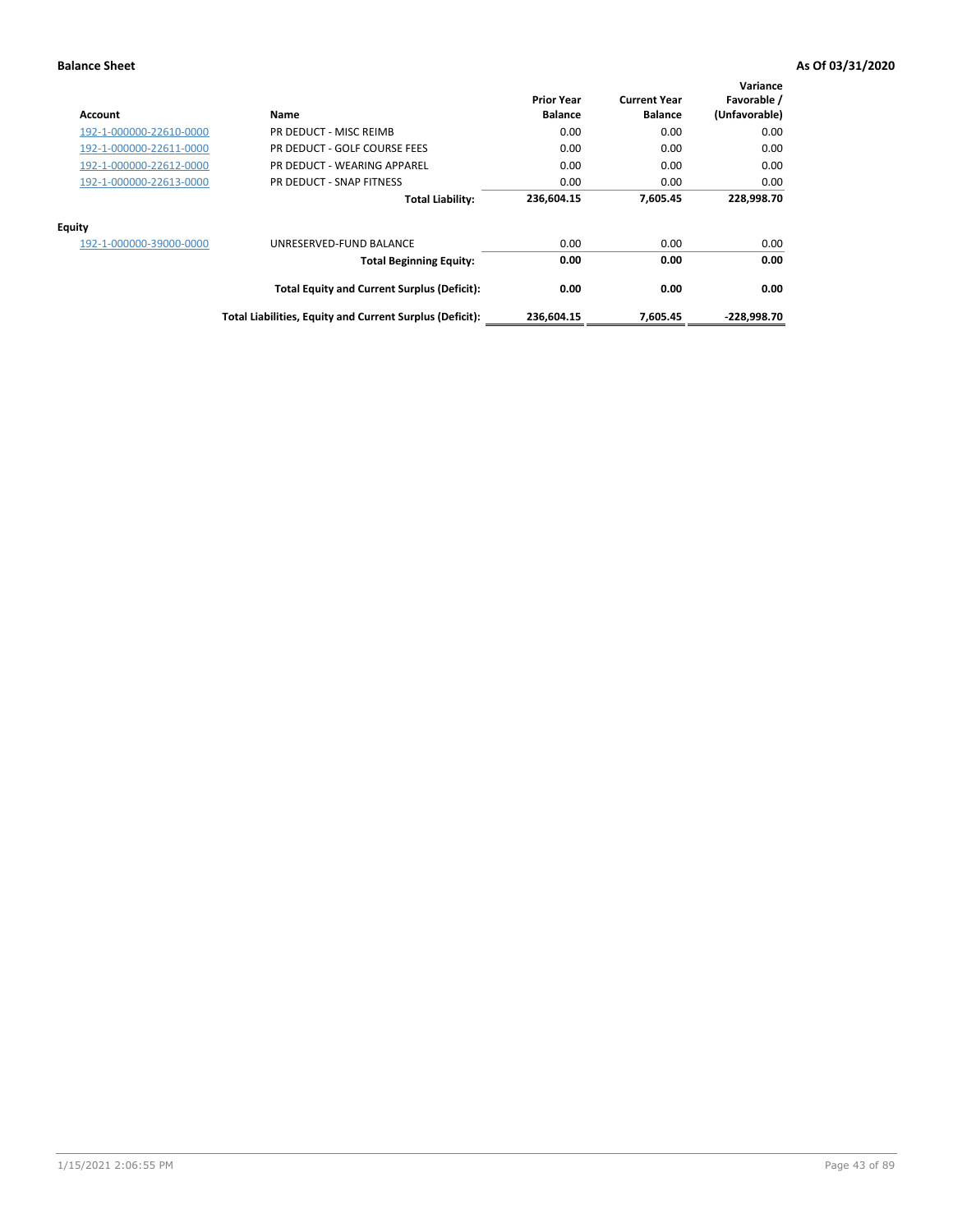**Balance Sheet** **As Of 03/31/2020**

| Account | Name | Prior Year Balance | Current Year Balance | Variance Favorable / (Unfavorable) |
|---|---|---|---|---|
| 192-1-000000-22610-0000 | PR DEDUCT - MISC REIMB | 0.00 | 0.00 | 0.00 |
| 192-1-000000-22611-0000 | PR DEDUCT - GOLF COURSE FEES | 0.00 | 0.00 | 0.00 |
| 192-1-000000-22612-0000 | PR DEDUCT - WEARING APPAREL | 0.00 | 0.00 | 0.00 |
| 192-1-000000-22613-0000 | PR DEDUCT - SNAP FITNESS | 0.00 | 0.00 | 0.00 |
| | **Total Liability:** | **236,604.15** | **7,605.45** | **228,998.70** |
| **Equity** | | | | |
| 192-1-000000-39000-0000 | UNRESERVED-FUND BALANCE | 0.00 | 0.00 | 0.00 |
| | **Total Beginning Equity:** | **0.00** | **0.00** | **0.00** |
| | **Total Equity and Current Surplus (Deficit):** | **0.00** | **0.00** | **0.00** |
| | **Total Liabilities, Equity and Current Surplus (Deficit):** | **236,604.15** | **7,605.45** | **-228,998.70** |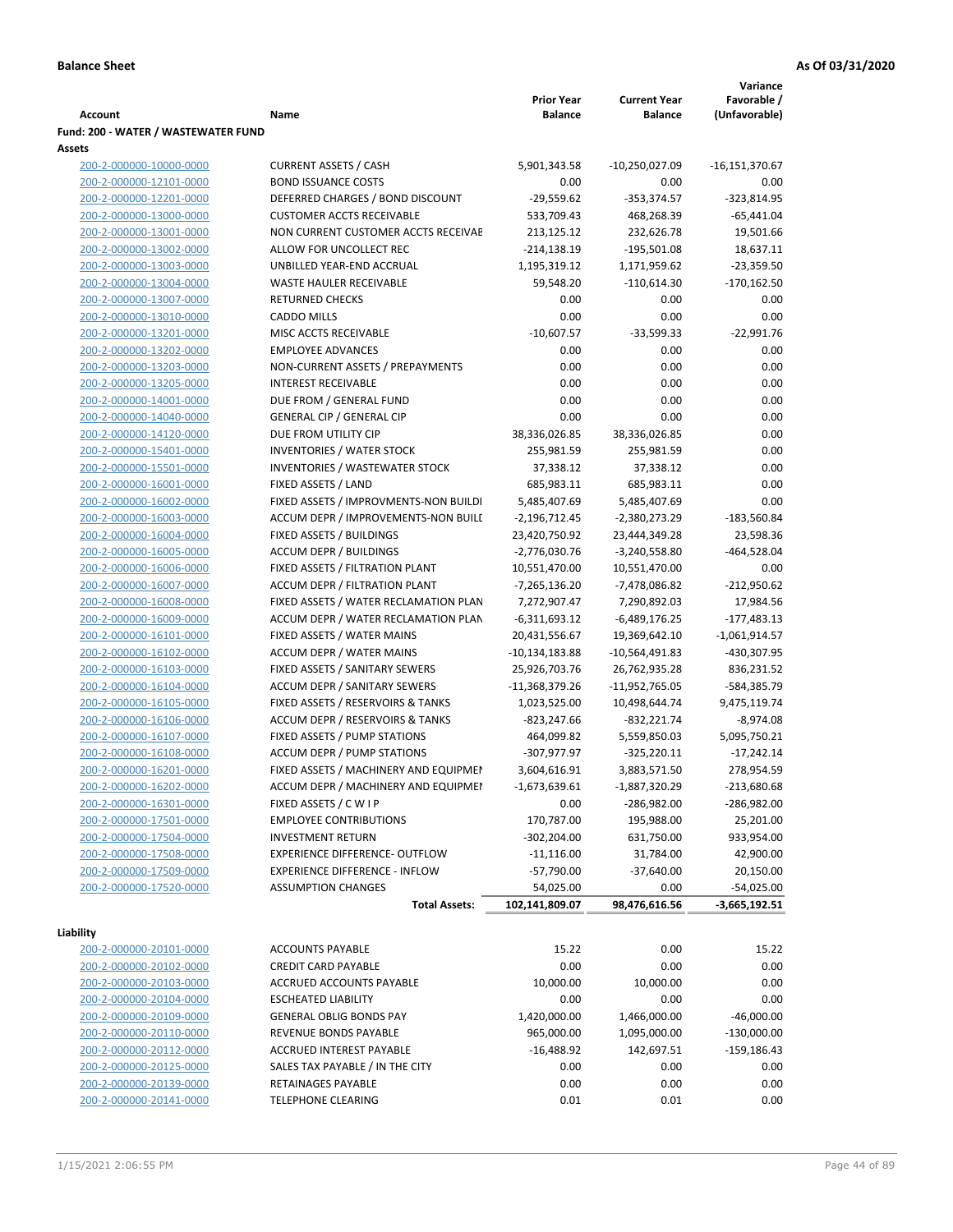**Balance Sheet** **As Of 03/31/2020**

| Account | Name | Prior Year Balance | Current Year Balance | Variance Favorable / (Unfavorable) |
|---|---|---|---|---|
| **Fund: 200 - WATER / WASTEWATER FUND** | | | | |
| **Assets** | | | | |
| 200-2-000000-10000-0000 | CURRENT ASSETS / CASH | 5,901,343.58 | -10,250,027.09 | -16,151,370.67 |
| 200-2-000000-12101-0000 | BOND ISSUANCE COSTS | 0.00 | 0.00 | 0.00 |
| 200-2-000000-12201-0000 | DEFERRED CHARGES / BOND DISCOUNT | -29,559.62 | -353,374.57 | -323,814.95 |
| 200-2-000000-13000-0000 | CUSTOMER ACCTS RECEIVABLE | 533,709.43 | 468,268.39 | -65,441.04 |
| 200-2-000000-13001-0000 | NON CURRENT CUSTOMER ACCTS RECEIVAE | 213,125.12 | 232,626.78 | 19,501.66 |
| 200-2-000000-13002-0000 | ALLOW FOR UNCOLLECT REC | -214,138.19 | -195,501.08 | 18,637.11 |
| 200-2-000000-13003-0000 | UNBILLED YEAR-END ACCRUAL | 1,195,319.12 | 1,171,959.62 | -23,359.50 |
| 200-2-000000-13004-0000 | WASTE HAULER RECEIVABLE | 59,548.20 | -110,614.30 | -170,162.50 |
| 200-2-000000-13007-0000 | RETURNED CHECKS | 0.00 | 0.00 | 0.00 |
| 200-2-000000-13010-0000 | CADDO MILLS | 0.00 | 0.00 | 0.00 |
| 200-2-000000-13201-0000 | MISC ACCTS RECEIVABLE | -10,607.57 | -33,599.33 | -22,991.76 |
| 200-2-000000-13202-0000 | EMPLOYEE ADVANCES | 0.00 | 0.00 | 0.00 |
| 200-2-000000-13203-0000 | NON-CURRENT ASSETS / PREPAYMENTS | 0.00 | 0.00 | 0.00 |
| 200-2-000000-13205-0000 | INTEREST RECEIVABLE | 0.00 | 0.00 | 0.00 |
| 200-2-000000-14001-0000 | DUE FROM / GENERAL FUND | 0.00 | 0.00 | 0.00 |
| 200-2-000000-14040-0000 | GENERAL CIP / GENERAL CIP | 0.00 | 0.00 | 0.00 |
| 200-2-000000-14120-0000 | DUE FROM UTILITY CIP | 38,336,026.85 | 38,336,026.85 | 0.00 |
| 200-2-000000-15401-0000 | INVENTORIES / WATER STOCK | 255,981.59 | 255,981.59 | 0.00 |
| 200-2-000000-15501-0000 | INVENTORIES / WASTEWATER STOCK | 37,338.12 | 37,338.12 | 0.00 |
| 200-2-000000-16001-0000 | FIXED ASSETS / LAND | 685,983.11 | 685,983.11 | 0.00 |
| 200-2-000000-16002-0000 | FIXED ASSETS / IMPROVMENTS-NON BUILDI | 5,485,407.69 | 5,485,407.69 | 0.00 |
| 200-2-000000-16003-0000 | ACCUM DEPR / IMPROVEMENTS-NON BUILI | -2,196,712.45 | -2,380,273.29 | -183,560.84 |
| 200-2-000000-16004-0000 | FIXED ASSETS / BUILDINGS | 23,420,750.92 | 23,444,349.28 | 23,598.36 |
| 200-2-000000-16005-0000 | ACCUM DEPR / BUILDINGS | -2,776,030.76 | -3,240,558.80 | -464,528.04 |
| 200-2-000000-16006-0000 | FIXED ASSETS / FILTRATION PLANT | 10,551,470.00 | 10,551,470.00 | 0.00 |
| 200-2-000000-16007-0000 | ACCUM DEPR / FILTRATION PLANT | -7,265,136.20 | -7,478,086.82 | -212,950.62 |
| 200-2-000000-16008-0000 | FIXED ASSETS / WATER RECLAMATION PLAN | 7,272,907.47 | 7,290,892.03 | 17,984.56 |
| 200-2-000000-16009-0000 | ACCUM DEPR / WATER RECLAMATION PLAN | -6,311,693.12 | -6,489,176.25 | -177,483.13 |
| 200-2-000000-16101-0000 | FIXED ASSETS / WATER MAINS | 20,431,556.67 | 19,369,642.10 | -1,061,914.57 |
| 200-2-000000-16102-0000 | ACCUM DEPR / WATER MAINS | -10,134,183.88 | -10,564,491.83 | -430,307.95 |
| 200-2-000000-16103-0000 | FIXED ASSETS / SANITARY SEWERS | 25,926,703.76 | 26,762,935.28 | 836,231.52 |
| 200-2-000000-16104-0000 | ACCUM DEPR / SANITARY SEWERS | -11,368,379.26 | -11,952,765.05 | -584,385.79 |
| 200-2-000000-16105-0000 | FIXED ASSETS / RESERVOIRS & TANKS | 1,023,525.00 | 10,498,644.74 | 9,475,119.74 |
| 200-2-000000-16106-0000 | ACCUM DEPR / RESERVOIRS & TANKS | -823,247.66 | -832,221.74 | -8,974.08 |
| 200-2-000000-16107-0000 | FIXED ASSETS / PUMP STATIONS | 464,099.82 | 5,559,850.03 | 5,095,750.21 |
| 200-2-000000-16108-0000 | ACCUM DEPR / PUMP STATIONS | -307,977.97 | -325,220.11 | -17,242.14 |
| 200-2-000000-16201-0000 | FIXED ASSETS / MACHINERY AND EQUIPMEI | 3,604,616.91 | 3,883,571.50 | 278,954.59 |
| 200-2-000000-16202-0000 | ACCUM DEPR / MACHINERY AND EQUIPMEI | -1,673,639.61 | -1,887,320.29 | -213,680.68 |
| 200-2-000000-16301-0000 | FIXED ASSETS / C W I P | 0.00 | -286,982.00 | -286,982.00 |
| 200-2-000000-17501-0000 | EMPLOYEE CONTRIBUTIONS | 170,787.00 | 195,988.00 | 25,201.00 |
| 200-2-000000-17504-0000 | INVESTMENT RETURN | -302,204.00 | 631,750.00 | 933,954.00 |
| 200-2-000000-17508-0000 | EXPERIENCE DIFFERENCE- OUTFLOW | -11,116.00 | 31,784.00 | 42,900.00 |
| 200-2-000000-17509-0000 | EXPERIENCE DIFFERENCE - INFLOW | -57,790.00 | -37,640.00 | 20,150.00 |
| 200-2-000000-17520-0000 | ASSUMPTION CHANGES | 54,025.00 | 0.00 | -54,025.00 |
| | **Total Assets:** | **102,141,809.07** | **98,476,616.56** | **-3,665,192.51** |
| **Liability** | | | | |
| 200-2-000000-20101-0000 | ACCOUNTS PAYABLE | 15.22 | 0.00 | 15.22 |
| 200-2-000000-20102-0000 | CREDIT CARD PAYABLE | 0.00 | 0.00 | 0.00 |
| 200-2-000000-20103-0000 | ACCRUED ACCOUNTS PAYABLE | 10,000.00 | 10,000.00 | 0.00 |
| 200-2-000000-20104-0000 | ESCHEATED LIABILITY | 0.00 | 0.00 | 0.00 |
| 200-2-000000-20109-0000 | GENERAL OBLIG BONDS PAY | 1,420,000.00 | 1,466,000.00 | -46,000.00 |
| 200-2-000000-20110-0000 | REVENUE BONDS PAYABLE | 965,000.00 | 1,095,000.00 | -130,000.00 |
| 200-2-000000-20112-0000 | ACCRUED INTEREST PAYABLE | -16,488.92 | 142,697.51 | -159,186.43 |
| 200-2-000000-20125-0000 | SALES TAX PAYABLE / IN THE CITY | 0.00 | 0.00 | 0.00 |
| 200-2-000000-20139-0000 | RETAINAGES PAYABLE | 0.00 | 0.00 | 0.00 |
| 200-2-000000-20141-0000 | TELEPHONE CLEARING | 0.01 | 0.01 | 0.00 |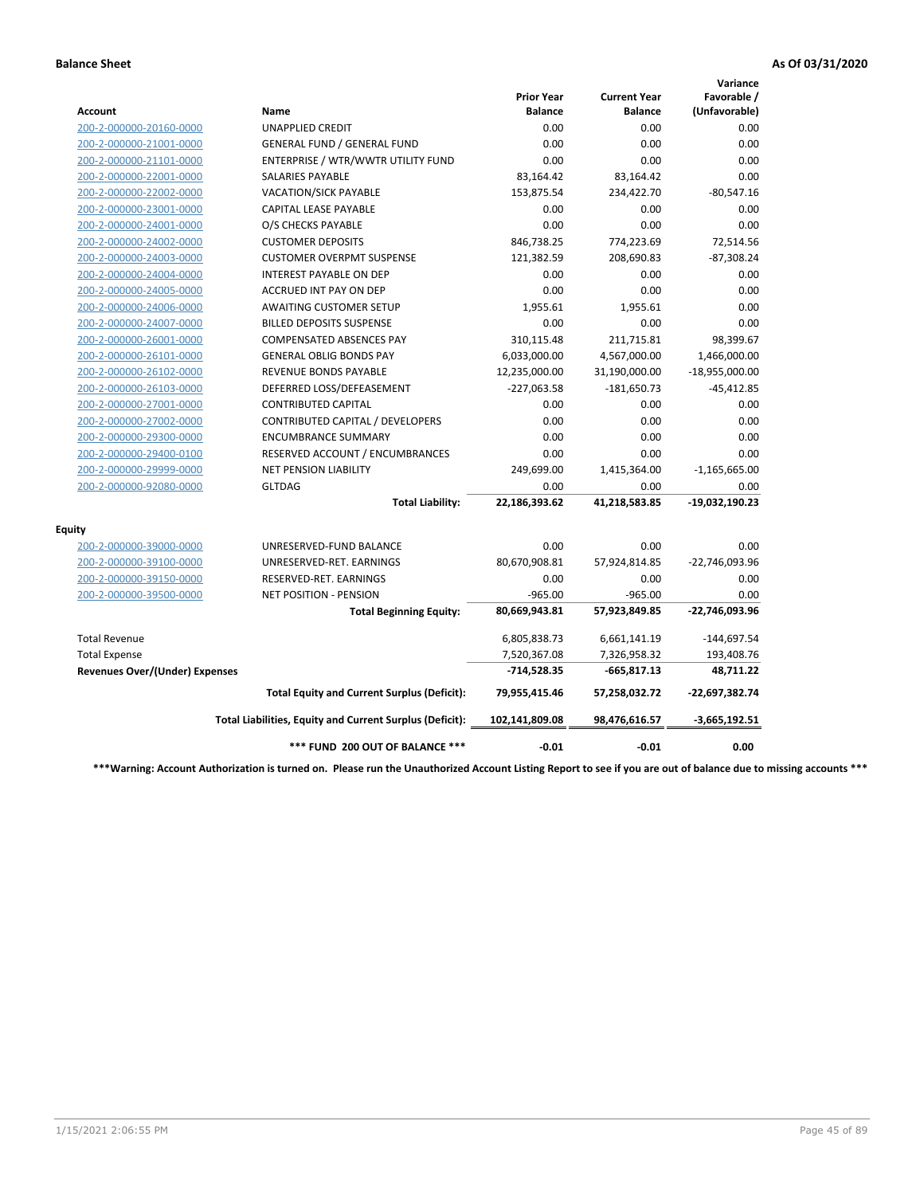**Balance Sheet** **As Of 03/31/2020**

| Account | Name | Prior Year Balance | Current Year Balance | Variance Favorable / (Unfavorable) |
|---|---|---|---|---|
| 200-2-000000-20160-0000 | UNAPPLIED CREDIT | 0.00 | 0.00 | 0.00 |
| 200-2-000000-21001-0000 | GENERAL FUND / GENERAL FUND | 0.00 | 0.00 | 0.00 |
| 200-2-000000-21101-0000 | ENTERPRISE / WTR/WWTR UTILITY FUND | 0.00 | 0.00 | 0.00 |
| 200-2-000000-22001-0000 | SALARIES PAYABLE | 83,164.42 | 83,164.42 | 0.00 |
| 200-2-000000-22002-0000 | VACATION/SICK PAYABLE | 153,875.54 | 234,422.70 | -80,547.16 |
| 200-2-000000-23001-0000 | CAPITAL LEASE PAYABLE | 0.00 | 0.00 | 0.00 |
| 200-2-000000-24001-0000 | O/S CHECKS PAYABLE | 0.00 | 0.00 | 0.00 |
| 200-2-000000-24002-0000 | CUSTOMER DEPOSITS | 846,738.25 | 774,223.69 | 72,514.56 |
| 200-2-000000-24003-0000 | CUSTOMER OVERPMT SUSPENSE | 121,382.59 | 208,690.83 | -87,308.24 |
| 200-2-000000-24004-0000 | INTEREST PAYABLE ON DEP | 0.00 | 0.00 | 0.00 |
| 200-2-000000-24005-0000 | ACCRUED INT PAY ON DEP | 0.00 | 0.00 | 0.00 |
| 200-2-000000-24006-0000 | AWAITING CUSTOMER SETUP | 1,955.61 | 1,955.61 | 0.00 |
| 200-2-000000-24007-0000 | BILLED DEPOSITS SUSPENSE | 0.00 | 0.00 | 0.00 |
| 200-2-000000-26001-0000 | COMPENSATED ABSENCES PAY | 310,115.48 | 211,715.81 | 98,399.67 |
| 200-2-000000-26101-0000 | GENERAL OBLIG BONDS PAY | 6,033,000.00 | 4,567,000.00 | 1,466,000.00 |
| 200-2-000000-26102-0000 | REVENUE BONDS PAYABLE | 12,235,000.00 | 31,190,000.00 | -18,955,000.00 |
| 200-2-000000-26103-0000 | DEFERRED LOSS/DEFEASEMENT | -227,063.58 | -181,650.73 | -45,412.85 |
| 200-2-000000-27001-0000 | CONTRIBUTED CAPITAL | 0.00 | 0.00 | 0.00 |
| 200-2-000000-27002-0000 | CONTRIBUTED CAPITAL / DEVELOPERS | 0.00 | 0.00 | 0.00 |
| 200-2-000000-29300-0000 | ENCUMBRANCE SUMMARY | 0.00 | 0.00 | 0.00 |
| 200-2-000000-29400-0100 | RESERVED ACCOUNT / ENCUMBRANCES | 0.00 | 0.00 | 0.00 |
| 200-2-000000-29999-0000 | NET PENSION LIABILITY | 249,699.00 | 1,415,364.00 | -1,165,665.00 |
| 200-2-000000-92080-0000 | GLTDAG | 0.00 | 0.00 | 0.00 |
| | **Total Liability:** | **22,186,393.62** | **41,218,583.85** | **-19,032,190.23** |
| **Equity** | | | | |
| 200-2-000000-39000-0000 | UNRESERVED-FUND BALANCE | 0.00 | 0.00 | 0.00 |
| 200-2-000000-39100-0000 | UNRESERVED-RET. EARNINGS | 80,670,908.81 | 57,924,814.85 | -22,746,093.96 |
| 200-2-000000-39150-0000 | RESERVED-RET. EARNINGS | 0.00 | 0.00 | 0.00 |
| 200-2-000000-39500-0000 | NET POSITION - PENSION | -965.00 | -965.00 | 0.00 |
| | **Total Beginning Equity:** | **80,669,943.81** | **57,923,849.85** | **-22,746,093.96** |
| Total Revenue | | 6,805,838.73 | 6,661,141.19 | -144,697.54 |
| Total Expense | | 7,520,367.08 | 7,326,958.32 | 193,408.76 |
| **Revenues Over/(Under) Expenses** | | **-714,528.35** | **-665,817.13** | **48,711.22** |
| | **Total Equity and Current Surplus (Deficit):** | **79,955,415.46** | **57,258,032.72** | **-22,697,382.74** |
| | **Total Liabilities, Equity and Current Surplus (Deficit):** | **102,141,809.08** | **98,476,616.57** | **-3,665,192.51** |
| | ***** FUND 200 OUT OF BALANCE ***** | **-0.01** | **-0.01** | **0.00** |

*****Warning: Account Authorization is turned on. Please run the Unauthorized Account Listing Report to see if you are out of balance due to missing accounts *****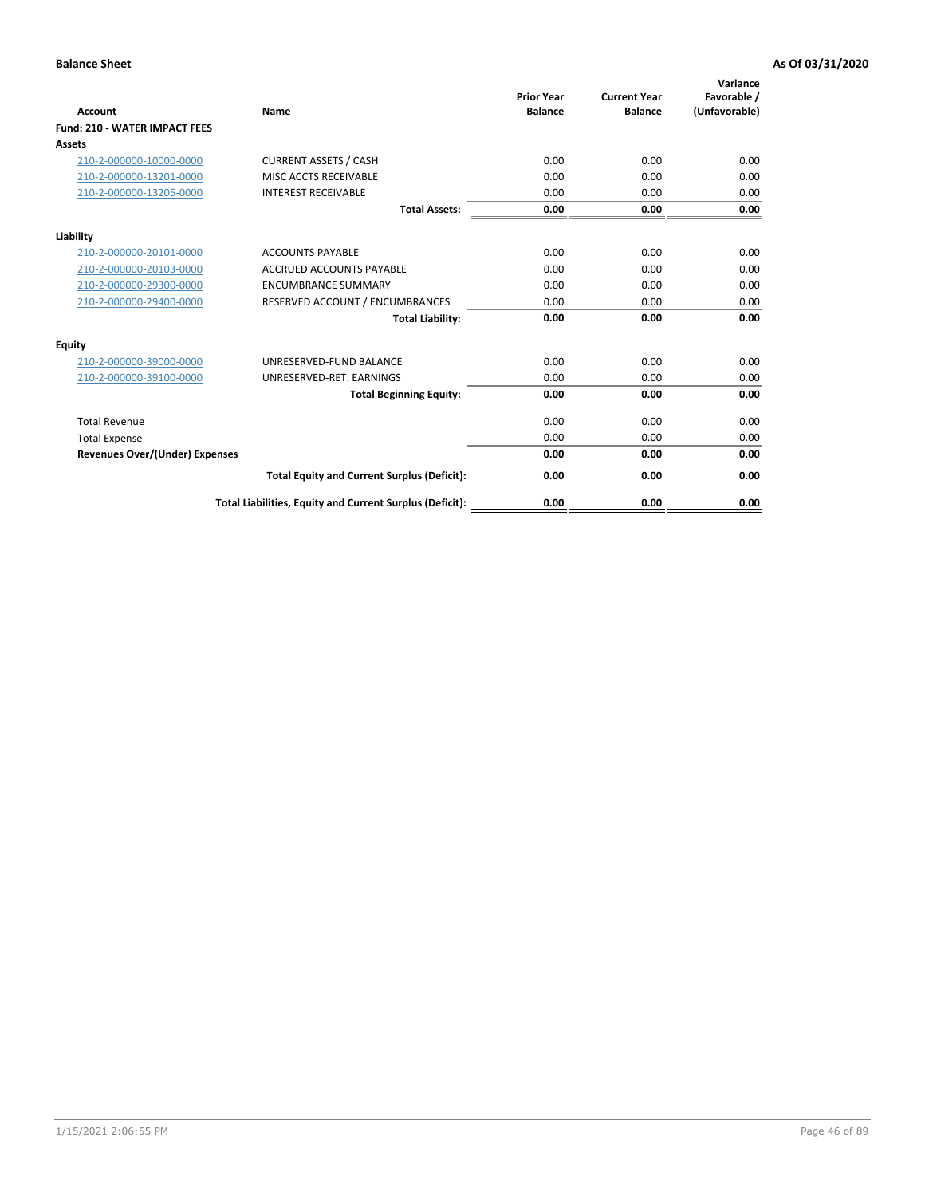**Balance Sheet** — As Of 03/31/2020

| Account | Name | Prior Year Balance | Current Year Balance | Variance Favorable / (Unfavorable) |
|---|---|---|---|---|
| **Fund: 210 - WATER IMPACT FEES** | | | | |
| **Assets** | | | | |
| 210-2-000000-10000-0000 | CURRENT ASSETS / CASH | 0.00 | 0.00 | 0.00 |
| 210-2-000000-13201-0000 | MISC ACCTS RECEIVABLE | 0.00 | 0.00 | 0.00 |
| 210-2-000000-13205-0000 | INTEREST RECEIVABLE | 0.00 | 0.00 | 0.00 |
| | **Total Assets:** | **0.00** | **0.00** | **0.00** |
| **Liability** | | | | |
| 210-2-000000-20101-0000 | ACCOUNTS PAYABLE | 0.00 | 0.00 | 0.00 |
| 210-2-000000-20103-0000 | ACCRUED ACCOUNTS PAYABLE | 0.00 | 0.00 | 0.00 |
| 210-2-000000-29300-0000 | ENCUMBRANCE SUMMARY | 0.00 | 0.00 | 0.00 |
| 210-2-000000-29400-0000 | RESERVED ACCOUNT / ENCUMBRANCES | 0.00 | 0.00 | 0.00 |
| | **Total Liability:** | **0.00** | **0.00** | **0.00** |
| **Equity** | | | | |
| 210-2-000000-39000-0000 | UNRESERVED-FUND BALANCE | 0.00 | 0.00 | 0.00 |
| 210-2-000000-39100-0000 | UNRESERVED-RET. EARNINGS | 0.00 | 0.00 | 0.00 |
| | **Total Beginning Equity:** | **0.00** | **0.00** | **0.00** |
| Total Revenue | | 0.00 | 0.00 | 0.00 |
| Total Expense | | 0.00 | 0.00 | 0.00 |
| **Revenues Over/(Under) Expenses** | | **0.00** | **0.00** | **0.00** |
| | **Total Equity and Current Surplus (Deficit):** | **0.00** | **0.00** | **0.00** |
| | **Total Liabilities, Equity and Current Surplus (Deficit):** | **0.00** | **0.00** | **0.00** |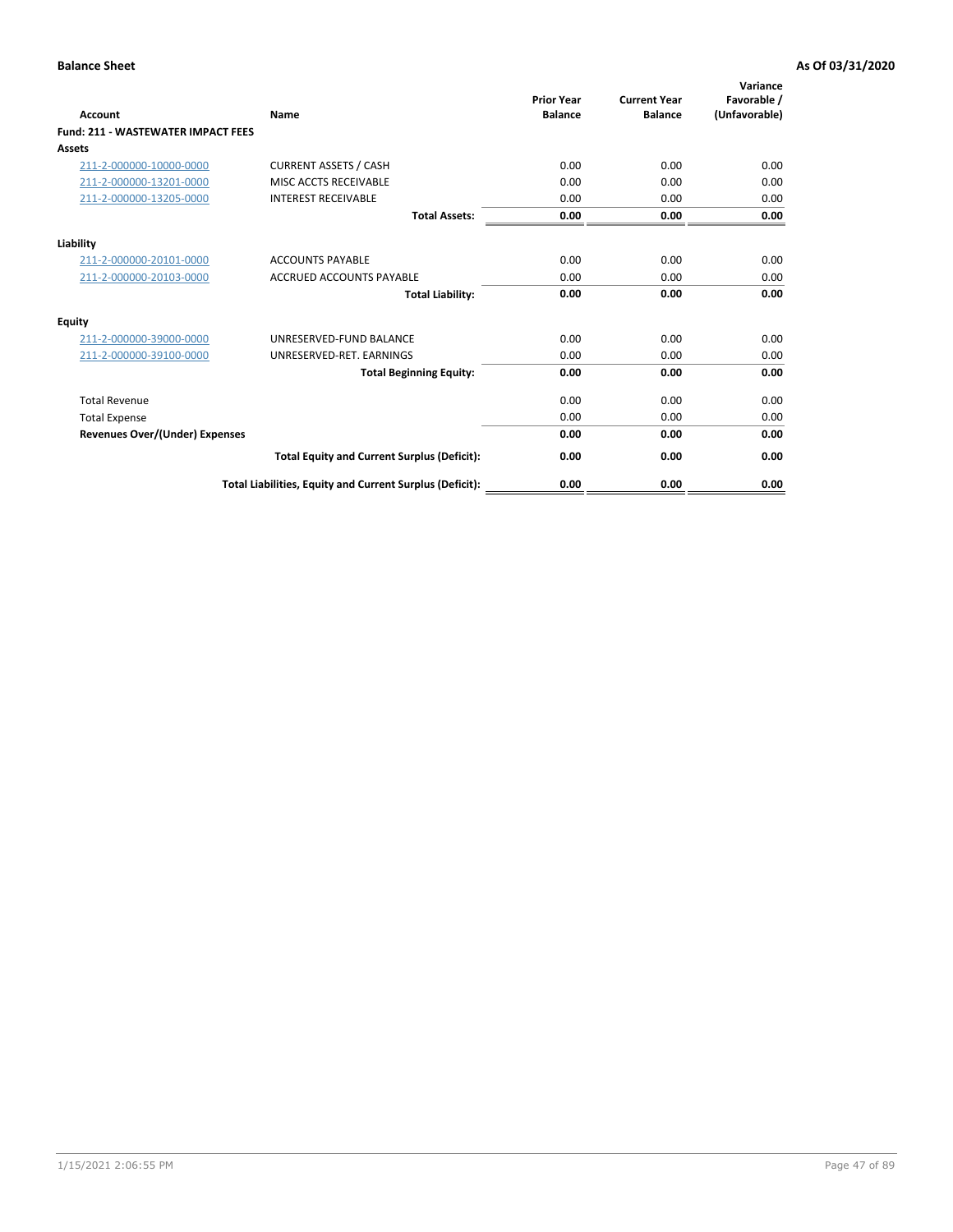**Balance Sheet** | **As Of 03/31/2020**

| Account | Name | Prior Year Balance | Current Year Balance | Variance Favorable / (Unfavorable) |
|---|---|---|---|---|
| **Fund: 211 - WASTEWATER IMPACT FEES** | | | | |
| **Assets** | | | | |
| 211-2-000000-10000-0000 | CURRENT ASSETS / CASH | 0.00 | 0.00 | 0.00 |
| 211-2-000000-13201-0000 | MISC ACCTS RECEIVABLE | 0.00 | 0.00 | 0.00 |
| 211-2-000000-13205-0000 | INTEREST RECEIVABLE | 0.00 | 0.00 | 0.00 |
| | **Total Assets:** | **0.00** | **0.00** | **0.00** |
| **Liability** | | | | |
| 211-2-000000-20101-0000 | ACCOUNTS PAYABLE | 0.00 | 0.00 | 0.00 |
| 211-2-000000-20103-0000 | ACCRUED ACCOUNTS PAYABLE | 0.00 | 0.00 | 0.00 |
| | **Total Liability:** | **0.00** | **0.00** | **0.00** |
| **Equity** | | | | |
| 211-2-000000-39000-0000 | UNRESERVED-FUND BALANCE | 0.00 | 0.00 | 0.00 |
| 211-2-000000-39100-0000 | UNRESERVED-RET. EARNINGS | 0.00 | 0.00 | 0.00 |
| | **Total Beginning Equity:** | **0.00** | **0.00** | **0.00** |
| Total Revenue | | 0.00 | 0.00 | 0.00 |
| Total Expense | | 0.00 | 0.00 | 0.00 |
| **Revenues Over/(Under) Expenses** | | **0.00** | **0.00** | **0.00** |
| | **Total Equity and Current Surplus (Deficit):** | **0.00** | **0.00** | **0.00** |
| | **Total Liabilities, Equity and Current Surplus (Deficit):** | **0.00** | **0.00** | **0.00** |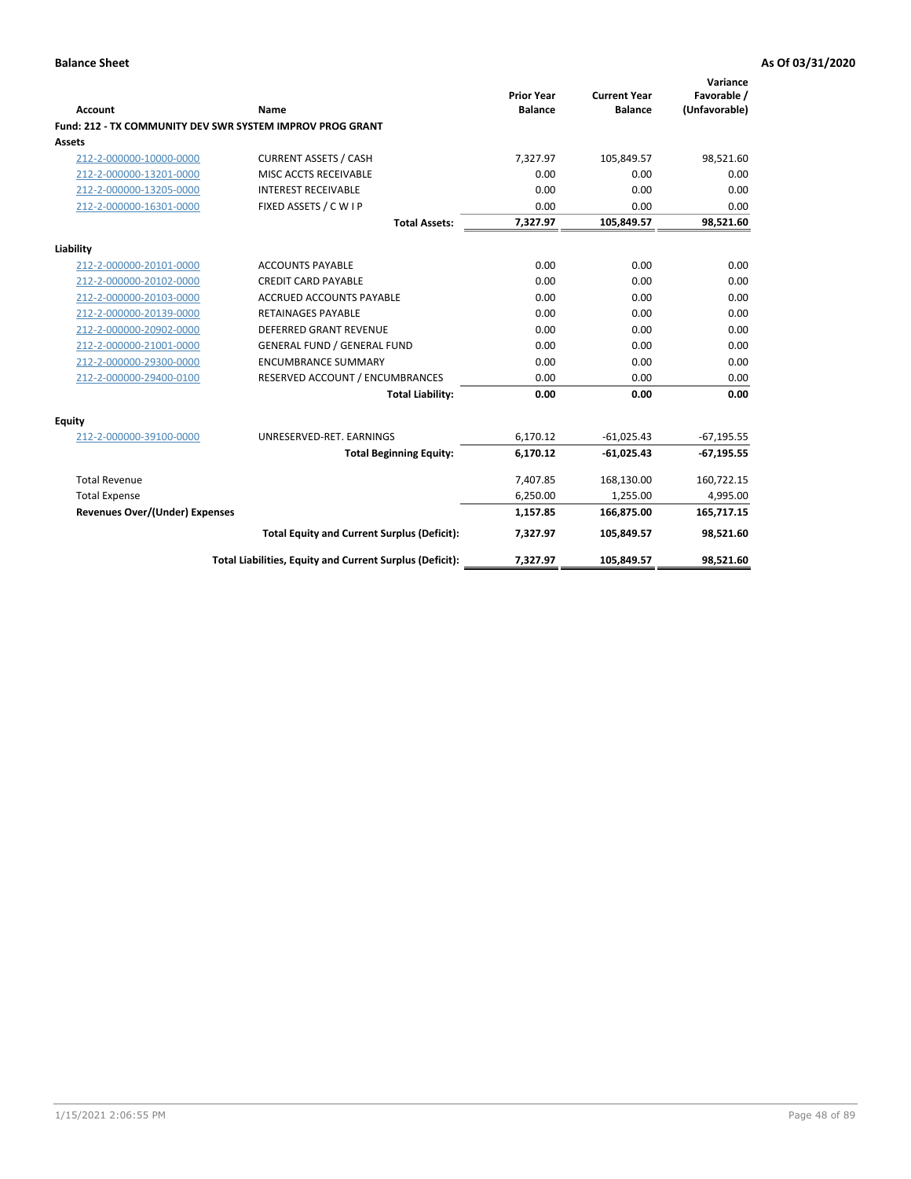**Balance Sheet** | **As Of 03/31/2020**

| Account | Name | Prior Year Balance | Current Year Balance | Variance Favorable / (Unfavorable) |
|---|---|---|---|---|
| **Fund: 212 - TX COMMUNITY DEV SWR SYSTEM IMPROV PROG GRANT** | | | | |
| **Assets** | | | | |
| 212-2-000000-10000-0000 | CURRENT ASSETS / CASH | 7,327.97 | 105,849.57 | 98,521.60 |
| 212-2-000000-13201-0000 | MISC ACCTS RECEIVABLE | 0.00 | 0.00 | 0.00 |
| 212-2-000000-13205-0000 | INTEREST RECEIVABLE | 0.00 | 0.00 | 0.00 |
| 212-2-000000-16301-0000 | FIXED ASSETS / C W I P | 0.00 | 0.00 | 0.00 |
| | **Total Assets:** | **7,327.97** | **105,849.57** | **98,521.60** |
| **Liability** | | | | |
| 212-2-000000-20101-0000 | ACCOUNTS PAYABLE | 0.00 | 0.00 | 0.00 |
| 212-2-000000-20102-0000 | CREDIT CARD PAYABLE | 0.00 | 0.00 | 0.00 |
| 212-2-000000-20103-0000 | ACCRUED ACCOUNTS PAYABLE | 0.00 | 0.00 | 0.00 |
| 212-2-000000-20139-0000 | RETAINAGES PAYABLE | 0.00 | 0.00 | 0.00 |
| 212-2-000000-20902-0000 | DEFERRED GRANT REVENUE | 0.00 | 0.00 | 0.00 |
| 212-2-000000-21001-0000 | GENERAL FUND / GENERAL FUND | 0.00 | 0.00 | 0.00 |
| 212-2-000000-29300-0000 | ENCUMBRANCE SUMMARY | 0.00 | 0.00 | 0.00 |
| 212-2-000000-29400-0100 | RESERVED ACCOUNT / ENCUMBRANCES | 0.00 | 0.00 | 0.00 |
| | **Total Liability:** | **0.00** | **0.00** | **0.00** |
| **Equity** | | | | |
| 212-2-000000-39100-0000 | UNRESERVED-RET. EARNINGS | 6,170.12 | -61,025.43 | -67,195.55 |
| | **Total Beginning Equity:** | **6,170.12** | **-61,025.43** | **-67,195.55** |
| Total Revenue | | 7,407.85 | 168,130.00 | 160,722.15 |
| Total Expense | | 6,250.00 | 1,255.00 | 4,995.00 |
| **Revenues Over/(Under) Expenses** | | **1,157.85** | **166,875.00** | **165,717.15** |
| | **Total Equity and Current Surplus (Deficit):** | **7,327.97** | **105,849.57** | **98,521.60** |
| | **Total Liabilities, Equity and Current Surplus (Deficit):** | **7,327.97** | **105,849.57** | **98,521.60** |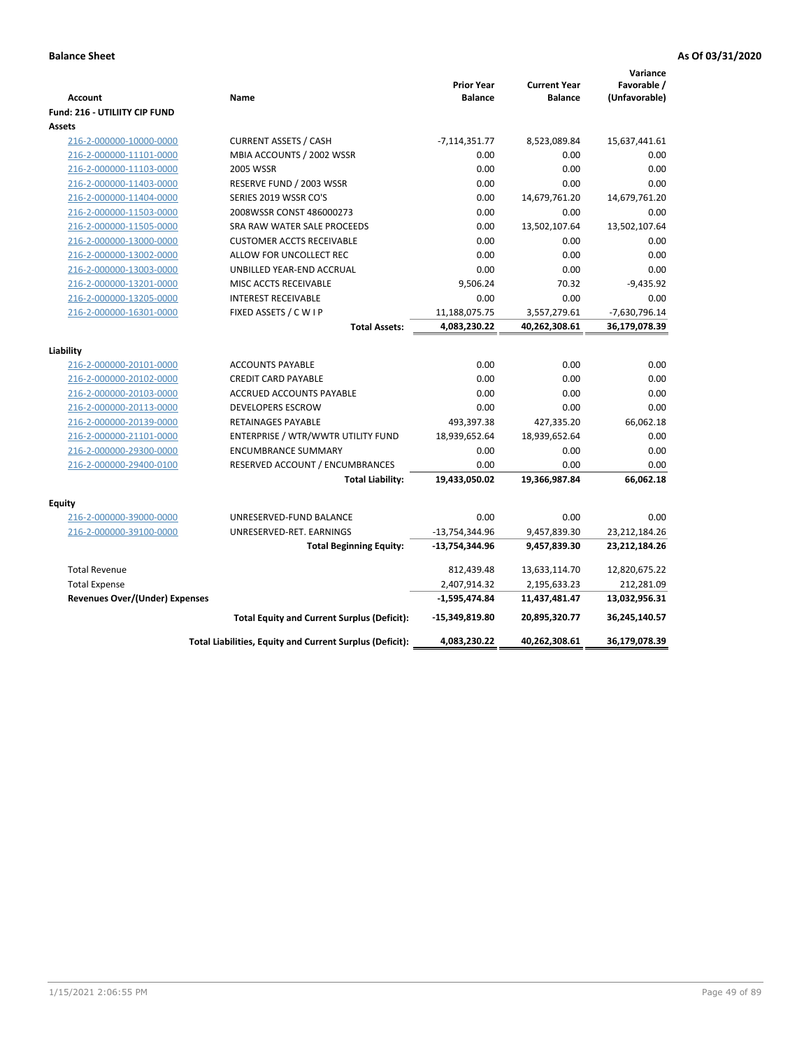**Balance Sheet** **As Of 03/31/2020**

| Account | Name | Prior Year Balance | Current Year Balance | Variance Favorable / (Unfavorable) |
|---|---|---|---|---|
| **Fund: 216 - UTILIITY CIP FUND** | | | | |
| **Assets** | | | | |
| 216-2-000000-10000-0000 | CURRENT ASSETS / CASH | -7,114,351.77 | 8,523,089.84 | 15,637,441.61 |
| 216-2-000000-11101-0000 | MBIA ACCOUNTS / 2002 WSSR | 0.00 | 0.00 | 0.00 |
| 216-2-000000-11103-0000 | 2005 WSSR | 0.00 | 0.00 | 0.00 |
| 216-2-000000-11403-0000 | RESERVE FUND / 2003 WSSR | 0.00 | 0.00 | 0.00 |
| 216-2-000000-11404-0000 | SERIES 2019 WSSR CO'S | 0.00 | 14,679,761.20 | 14,679,761.20 |
| 216-2-000000-11503-0000 | 2008WSSR CONST 486000273 | 0.00 | 0.00 | 0.00 |
| 216-2-000000-11505-0000 | SRA RAW WATER SALE PROCEEDS | 0.00 | 13,502,107.64 | 13,502,107.64 |
| 216-2-000000-13000-0000 | CUSTOMER ACCTS RECEIVABLE | 0.00 | 0.00 | 0.00 |
| 216-2-000000-13002-0000 | ALLOW FOR UNCOLLECT REC | 0.00 | 0.00 | 0.00 |
| 216-2-000000-13003-0000 | UNBILLED YEAR-END ACCRUAL | 0.00 | 0.00 | 0.00 |
| 216-2-000000-13201-0000 | MISC ACCTS RECEIVABLE | 9,506.24 | 70.32 | -9,435.92 |
| 216-2-000000-13205-0000 | INTEREST RECEIVABLE | 0.00 | 0.00 | 0.00 |
| 216-2-000000-16301-0000 | FIXED ASSETS / C W I P | 11,188,075.75 | 3,557,279.61 | -7,630,796.14 |
| | **Total Assets:** | **4,083,230.22** | **40,262,308.61** | **36,179,078.39** |
| **Liability** | | | | |
| 216-2-000000-20101-0000 | ACCOUNTS PAYABLE | 0.00 | 0.00 | 0.00 |
| 216-2-000000-20102-0000 | CREDIT CARD PAYABLE | 0.00 | 0.00 | 0.00 |
| 216-2-000000-20103-0000 | ACCRUED ACCOUNTS PAYABLE | 0.00 | 0.00 | 0.00 |
| 216-2-000000-20113-0000 | DEVELOPERS ESCROW | 0.00 | 0.00 | 0.00 |
| 216-2-000000-20139-0000 | RETAINAGES PAYABLE | 493,397.38 | 427,335.20 | 66,062.18 |
| 216-2-000000-21101-0000 | ENTERPRISE / WTR/WWTR UTILITY FUND | 18,939,652.64 | 18,939,652.64 | 0.00 |
| 216-2-000000-29300-0000 | ENCUMBRANCE SUMMARY | 0.00 | 0.00 | 0.00 |
| 216-2-000000-29400-0100 | RESERVED ACCOUNT / ENCUMBRANCES | 0.00 | 0.00 | 0.00 |
| | **Total Liability:** | **19,433,050.02** | **19,366,987.84** | **66,062.18** |
| **Equity** | | | | |
| 216-2-000000-39000-0000 | UNRESERVED-FUND BALANCE | 0.00 | 0.00 | 0.00 |
| 216-2-000000-39100-0000 | UNRESERVED-RET. EARNINGS | -13,754,344.96 | 9,457,839.30 | 23,212,184.26 |
| | **Total Beginning Equity:** | **-13,754,344.96** | **9,457,839.30** | **23,212,184.26** |
| Total Revenue | | 812,439.48 | 13,633,114.70 | 12,820,675.22 |
| Total Expense | | 2,407,914.32 | 2,195,633.23 | 212,281.09 |
| **Revenues Over/(Under) Expenses** | | **-1,595,474.84** | **11,437,481.47** | **13,032,956.31** |
| | **Total Equity and Current Surplus (Deficit):** | **-15,349,819.80** | **20,895,320.77** | **36,245,140.57** |
| | **Total Liabilities, Equity and Current Surplus (Deficit):** | **4,083,230.22** | **40,262,308.61** | **36,179,078.39** |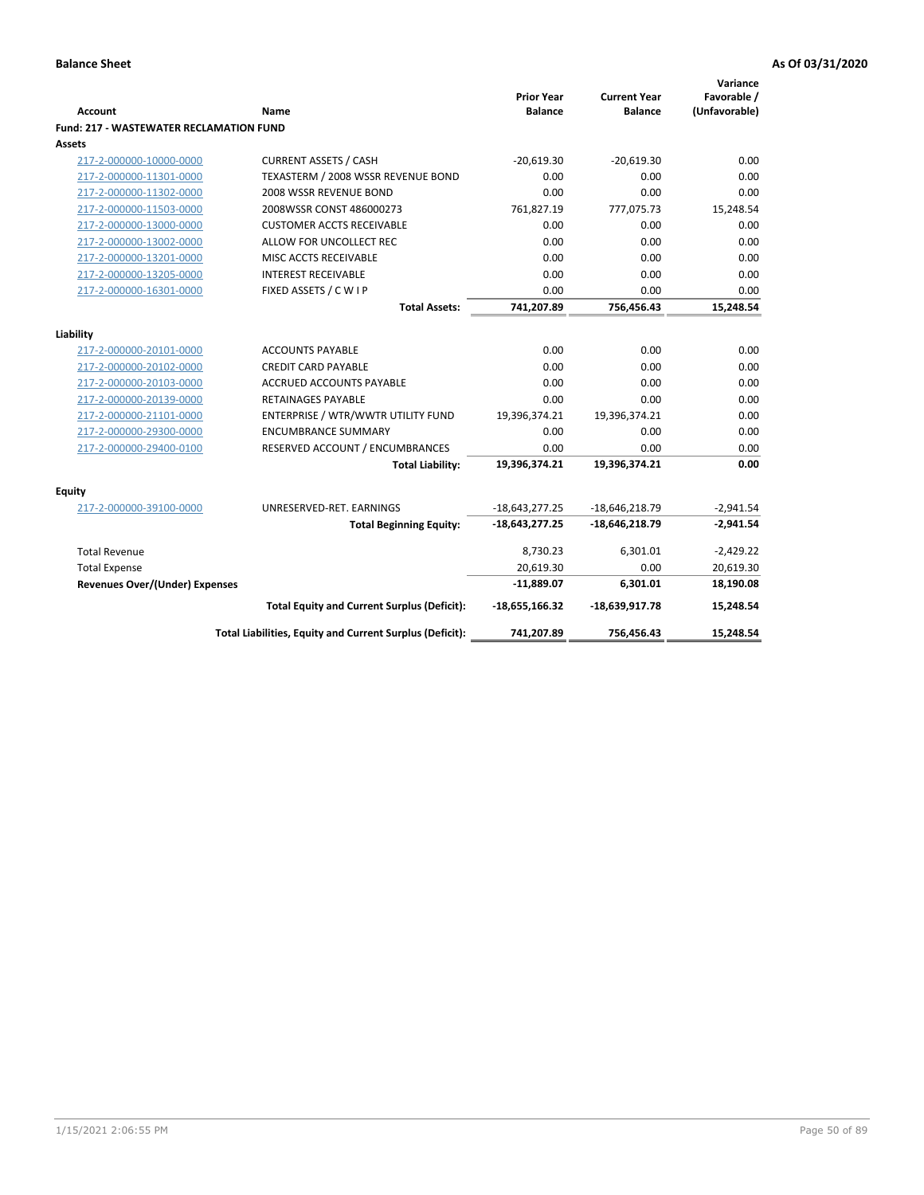**Balance Sheet** | **As Of 03/31/2020**

| Account | Name | Prior Year Balance | Current Year Balance | Variance Favorable / (Unfavorable) |
|---|---|---|---|---|
| **Fund: 217 - WASTEWATER RECLAMATION FUND** | | | | |
| **Assets** | | | | |
| 217-2-000000-10000-0000 | CURRENT ASSETS / CASH | -20,619.30 | -20,619.30 | 0.00 |
| 217-2-000000-11301-0000 | TEXASTERM / 2008 WSSR REVENUE BOND | 0.00 | 0.00 | 0.00 |
| 217-2-000000-11302-0000 | 2008 WSSR REVENUE BOND | 0.00 | 0.00 | 0.00 |
| 217-2-000000-11503-0000 | 2008WSSR CONST 486000273 | 761,827.19 | 777,075.73 | 15,248.54 |
| 217-2-000000-13000-0000 | CUSTOMER ACCTS RECEIVABLE | 0.00 | 0.00 | 0.00 |
| 217-2-000000-13002-0000 | ALLOW FOR UNCOLLECT REC | 0.00 | 0.00 | 0.00 |
| 217-2-000000-13201-0000 | MISC ACCTS RECEIVABLE | 0.00 | 0.00 | 0.00 |
| 217-2-000000-13205-0000 | INTEREST RECEIVABLE | 0.00 | 0.00 | 0.00 |
| 217-2-000000-16301-0000 | FIXED ASSETS / C W I P | 0.00 | 0.00 | 0.00 |
| | **Total Assets:** | **741,207.89** | **756,456.43** | **15,248.54** |
| **Liability** | | | | |
| 217-2-000000-20101-0000 | ACCOUNTS PAYABLE | 0.00 | 0.00 | 0.00 |
| 217-2-000000-20102-0000 | CREDIT CARD PAYABLE | 0.00 | 0.00 | 0.00 |
| 217-2-000000-20103-0000 | ACCRUED ACCOUNTS PAYABLE | 0.00 | 0.00 | 0.00 |
| 217-2-000000-20139-0000 | RETAINAGES PAYABLE | 0.00 | 0.00 | 0.00 |
| 217-2-000000-21101-0000 | ENTERPRISE / WTR/WWTR UTILITY FUND | 19,396,374.21 | 19,396,374.21 | 0.00 |
| 217-2-000000-29300-0000 | ENCUMBRANCE SUMMARY | 0.00 | 0.00 | 0.00 |
| 217-2-000000-29400-0100 | RESERVED ACCOUNT / ENCUMBRANCES | 0.00 | 0.00 | 0.00 |
| | **Total Liability:** | **19,396,374.21** | **19,396,374.21** | **0.00** |
| **Equity** | | | | |
| 217-2-000000-39100-0000 | UNRESERVED-RET. EARNINGS | -18,643,277.25 | -18,646,218.79 | -2,941.54 |
| | **Total Beginning Equity:** | **-18,643,277.25** | **-18,646,218.79** | **-2,941.54** |
| Total Revenue | | 8,730.23 | 6,301.01 | -2,429.22 |
| Total Expense | | 20,619.30 | 0.00 | 20,619.30 |
| **Revenues Over/(Under) Expenses** | | **-11,889.07** | **6,301.01** | **18,190.08** |
| | **Total Equity and Current Surplus (Deficit):** | **-18,655,166.32** | **-18,639,917.78** | **15,248.54** |
| | **Total Liabilities, Equity and Current Surplus (Deficit):** | **741,207.89** | **756,456.43** | **15,248.54** |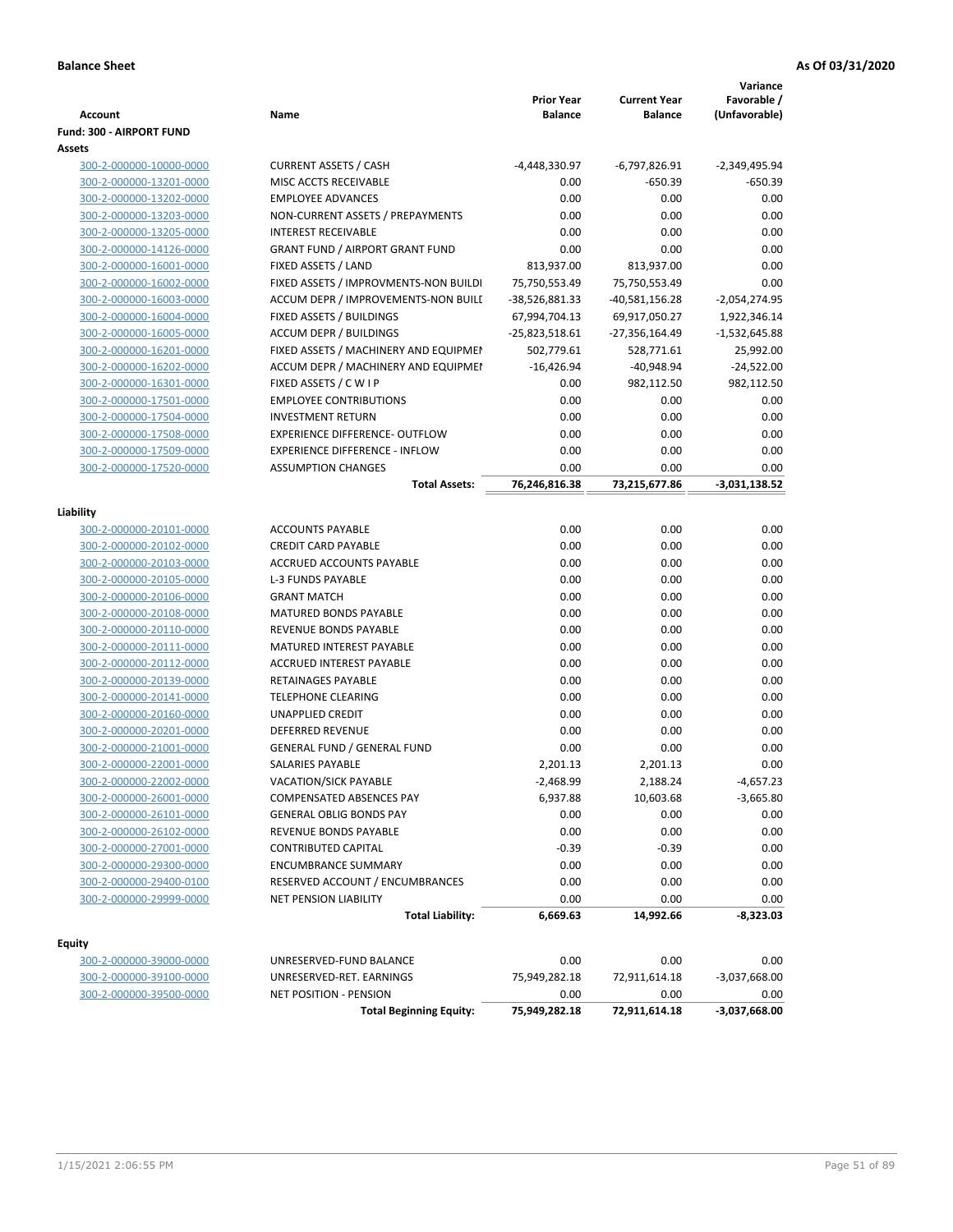**Balance Sheet** **As Of 03/31/2020**

| Account | Name | Prior Year Balance | Current Year Balance | Variance Favorable / (Unfavorable) |
|---|---|---|---|---|
| **Fund: 300 - AIRPORT FUND** | | | | |
| **Assets** | | | | |
| 300-2-000000-10000-0000 | CURRENT ASSETS / CASH | -4,448,330.97 | -6,797,826.91 | -2,349,495.94 |
| 300-2-000000-13201-0000 | MISC ACCTS RECEIVABLE | 0.00 | -650.39 | -650.39 |
| 300-2-000000-13202-0000 | EMPLOYEE ADVANCES | 0.00 | 0.00 | 0.00 |
| 300-2-000000-13203-0000 | NON-CURRENT ASSETS / PREPAYMENTS | 0.00 | 0.00 | 0.00 |
| 300-2-000000-13205-0000 | INTEREST RECEIVABLE | 0.00 | 0.00 | 0.00 |
| 300-2-000000-14126-0000 | GRANT FUND / AIRPORT GRANT FUND | 0.00 | 0.00 | 0.00 |
| 300-2-000000-16001-0000 | FIXED ASSETS / LAND | 813,937.00 | 813,937.00 | 0.00 |
| 300-2-000000-16002-0000 | FIXED ASSETS / IMPROVMENTS-NON BUILDI | 75,750,553.49 | 75,750,553.49 | 0.00 |
| 300-2-000000-16003-0000 | ACCUM DEPR / IMPROVEMENTS-NON BUILI | -38,526,881.33 | -40,581,156.28 | -2,054,274.95 |
| 300-2-000000-16004-0000 | FIXED ASSETS / BUILDINGS | 67,994,704.13 | 69,917,050.27 | 1,922,346.14 |
| 300-2-000000-16005-0000 | ACCUM DEPR / BUILDINGS | -25,823,518.61 | -27,356,164.49 | -1,532,645.88 |
| 300-2-000000-16201-0000 | FIXED ASSETS / MACHINERY AND EQUIPMEI | 502,779.61 | 528,771.61 | 25,992.00 |
| 300-2-000000-16202-0000 | ACCUM DEPR / MACHINERY AND EQUIPMEI | -16,426.94 | -40,948.94 | -24,522.00 |
| 300-2-000000-16301-0000 | FIXED ASSETS / C W I P | 0.00 | 982,112.50 | 982,112.50 |
| 300-2-000000-17501-0000 | EMPLOYEE CONTRIBUTIONS | 0.00 | 0.00 | 0.00 |
| 300-2-000000-17504-0000 | INVESTMENT RETURN | 0.00 | 0.00 | 0.00 |
| 300-2-000000-17508-0000 | EXPERIENCE DIFFERENCE- OUTFLOW | 0.00 | 0.00 | 0.00 |
| 300-2-000000-17509-0000 | EXPERIENCE DIFFERENCE - INFLOW | 0.00 | 0.00 | 0.00 |
| 300-2-000000-17520-0000 | ASSUMPTION CHANGES | 0.00 | 0.00 | 0.00 |
| | **Total Assets:** | **76,246,816.38** | **73,215,677.86** | **-3,031,138.52** |
| **Liability** | | | | |
| 300-2-000000-20101-0000 | ACCOUNTS PAYABLE | 0.00 | 0.00 | 0.00 |
| 300-2-000000-20102-0000 | CREDIT CARD PAYABLE | 0.00 | 0.00 | 0.00 |
| 300-2-000000-20103-0000 | ACCRUED ACCOUNTS PAYABLE | 0.00 | 0.00 | 0.00 |
| 300-2-000000-20105-0000 | L-3 FUNDS PAYABLE | 0.00 | 0.00 | 0.00 |
| 300-2-000000-20106-0000 | GRANT MATCH | 0.00 | 0.00 | 0.00 |
| 300-2-000000-20108-0000 | MATURED BONDS PAYABLE | 0.00 | 0.00 | 0.00 |
| 300-2-000000-20110-0000 | REVENUE BONDS PAYABLE | 0.00 | 0.00 | 0.00 |
| 300-2-000000-20111-0000 | MATURED INTEREST PAYABLE | 0.00 | 0.00 | 0.00 |
| 300-2-000000-20112-0000 | ACCRUED INTEREST PAYABLE | 0.00 | 0.00 | 0.00 |
| 300-2-000000-20139-0000 | RETAINAGES PAYABLE | 0.00 | 0.00 | 0.00 |
| 300-2-000000-20141-0000 | TELEPHONE CLEARING | 0.00 | 0.00 | 0.00 |
| 300-2-000000-20160-0000 | UNAPPLIED CREDIT | 0.00 | 0.00 | 0.00 |
| 300-2-000000-20201-0000 | DEFERRED REVENUE | 0.00 | 0.00 | 0.00 |
| 300-2-000000-21001-0000 | GENERAL FUND / GENERAL FUND | 0.00 | 0.00 | 0.00 |
| 300-2-000000-22001-0000 | SALARIES PAYABLE | 2,201.13 | 2,201.13 | 0.00 |
| 300-2-000000-22002-0000 | VACATION/SICK PAYABLE | -2,468.99 | 2,188.24 | -4,657.23 |
| 300-2-000000-26001-0000 | COMPENSATED ABSENCES PAY | 6,937.88 | 10,603.68 | -3,665.80 |
| 300-2-000000-26101-0000 | GENERAL OBLIG BONDS PAY | 0.00 | 0.00 | 0.00 |
| 300-2-000000-26102-0000 | REVENUE BONDS PAYABLE | 0.00 | 0.00 | 0.00 |
| 300-2-000000-27001-0000 | CONTRIBUTED CAPITAL | -0.39 | -0.39 | 0.00 |
| 300-2-000000-29300-0000 | ENCUMBRANCE SUMMARY | 0.00 | 0.00 | 0.00 |
| 300-2-000000-29400-0100 | RESERVED ACCOUNT / ENCUMBRANCES | 0.00 | 0.00 | 0.00 |
| 300-2-000000-29999-0000 | NET PENSION LIABILITY | 0.00 | 0.00 | 0.00 |
| | **Total Liability:** | **6,669.63** | **14,992.66** | **-8,323.03** |
| **Equity** | | | | |
| 300-2-000000-39000-0000 | UNRESERVED-FUND BALANCE | 0.00 | 0.00 | 0.00 |
| 300-2-000000-39100-0000 | UNRESERVED-RET. EARNINGS | 75,949,282.18 | 72,911,614.18 | -3,037,668.00 |
| 300-2-000000-39500-0000 | NET POSITION - PENSION | 0.00 | 0.00 | 0.00 |
| | **Total Beginning Equity:** | **75,949,282.18** | **72,911,614.18** | **-3,037,668.00** |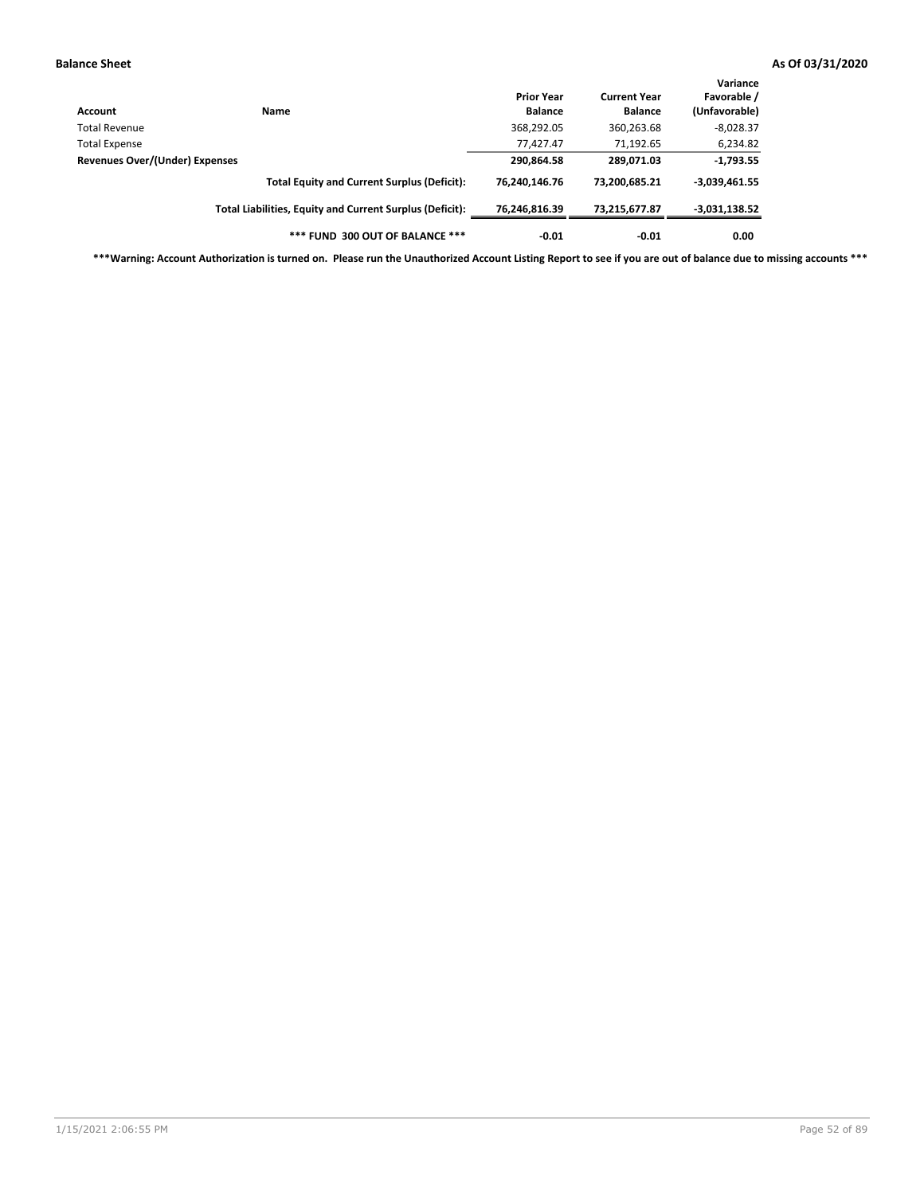| Account | Name | Prior Year Balance | Current Year Balance | Variance Favorable / (Unfavorable) |
|---|---|---|---|---|
| Total Revenue | | 368,292.05 | 360,263.68 | -8,028.37 |
| Total Expense | | 77,427.47 | 71,192.65 | 6,234.82 |
| **Revenues Over/(Under) Expenses** | | **290,864.58** | **289,071.03** | **-1,793.55** |
| | **Total Equity and Current Surplus (Deficit):** | **76,240,146.76** | **73,200,685.21** | **-3,039,461.55** |
| | **Total Liabilities, Equity and Current Surplus (Deficit):** | **76,246,816.39** | **73,215,677.87** | **-3,031,138.52** |
| | **\*\*\* FUND 300 OUT OF BALANCE \*\*\*** | **-0.01** | **-0.01** | **0.00** |

**\*\*\*Warning: Account Authorization is turned on. Please run the Unauthorized Account Listing Report to see if you are out of balance due to missing accounts \*\*\***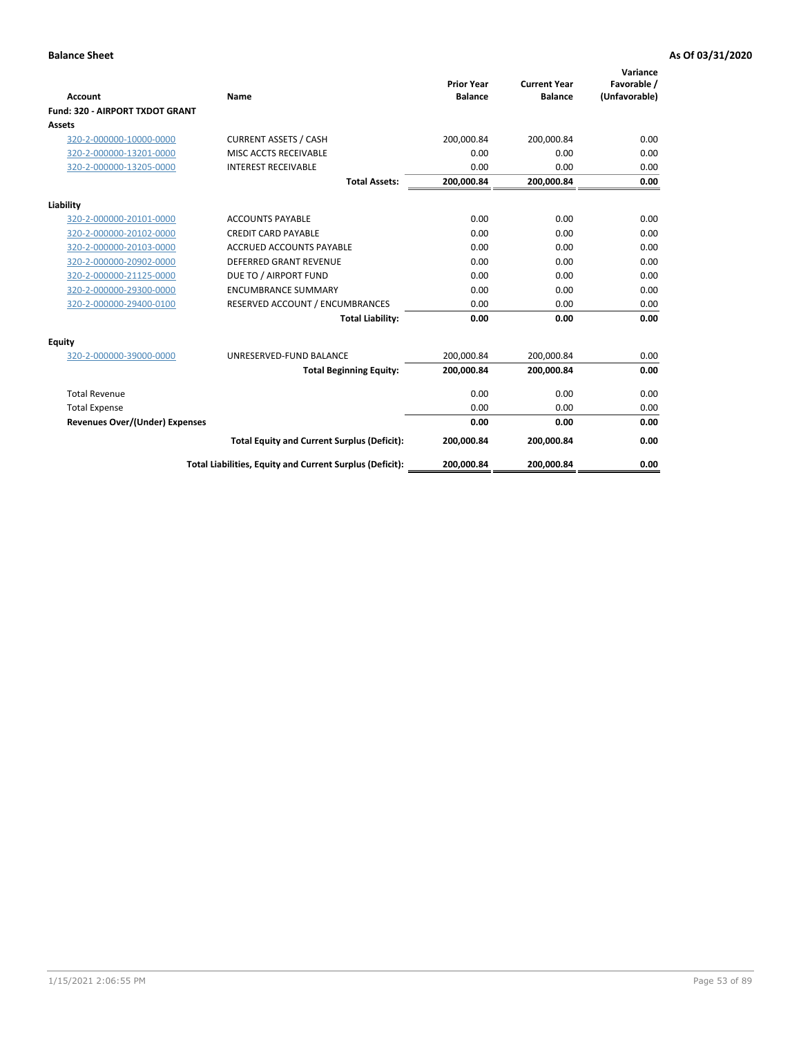**Balance Sheet** **As Of 03/31/2020**

| Account | Name | Prior Year Balance | Current Year Balance | Variance Favorable / (Unfavorable) |
|---|---|---|---|---|
| **Fund: 320 - AIRPORT TXDOT GRANT** | | | | |
| **Assets** | | | | |
| 320-2-000000-10000-0000 | CURRENT ASSETS / CASH | 200,000.84 | 200,000.84 | 0.00 |
| 320-2-000000-13201-0000 | MISC ACCTS RECEIVABLE | 0.00 | 0.00 | 0.00 |
| 320-2-000000-13205-0000 | INTEREST RECEIVABLE | 0.00 | 0.00 | 0.00 |
| | **Total Assets:** | **200,000.84** | **200,000.84** | **0.00** |
| **Liability** | | | | |
| 320-2-000000-20101-0000 | ACCOUNTS PAYABLE | 0.00 | 0.00 | 0.00 |
| 320-2-000000-20102-0000 | CREDIT CARD PAYABLE | 0.00 | 0.00 | 0.00 |
| 320-2-000000-20103-0000 | ACCRUED ACCOUNTS PAYABLE | 0.00 | 0.00 | 0.00 |
| 320-2-000000-20902-0000 | DEFERRED GRANT REVENUE | 0.00 | 0.00 | 0.00 |
| 320-2-000000-21125-0000 | DUE TO / AIRPORT FUND | 0.00 | 0.00 | 0.00 |
| 320-2-000000-29300-0000 | ENCUMBRANCE SUMMARY | 0.00 | 0.00 | 0.00 |
| 320-2-000000-29400-0100 | RESERVED ACCOUNT / ENCUMBRANCES | 0.00 | 0.00 | 0.00 |
| | **Total Liability:** | **0.00** | **0.00** | **0.00** |
| **Equity** | | | | |
| 320-2-000000-39000-0000 | UNRESERVED-FUND BALANCE | 200,000.84 | 200,000.84 | 0.00 |
| | **Total Beginning Equity:** | **200,000.84** | **200,000.84** | **0.00** |
| Total Revenue | | 0.00 | 0.00 | 0.00 |
| Total Expense | | 0.00 | 0.00 | 0.00 |
| **Revenues Over/(Under) Expenses** | | **0.00** | **0.00** | **0.00** |
| | **Total Equity and Current Surplus (Deficit):** | **200,000.84** | **200,000.84** | **0.00** |
| | **Total Liabilities, Equity and Current Surplus (Deficit):** | **200,000.84** | **200,000.84** | **0.00** |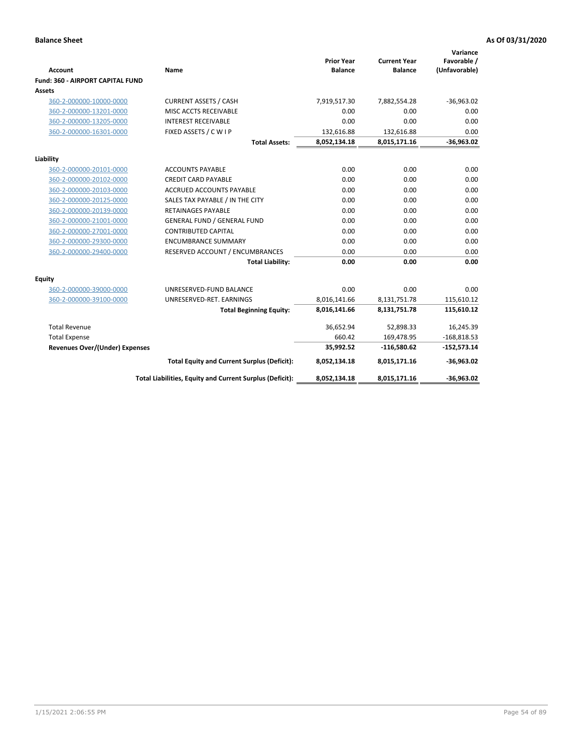**Balance Sheet** **As Of 03/31/2020**

| Account | Name | Prior Year Balance | Current Year Balance | Variance Favorable / (Unfavorable) |
|---|---|---|---|---|
| **Fund: 360 - AIRPORT CAPITAL FUND** | | | | |
| **Assets** | | | | |
| 360-2-000000-10000-0000 | CURRENT ASSETS / CASH | 7,919,517.30 | 7,882,554.28 | -36,963.02 |
| 360-2-000000-13201-0000 | MISC ACCTS RECEIVABLE | 0.00 | 0.00 | 0.00 |
| 360-2-000000-13205-0000 | INTEREST RECEIVABLE | 0.00 | 0.00 | 0.00 |
| 360-2-000000-16301-0000 | FIXED ASSETS / C W I P | 132,616.88 | 132,616.88 | 0.00 |
| | **Total Assets:** | **8,052,134.18** | **8,015,171.16** | **-36,963.02** |
| **Liability** | | | | |
| 360-2-000000-20101-0000 | ACCOUNTS PAYABLE | 0.00 | 0.00 | 0.00 |
| 360-2-000000-20102-0000 | CREDIT CARD PAYABLE | 0.00 | 0.00 | 0.00 |
| 360-2-000000-20103-0000 | ACCRUED ACCOUNTS PAYABLE | 0.00 | 0.00 | 0.00 |
| 360-2-000000-20125-0000 | SALES TAX PAYABLE / IN THE CITY | 0.00 | 0.00 | 0.00 |
| 360-2-000000-20139-0000 | RETAINAGES PAYABLE | 0.00 | 0.00 | 0.00 |
| 360-2-000000-21001-0000 | GENERAL FUND / GENERAL FUND | 0.00 | 0.00 | 0.00 |
| 360-2-000000-27001-0000 | CONTRIBUTED CAPITAL | 0.00 | 0.00 | 0.00 |
| 360-2-000000-29300-0000 | ENCUMBRANCE SUMMARY | 0.00 | 0.00 | 0.00 |
| 360-2-000000-29400-0000 | RESERVED ACCOUNT / ENCUMBRANCES | 0.00 | 0.00 | 0.00 |
| | **Total Liability:** | **0.00** | **0.00** | **0.00** |
| **Equity** | | | | |
| 360-2-000000-39000-0000 | UNRESERVED-FUND BALANCE | 0.00 | 0.00 | 0.00 |
| 360-2-000000-39100-0000 | UNRESERVED-RET. EARNINGS | 8,016,141.66 | 8,131,751.78 | 115,610.12 |
| | **Total Beginning Equity:** | **8,016,141.66** | **8,131,751.78** | **115,610.12** |
| Total Revenue | | 36,652.94 | 52,898.33 | 16,245.39 |
| Total Expense | | 660.42 | 169,478.95 | -168,818.53 |
| **Revenues Over/(Under) Expenses** | | **35,992.52** | **-116,580.62** | **-152,573.14** |
| | **Total Equity and Current Surplus (Deficit):** | **8,052,134.18** | **8,015,171.16** | **-36,963.02** |
| | **Total Liabilities, Equity and Current Surplus (Deficit):** | **8,052,134.18** | **8,015,171.16** | **-36,963.02** |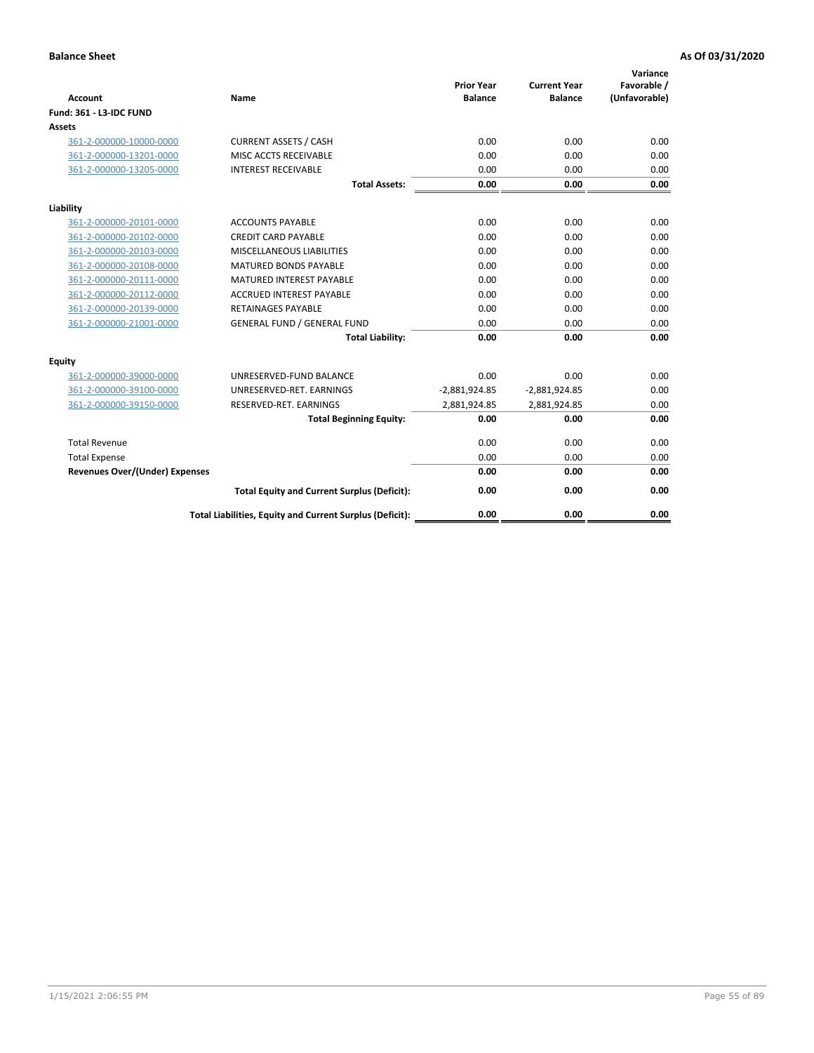**Balance Sheet** **As Of 03/31/2020**

| Account | Name | Prior Year Balance | Current Year Balance | Variance Favorable / (Unfavorable) |
|---|---|---|---|---|
| **Fund: 361 - L3-IDC FUND** | | | | |
| **Assets** | | | | |
| 361-2-000000-10000-0000 | CURRENT ASSETS / CASH | 0.00 | 0.00 | 0.00 |
| 361-2-000000-13201-0000 | MISC ACCTS RECEIVABLE | 0.00 | 0.00 | 0.00 |
| 361-2-000000-13205-0000 | INTEREST RECEIVABLE | 0.00 | 0.00 | 0.00 |
| | **Total Assets:** | **0.00** | **0.00** | **0.00** |
| **Liability** | | | | |
| 361-2-000000-20101-0000 | ACCOUNTS PAYABLE | 0.00 | 0.00 | 0.00 |
| 361-2-000000-20102-0000 | CREDIT CARD PAYABLE | 0.00 | 0.00 | 0.00 |
| 361-2-000000-20103-0000 | MISCELLANEOUS LIABILITIES | 0.00 | 0.00 | 0.00 |
| 361-2-000000-20108-0000 | MATURED BONDS PAYABLE | 0.00 | 0.00 | 0.00 |
| 361-2-000000-20111-0000 | MATURED INTEREST PAYABLE | 0.00 | 0.00 | 0.00 |
| 361-2-000000-20112-0000 | ACCRUED INTEREST PAYABLE | 0.00 | 0.00 | 0.00 |
| 361-2-000000-20139-0000 | RETAINAGES PAYABLE | 0.00 | 0.00 | 0.00 |
| 361-2-000000-21001-0000 | GENERAL FUND / GENERAL FUND | 0.00 | 0.00 | 0.00 |
| | **Total Liability:** | **0.00** | **0.00** | **0.00** |
| **Equity** | | | | |
| 361-2-000000-39000-0000 | UNRESERVED-FUND BALANCE | 0.00 | 0.00 | 0.00 |
| 361-2-000000-39100-0000 | UNRESERVED-RET. EARNINGS | -2,881,924.85 | -2,881,924.85 | 0.00 |
| 361-2-000000-39150-0000 | RESERVED-RET. EARNINGS | 2,881,924.85 | 2,881,924.85 | 0.00 |
| | **Total Beginning Equity:** | **0.00** | **0.00** | **0.00** |
| Total Revenue | | 0.00 | 0.00 | 0.00 |
| Total Expense | | 0.00 | 0.00 | 0.00 |
| **Revenues Over/(Under) Expenses** | | **0.00** | **0.00** | **0.00** |
| | **Total Equity and Current Surplus (Deficit):** | **0.00** | **0.00** | **0.00** |
| | **Total Liabilities, Equity and Current Surplus (Deficit):** | **0.00** | **0.00** | **0.00** |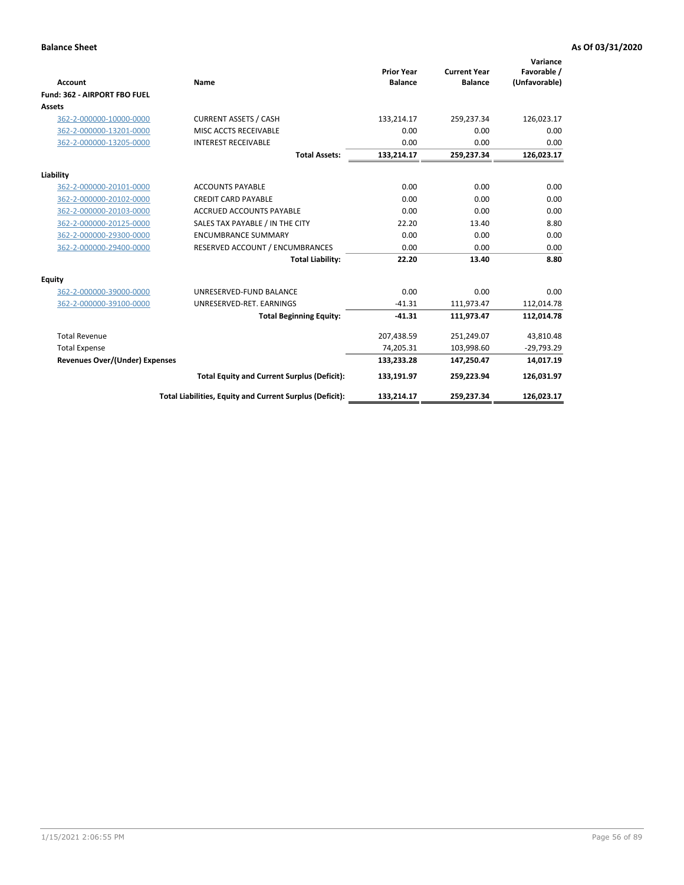**Balance Sheet** **As Of 03/31/2020**

| Account | Name | Prior Year Balance | Current Year Balance | Variance Favorable / (Unfavorable) |
|---|---|---|---|---|
| **Fund: 362 - AIRPORT FBO FUEL** | | | | |
| **Assets** | | | | |
| 362-2-000000-10000-0000 | CURRENT ASSETS / CASH | 133,214.17 | 259,237.34 | 126,023.17 |
| 362-2-000000-13201-0000 | MISC ACCTS RECEIVABLE | 0.00 | 0.00 | 0.00 |
| 362-2-000000-13205-0000 | INTEREST RECEIVABLE | 0.00 | 0.00 | 0.00 |
| | **Total Assets:** | **133,214.17** | **259,237.34** | **126,023.17** |
| **Liability** | | | | |
| 362-2-000000-20101-0000 | ACCOUNTS PAYABLE | 0.00 | 0.00 | 0.00 |
| 362-2-000000-20102-0000 | CREDIT CARD PAYABLE | 0.00 | 0.00 | 0.00 |
| 362-2-000000-20103-0000 | ACCRUED ACCOUNTS PAYABLE | 0.00 | 0.00 | 0.00 |
| 362-2-000000-20125-0000 | SALES TAX PAYABLE / IN THE CITY | 22.20 | 13.40 | 8.80 |
| 362-2-000000-29300-0000 | ENCUMBRANCE SUMMARY | 0.00 | 0.00 | 0.00 |
| 362-2-000000-29400-0000 | RESERVED ACCOUNT / ENCUMBRANCES | 0.00 | 0.00 | 0.00 |
| | **Total Liability:** | **22.20** | **13.40** | **8.80** |
| **Equity** | | | | |
| 362-2-000000-39000-0000 | UNRESERVED-FUND BALANCE | 0.00 | 0.00 | 0.00 |
| 362-2-000000-39100-0000 | UNRESERVED-RET. EARNINGS | -41.31 | 111,973.47 | 112,014.78 |
| | **Total Beginning Equity:** | **-41.31** | **111,973.47** | **112,014.78** |
| Total Revenue | | 207,438.59 | 251,249.07 | 43,810.48 |
| Total Expense | | 74,205.31 | 103,998.60 | -29,793.29 |
| **Revenues Over/(Under) Expenses** | | **133,233.28** | **147,250.47** | **14,017.19** |
| | **Total Equity and Current Surplus (Deficit):** | **133,191.97** | **259,223.94** | **126,031.97** |
| | **Total Liabilities, Equity and Current Surplus (Deficit):** | **133,214.17** | **259,237.34** | **126,023.17** |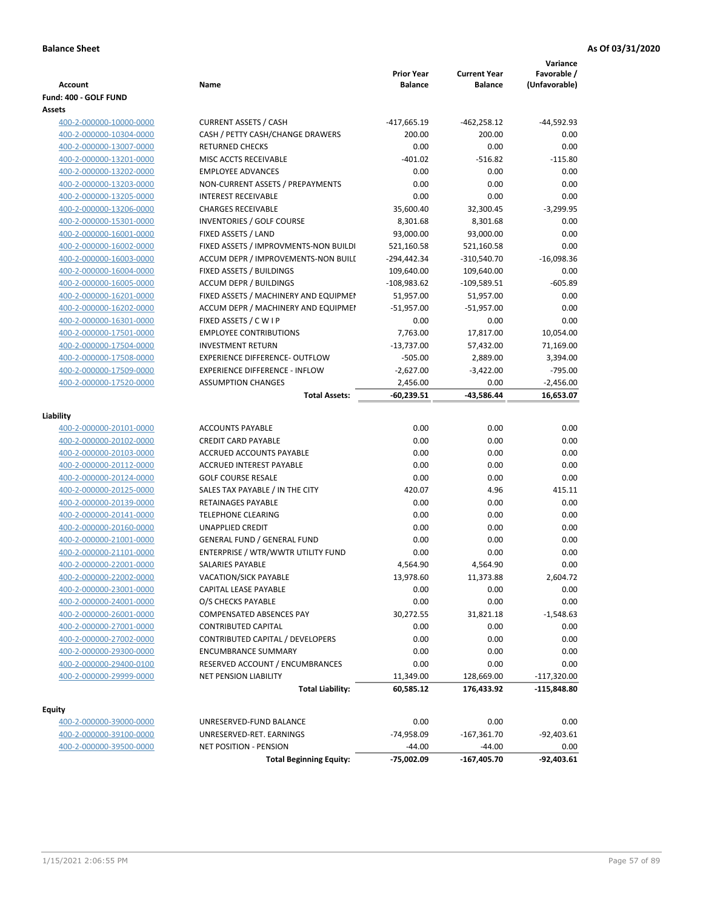**Balance Sheet** **As Of 03/31/2020**

| Account | Name | Prior Year Balance | Current Year Balance | Variance Favorable / (Unfavorable) |
|---|---|---|---|---|
| **Fund: 400 - GOLF FUND** | | | | |
| **Assets** | | | | |
| 400-2-000000-10000-0000 | CURRENT ASSETS / CASH | -417,665.19 | -462,258.12 | -44,592.93 |
| 400-2-000000-10304-0000 | CASH / PETTY CASH/CHANGE DRAWERS | 200.00 | 200.00 | 0.00 |
| 400-2-000000-13007-0000 | RETURNED CHECKS | 0.00 | 0.00 | 0.00 |
| 400-2-000000-13201-0000 | MISC ACCTS RECEIVABLE | -401.02 | -516.82 | -115.80 |
| 400-2-000000-13202-0000 | EMPLOYEE ADVANCES | 0.00 | 0.00 | 0.00 |
| 400-2-000000-13203-0000 | NON-CURRENT ASSETS / PREPAYMENTS | 0.00 | 0.00 | 0.00 |
| 400-2-000000-13205-0000 | INTEREST RECEIVABLE | 0.00 | 0.00 | 0.00 |
| 400-2-000000-13206-0000 | CHARGES RECEIVABLE | 35,600.40 | 32,300.45 | -3,299.95 |
| 400-2-000000-15301-0000 | INVENTORIES / GOLF COURSE | 8,301.68 | 8,301.68 | 0.00 |
| 400-2-000000-16001-0000 | FIXED ASSETS / LAND | 93,000.00 | 93,000.00 | 0.00 |
| 400-2-000000-16002-0000 | FIXED ASSETS / IMPROVMENTS-NON BUILDI | 521,160.58 | 521,160.58 | 0.00 |
| 400-2-000000-16003-0000 | ACCUM DEPR / IMPROVEMENTS-NON BUILI | -294,442.34 | -310,540.70 | -16,098.36 |
| 400-2-000000-16004-0000 | FIXED ASSETS / BUILDINGS | 109,640.00 | 109,640.00 | 0.00 |
| 400-2-000000-16005-0000 | ACCUM DEPR / BUILDINGS | -108,983.62 | -109,589.51 | -605.89 |
| 400-2-000000-16201-0000 | FIXED ASSETS / MACHINERY AND EQUIPMEI | 51,957.00 | 51,957.00 | 0.00 |
| 400-2-000000-16202-0000 | ACCUM DEPR / MACHINERY AND EQUIPMEI | -51,957.00 | -51,957.00 | 0.00 |
| 400-2-000000-16301-0000 | FIXED ASSETS / C W I P | 0.00 | 0.00 | 0.00 |
| 400-2-000000-17501-0000 | EMPLOYEE CONTRIBUTIONS | 7,763.00 | 17,817.00 | 10,054.00 |
| 400-2-000000-17504-0000 | INVESTMENT RETURN | -13,737.00 | 57,432.00 | 71,169.00 |
| 400-2-000000-17508-0000 | EXPERIENCE DIFFERENCE- OUTFLOW | -505.00 | 2,889.00 | 3,394.00 |
| 400-2-000000-17509-0000 | EXPERIENCE DIFFERENCE - INFLOW | -2,627.00 | -3,422.00 | -795.00 |
| 400-2-000000-17520-0000 | ASSUMPTION CHANGES | 2,456.00 | 0.00 | -2,456.00 |
| | **Total Assets:** | **-60,239.51** | **-43,586.44** | **16,653.07** |
| **Liability** | | | | |
| 400-2-000000-20101-0000 | ACCOUNTS PAYABLE | 0.00 | 0.00 | 0.00 |
| 400-2-000000-20102-0000 | CREDIT CARD PAYABLE | 0.00 | 0.00 | 0.00 |
| 400-2-000000-20103-0000 | ACCRUED ACCOUNTS PAYABLE | 0.00 | 0.00 | 0.00 |
| 400-2-000000-20112-0000 | ACCRUED INTEREST PAYABLE | 0.00 | 0.00 | 0.00 |
| 400-2-000000-20124-0000 | GOLF COURSE RESALE | 0.00 | 0.00 | 0.00 |
| 400-2-000000-20125-0000 | SALES TAX PAYABLE / IN THE CITY | 420.07 | 4.96 | 415.11 |
| 400-2-000000-20139-0000 | RETAINAGES PAYABLE | 0.00 | 0.00 | 0.00 |
| 400-2-000000-20141-0000 | TELEPHONE CLEARING | 0.00 | 0.00 | 0.00 |
| 400-2-000000-20160-0000 | UNAPPLIED CREDIT | 0.00 | 0.00 | 0.00 |
| 400-2-000000-21001-0000 | GENERAL FUND / GENERAL FUND | 0.00 | 0.00 | 0.00 |
| 400-2-000000-21101-0000 | ENTERPRISE / WTR/WWTR UTILITY FUND | 0.00 | 0.00 | 0.00 |
| 400-2-000000-22001-0000 | SALARIES PAYABLE | 4,564.90 | 4,564.90 | 0.00 |
| 400-2-000000-22002-0000 | VACATION/SICK PAYABLE | 13,978.60 | 11,373.88 | 2,604.72 |
| 400-2-000000-23001-0000 | CAPITAL LEASE PAYABLE | 0.00 | 0.00 | 0.00 |
| 400-2-000000-24001-0000 | O/S CHECKS PAYABLE | 0.00 | 0.00 | 0.00 |
| 400-2-000000-26001-0000 | COMPENSATED ABSENCES PAY | 30,272.55 | 31,821.18 | -1,548.63 |
| 400-2-000000-27001-0000 | CONTRIBUTED CAPITAL | 0.00 | 0.00 | 0.00 |
| 400-2-000000-27002-0000 | CONTRIBUTED CAPITAL / DEVELOPERS | 0.00 | 0.00 | 0.00 |
| 400-2-000000-29300-0000 | ENCUMBRANCE SUMMARY | 0.00 | 0.00 | 0.00 |
| 400-2-000000-29400-0100 | RESERVED ACCOUNT / ENCUMBRANCES | 0.00 | 0.00 | 0.00 |
| 400-2-000000-29999-0000 | NET PENSION LIABILITY | 11,349.00 | 128,669.00 | -117,320.00 |
| | **Total Liability:** | **60,585.12** | **176,433.92** | **-115,848.80** |
| **Equity** | | | | |
| 400-2-000000-39000-0000 | UNRESERVED-FUND BALANCE | 0.00 | 0.00 | 0.00 |
| 400-2-000000-39100-0000 | UNRESERVED-RET. EARNINGS | -74,958.09 | -167,361.70 | -92,403.61 |
| 400-2-000000-39500-0000 | NET POSITION - PENSION | -44.00 | -44.00 | 0.00 |
| | **Total Beginning Equity:** | **-75,002.09** | **-167,405.70** | **-92,403.61** |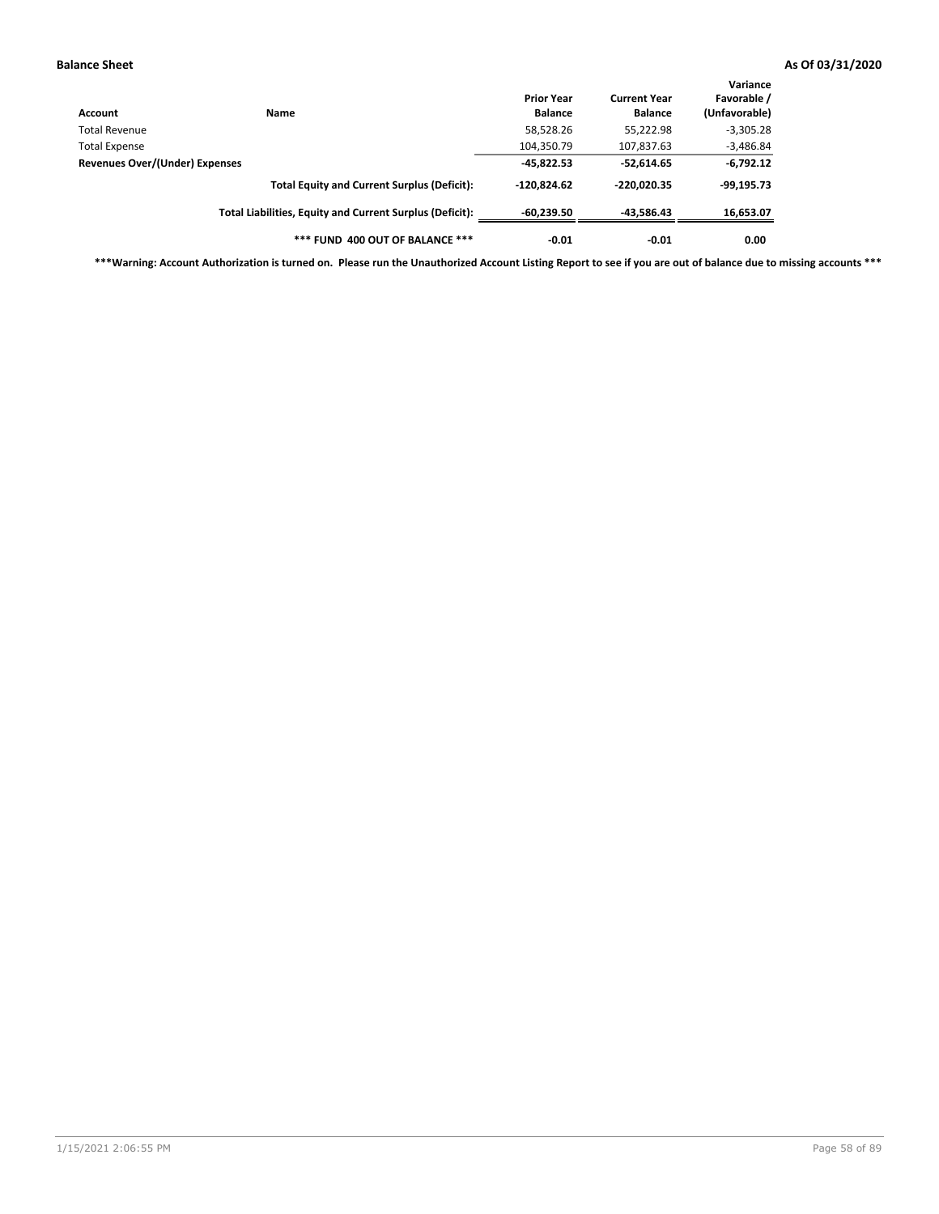| Account | Name | Prior Year Balance | Current Year Balance | Variance Favorable / (Unfavorable) |
|---|---|---|---|---|
| Total Revenue | | 58,528.26 | 55,222.98 | -3,305.28 |
| Total Expense | | 104,350.79 | 107,837.63 | -3,486.84 |
| **Revenues Over/(Under) Expenses** | | **-45,822.53** | **-52,614.65** | **-6,792.12** |
| | **Total Equity and Current Surplus (Deficit):** | **-120,824.62** | **-220,020.35** | **-99,195.73** |
| | **Total Liabilities, Equity and Current Surplus (Deficit):** | **-60,239.50** | **-43,586.43** | **16,653.07** |
| | **\*\*\* FUND 400 OUT OF BALANCE \*\*\*** | **-0.01** | **-0.01** | **0.00** |

**\*\*\*Warning: Account Authorization is turned on. Please run the Unauthorized Account Listing Report to see if you are out of balance due to missing accounts \*\*\***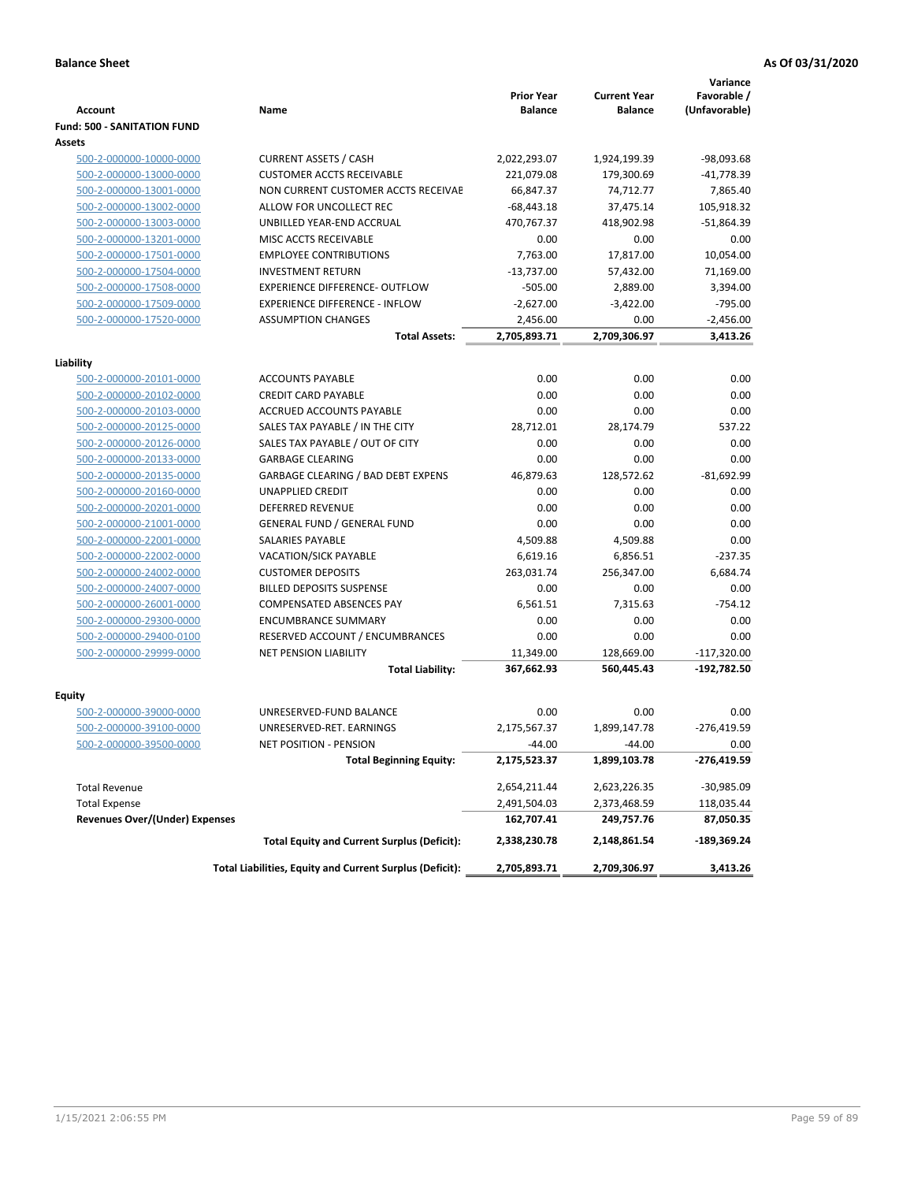**Balance Sheet** **As Of 03/31/2020**

| Account | Name | Prior Year Balance | Current Year Balance | Variance Favorable / (Unfavorable) |
|---|---|---|---|---|
| **Fund: 500 - SANITATION FUND** | | | | |
| **Assets** | | | | |
| 500-2-000000-10000-0000 | CURRENT ASSETS / CASH | 2,022,293.07 | 1,924,199.39 | -98,093.68 |
| 500-2-000000-13000-0000 | CUSTOMER ACCTS RECEIVABLE | 221,079.08 | 179,300.69 | -41,778.39 |
| 500-2-000000-13001-0000 | NON CURRENT CUSTOMER ACCTS RECEIVABE | 66,847.37 | 74,712.77 | 7,865.40 |
| 500-2-000000-13002-0000 | ALLOW FOR UNCOLLECT REC | -68,443.18 | 37,475.14 | 105,918.32 |
| 500-2-000000-13003-0000 | UNBILLED YEAR-END ACCRUAL | 470,767.37 | 418,902.98 | -51,864.39 |
| 500-2-000000-13201-0000 | MISC ACCTS RECEIVABLE | 0.00 | 0.00 | 0.00 |
| 500-2-000000-17501-0000 | EMPLOYEE CONTRIBUTIONS | 7,763.00 | 17,817.00 | 10,054.00 |
| 500-2-000000-17504-0000 | INVESTMENT RETURN | -13,737.00 | 57,432.00 | 71,169.00 |
| 500-2-000000-17508-0000 | EXPERIENCE DIFFERENCE- OUTFLOW | -505.00 | 2,889.00 | 3,394.00 |
| 500-2-000000-17509-0000 | EXPERIENCE DIFFERENCE - INFLOW | -2,627.00 | -3,422.00 | -795.00 |
| 500-2-000000-17520-0000 | ASSUMPTION CHANGES | 2,456.00 | 0.00 | -2,456.00 |
| | **Total Assets:** | **2,705,893.71** | **2,709,306.97** | **3,413.26** |
| **Liability** | | | | |
| 500-2-000000-20101-0000 | ACCOUNTS PAYABLE | 0.00 | 0.00 | 0.00 |
| 500-2-000000-20102-0000 | CREDIT CARD PAYABLE | 0.00 | 0.00 | 0.00 |
| 500-2-000000-20103-0000 | ACCRUED ACCOUNTS PAYABLE | 0.00 | 0.00 | 0.00 |
| 500-2-000000-20125-0000 | SALES TAX PAYABLE / IN THE CITY | 28,712.01 | 28,174.79 | 537.22 |
| 500-2-000000-20126-0000 | SALES TAX PAYABLE / OUT OF CITY | 0.00 | 0.00 | 0.00 |
| 500-2-000000-20133-0000 | GARBAGE CLEARING | 0.00 | 0.00 | 0.00 |
| 500-2-000000-20135-0000 | GARBAGE CLEARING / BAD DEBT EXPENS | 46,879.63 | 128,572.62 | -81,692.99 |
| 500-2-000000-20160-0000 | UNAPPLIED CREDIT | 0.00 | 0.00 | 0.00 |
| 500-2-000000-20201-0000 | DEFERRED REVENUE | 0.00 | 0.00 | 0.00 |
| 500-2-000000-21001-0000 | GENERAL FUND / GENERAL FUND | 0.00 | 0.00 | 0.00 |
| 500-2-000000-22001-0000 | SALARIES PAYABLE | 4,509.88 | 4,509.88 | 0.00 |
| 500-2-000000-22002-0000 | VACATION/SICK PAYABLE | 6,619.16 | 6,856.51 | -237.35 |
| 500-2-000000-24002-0000 | CUSTOMER DEPOSITS | 263,031.74 | 256,347.00 | 6,684.74 |
| 500-2-000000-24007-0000 | BILLED DEPOSITS SUSPENSE | 0.00 | 0.00 | 0.00 |
| 500-2-000000-26001-0000 | COMPENSATED ABSENCES PAY | 6,561.51 | 7,315.63 | -754.12 |
| 500-2-000000-29300-0000 | ENCUMBRANCE SUMMARY | 0.00 | 0.00 | 0.00 |
| 500-2-000000-29400-0100 | RESERVED ACCOUNT / ENCUMBRANCES | 0.00 | 0.00 | 0.00 |
| 500-2-000000-29999-0000 | NET PENSION LIABILITY | 11,349.00 | 128,669.00 | -117,320.00 |
| | **Total Liability:** | **367,662.93** | **560,445.43** | **-192,782.50** |
| **Equity** | | | | |
| 500-2-000000-39000-0000 | UNRESERVED-FUND BALANCE | 0.00 | 0.00 | 0.00 |
| 500-2-000000-39100-0000 | UNRESERVED-RET. EARNINGS | 2,175,567.37 | 1,899,147.78 | -276,419.59 |
| 500-2-000000-39500-0000 | NET POSITION - PENSION | -44.00 | -44.00 | 0.00 |
| | **Total Beginning Equity:** | **2,175,523.37** | **1,899,103.78** | **-276,419.59** |
| Total Revenue | | 2,654,211.44 | 2,623,226.35 | -30,985.09 |
| Total Expense | | 2,491,504.03 | 2,373,468.59 | 118,035.44 |
| **Revenues Over/(Under) Expenses** | | **162,707.41** | **249,757.76** | **87,050.35** |
| | **Total Equity and Current Surplus (Deficit):** | **2,338,230.78** | **2,148,861.54** | **-189,369.24** |
| | **Total Liabilities, Equity and Current Surplus (Deficit):** | **2,705,893.71** | **2,709,306.97** | **3,413.26** |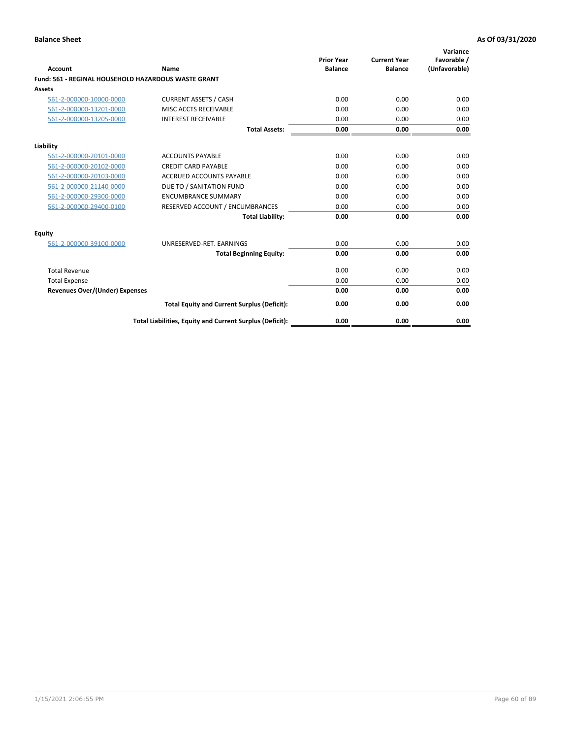**Balance Sheet** **As Of 03/31/2020**

| Account | Name | Prior Year Balance | Current Year Balance | Variance Favorable / (Unfavorable) |
|---|---|---|---|---|
| **Fund: 561 - REGINAL HOUSEHOLD HAZARDOUS WASTE GRANT** | | | | |
| **Assets** | | | | |
| 561-2-000000-10000-0000 | CURRENT ASSETS / CASH | 0.00 | 0.00 | 0.00 |
| 561-2-000000-13201-0000 | MISC ACCTS RECEIVABLE | 0.00 | 0.00 | 0.00 |
| 561-2-000000-13205-0000 | INTEREST RECEIVABLE | 0.00 | 0.00 | 0.00 |
| | **Total Assets:** | **0.00** | **0.00** | **0.00** |
| **Liability** | | | | |
| 561-2-000000-20101-0000 | ACCOUNTS PAYABLE | 0.00 | 0.00 | 0.00 |
| 561-2-000000-20102-0000 | CREDIT CARD PAYABLE | 0.00 | 0.00 | 0.00 |
| 561-2-000000-20103-0000 | ACCRUED ACCOUNTS PAYABLE | 0.00 | 0.00 | 0.00 |
| 561-2-000000-21140-0000 | DUE TO / SANITATION FUND | 0.00 | 0.00 | 0.00 |
| 561-2-000000-29300-0000 | ENCUMBRANCE SUMMARY | 0.00 | 0.00 | 0.00 |
| 561-2-000000-29400-0100 | RESERVED ACCOUNT / ENCUMBRANCES | 0.00 | 0.00 | 0.00 |
| | **Total Liability:** | **0.00** | **0.00** | **0.00** |
| **Equity** | | | | |
| 561-2-000000-39100-0000 | UNRESERVED-RET. EARNINGS | 0.00 | 0.00 | 0.00 |
| | **Total Beginning Equity:** | **0.00** | **0.00** | **0.00** |
| Total Revenue | | 0.00 | 0.00 | 0.00 |
| Total Expense | | 0.00 | 0.00 | 0.00 |
| **Revenues Over/(Under) Expenses** | | **0.00** | **0.00** | **0.00** |
| | **Total Equity and Current Surplus (Deficit):** | **0.00** | **0.00** | **0.00** |
| | **Total Liabilities, Equity and Current Surplus (Deficit):** | **0.00** | **0.00** | **0.00** |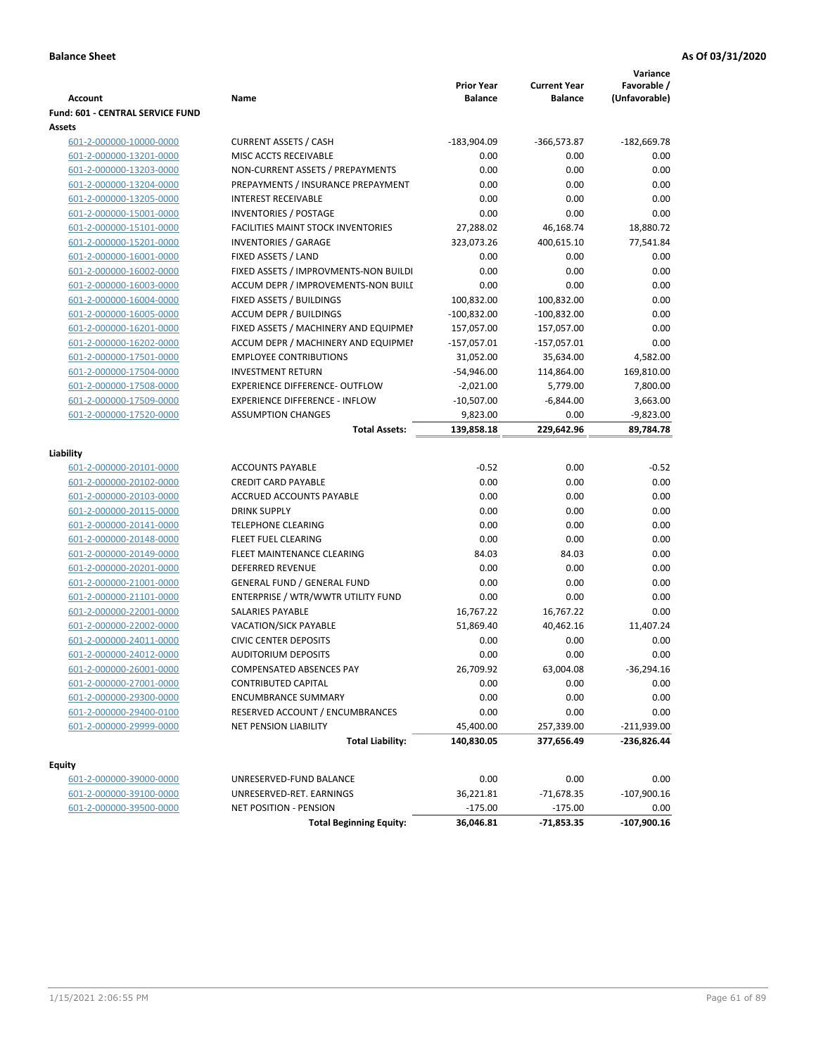**Balance Sheet** **As Of 03/31/2020**

| Account | Name | Prior Year Balance | Current Year Balance | Variance Favorable / (Unfavorable) |
|---|---|---|---|---|
| **Fund: 601 - CENTRAL SERVICE FUND** | | | | |
| **Assets** | | | | |
| 601-2-000000-10000-0000 | CURRENT ASSETS / CASH | -183,904.09 | -366,573.87 | -182,669.78 |
| 601-2-000000-13201-0000 | MISC ACCTS RECEIVABLE | 0.00 | 0.00 | 0.00 |
| 601-2-000000-13203-0000 | NON-CURRENT ASSETS / PREPAYMENTS | 0.00 | 0.00 | 0.00 |
| 601-2-000000-13204-0000 | PREPAYMENTS / INSURANCE PREPAYMENT | 0.00 | 0.00 | 0.00 |
| 601-2-000000-13205-0000 | INTEREST RECEIVABLE | 0.00 | 0.00 | 0.00 |
| 601-2-000000-15001-0000 | INVENTORIES / POSTAGE | 0.00 | 0.00 | 0.00 |
| 601-2-000000-15101-0000 | FACILITIES MAINT STOCK INVENTORIES | 27,288.02 | 46,168.74 | 18,880.72 |
| 601-2-000000-15201-0000 | INVENTORIES / GARAGE | 323,073.26 | 400,615.10 | 77,541.84 |
| 601-2-000000-16001-0000 | FIXED ASSETS / LAND | 0.00 | 0.00 | 0.00 |
| 601-2-000000-16002-0000 | FIXED ASSETS / IMPROVMENTS-NON BUILDI | 0.00 | 0.00 | 0.00 |
| 601-2-000000-16003-0000 | ACCUM DEPR / IMPROVEMENTS-NON BUILI | 0.00 | 0.00 | 0.00 |
| 601-2-000000-16004-0000 | FIXED ASSETS / BUILDINGS | 100,832.00 | 100,832.00 | 0.00 |
| 601-2-000000-16005-0000 | ACCUM DEPR / BUILDINGS | -100,832.00 | -100,832.00 | 0.00 |
| 601-2-000000-16201-0000 | FIXED ASSETS / MACHINERY AND EQUIPMEI | 157,057.00 | 157,057.00 | 0.00 |
| 601-2-000000-16202-0000 | ACCUM DEPR / MACHINERY AND EQUIPMEI | -157,057.01 | -157,057.01 | 0.00 |
| 601-2-000000-17501-0000 | EMPLOYEE CONTRIBUTIONS | 31,052.00 | 35,634.00 | 4,582.00 |
| 601-2-000000-17504-0000 | INVESTMENT RETURN | -54,946.00 | 114,864.00 | 169,810.00 |
| 601-2-000000-17508-0000 | EXPERIENCE DIFFERENCE- OUTFLOW | -2,021.00 | 5,779.00 | 7,800.00 |
| 601-2-000000-17509-0000 | EXPERIENCE DIFFERENCE - INFLOW | -10,507.00 | -6,844.00 | 3,663.00 |
| 601-2-000000-17520-0000 | ASSUMPTION CHANGES | 9,823.00 | 0.00 | -9,823.00 |
| | **Total Assets:** | **139,858.18** | **229,642.96** | **89,784.78** |
| **Liability** | | | | |
| 601-2-000000-20101-0000 | ACCOUNTS PAYABLE | -0.52 | 0.00 | -0.52 |
| 601-2-000000-20102-0000 | CREDIT CARD PAYABLE | 0.00 | 0.00 | 0.00 |
| 601-2-000000-20103-0000 | ACCRUED ACCOUNTS PAYABLE | 0.00 | 0.00 | 0.00 |
| 601-2-000000-20115-0000 | DRINK SUPPLY | 0.00 | 0.00 | 0.00 |
| 601-2-000000-20141-0000 | TELEPHONE CLEARING | 0.00 | 0.00 | 0.00 |
| 601-2-000000-20148-0000 | FLEET FUEL CLEARING | 0.00 | 0.00 | 0.00 |
| 601-2-000000-20149-0000 | FLEET MAINTENANCE CLEARING | 84.03 | 84.03 | 0.00 |
| 601-2-000000-20201-0000 | DEFERRED REVENUE | 0.00 | 0.00 | 0.00 |
| 601-2-000000-21001-0000 | GENERAL FUND / GENERAL FUND | 0.00 | 0.00 | 0.00 |
| 601-2-000000-21101-0000 | ENTERPRISE / WTR/WWTR UTILITY FUND | 0.00 | 0.00 | 0.00 |
| 601-2-000000-22001-0000 | SALARIES PAYABLE | 16,767.22 | 16,767.22 | 0.00 |
| 601-2-000000-22002-0000 | VACATION/SICK PAYABLE | 51,869.40 | 40,462.16 | 11,407.24 |
| 601-2-000000-24011-0000 | CIVIC CENTER DEPOSITS | 0.00 | 0.00 | 0.00 |
| 601-2-000000-24012-0000 | AUDITORIUM DEPOSITS | 0.00 | 0.00 | 0.00 |
| 601-2-000000-26001-0000 | COMPENSATED ABSENCES PAY | 26,709.92 | 63,004.08 | -36,294.16 |
| 601-2-000000-27001-0000 | CONTRIBUTED CAPITAL | 0.00 | 0.00 | 0.00 |
| 601-2-000000-29300-0000 | ENCUMBRANCE SUMMARY | 0.00 | 0.00 | 0.00 |
| 601-2-000000-29400-0100 | RESERVED ACCOUNT / ENCUMBRANCES | 0.00 | 0.00 | 0.00 |
| 601-2-000000-29999-0000 | NET PENSION LIABILITY | 45,400.00 | 257,339.00 | -211,939.00 |
| | **Total Liability:** | **140,830.05** | **377,656.49** | **-236,826.44** |
| **Equity** | | | | |
| 601-2-000000-39000-0000 | UNRESERVED-FUND BALANCE | 0.00 | 0.00 | 0.00 |
| 601-2-000000-39100-0000 | UNRESERVED-RET. EARNINGS | 36,221.81 | -71,678.35 | -107,900.16 |
| 601-2-000000-39500-0000 | NET POSITION - PENSION | -175.00 | -175.00 | 0.00 |
| | **Total Beginning Equity:** | **36,046.81** | **-71,853.35** | **-107,900.16** |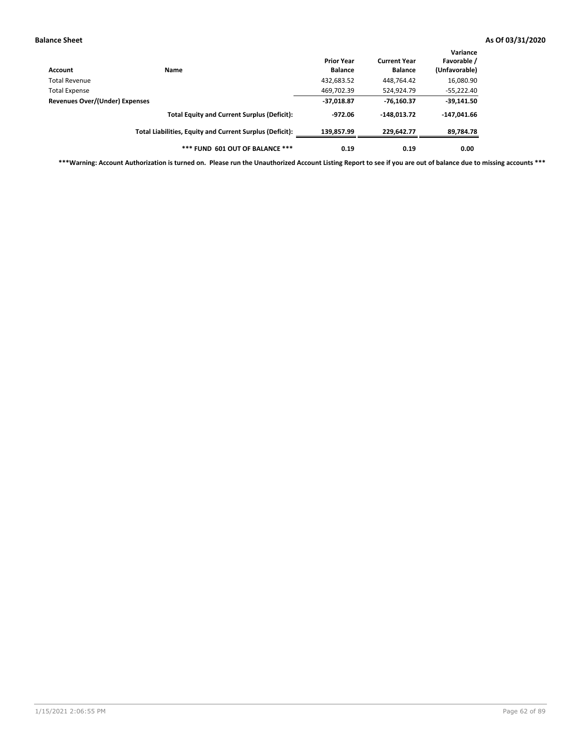**Balance Sheet** **As Of 03/31/2020**

| Account | Name | Prior Year Balance | Current Year Balance | Variance Favorable / (Unfavorable) |
|---|---|---|---|---|
| Total Revenue | | 432,683.52 | 448,764.42 | 16,080.90 |
| Total Expense | | 469,702.39 | 524,924.79 | -55,222.40 |
| **Revenues Over/(Under) Expenses** | | **-37,018.87** | **-76,160.37** | **-39,141.50** |
| | **Total Equity and Current Surplus (Deficit):** | **-972.06** | **-148,013.72** | **-147,041.66** |
| | **Total Liabilities, Equity and Current Surplus (Deficit):** | **139,857.99** | **229,642.77** | **89,784.78** |
| | **\*\*\* FUND 601 OUT OF BALANCE \*\*\*** | **0.19** | **0.19** | **0.00** |

**\*\*\*Warning: Account Authorization is turned on. Please run the Unauthorized Account Listing Report to see if you are out of balance due to missing accounts \*\*\***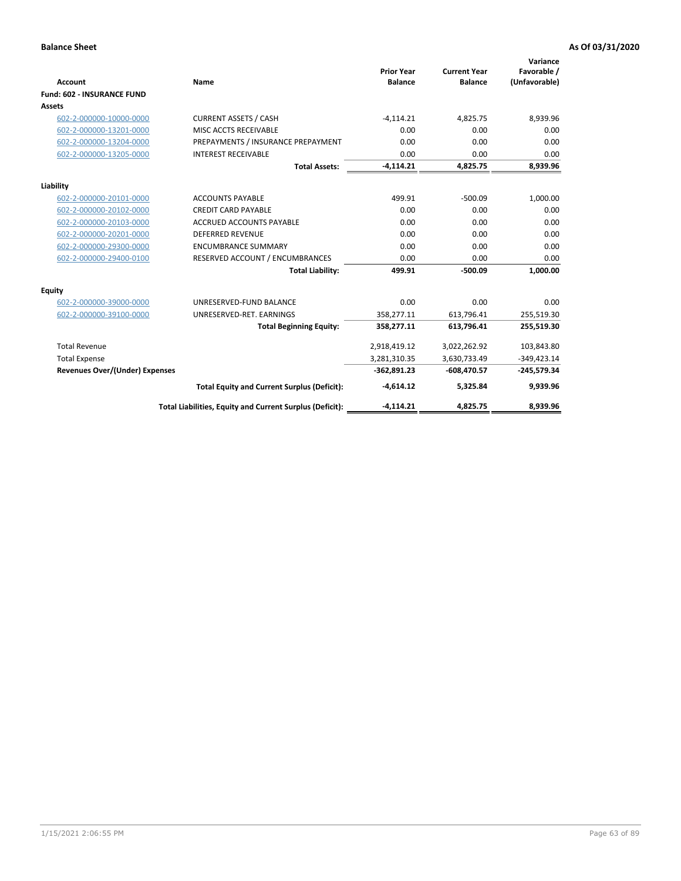**Balance Sheet** | **As Of 03/31/2020**

| Account | Name | Prior Year Balance | Current Year Balance | Variance Favorable / (Unfavorable) |
|---|---|---|---|---|
| **Fund: 602 - INSURANCE FUND** | | | | |
| **Assets** | | | | |
| 602-2-000000-10000-0000 | CURRENT ASSETS / CASH | -4,114.21 | 4,825.75 | 8,939.96 |
| 602-2-000000-13201-0000 | MISC ACCTS RECEIVABLE | 0.00 | 0.00 | 0.00 |
| 602-2-000000-13204-0000 | PREPAYMENTS / INSURANCE PREPAYMENT | 0.00 | 0.00 | 0.00 |
| 602-2-000000-13205-0000 | INTEREST RECEIVABLE | 0.00 | 0.00 | 0.00 |
| | **Total Assets:** | **-4,114.21** | **4,825.75** | **8,939.96** |
| **Liability** | | | | |
| 602-2-000000-20101-0000 | ACCOUNTS PAYABLE | 499.91 | -500.09 | 1,000.00 |
| 602-2-000000-20102-0000 | CREDIT CARD PAYABLE | 0.00 | 0.00 | 0.00 |
| 602-2-000000-20103-0000 | ACCRUED ACCOUNTS PAYABLE | 0.00 | 0.00 | 0.00 |
| 602-2-000000-20201-0000 | DEFERRED REVENUE | 0.00 | 0.00 | 0.00 |
| 602-2-000000-29300-0000 | ENCUMBRANCE SUMMARY | 0.00 | 0.00 | 0.00 |
| 602-2-000000-29400-0100 | RESERVED ACCOUNT / ENCUMBRANCES | 0.00 | 0.00 | 0.00 |
| | **Total Liability:** | **499.91** | **-500.09** | **1,000.00** |
| **Equity** | | | | |
| 602-2-000000-39000-0000 | UNRESERVED-FUND BALANCE | 0.00 | 0.00 | 0.00 |
| 602-2-000000-39100-0000 | UNRESERVED-RET. EARNINGS | 358,277.11 | 613,796.41 | 255,519.30 |
| | **Total Beginning Equity:** | **358,277.11** | **613,796.41** | **255,519.30** |
| Total Revenue | | 2,918,419.12 | 3,022,262.92 | 103,843.80 |
| Total Expense | | 3,281,310.35 | 3,630,733.49 | -349,423.14 |
| **Revenues Over/(Under) Expenses** | | **-362,891.23** | **-608,470.57** | **-245,579.34** |
| | **Total Equity and Current Surplus (Deficit):** | **-4,614.12** | **5,325.84** | **9,939.96** |
| | **Total Liabilities, Equity and Current Surplus (Deficit):** | **-4,114.21** | **4,825.75** | **8,939.96** |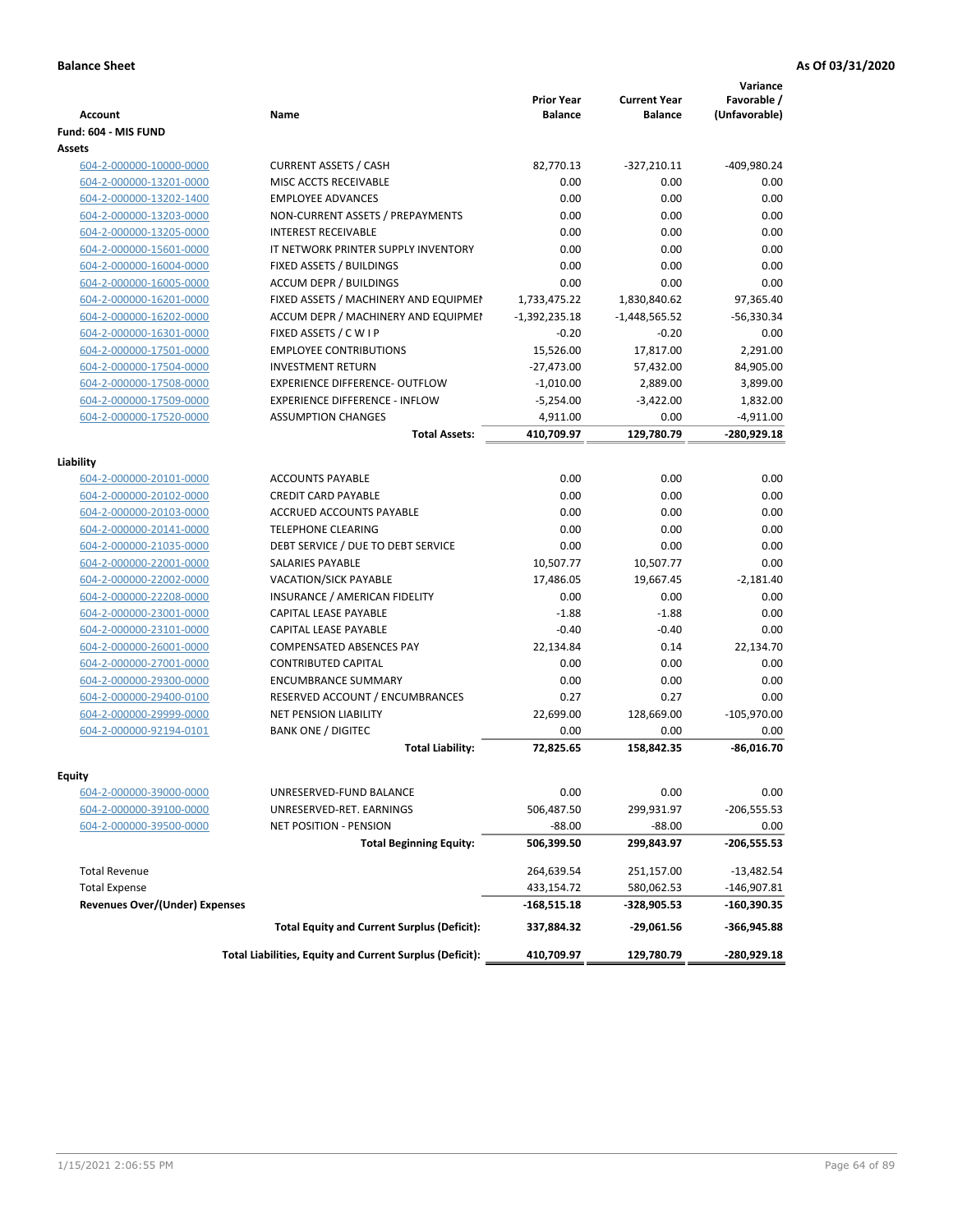**Balance Sheet** **As Of 03/31/2020**

| Account | Name | Prior Year Balance | Current Year Balance | Variance Favorable / (Unfavorable) |
|---|---|---|---|---|
| **Fund: 604 - MIS FUND** | | | | |
| **Assets** | | | | |
| 604-2-000000-10000-0000 | CURRENT ASSETS / CASH | 82,770.13 | -327,210.11 | -409,980.24 |
| 604-2-000000-13201-0000 | MISC ACCTS RECEIVABLE | 0.00 | 0.00 | 0.00 |
| 604-2-000000-13202-1400 | EMPLOYEE ADVANCES | 0.00 | 0.00 | 0.00 |
| 604-2-000000-13203-0000 | NON-CURRENT ASSETS / PREPAYMENTS | 0.00 | 0.00 | 0.00 |
| 604-2-000000-13205-0000 | INTEREST RECEIVABLE | 0.00 | 0.00 | 0.00 |
| 604-2-000000-15601-0000 | IT NETWORK PRINTER SUPPLY INVENTORY | 0.00 | 0.00 | 0.00 |
| 604-2-000000-16004-0000 | FIXED ASSETS / BUILDINGS | 0.00 | 0.00 | 0.00 |
| 604-2-000000-16005-0000 | ACCUM DEPR / BUILDINGS | 0.00 | 0.00 | 0.00 |
| 604-2-000000-16201-0000 | FIXED ASSETS / MACHINERY AND EQUIPMENT | 1,733,475.22 | 1,830,840.62 | 97,365.40 |
| 604-2-000000-16202-0000 | ACCUM DEPR / MACHINERY AND EQUIPMENT | -1,392,235.18 | -1,448,565.52 | -56,330.34 |
| 604-2-000000-16301-0000 | FIXED ASSETS / C W I P | -0.20 | -0.20 | 0.00 |
| 604-2-000000-17501-0000 | EMPLOYEE CONTRIBUTIONS | 15,526.00 | 17,817.00 | 2,291.00 |
| 604-2-000000-17504-0000 | INVESTMENT RETURN | -27,473.00 | 57,432.00 | 84,905.00 |
| 604-2-000000-17508-0000 | EXPERIENCE DIFFERENCE- OUTFLOW | -1,010.00 | 2,889.00 | 3,899.00 |
| 604-2-000000-17509-0000 | EXPERIENCE DIFFERENCE - INFLOW | -5,254.00 | -3,422.00 | 1,832.00 |
| 604-2-000000-17520-0000 | ASSUMPTION CHANGES | 4,911.00 | 0.00 | -4,911.00 |
| | **Total Assets:** | **410,709.97** | **129,780.79** | **-280,929.18** |
| **Liability** | | | | |
| 604-2-000000-20101-0000 | ACCOUNTS PAYABLE | 0.00 | 0.00 | 0.00 |
| 604-2-000000-20102-0000 | CREDIT CARD PAYABLE | 0.00 | 0.00 | 0.00 |
| 604-2-000000-20103-0000 | ACCRUED ACCOUNTS PAYABLE | 0.00 | 0.00 | 0.00 |
| 604-2-000000-20141-0000 | TELEPHONE CLEARING | 0.00 | 0.00 | 0.00 |
| 604-2-000000-21035-0000 | DEBT SERVICE / DUE TO DEBT SERVICE | 0.00 | 0.00 | 0.00 |
| 604-2-000000-22001-0000 | SALARIES PAYABLE | 10,507.77 | 10,507.77 | 0.00 |
| 604-2-000000-22002-0000 | VACATION/SICK PAYABLE | 17,486.05 | 19,667.45 | -2,181.40 |
| 604-2-000000-22208-0000 | INSURANCE / AMERICAN FIDELITY | 0.00 | 0.00 | 0.00 |
| 604-2-000000-23001-0000 | CAPITAL LEASE PAYABLE | -1.88 | -1.88 | 0.00 |
| 604-2-000000-23101-0000 | CAPITAL LEASE PAYABLE | -0.40 | -0.40 | 0.00 |
| 604-2-000000-26001-0000 | COMPENSATED ABSENCES PAY | 22,134.84 | 0.14 | 22,134.70 |
| 604-2-000000-27001-0000 | CONTRIBUTED CAPITAL | 0.00 | 0.00 | 0.00 |
| 604-2-000000-29300-0000 | ENCUMBRANCE SUMMARY | 0.00 | 0.00 | 0.00 |
| 604-2-000000-29400-0100 | RESERVED ACCOUNT / ENCUMBRANCES | 0.27 | 0.27 | 0.00 |
| 604-2-000000-29999-0000 | NET PENSION LIABILITY | 22,699.00 | 128,669.00 | -105,970.00 |
| 604-2-000000-92194-0101 | BANK ONE / DIGITEC | 0.00 | 0.00 | 0.00 |
| | **Total Liability:** | **72,825.65** | **158,842.35** | **-86,016.70** |
| **Equity** | | | | |
| 604-2-000000-39000-0000 | UNRESERVED-FUND BALANCE | 0.00 | 0.00 | 0.00 |
| 604-2-000000-39100-0000 | UNRESERVED-RET. EARNINGS | 506,487.50 | 299,931.97 | -206,555.53 |
| 604-2-000000-39500-0000 | NET POSITION - PENSION | -88.00 | -88.00 | 0.00 |
| | **Total Beginning Equity:** | **506,399.50** | **299,843.97** | **-206,555.53** |
| Total Revenue | | 264,639.54 | 251,157.00 | -13,482.54 |
| Total Expense | | 433,154.72 | 580,062.53 | -146,907.81 |
| **Revenues Over/(Under) Expenses** | | **-168,515.18** | **-328,905.53** | **-160,390.35** |
| | **Total Equity and Current Surplus (Deficit):** | **337,884.32** | **-29,061.56** | **-366,945.88** |
| | **Total Liabilities, Equity and Current Surplus (Deficit):** | **410,709.97** | **129,780.79** | **-280,929.18** |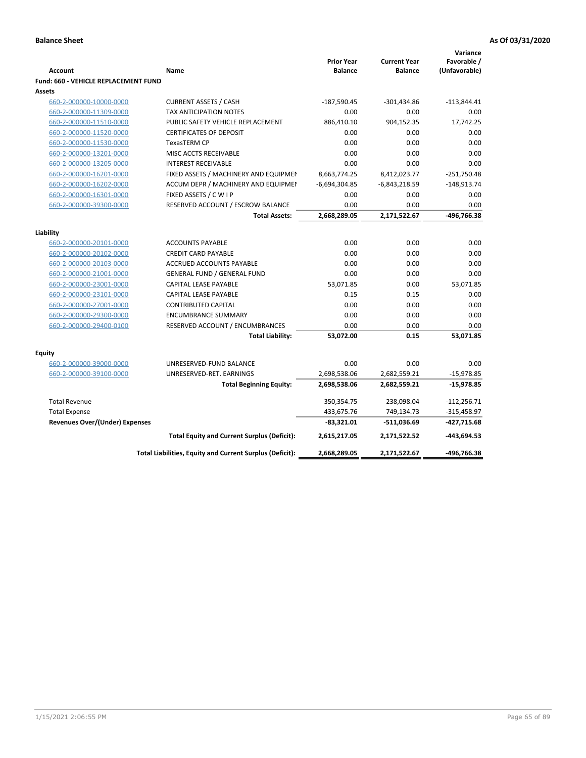**Balance Sheet** **As Of 03/31/2020**

| Account | Name | Prior Year Balance | Current Year Balance | Variance Favorable / (Unfavorable) |
|---|---|---|---|---|
| **Fund: 660 - VEHICLE REPLACEMENT FUND** | | | | |
| **Assets** | | | | |
| 660-2-000000-10000-0000 | CURRENT ASSETS / CASH | -187,590.45 | -301,434.86 | -113,844.41 |
| 660-2-000000-11309-0000 | TAX ANTICIPATION NOTES | 0.00 | 0.00 | 0.00 |
| 660-2-000000-11510-0000 | PUBLIC SAFETY VEHICLE REPLACEMENT | 886,410.10 | 904,152.35 | 17,742.25 |
| 660-2-000000-11520-0000 | CERTIFICATES OF DEPOSIT | 0.00 | 0.00 | 0.00 |
| 660-2-000000-11530-0000 | TexasTERM CP | 0.00 | 0.00 | 0.00 |
| 660-2-000000-13201-0000 | MISC ACCTS RECEIVABLE | 0.00 | 0.00 | 0.00 |
| 660-2-000000-13205-0000 | INTEREST RECEIVABLE | 0.00 | 0.00 | 0.00 |
| 660-2-000000-16201-0000 | FIXED ASSETS / MACHINERY AND EQUIPMEN | 8,663,774.25 | 8,412,023.77 | -251,750.48 |
| 660-2-000000-16202-0000 | ACCUM DEPR / MACHINERY AND EQUIPMEI | -6,694,304.85 | -6,843,218.59 | -148,913.74 |
| 660-2-000000-16301-0000 | FIXED ASSETS / C W I P | 0.00 | 0.00 | 0.00 |
| 660-2-000000-39300-0000 | RESERVED ACCOUNT / ESCROW BALANCE | 0.00 | 0.00 | 0.00 |
| | **Total Assets:** | **2,668,289.05** | **2,171,522.67** | **-496,766.38** |
| **Liability** | | | | |
| 660-2-000000-20101-0000 | ACCOUNTS PAYABLE | 0.00 | 0.00 | 0.00 |
| 660-2-000000-20102-0000 | CREDIT CARD PAYABLE | 0.00 | 0.00 | 0.00 |
| 660-2-000000-20103-0000 | ACCRUED ACCOUNTS PAYABLE | 0.00 | 0.00 | 0.00 |
| 660-2-000000-21001-0000 | GENERAL FUND / GENERAL FUND | 0.00 | 0.00 | 0.00 |
| 660-2-000000-23001-0000 | CAPITAL LEASE PAYABLE | 53,071.85 | 0.00 | 53,071.85 |
| 660-2-000000-23101-0000 | CAPITAL LEASE PAYABLE | 0.15 | 0.15 | 0.00 |
| 660-2-000000-27001-0000 | CONTRIBUTED CAPITAL | 0.00 | 0.00 | 0.00 |
| 660-2-000000-29300-0000 | ENCUMBRANCE SUMMARY | 0.00 | 0.00 | 0.00 |
| 660-2-000000-29400-0100 | RESERVED ACCOUNT / ENCUMBRANCES | 0.00 | 0.00 | 0.00 |
| | **Total Liability:** | **53,072.00** | **0.15** | **53,071.85** |
| **Equity** | | | | |
| 660-2-000000-39000-0000 | UNRESERVED-FUND BALANCE | 0.00 | 0.00 | 0.00 |
| 660-2-000000-39100-0000 | UNRESERVED-RET. EARNINGS | 2,698,538.06 | 2,682,559.21 | -15,978.85 |
| | **Total Beginning Equity:** | **2,698,538.06** | **2,682,559.21** | **-15,978.85** |
| Total Revenue | | 350,354.75 | 238,098.04 | -112,256.71 |
| Total Expense | | 433,675.76 | 749,134.73 | -315,458.97 |
| **Revenues Over/(Under) Expenses** | | **-83,321.01** | **-511,036.69** | **-427,715.68** |
| | **Total Equity and Current Surplus (Deficit):** | **2,615,217.05** | **2,171,522.52** | **-443,694.53** |
| | **Total Liabilities, Equity and Current Surplus (Deficit):** | **2,668,289.05** | **2,171,522.67** | **-496,766.38** |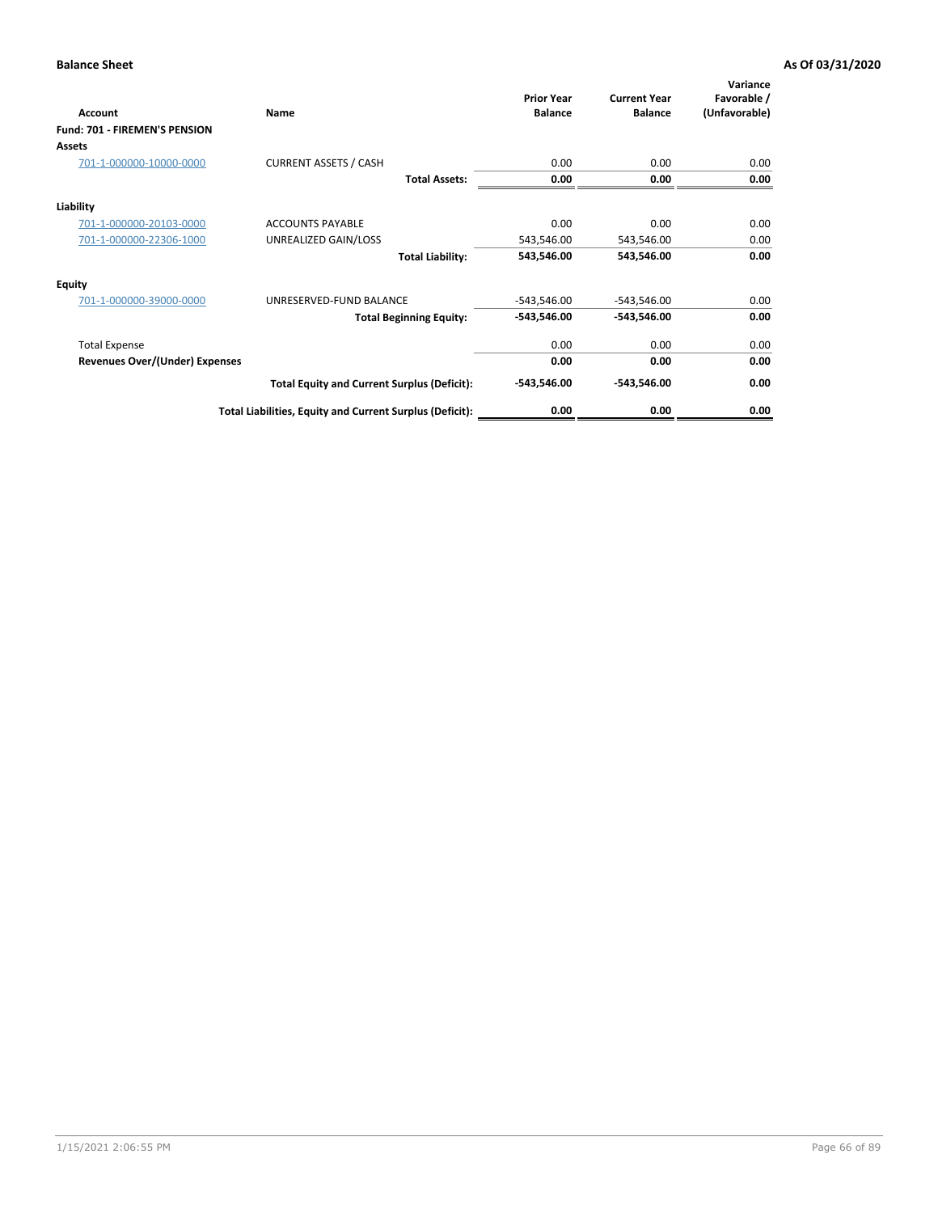**Balance Sheet** **As Of 03/31/2020**

| Account | Name | Prior Year Balance | Current Year Balance | Variance Favorable / (Unfavorable) |
|---|---|---|---|---|
| **Fund: 701 - FIREMEN'S PENSION** | | | | |
| **Assets** | | | | |
| 701-1-000000-10000-0000 | CURRENT ASSETS / CASH | 0.00 | 0.00 | 0.00 |
| | **Total Assets:** | **0.00** | **0.00** | **0.00** |
| **Liability** | | | | |
| 701-1-000000-20103-0000 | ACCOUNTS PAYABLE | 0.00 | 0.00 | 0.00 |
| 701-1-000000-22306-1000 | UNREALIZED GAIN/LOSS | 543,546.00 | 543,546.00 | 0.00 |
| | **Total Liability:** | **543,546.00** | **543,546.00** | **0.00** |
| **Equity** | | | | |
| 701-1-000000-39000-0000 | UNRESERVED-FUND BALANCE | -543,546.00 | -543,546.00 | 0.00 |
| | **Total Beginning Equity:** | **-543,546.00** | **-543,546.00** | **0.00** |
| Total Expense | | 0.00 | 0.00 | 0.00 |
| **Revenues Over/(Under) Expenses** | | **0.00** | **0.00** | **0.00** |
| | **Total Equity and Current Surplus (Deficit):** | **-543,546.00** | **-543,546.00** | **0.00** |
| | **Total Liabilities, Equity and Current Surplus (Deficit):** | **0.00** | **0.00** | **0.00** |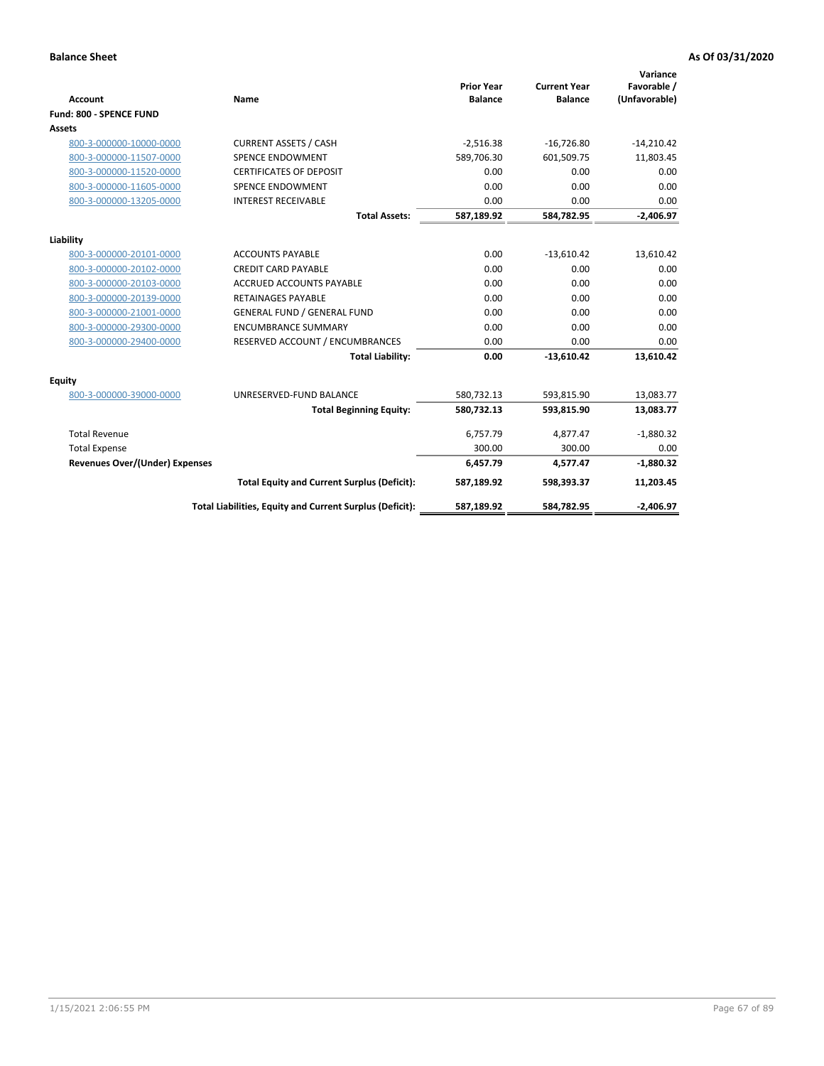**Balance Sheet** **As Of 03/31/2020**

| Account | Name | Prior Year Balance | Current Year Balance | Variance Favorable / (Unfavorable) |
|---|---|---|---|---|
| **Fund: 800 - SPENCE FUND** | | | | |
| **Assets** | | | | |
| 800-3-000000-10000-0000 | CURRENT ASSETS / CASH | -2,516.38 | -16,726.80 | -14,210.42 |
| 800-3-000000-11507-0000 | SPENCE ENDOWMENT | 589,706.30 | 601,509.75 | 11,803.45 |
| 800-3-000000-11520-0000 | CERTIFICATES OF DEPOSIT | 0.00 | 0.00 | 0.00 |
| 800-3-000000-11605-0000 | SPENCE ENDOWMENT | 0.00 | 0.00 | 0.00 |
| 800-3-000000-13205-0000 | INTEREST RECEIVABLE | 0.00 | 0.00 | 0.00 |
| | **Total Assets:** | **587,189.92** | **584,782.95** | **-2,406.97** |
| **Liability** | | | | |
| 800-3-000000-20101-0000 | ACCOUNTS PAYABLE | 0.00 | -13,610.42 | 13,610.42 |
| 800-3-000000-20102-0000 | CREDIT CARD PAYABLE | 0.00 | 0.00 | 0.00 |
| 800-3-000000-20103-0000 | ACCRUED ACCOUNTS PAYABLE | 0.00 | 0.00 | 0.00 |
| 800-3-000000-20139-0000 | RETAINAGES PAYABLE | 0.00 | 0.00 | 0.00 |
| 800-3-000000-21001-0000 | GENERAL FUND / GENERAL FUND | 0.00 | 0.00 | 0.00 |
| 800-3-000000-29300-0000 | ENCUMBRANCE SUMMARY | 0.00 | 0.00 | 0.00 |
| 800-3-000000-29400-0000 | RESERVED ACCOUNT / ENCUMBRANCES | 0.00 | 0.00 | 0.00 |
| | **Total Liability:** | **0.00** | **-13,610.42** | **13,610.42** |
| **Equity** | | | | |
| 800-3-000000-39000-0000 | UNRESERVED-FUND BALANCE | 580,732.13 | 593,815.90 | 13,083.77 |
| | **Total Beginning Equity:** | **580,732.13** | **593,815.90** | **13,083.77** |
| Total Revenue | | 6,757.79 | 4,877.47 | -1,880.32 |
| Total Expense | | 300.00 | 300.00 | 0.00 |
| **Revenues Over/(Under) Expenses** | | **6,457.79** | **4,577.47** | **-1,880.32** |
| | **Total Equity and Current Surplus (Deficit):** | **587,189.92** | **598,393.37** | **11,203.45** |
| | **Total Liabilities, Equity and Current Surplus (Deficit):** | **587,189.92** | **584,782.95** | **-2,406.97** |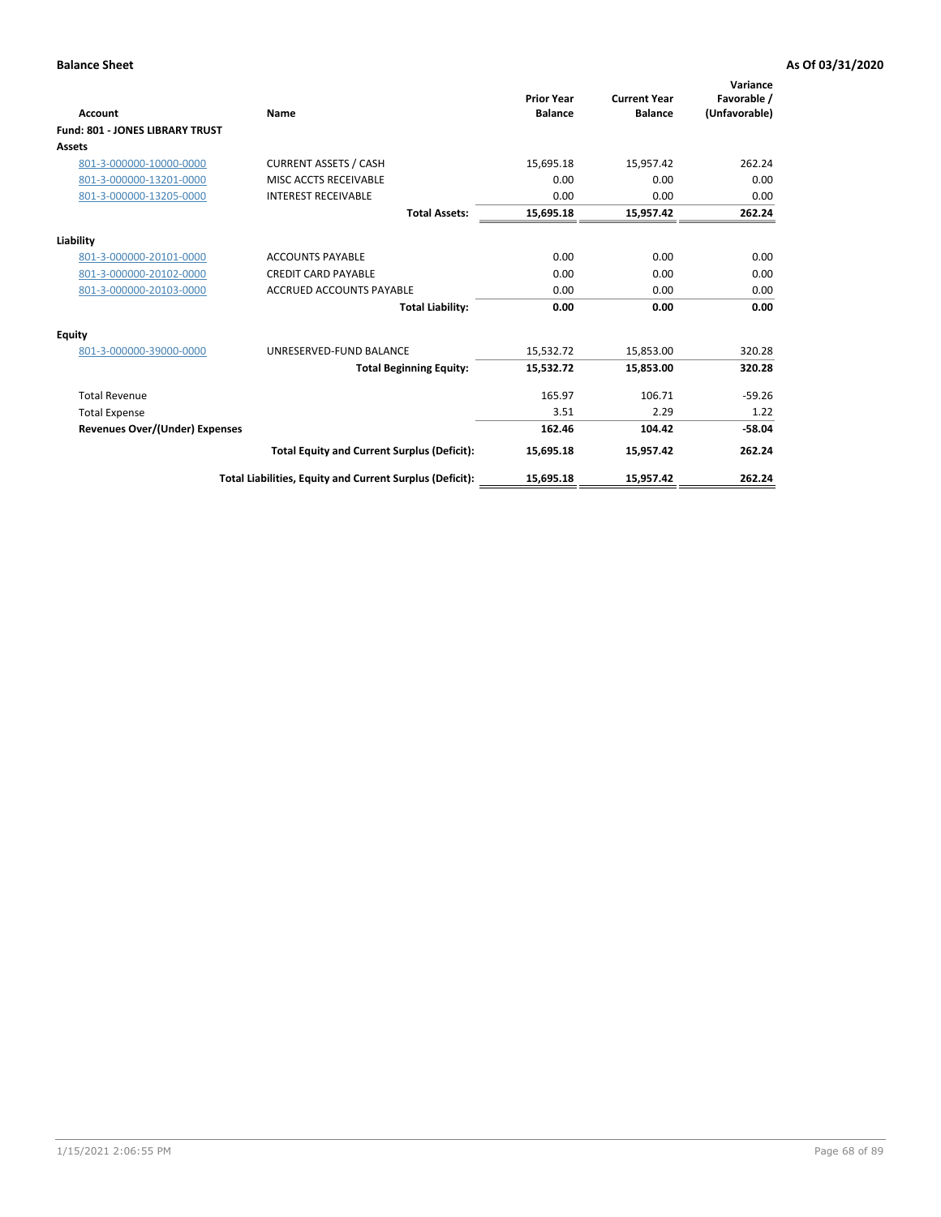**Balance Sheet** **As Of 03/31/2020**

| Account | Name | Prior Year Balance | Current Year Balance | Variance Favorable / (Unfavorable) |
|---|---|---|---|---|
| **Fund: 801 - JONES LIBRARY TRUST** | | | | |
| **Assets** | | | | |
| 801-3-000000-10000-0000 | CURRENT ASSETS / CASH | 15,695.18 | 15,957.42 | 262.24 |
| 801-3-000000-13201-0000 | MISC ACCTS RECEIVABLE | 0.00 | 0.00 | 0.00 |
| 801-3-000000-13205-0000 | INTEREST RECEIVABLE | 0.00 | 0.00 | 0.00 |
| | **Total Assets:** | **15,695.18** | **15,957.42** | **262.24** |
| **Liability** | | | | |
| 801-3-000000-20101-0000 | ACCOUNTS PAYABLE | 0.00 | 0.00 | 0.00 |
| 801-3-000000-20102-0000 | CREDIT CARD PAYABLE | 0.00 | 0.00 | 0.00 |
| 801-3-000000-20103-0000 | ACCRUED ACCOUNTS PAYABLE | 0.00 | 0.00 | 0.00 |
| | **Total Liability:** | **0.00** | **0.00** | **0.00** |
| **Equity** | | | | |
| 801-3-000000-39000-0000 | UNRESERVED-FUND BALANCE | 15,532.72 | 15,853.00 | 320.28 |
| | **Total Beginning Equity:** | **15,532.72** | **15,853.00** | **320.28** |
| Total Revenue | | 165.97 | 106.71 | -59.26 |
| Total Expense | | 3.51 | 2.29 | 1.22 |
| **Revenues Over/(Under) Expenses** | | **162.46** | **104.42** | **-58.04** |
| | **Total Equity and Current Surplus (Deficit):** | **15,695.18** | **15,957.42** | **262.24** |
| | **Total Liabilities, Equity and Current Surplus (Deficit):** | **15,695.18** | **15,957.42** | **262.24** |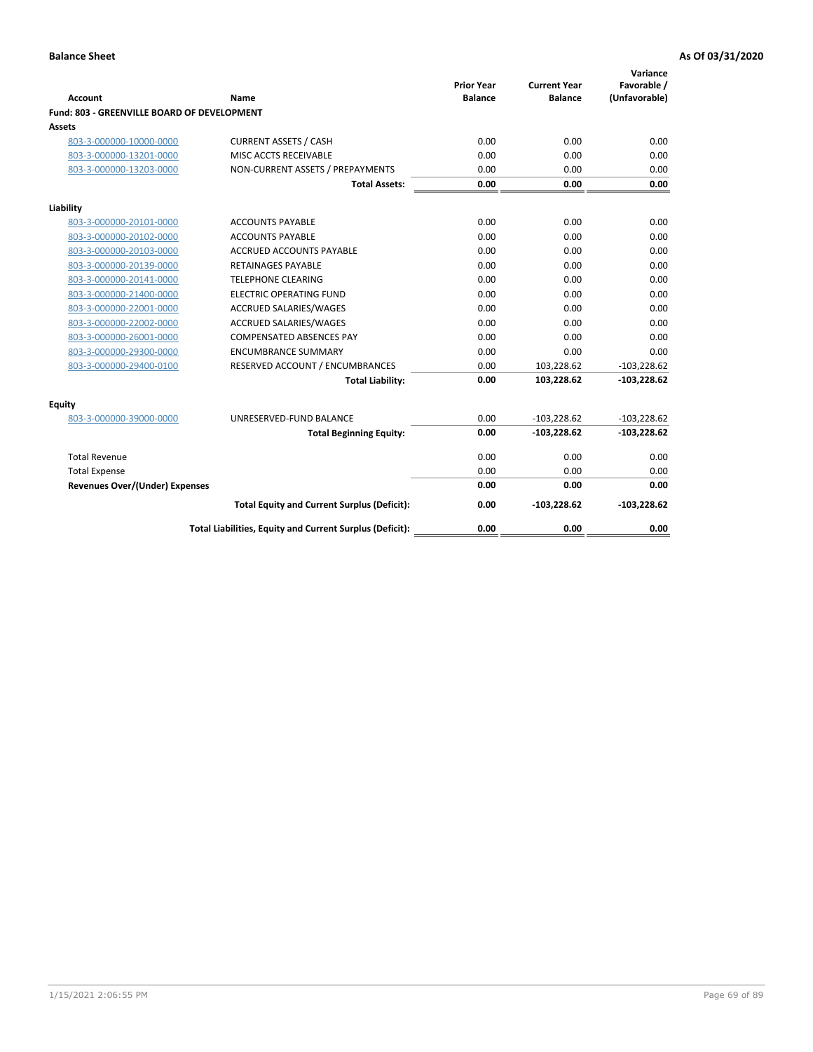**Balance Sheet** **As Of 03/31/2020**

| Account | Name | Prior Year Balance | Current Year Balance | Variance Favorable / (Unfavorable) |
|---|---|---|---|---|
| **Fund: 803 - GREENVILLE BOARD OF DEVELOPMENT** | | | | |
| **Assets** | | | | |
| 803-3-000000-10000-0000 | CURRENT ASSETS / CASH | 0.00 | 0.00 | 0.00 |
| 803-3-000000-13201-0000 | MISC ACCTS RECEIVABLE | 0.00 | 0.00 | 0.00 |
| 803-3-000000-13203-0000 | NON-CURRENT ASSETS / PREPAYMENTS | 0.00 | 0.00 | 0.00 |
| | **Total Assets:** | **0.00** | **0.00** | **0.00** |
| **Liability** | | | | |
| 803-3-000000-20101-0000 | ACCOUNTS PAYABLE | 0.00 | 0.00 | 0.00 |
| 803-3-000000-20102-0000 | ACCOUNTS PAYABLE | 0.00 | 0.00 | 0.00 |
| 803-3-000000-20103-0000 | ACCRUED ACCOUNTS PAYABLE | 0.00 | 0.00 | 0.00 |
| 803-3-000000-20139-0000 | RETAINAGES PAYABLE | 0.00 | 0.00 | 0.00 |
| 803-3-000000-20141-0000 | TELEPHONE CLEARING | 0.00 | 0.00 | 0.00 |
| 803-3-000000-21400-0000 | ELECTRIC OPERATING FUND | 0.00 | 0.00 | 0.00 |
| 803-3-000000-22001-0000 | ACCRUED SALARIES/WAGES | 0.00 | 0.00 | 0.00 |
| 803-3-000000-22002-0000 | ACCRUED SALARIES/WAGES | 0.00 | 0.00 | 0.00 |
| 803-3-000000-26001-0000 | COMPENSATED ABSENCES PAY | 0.00 | 0.00 | 0.00 |
| 803-3-000000-29300-0000 | ENCUMBRANCE SUMMARY | 0.00 | 0.00 | 0.00 |
| 803-3-000000-29400-0100 | RESERVED ACCOUNT / ENCUMBRANCES | 0.00 | 103,228.62 | -103,228.62 |
| | **Total Liability:** | **0.00** | **103,228.62** | **-103,228.62** |
| **Equity** | | | | |
| 803-3-000000-39000-0000 | UNRESERVED-FUND BALANCE | 0.00 | -103,228.62 | -103,228.62 |
| | **Total Beginning Equity:** | **0.00** | **-103,228.62** | **-103,228.62** |
| Total Revenue | | 0.00 | 0.00 | 0.00 |
| Total Expense | | 0.00 | 0.00 | 0.00 |
| **Revenues Over/(Under) Expenses** | | **0.00** | **0.00** | **0.00** |
| | **Total Equity and Current Surplus (Deficit):** | **0.00** | **-103,228.62** | **-103,228.62** |
| | **Total Liabilities, Equity and Current Surplus (Deficit):** | **0.00** | **0.00** | **0.00** |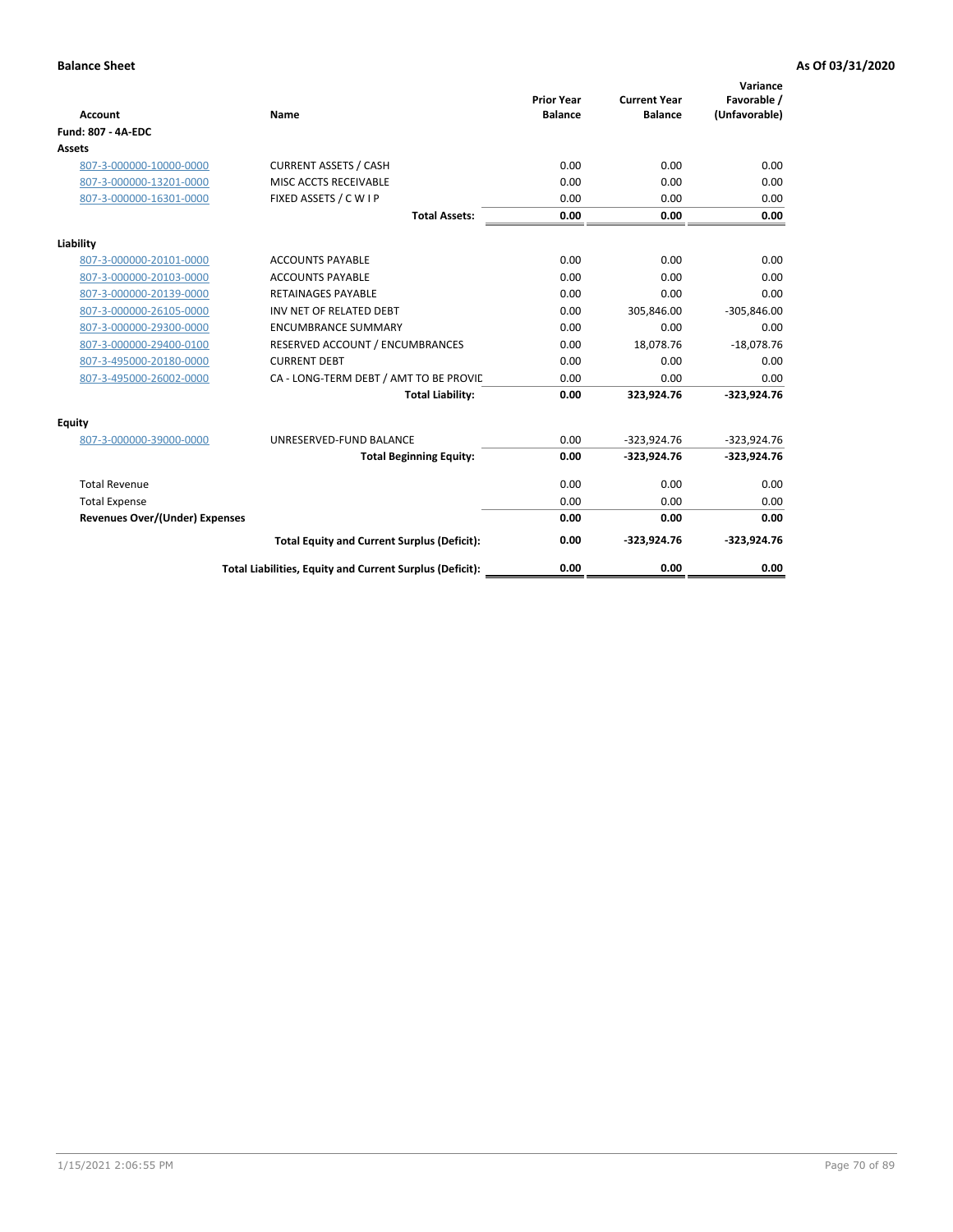**Balance Sheet** **As Of 03/31/2020**

| Account | Name | Prior Year Balance | Current Year Balance | Variance Favorable / (Unfavorable) |
|---|---|---|---|---|
| **Fund: 807 - 4A-EDC** | | | | |
| **Assets** | | | | |
| 807-3-000000-10000-0000 | CURRENT ASSETS / CASH | 0.00 | 0.00 | 0.00 |
| 807-3-000000-13201-0000 | MISC ACCTS RECEIVABLE | 0.00 | 0.00 | 0.00 |
| 807-3-000000-16301-0000 | FIXED ASSETS / C W I P | 0.00 | 0.00 | 0.00 |
| | **Total Assets:** | **0.00** | **0.00** | **0.00** |
| **Liability** | | | | |
| 807-3-000000-20101-0000 | ACCOUNTS PAYABLE | 0.00 | 0.00 | 0.00 |
| 807-3-000000-20103-0000 | ACCOUNTS PAYABLE | 0.00 | 0.00 | 0.00 |
| 807-3-000000-20139-0000 | RETAINAGES PAYABLE | 0.00 | 0.00 | 0.00 |
| 807-3-000000-26105-0000 | INV NET OF RELATED DEBT | 0.00 | 305,846.00 | -305,846.00 |
| 807-3-000000-29300-0000 | ENCUMBRANCE SUMMARY | 0.00 | 0.00 | 0.00 |
| 807-3-000000-29400-0100 | RESERVED ACCOUNT / ENCUMBRANCES | 0.00 | 18,078.76 | -18,078.76 |
| 807-3-495000-20180-0000 | CURRENT DEBT | 0.00 | 0.00 | 0.00 |
| 807-3-495000-26002-0000 | CA - LONG-TERM DEBT / AMT TO BE PROVIC | 0.00 | 0.00 | 0.00 |
| | **Total Liability:** | **0.00** | **323,924.76** | **-323,924.76** |
| **Equity** | | | | |
| 807-3-000000-39000-0000 | UNRESERVED-FUND BALANCE | 0.00 | -323,924.76 | -323,924.76 |
| | **Total Beginning Equity:** | **0.00** | **-323,924.76** | **-323,924.76** |
| Total Revenue | | 0.00 | 0.00 | 0.00 |
| Total Expense | | 0.00 | 0.00 | 0.00 |
| **Revenues Over/(Under) Expenses** | | **0.00** | **0.00** | **0.00** |
| | **Total Equity and Current Surplus (Deficit):** | **0.00** | **-323,924.76** | **-323,924.76** |
| | **Total Liabilities, Equity and Current Surplus (Deficit):** | **0.00** | **0.00** | **0.00** |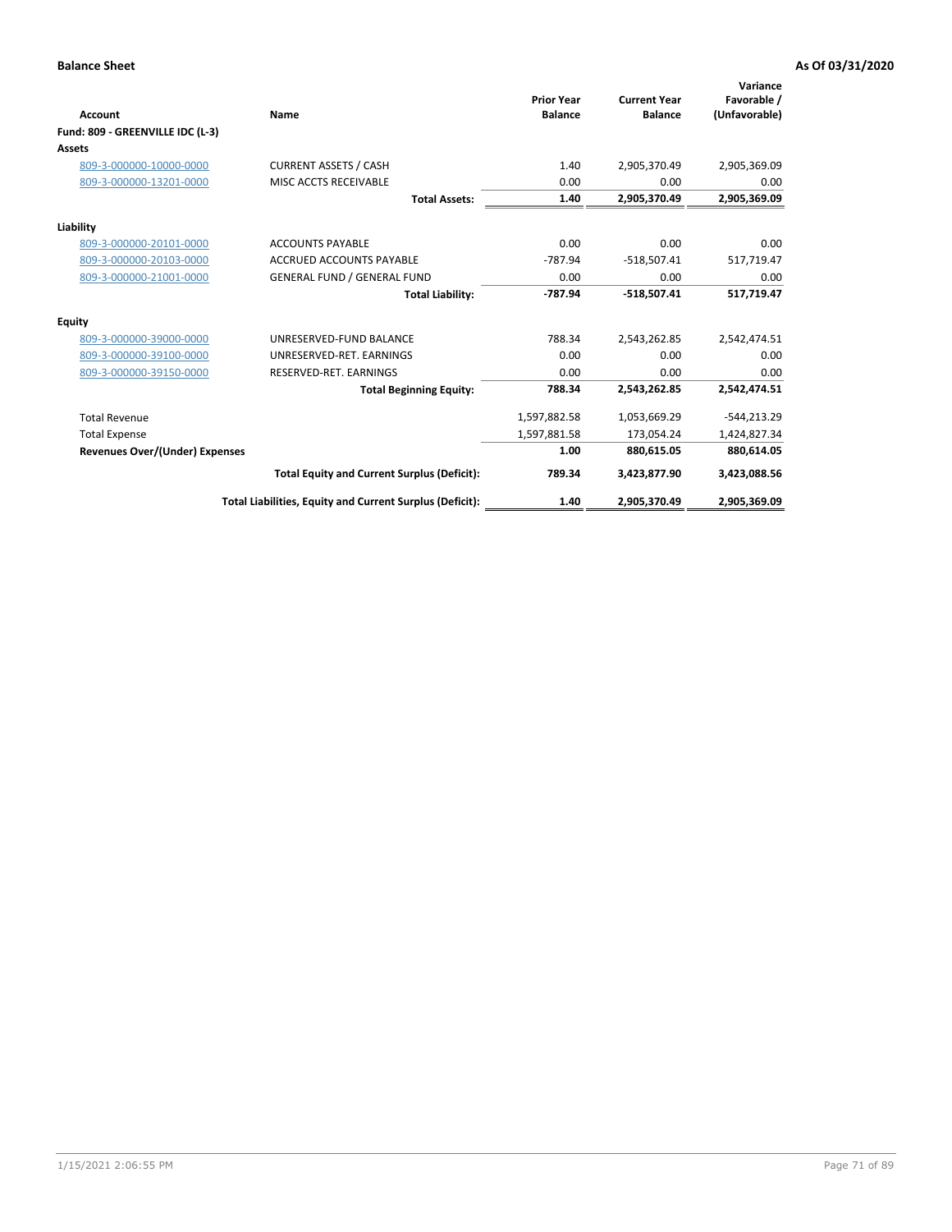**Balance Sheet** **As Of 03/31/2020**

| Account | Name | Prior Year Balance | Current Year Balance | Variance Favorable / (Unfavorable) |
|---|---|---|---|---|
| **Fund: 809 - GREENVILLE IDC (L-3)** | | | | |
| **Assets** | | | | |
| 809-3-000000-10000-0000 | CURRENT ASSETS / CASH | 1.40 | 2,905,370.49 | 2,905,369.09 |
| 809-3-000000-13201-0000 | MISC ACCTS RECEIVABLE | 0.00 | 0.00 | 0.00 |
| | **Total Assets:** | **1.40** | **2,905,370.49** | **2,905,369.09** |
| **Liability** | | | | |
| 809-3-000000-20101-0000 | ACCOUNTS PAYABLE | 0.00 | 0.00 | 0.00 |
| 809-3-000000-20103-0000 | ACCRUED ACCOUNTS PAYABLE | -787.94 | -518,507.41 | 517,719.47 |
| 809-3-000000-21001-0000 | GENERAL FUND / GENERAL FUND | 0.00 | 0.00 | 0.00 |
| | **Total Liability:** | **-787.94** | **-518,507.41** | **517,719.47** |
| **Equity** | | | | |
| 809-3-000000-39000-0000 | UNRESERVED-FUND BALANCE | 788.34 | 2,543,262.85 | 2,542,474.51 |
| 809-3-000000-39100-0000 | UNRESERVED-RET. EARNINGS | 0.00 | 0.00 | 0.00 |
| 809-3-000000-39150-0000 | RESERVED-RET. EARNINGS | 0.00 | 0.00 | 0.00 |
| | **Total Beginning Equity:** | **788.34** | **2,543,262.85** | **2,542,474.51** |
| Total Revenue | | 1,597,882.58 | 1,053,669.29 | -544,213.29 |
| Total Expense | | 1,597,881.58 | 173,054.24 | 1,424,827.34 |
| **Revenues Over/(Under) Expenses** | | **1.00** | **880,615.05** | **880,614.05** |
| | **Total Equity and Current Surplus (Deficit):** | **789.34** | **3,423,877.90** | **3,423,088.56** |
| | **Total Liabilities, Equity and Current Surplus (Deficit):** | **1.40** | **2,905,370.49** | **2,905,369.09** |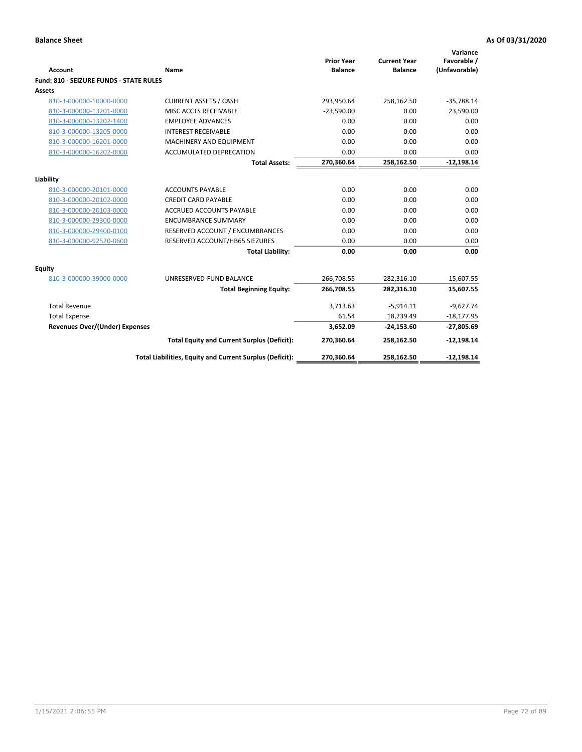**Balance Sheet** | **As Of 03/31/2020**

| Account | Name | Prior Year Balance | Current Year Balance | Variance Favorable / (Unfavorable) |
|---|---|---|---|---|
| **Fund: 810 - SEIZURE FUNDS - STATE RULES** | | | | |
| **Assets** | | | | |
| 810-3-000000-10000-0000 | CURRENT ASSETS / CASH | 293,950.64 | 258,162.50 | -35,788.14 |
| 810-3-000000-13201-0000 | MISC ACCTS RECEIVABLE | -23,590.00 | 0.00 | 23,590.00 |
| 810-3-000000-13202-1400 | EMPLOYEE ADVANCES | 0.00 | 0.00 | 0.00 |
| 810-3-000000-13205-0000 | INTEREST RECEIVABLE | 0.00 | 0.00 | 0.00 |
| 810-3-000000-16201-0000 | MACHINERY AND EQUIPMENT | 0.00 | 0.00 | 0.00 |
| 810-3-000000-16202-0000 | ACCUMULATED DEPRECATION | 0.00 | 0.00 | 0.00 |
| | **Total Assets:** | **270,360.64** | **258,162.50** | **-12,198.14** |
| **Liability** | | | | |
| 810-3-000000-20101-0000 | ACCOUNTS PAYABLE | 0.00 | 0.00 | 0.00 |
| 810-3-000000-20102-0000 | CREDIT CARD PAYABLE | 0.00 | 0.00 | 0.00 |
| 810-3-000000-20103-0000 | ACCRUED ACCOUNTS PAYABLE | 0.00 | 0.00 | 0.00 |
| 810-3-000000-29300-0000 | ENCUMBRANCE SUMMARY | 0.00 | 0.00 | 0.00 |
| 810-3-000000-29400-0100 | RESERVED ACCOUNT / ENCUMBRANCES | 0.00 | 0.00 | 0.00 |
| 810-3-000000-92520-0600 | RESERVED ACCOUNT/HB65 SIEZURES | 0.00 | 0.00 | 0.00 |
| | **Total Liability:** | **0.00** | **0.00** | **0.00** |
| **Equity** | | | | |
| 810-3-000000-39000-0000 | UNRESERVED-FUND BALANCE | 266,708.55 | 282,316.10 | 15,607.55 |
| | **Total Beginning Equity:** | **266,708.55** | **282,316.10** | **15,607.55** |
| Total Revenue | | 3,713.63 | -5,914.11 | -9,627.74 |
| Total Expense | | 61.54 | 18,239.49 | -18,177.95 |
| **Revenues Over/(Under) Expenses** | | **3,652.09** | **-24,153.60** | **-27,805.69** |
| | **Total Equity and Current Surplus (Deficit):** | **270,360.64** | **258,162.50** | **-12,198.14** |
| | **Total Liabilities, Equity and Current Surplus (Deficit):** | **270,360.64** | **258,162.50** | **-12,198.14** |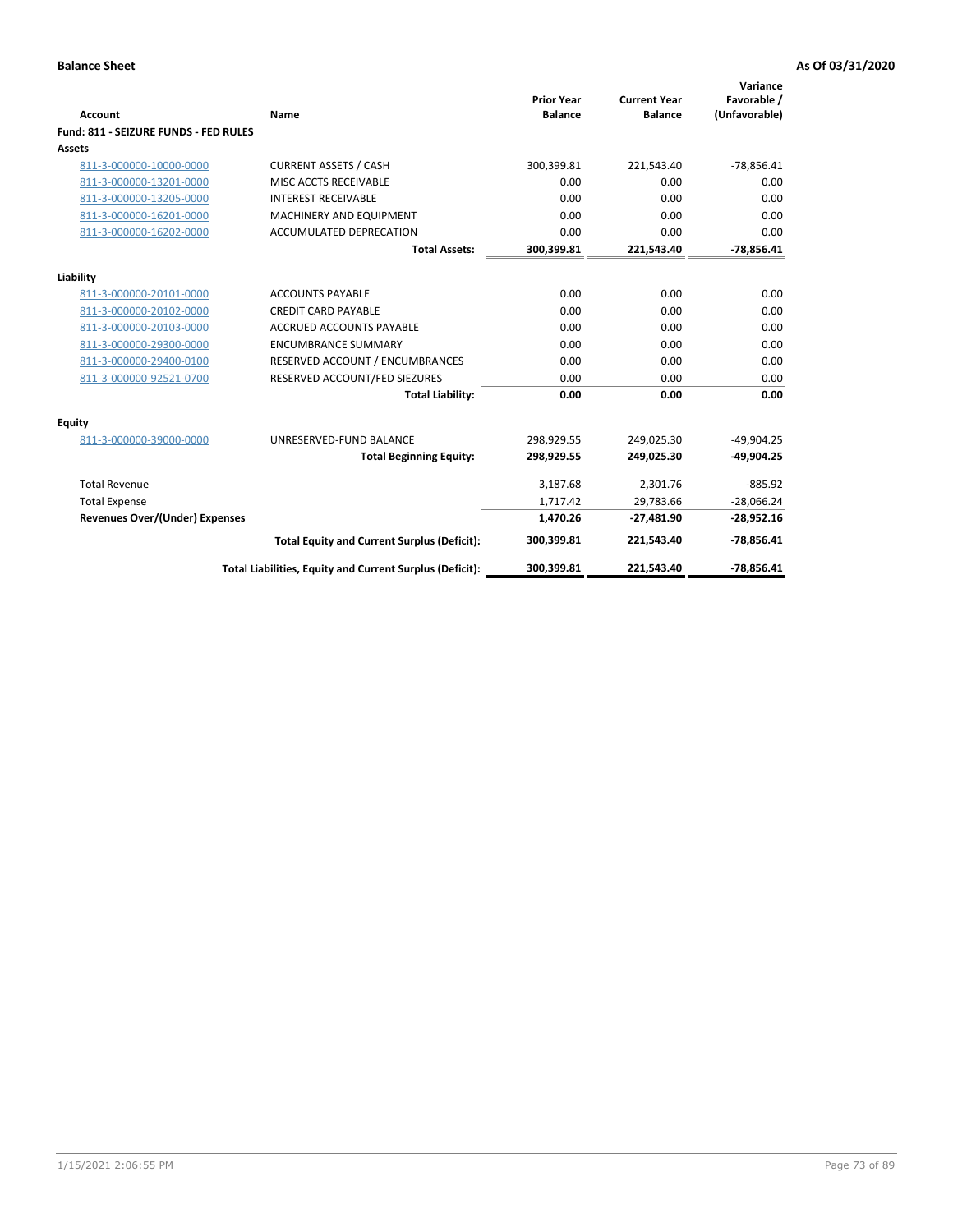**Balance Sheet** **As Of 03/31/2020**

| Account | Name | Prior Year Balance | Current Year Balance | Variance Favorable / (Unfavorable) |
|---|---|---|---|---|
| **Fund: 811 - SEIZURE FUNDS - FED RULES** | | | | |
| **Assets** | | | | |
| 811-3-000000-10000-0000 | CURRENT ASSETS / CASH | 300,399.81 | 221,543.40 | -78,856.41 |
| 811-3-000000-13201-0000 | MISC ACCTS RECEIVABLE | 0.00 | 0.00 | 0.00 |
| 811-3-000000-13205-0000 | INTEREST RECEIVABLE | 0.00 | 0.00 | 0.00 |
| 811-3-000000-16201-0000 | MACHINERY AND EQUIPMENT | 0.00 | 0.00 | 0.00 |
| 811-3-000000-16202-0000 | ACCUMULATED DEPRECATION | 0.00 | 0.00 | 0.00 |
| | **Total Assets:** | **300,399.81** | **221,543.40** | **-78,856.41** |
| **Liability** | | | | |
| 811-3-000000-20101-0000 | ACCOUNTS PAYABLE | 0.00 | 0.00 | 0.00 |
| 811-3-000000-20102-0000 | CREDIT CARD PAYABLE | 0.00 | 0.00 | 0.00 |
| 811-3-000000-20103-0000 | ACCRUED ACCOUNTS PAYABLE | 0.00 | 0.00 | 0.00 |
| 811-3-000000-29300-0000 | ENCUMBRANCE SUMMARY | 0.00 | 0.00 | 0.00 |
| 811-3-000000-29400-0100 | RESERVED ACCOUNT / ENCUMBRANCES | 0.00 | 0.00 | 0.00 |
| 811-3-000000-92521-0700 | RESERVED ACCOUNT/FED SIEZURES | 0.00 | 0.00 | 0.00 |
| | **Total Liability:** | **0.00** | **0.00** | **0.00** |
| **Equity** | | | | |
| 811-3-000000-39000-0000 | UNRESERVED-FUND BALANCE | 298,929.55 | 249,025.30 | -49,904.25 |
| | **Total Beginning Equity:** | **298,929.55** | **249,025.30** | **-49,904.25** |
| Total Revenue | | 3,187.68 | 2,301.76 | -885.92 |
| Total Expense | | 1,717.42 | 29,783.66 | -28,066.24 |
| **Revenues Over/(Under) Expenses** | | **1,470.26** | **-27,481.90** | **-28,952.16** |
| | **Total Equity and Current Surplus (Deficit):** | **300,399.81** | **221,543.40** | **-78,856.41** |
| | **Total Liabilities, Equity and Current Surplus (Deficit):** | **300,399.81** | **221,543.40** | **-78,856.41** |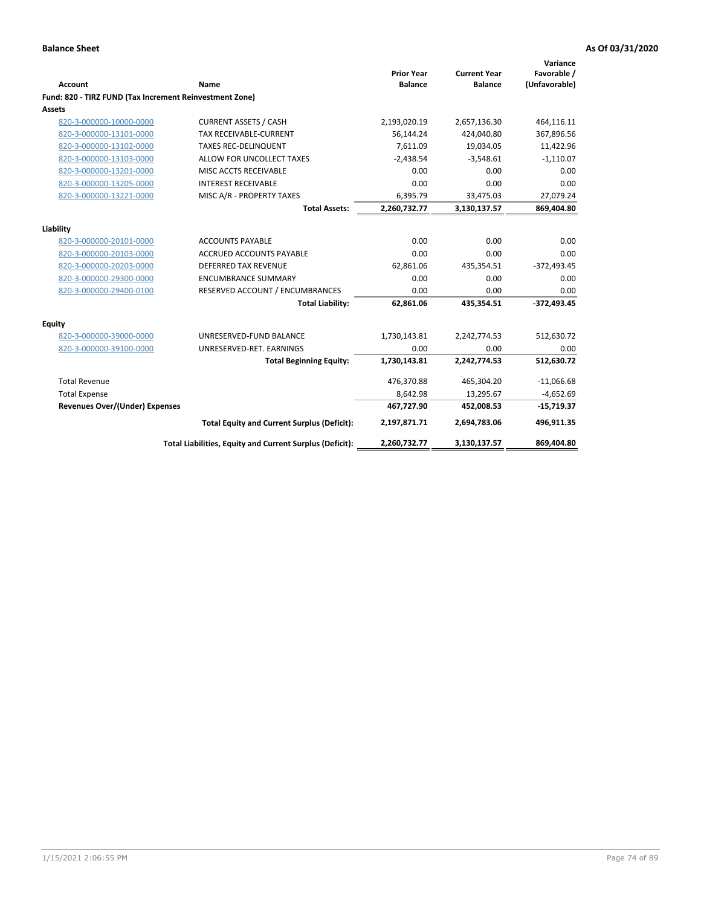**Balance Sheet** **As Of 03/31/2020**

| Account | Name | Prior Year Balance | Current Year Balance | Variance Favorable / (Unfavorable) |
|---|---|---|---|---|
| **Fund: 820 - TIRZ FUND (Tax Increment Reinvestment Zone)** | | | | |
| **Assets** | | | | |
| 820-3-000000-10000-0000 | CURRENT ASSETS / CASH | 2,193,020.19 | 2,657,136.30 | 464,116.11 |
| 820-3-000000-13101-0000 | TAX RECEIVABLE-CURRENT | 56,144.24 | 424,040.80 | 367,896.56 |
| 820-3-000000-13102-0000 | TAXES REC-DELINQUENT | 7,611.09 | 19,034.05 | 11,422.96 |
| 820-3-000000-13103-0000 | ALLOW FOR UNCOLLECT TAXES | -2,438.54 | -3,548.61 | -1,110.07 |
| 820-3-000000-13201-0000 | MISC ACCTS RECEIVABLE | 0.00 | 0.00 | 0.00 |
| 820-3-000000-13205-0000 | INTEREST RECEIVABLE | 0.00 | 0.00 | 0.00 |
| 820-3-000000-13221-0000 | MISC A/R - PROPERTY TAXES | 6,395.79 | 33,475.03 | 27,079.24 |
| | **Total Assets:** | **2,260,732.77** | **3,130,137.57** | **869,404.80** |
| **Liability** | | | | |
| 820-3-000000-20101-0000 | ACCOUNTS PAYABLE | 0.00 | 0.00 | 0.00 |
| 820-3-000000-20103-0000 | ACCRUED ACCOUNTS PAYABLE | 0.00 | 0.00 | 0.00 |
| 820-3-000000-20203-0000 | DEFERRED TAX REVENUE | 62,861.06 | 435,354.51 | -372,493.45 |
| 820-3-000000-29300-0000 | ENCUMBRANCE SUMMARY | 0.00 | 0.00 | 0.00 |
| 820-3-000000-29400-0100 | RESERVED ACCOUNT / ENCUMBRANCES | 0.00 | 0.00 | 0.00 |
| | **Total Liability:** | **62,861.06** | **435,354.51** | **-372,493.45** |
| **Equity** | | | | |
| 820-3-000000-39000-0000 | UNRESERVED-FUND BALANCE | 1,730,143.81 | 2,242,774.53 | 512,630.72 |
| 820-3-000000-39100-0000 | UNRESERVED-RET. EARNINGS | 0.00 | 0.00 | 0.00 |
| | **Total Beginning Equity:** | **1,730,143.81** | **2,242,774.53** | **512,630.72** |
| Total Revenue | | 476,370.88 | 465,304.20 | -11,066.68 |
| Total Expense | | 8,642.98 | 13,295.67 | -4,652.69 |
| **Revenues Over/(Under) Expenses** | | **467,727.90** | **452,008.53** | **-15,719.37** |
| | **Total Equity and Current Surplus (Deficit):** | **2,197,871.71** | **2,694,783.06** | **496,911.35** |
| | **Total Liabilities, Equity and Current Surplus (Deficit):** | **2,260,732.77** | **3,130,137.57** | **869,404.80** |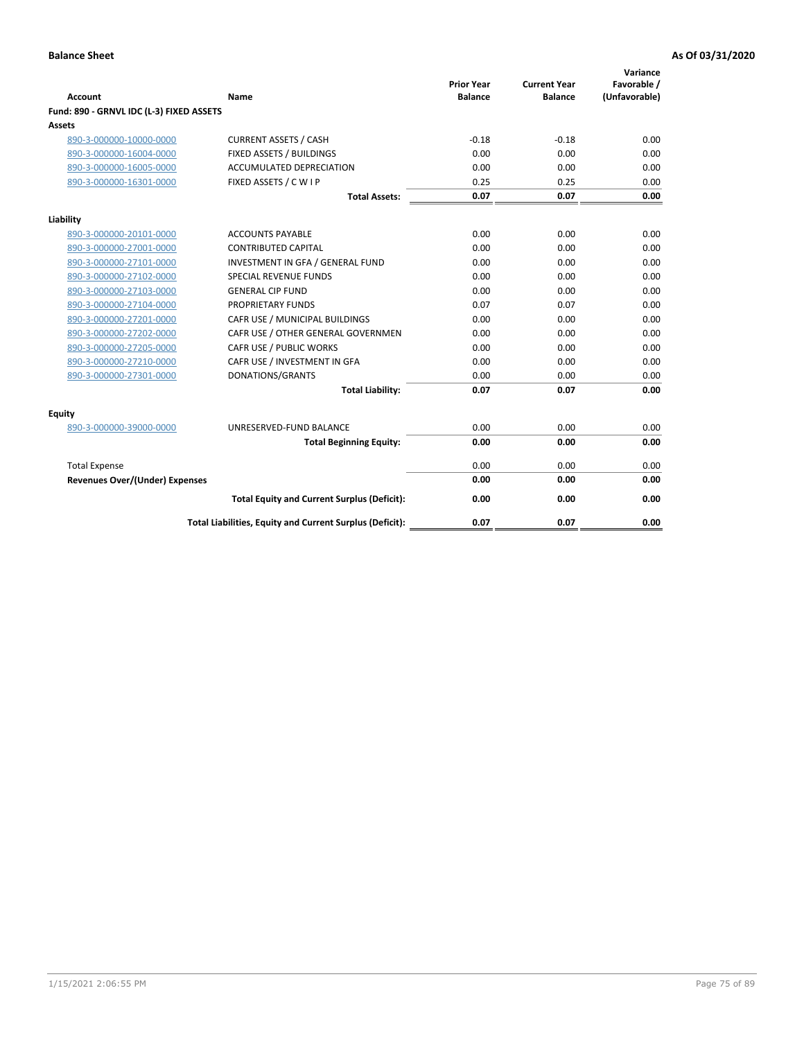**Balance Sheet** **As Of 03/31/2020**

| Account | Name | Prior Year Balance | Current Year Balance | Variance Favorable / (Unfavorable) |
|---|---|---|---|---|
| **Fund: 890 - GRNVL IDC (L-3) FIXED ASSETS** | | | | |
| **Assets** | | | | |
| 890-3-000000-10000-0000 | CURRENT ASSETS / CASH | -0.18 | -0.18 | 0.00 |
| 890-3-000000-16004-0000 | FIXED ASSETS / BUILDINGS | 0.00 | 0.00 | 0.00 |
| 890-3-000000-16005-0000 | ACCUMULATED DEPRECIATION | 0.00 | 0.00 | 0.00 |
| 890-3-000000-16301-0000 | FIXED ASSETS / C W I P | 0.25 | 0.25 | 0.00 |
| | **Total Assets:** | **0.07** | **0.07** | **0.00** |
| **Liability** | | | | |
| 890-3-000000-20101-0000 | ACCOUNTS PAYABLE | 0.00 | 0.00 | 0.00 |
| 890-3-000000-27001-0000 | CONTRIBUTED CAPITAL | 0.00 | 0.00 | 0.00 |
| 890-3-000000-27101-0000 | INVESTMENT IN GFA / GENERAL FUND | 0.00 | 0.00 | 0.00 |
| 890-3-000000-27102-0000 | SPECIAL REVENUE FUNDS | 0.00 | 0.00 | 0.00 |
| 890-3-000000-27103-0000 | GENERAL CIP FUND | 0.00 | 0.00 | 0.00 |
| 890-3-000000-27104-0000 | PROPRIETARY FUNDS | 0.07 | 0.07 | 0.00 |
| 890-3-000000-27201-0000 | CAFR USE / MUNICIPAL BUILDINGS | 0.00 | 0.00 | 0.00 |
| 890-3-000000-27202-0000 | CAFR USE / OTHER GENERAL GOVERNMEN | 0.00 | 0.00 | 0.00 |
| 890-3-000000-27205-0000 | CAFR USE / PUBLIC WORKS | 0.00 | 0.00 | 0.00 |
| 890-3-000000-27210-0000 | CAFR USE / INVESTMENT IN GFA | 0.00 | 0.00 | 0.00 |
| 890-3-000000-27301-0000 | DONATIONS/GRANTS | 0.00 | 0.00 | 0.00 |
| | **Total Liability:** | **0.07** | **0.07** | **0.00** |
| **Equity** | | | | |
| 890-3-000000-39000-0000 | UNRESERVED-FUND BALANCE | 0.00 | 0.00 | 0.00 |
| | **Total Beginning Equity:** | **0.00** | **0.00** | **0.00** |
| Total Expense | | 0.00 | 0.00 | 0.00 |
| **Revenues Over/(Under) Expenses** | | **0.00** | **0.00** | **0.00** |
| | **Total Equity and Current Surplus (Deficit):** | **0.00** | **0.00** | **0.00** |
| | **Total Liabilities, Equity and Current Surplus (Deficit):** | **0.07** | **0.07** | **0.00** |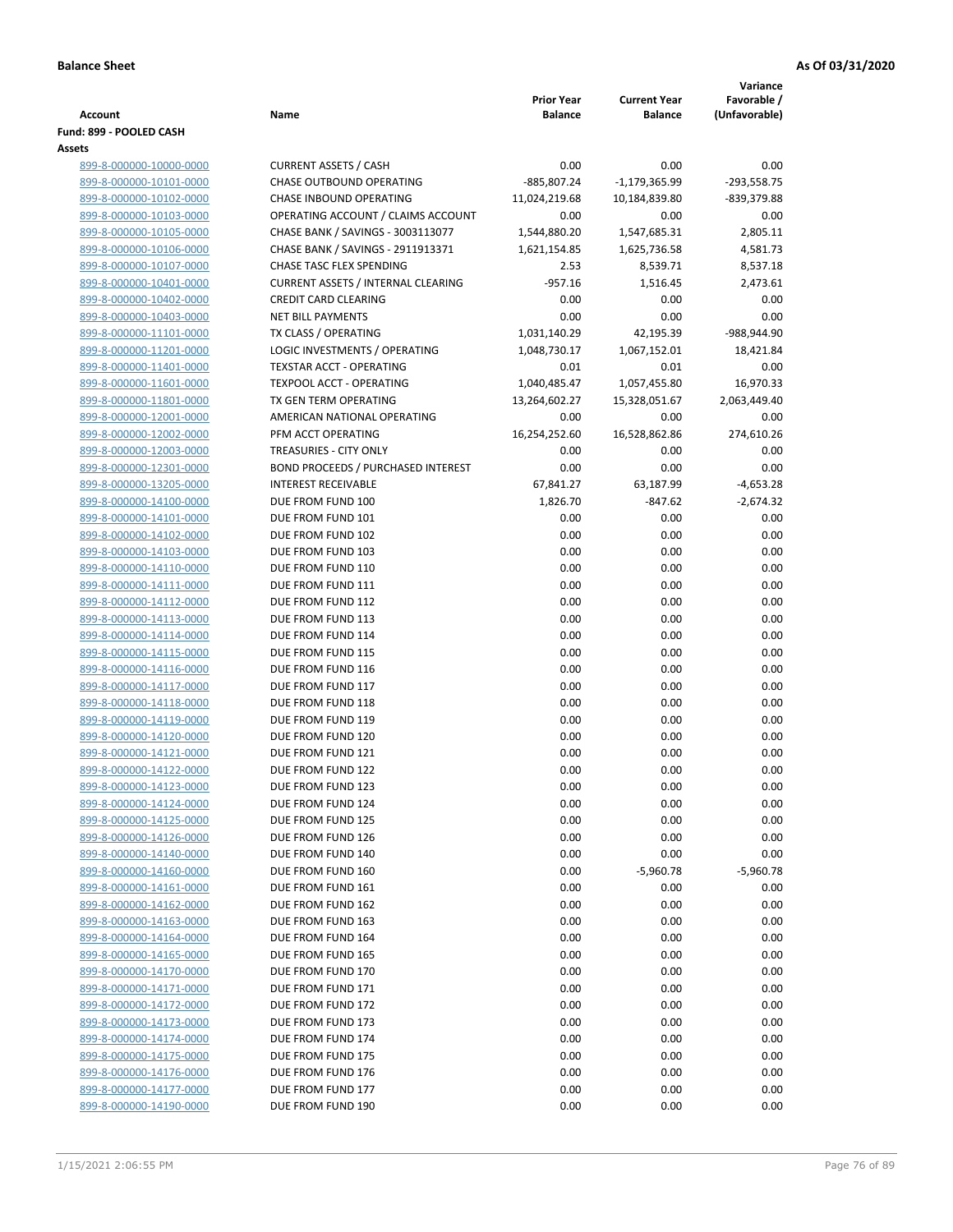**Balance Sheet** **As Of 03/31/2020**

| Account | Name | Prior Year Balance | Current Year Balance | Variance Favorable / (Unfavorable) |
|---|---|---|---|---|
| **Fund: 899 - POOLED CASH** | | | | |
| **Assets** | | | | |
| 899-8-000000-10000-0000 | CURRENT ASSETS / CASH | 0.00 | 0.00 | 0.00 |
| 899-8-000000-10101-0000 | CHASE OUTBOUND OPERATING | -885,807.24 | -1,179,365.99 | -293,558.75 |
| 899-8-000000-10102-0000 | CHASE INBOUND OPERATING | 11,024,219.68 | 10,184,839.80 | -839,379.88 |
| 899-8-000000-10103-0000 | OPERATING ACCOUNT / CLAIMS ACCOUNT | 0.00 | 0.00 | 0.00 |
| 899-8-000000-10105-0000 | CHASE BANK / SAVINGS - 3003113077 | 1,544,880.20 | 1,547,685.31 | 2,805.11 |
| 899-8-000000-10106-0000 | CHASE BANK / SAVINGS - 2911913371 | 1,621,154.85 | 1,625,736.58 | 4,581.73 |
| 899-8-000000-10107-0000 | CHASE TASC FLEX SPENDING | 2.53 | 8,539.71 | 8,537.18 |
| 899-8-000000-10401-0000 | CURRENT ASSETS / INTERNAL CLEARING | -957.16 | 1,516.45 | 2,473.61 |
| 899-8-000000-10402-0000 | CREDIT CARD CLEARING | 0.00 | 0.00 | 0.00 |
| 899-8-000000-10403-0000 | NET BILL PAYMENTS | 0.00 | 0.00 | 0.00 |
| 899-8-000000-11101-0000 | TX CLASS / OPERATING | 1,031,140.29 | 42,195.39 | -988,944.90 |
| 899-8-000000-11201-0000 | LOGIC INVESTMENTS / OPERATING | 1,048,730.17 | 1,067,152.01 | 18,421.84 |
| 899-8-000000-11401-0000 | TEXSTAR ACCT - OPERATING | 0.01 | 0.01 | 0.00 |
| 899-8-000000-11601-0000 | TEXPOOL ACCT - OPERATING | 1,040,485.47 | 1,057,455.80 | 16,970.33 |
| 899-8-000000-11801-0000 | TX GEN TERM OPERATING | 13,264,602.27 | 15,328,051.67 | 2,063,449.40 |
| 899-8-000000-12001-0000 | AMERICAN NATIONAL OPERATING | 0.00 | 0.00 | 0.00 |
| 899-8-000000-12002-0000 | PFM ACCT OPERATING | 16,254,252.60 | 16,528,862.86 | 274,610.26 |
| 899-8-000000-12003-0000 | TREASURIES - CITY ONLY | 0.00 | 0.00 | 0.00 |
| 899-8-000000-12301-0000 | BOND PROCEEDS / PURCHASED INTEREST | 0.00 | 0.00 | 0.00 |
| 899-8-000000-13205-0000 | INTEREST RECEIVABLE | 67,841.27 | 63,187.99 | -4,653.28 |
| 899-8-000000-14100-0000 | DUE FROM FUND 100 | 1,826.70 | -847.62 | -2,674.32 |
| 899-8-000000-14101-0000 | DUE FROM FUND 101 | 0.00 | 0.00 | 0.00 |
| 899-8-000000-14102-0000 | DUE FROM FUND 102 | 0.00 | 0.00 | 0.00 |
| 899-8-000000-14103-0000 | DUE FROM FUND 103 | 0.00 | 0.00 | 0.00 |
| 899-8-000000-14110-0000 | DUE FROM FUND 110 | 0.00 | 0.00 | 0.00 |
| 899-8-000000-14111-0000 | DUE FROM FUND 111 | 0.00 | 0.00 | 0.00 |
| 899-8-000000-14112-0000 | DUE FROM FUND 112 | 0.00 | 0.00 | 0.00 |
| 899-8-000000-14113-0000 | DUE FROM FUND 113 | 0.00 | 0.00 | 0.00 |
| 899-8-000000-14114-0000 | DUE FROM FUND 114 | 0.00 | 0.00 | 0.00 |
| 899-8-000000-14115-0000 | DUE FROM FUND 115 | 0.00 | 0.00 | 0.00 |
| 899-8-000000-14116-0000 | DUE FROM FUND 116 | 0.00 | 0.00 | 0.00 |
| 899-8-000000-14117-0000 | DUE FROM FUND 117 | 0.00 | 0.00 | 0.00 |
| 899-8-000000-14118-0000 | DUE FROM FUND 118 | 0.00 | 0.00 | 0.00 |
| 899-8-000000-14119-0000 | DUE FROM FUND 119 | 0.00 | 0.00 | 0.00 |
| 899-8-000000-14120-0000 | DUE FROM FUND 120 | 0.00 | 0.00 | 0.00 |
| 899-8-000000-14121-0000 | DUE FROM FUND 121 | 0.00 | 0.00 | 0.00 |
| 899-8-000000-14122-0000 | DUE FROM FUND 122 | 0.00 | 0.00 | 0.00 |
| 899-8-000000-14123-0000 | DUE FROM FUND 123 | 0.00 | 0.00 | 0.00 |
| 899-8-000000-14124-0000 | DUE FROM FUND 124 | 0.00 | 0.00 | 0.00 |
| 899-8-000000-14125-0000 | DUE FROM FUND 125 | 0.00 | 0.00 | 0.00 |
| 899-8-000000-14126-0000 | DUE FROM FUND 126 | 0.00 | 0.00 | 0.00 |
| 899-8-000000-14140-0000 | DUE FROM FUND 140 | 0.00 | 0.00 | 0.00 |
| 899-8-000000-14160-0000 | DUE FROM FUND 160 | 0.00 | -5,960.78 | -5,960.78 |
| 899-8-000000-14161-0000 | DUE FROM FUND 161 | 0.00 | 0.00 | 0.00 |
| 899-8-000000-14162-0000 | DUE FROM FUND 162 | 0.00 | 0.00 | 0.00 |
| 899-8-000000-14163-0000 | DUE FROM FUND 163 | 0.00 | 0.00 | 0.00 |
| 899-8-000000-14164-0000 | DUE FROM FUND 164 | 0.00 | 0.00 | 0.00 |
| 899-8-000000-14165-0000 | DUE FROM FUND 165 | 0.00 | 0.00 | 0.00 |
| 899-8-000000-14170-0000 | DUE FROM FUND 170 | 0.00 | 0.00 | 0.00 |
| 899-8-000000-14171-0000 | DUE FROM FUND 171 | 0.00 | 0.00 | 0.00 |
| 899-8-000000-14172-0000 | DUE FROM FUND 172 | 0.00 | 0.00 | 0.00 |
| 899-8-000000-14173-0000 | DUE FROM FUND 173 | 0.00 | 0.00 | 0.00 |
| 899-8-000000-14174-0000 | DUE FROM FUND 174 | 0.00 | 0.00 | 0.00 |
| 899-8-000000-14175-0000 | DUE FROM FUND 175 | 0.00 | 0.00 | 0.00 |
| 899-8-000000-14176-0000 | DUE FROM FUND 176 | 0.00 | 0.00 | 0.00 |
| 899-8-000000-14177-0000 | DUE FROM FUND 177 | 0.00 | 0.00 | 0.00 |
| 899-8-000000-14190-0000 | DUE FROM FUND 190 | 0.00 | 0.00 | 0.00 |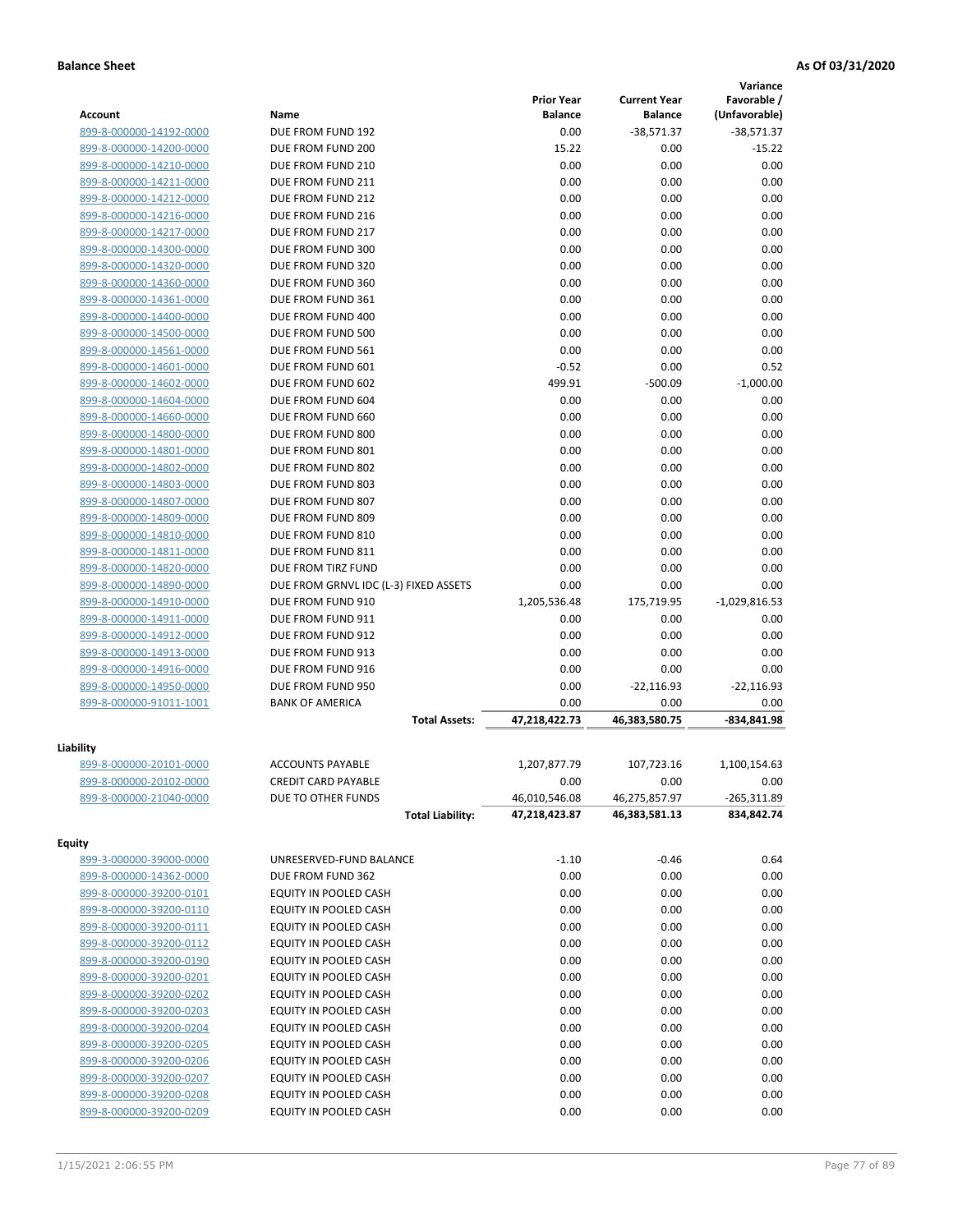**Balance Sheet** **As Of 03/31/2020**

| Account | Name | Prior Year Balance | Current Year Balance | Variance Favorable / (Unfavorable) |
|---|---|---|---|---|
| 899-8-000000-14192-0000 | DUE FROM FUND 192 | 0.00 | -38,571.37 | -38,571.37 |
| 899-8-000000-14200-0000 | DUE FROM FUND 200 | 15.22 | 0.00 | -15.22 |
| 899-8-000000-14210-0000 | DUE FROM FUND 210 | 0.00 | 0.00 | 0.00 |
| 899-8-000000-14211-0000 | DUE FROM FUND 211 | 0.00 | 0.00 | 0.00 |
| 899-8-000000-14212-0000 | DUE FROM FUND 212 | 0.00 | 0.00 | 0.00 |
| 899-8-000000-14216-0000 | DUE FROM FUND 216 | 0.00 | 0.00 | 0.00 |
| 899-8-000000-14217-0000 | DUE FROM FUND 217 | 0.00 | 0.00 | 0.00 |
| 899-8-000000-14300-0000 | DUE FROM FUND 300 | 0.00 | 0.00 | 0.00 |
| 899-8-000000-14320-0000 | DUE FROM FUND 320 | 0.00 | 0.00 | 0.00 |
| 899-8-000000-14360-0000 | DUE FROM FUND 360 | 0.00 | 0.00 | 0.00 |
| 899-8-000000-14361-0000 | DUE FROM FUND 361 | 0.00 | 0.00 | 0.00 |
| 899-8-000000-14400-0000 | DUE FROM FUND 400 | 0.00 | 0.00 | 0.00 |
| 899-8-000000-14500-0000 | DUE FROM FUND 500 | 0.00 | 0.00 | 0.00 |
| 899-8-000000-14561-0000 | DUE FROM FUND 561 | 0.00 | 0.00 | 0.00 |
| 899-8-000000-14601-0000 | DUE FROM FUND 601 | -0.52 | 0.00 | 0.52 |
| 899-8-000000-14602-0000 | DUE FROM FUND 602 | 499.91 | -500.09 | -1,000.00 |
| 899-8-000000-14604-0000 | DUE FROM FUND 604 | 0.00 | 0.00 | 0.00 |
| 899-8-000000-14660-0000 | DUE FROM FUND 660 | 0.00 | 0.00 | 0.00 |
| 899-8-000000-14800-0000 | DUE FROM FUND 800 | 0.00 | 0.00 | 0.00 |
| 899-8-000000-14801-0000 | DUE FROM FUND 801 | 0.00 | 0.00 | 0.00 |
| 899-8-000000-14802-0000 | DUE FROM FUND 802 | 0.00 | 0.00 | 0.00 |
| 899-8-000000-14803-0000 | DUE FROM FUND 803 | 0.00 | 0.00 | 0.00 |
| 899-8-000000-14807-0000 | DUE FROM FUND 807 | 0.00 | 0.00 | 0.00 |
| 899-8-000000-14809-0000 | DUE FROM FUND 809 | 0.00 | 0.00 | 0.00 |
| 899-8-000000-14810-0000 | DUE FROM FUND 810 | 0.00 | 0.00 | 0.00 |
| 899-8-000000-14811-0000 | DUE FROM FUND 811 | 0.00 | 0.00 | 0.00 |
| 899-8-000000-14820-0000 | DUE FROM TIRZ FUND | 0.00 | 0.00 | 0.00 |
| 899-8-000000-14890-0000 | DUE FROM GRNVL IDC (L-3) FIXED ASSETS | 0.00 | 0.00 | 0.00 |
| 899-8-000000-14910-0000 | DUE FROM FUND 910 | 1,205,536.48 | 175,719.95 | -1,029,816.53 |
| 899-8-000000-14911-0000 | DUE FROM FUND 911 | 0.00 | 0.00 | 0.00 |
| 899-8-000000-14912-0000 | DUE FROM FUND 912 | 0.00 | 0.00 | 0.00 |
| 899-8-000000-14913-0000 | DUE FROM FUND 913 | 0.00 | 0.00 | 0.00 |
| 899-8-000000-14916-0000 | DUE FROM FUND 916 | 0.00 | 0.00 | 0.00 |
| 899-8-000000-14950-0000 | DUE FROM FUND 950 | 0.00 | -22,116.93 | -22,116.93 |
| 899-8-000000-91011-1001 | BANK OF AMERICA | 0.00 | 0.00 | 0.00 |
| | **Total Assets:** | **47,218,422.73** | **46,383,580.75** | **-834,841.98** |
| **Liability** | | | | |
| 899-8-000000-20101-0000 | ACCOUNTS PAYABLE | 1,207,877.79 | 107,723.16 | 1,100,154.63 |
| 899-8-000000-20102-0000 | CREDIT CARD PAYABLE | 0.00 | 0.00 | 0.00 |
| 899-8-000000-21040-0000 | DUE TO OTHER FUNDS | 46,010,546.08 | 46,275,857.97 | -265,311.89 |
| | **Total Liability:** | **47,218,423.87** | **46,383,581.13** | **834,842.74** |
| **Equity** | | | | |
| 899-3-000000-39000-0000 | UNRESERVED-FUND BALANCE | -1.10 | -0.46 | 0.64 |
| 899-8-000000-14362-0000 | DUE FROM FUND 362 | 0.00 | 0.00 | 0.00 |
| 899-8-000000-39200-0101 | EQUITY IN POOLED CASH | 0.00 | 0.00 | 0.00 |
| 899-8-000000-39200-0110 | EQUITY IN POOLED CASH | 0.00 | 0.00 | 0.00 |
| 899-8-000000-39200-0111 | EQUITY IN POOLED CASH | 0.00 | 0.00 | 0.00 |
| 899-8-000000-39200-0112 | EQUITY IN POOLED CASH | 0.00 | 0.00 | 0.00 |
| 899-8-000000-39200-0190 | EQUITY IN POOLED CASH | 0.00 | 0.00 | 0.00 |
| 899-8-000000-39200-0201 | EQUITY IN POOLED CASH | 0.00 | 0.00 | 0.00 |
| 899-8-000000-39200-0202 | EQUITY IN POOLED CASH | 0.00 | 0.00 | 0.00 |
| 899-8-000000-39200-0203 | EQUITY IN POOLED CASH | 0.00 | 0.00 | 0.00 |
| 899-8-000000-39200-0204 | EQUITY IN POOLED CASH | 0.00 | 0.00 | 0.00 |
| 899-8-000000-39200-0205 | EQUITY IN POOLED CASH | 0.00 | 0.00 | 0.00 |
| 899-8-000000-39200-0206 | EQUITY IN POOLED CASH | 0.00 | 0.00 | 0.00 |
| 899-8-000000-39200-0207 | EQUITY IN POOLED CASH | 0.00 | 0.00 | 0.00 |
| 899-8-000000-39200-0208 | EQUITY IN POOLED CASH | 0.00 | 0.00 | 0.00 |
| 899-8-000000-39200-0209 | EQUITY IN POOLED CASH | 0.00 | 0.00 | 0.00 |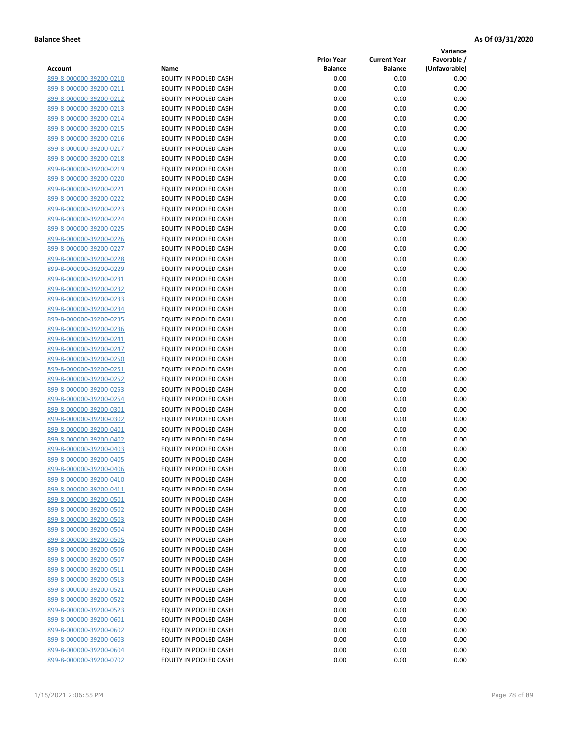**Balance Sheet** **As Of 03/31/2020**

| Account | Name | Prior Year Balance | Current Year Balance | Variance Favorable / (Unfavorable) |
|---|---|---|---|---|
| 899-8-000000-39200-0210 | EQUITY IN POOLED CASH | 0.00 | 0.00 | 0.00 |
| 899-8-000000-39200-0211 | EQUITY IN POOLED CASH | 0.00 | 0.00 | 0.00 |
| 899-8-000000-39200-0212 | EQUITY IN POOLED CASH | 0.00 | 0.00 | 0.00 |
| 899-8-000000-39200-0213 | EQUITY IN POOLED CASH | 0.00 | 0.00 | 0.00 |
| 899-8-000000-39200-0214 | EQUITY IN POOLED CASH | 0.00 | 0.00 | 0.00 |
| 899-8-000000-39200-0215 | EQUITY IN POOLED CASH | 0.00 | 0.00 | 0.00 |
| 899-8-000000-39200-0216 | EQUITY IN POOLED CASH | 0.00 | 0.00 | 0.00 |
| 899-8-000000-39200-0217 | EQUITY IN POOLED CASH | 0.00 | 0.00 | 0.00 |
| 899-8-000000-39200-0218 | EQUITY IN POOLED CASH | 0.00 | 0.00 | 0.00 |
| 899-8-000000-39200-0219 | EQUITY IN POOLED CASH | 0.00 | 0.00 | 0.00 |
| 899-8-000000-39200-0220 | EQUITY IN POOLED CASH | 0.00 | 0.00 | 0.00 |
| 899-8-000000-39200-0221 | EQUITY IN POOLED CASH | 0.00 | 0.00 | 0.00 |
| 899-8-000000-39200-0222 | EQUITY IN POOLED CASH | 0.00 | 0.00 | 0.00 |
| 899-8-000000-39200-0223 | EQUITY IN POOLED CASH | 0.00 | 0.00 | 0.00 |
| 899-8-000000-39200-0224 | EQUITY IN POOLED CASH | 0.00 | 0.00 | 0.00 |
| 899-8-000000-39200-0225 | EQUITY IN POOLED CASH | 0.00 | 0.00 | 0.00 |
| 899-8-000000-39200-0226 | EQUITY IN POOLED CASH | 0.00 | 0.00 | 0.00 |
| 899-8-000000-39200-0227 | EQUITY IN POOLED CASH | 0.00 | 0.00 | 0.00 |
| 899-8-000000-39200-0228 | EQUITY IN POOLED CASH | 0.00 | 0.00 | 0.00 |
| 899-8-000000-39200-0229 | EQUITY IN POOLED CASH | 0.00 | 0.00 | 0.00 |
| 899-8-000000-39200-0231 | EQUITY IN POOLED CASH | 0.00 | 0.00 | 0.00 |
| 899-8-000000-39200-0232 | EQUITY IN POOLED CASH | 0.00 | 0.00 | 0.00 |
| 899-8-000000-39200-0233 | EQUITY IN POOLED CASH | 0.00 | 0.00 | 0.00 |
| 899-8-000000-39200-0234 | EQUITY IN POOLED CASH | 0.00 | 0.00 | 0.00 |
| 899-8-000000-39200-0235 | EQUITY IN POOLED CASH | 0.00 | 0.00 | 0.00 |
| 899-8-000000-39200-0236 | EQUITY IN POOLED CASH | 0.00 | 0.00 | 0.00 |
| 899-8-000000-39200-0241 | EQUITY IN POOLED CASH | 0.00 | 0.00 | 0.00 |
| 899-8-000000-39200-0247 | EQUITY IN POOLED CASH | 0.00 | 0.00 | 0.00 |
| 899-8-000000-39200-0250 | EQUITY IN POOLED CASH | 0.00 | 0.00 | 0.00 |
| 899-8-000000-39200-0251 | EQUITY IN POOLED CASH | 0.00 | 0.00 | 0.00 |
| 899-8-000000-39200-0252 | EQUITY IN POOLED CASH | 0.00 | 0.00 | 0.00 |
| 899-8-000000-39200-0253 | EQUITY IN POOLED CASH | 0.00 | 0.00 | 0.00 |
| 899-8-000000-39200-0254 | EQUITY IN POOLED CASH | 0.00 | 0.00 | 0.00 |
| 899-8-000000-39200-0301 | EQUITY IN POOLED CASH | 0.00 | 0.00 | 0.00 |
| 899-8-000000-39200-0302 | EQUITY IN POOLED CASH | 0.00 | 0.00 | 0.00 |
| 899-8-000000-39200-0401 | EQUITY IN POOLED CASH | 0.00 | 0.00 | 0.00 |
| 899-8-000000-39200-0402 | EQUITY IN POOLED CASH | 0.00 | 0.00 | 0.00 |
| 899-8-000000-39200-0403 | EQUITY IN POOLED CASH | 0.00 | 0.00 | 0.00 |
| 899-8-000000-39200-0405 | EQUITY IN POOLED CASH | 0.00 | 0.00 | 0.00 |
| 899-8-000000-39200-0406 | EQUITY IN POOLED CASH | 0.00 | 0.00 | 0.00 |
| 899-8-000000-39200-0410 | EQUITY IN POOLED CASH | 0.00 | 0.00 | 0.00 |
| 899-8-000000-39200-0411 | EQUITY IN POOLED CASH | 0.00 | 0.00 | 0.00 |
| 899-8-000000-39200-0501 | EQUITY IN POOLED CASH | 0.00 | 0.00 | 0.00 |
| 899-8-000000-39200-0502 | EQUITY IN POOLED CASH | 0.00 | 0.00 | 0.00 |
| 899-8-000000-39200-0503 | EQUITY IN POOLED CASH | 0.00 | 0.00 | 0.00 |
| 899-8-000000-39200-0504 | EQUITY IN POOLED CASH | 0.00 | 0.00 | 0.00 |
| 899-8-000000-39200-0505 | EQUITY IN POOLED CASH | 0.00 | 0.00 | 0.00 |
| 899-8-000000-39200-0506 | EQUITY IN POOLED CASH | 0.00 | 0.00 | 0.00 |
| 899-8-000000-39200-0507 | EQUITY IN POOLED CASH | 0.00 | 0.00 | 0.00 |
| 899-8-000000-39200-0511 | EQUITY IN POOLED CASH | 0.00 | 0.00 | 0.00 |
| 899-8-000000-39200-0513 | EQUITY IN POOLED CASH | 0.00 | 0.00 | 0.00 |
| 899-8-000000-39200-0521 | EQUITY IN POOLED CASH | 0.00 | 0.00 | 0.00 |
| 899-8-000000-39200-0522 | EQUITY IN POOLED CASH | 0.00 | 0.00 | 0.00 |
| 899-8-000000-39200-0523 | EQUITY IN POOLED CASH | 0.00 | 0.00 | 0.00 |
| 899-8-000000-39200-0601 | EQUITY IN POOLED CASH | 0.00 | 0.00 | 0.00 |
| 899-8-000000-39200-0602 | EQUITY IN POOLED CASH | 0.00 | 0.00 | 0.00 |
| 899-8-000000-39200-0603 | EQUITY IN POOLED CASH | 0.00 | 0.00 | 0.00 |
| 899-8-000000-39200-0604 | EQUITY IN POOLED CASH | 0.00 | 0.00 | 0.00 |
| 899-8-000000-39200-0702 | EQUITY IN POOLED CASH | 0.00 | 0.00 | 0.00 |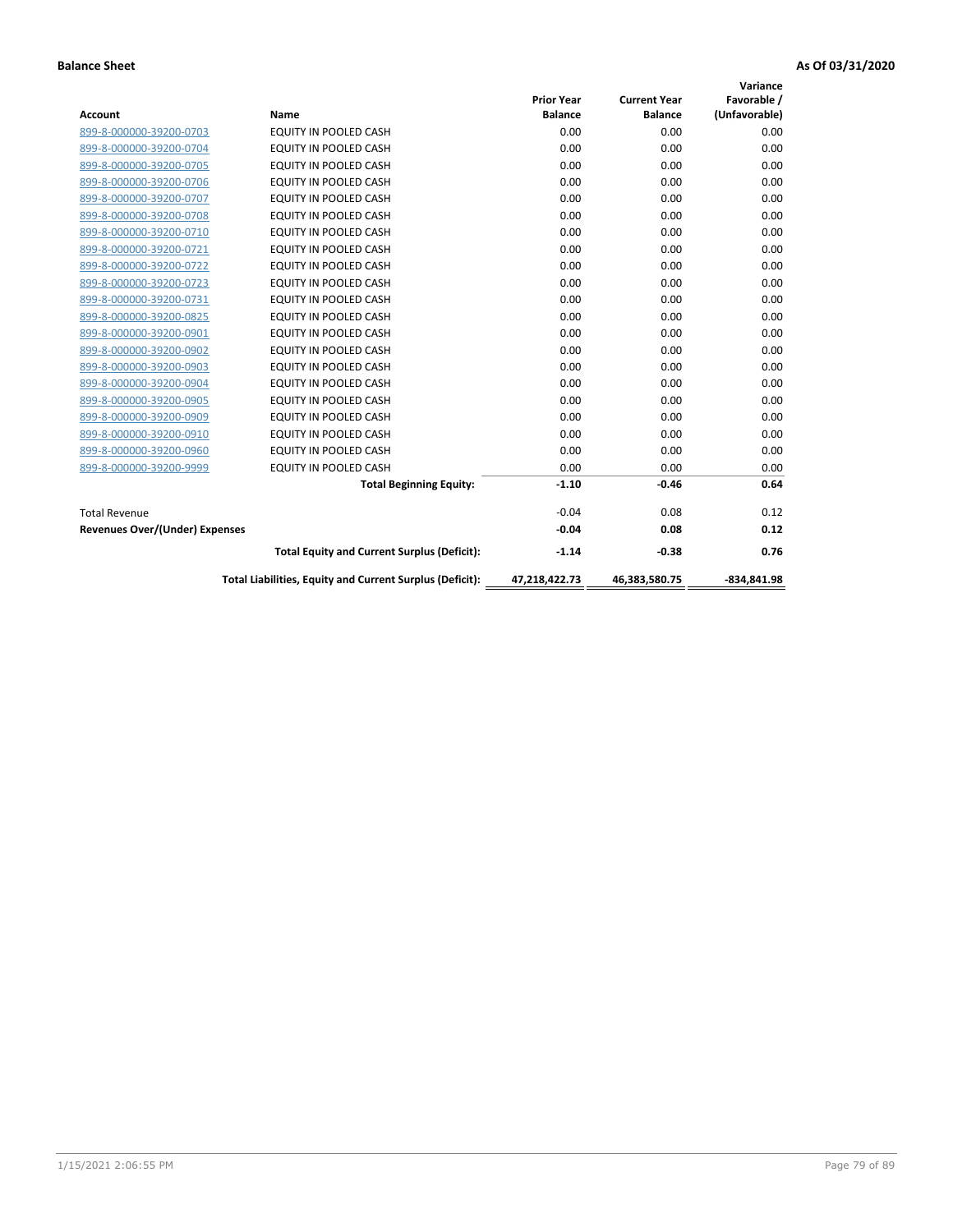**Balance Sheet** **As Of 03/31/2020**

| Account | Name | Prior Year Balance | Current Year Balance | Variance Favorable / (Unfavorable) |
|---|---|---|---|---|
| 899-8-000000-39200-0703 | EQUITY IN POOLED CASH | 0.00 | 0.00 | 0.00 |
| 899-8-000000-39200-0704 | EQUITY IN POOLED CASH | 0.00 | 0.00 | 0.00 |
| 899-8-000000-39200-0705 | EQUITY IN POOLED CASH | 0.00 | 0.00 | 0.00 |
| 899-8-000000-39200-0706 | EQUITY IN POOLED CASH | 0.00 | 0.00 | 0.00 |
| 899-8-000000-39200-0707 | EQUITY IN POOLED CASH | 0.00 | 0.00 | 0.00 |
| 899-8-000000-39200-0708 | EQUITY IN POOLED CASH | 0.00 | 0.00 | 0.00 |
| 899-8-000000-39200-0710 | EQUITY IN POOLED CASH | 0.00 | 0.00 | 0.00 |
| 899-8-000000-39200-0721 | EQUITY IN POOLED CASH | 0.00 | 0.00 | 0.00 |
| 899-8-000000-39200-0722 | EQUITY IN POOLED CASH | 0.00 | 0.00 | 0.00 |
| 899-8-000000-39200-0723 | EQUITY IN POOLED CASH | 0.00 | 0.00 | 0.00 |
| 899-8-000000-39200-0731 | EQUITY IN POOLED CASH | 0.00 | 0.00 | 0.00 |
| 899-8-000000-39200-0825 | EQUITY IN POOLED CASH | 0.00 | 0.00 | 0.00 |
| 899-8-000000-39200-0901 | EQUITY IN POOLED CASH | 0.00 | 0.00 | 0.00 |
| 899-8-000000-39200-0902 | EQUITY IN POOLED CASH | 0.00 | 0.00 | 0.00 |
| 899-8-000000-39200-0903 | EQUITY IN POOLED CASH | 0.00 | 0.00 | 0.00 |
| 899-8-000000-39200-0904 | EQUITY IN POOLED CASH | 0.00 | 0.00 | 0.00 |
| 899-8-000000-39200-0905 | EQUITY IN POOLED CASH | 0.00 | 0.00 | 0.00 |
| 899-8-000000-39200-0909 | EQUITY IN POOLED CASH | 0.00 | 0.00 | 0.00 |
| 899-8-000000-39200-0910 | EQUITY IN POOLED CASH | 0.00 | 0.00 | 0.00 |
| 899-8-000000-39200-0960 | EQUITY IN POOLED CASH | 0.00 | 0.00 | 0.00 |
| 899-8-000000-39200-9999 | EQUITY IN POOLED CASH | 0.00 | 0.00 | 0.00 |
| | **Total Beginning Equity:** | **-1.10** | **-0.46** | **0.64** |
| Total Revenue | | -0.04 | 0.08 | 0.12 |
| **Revenues Over/(Under) Expenses** | | **-0.04** | **0.08** | **0.12** |
| | **Total Equity and Current Surplus (Deficit):** | **-1.14** | **-0.38** | **0.76** |
| | **Total Liabilities, Equity and Current Surplus (Deficit):** | **47,218,422.73** | **46,383,580.75** | **-834,841.98** |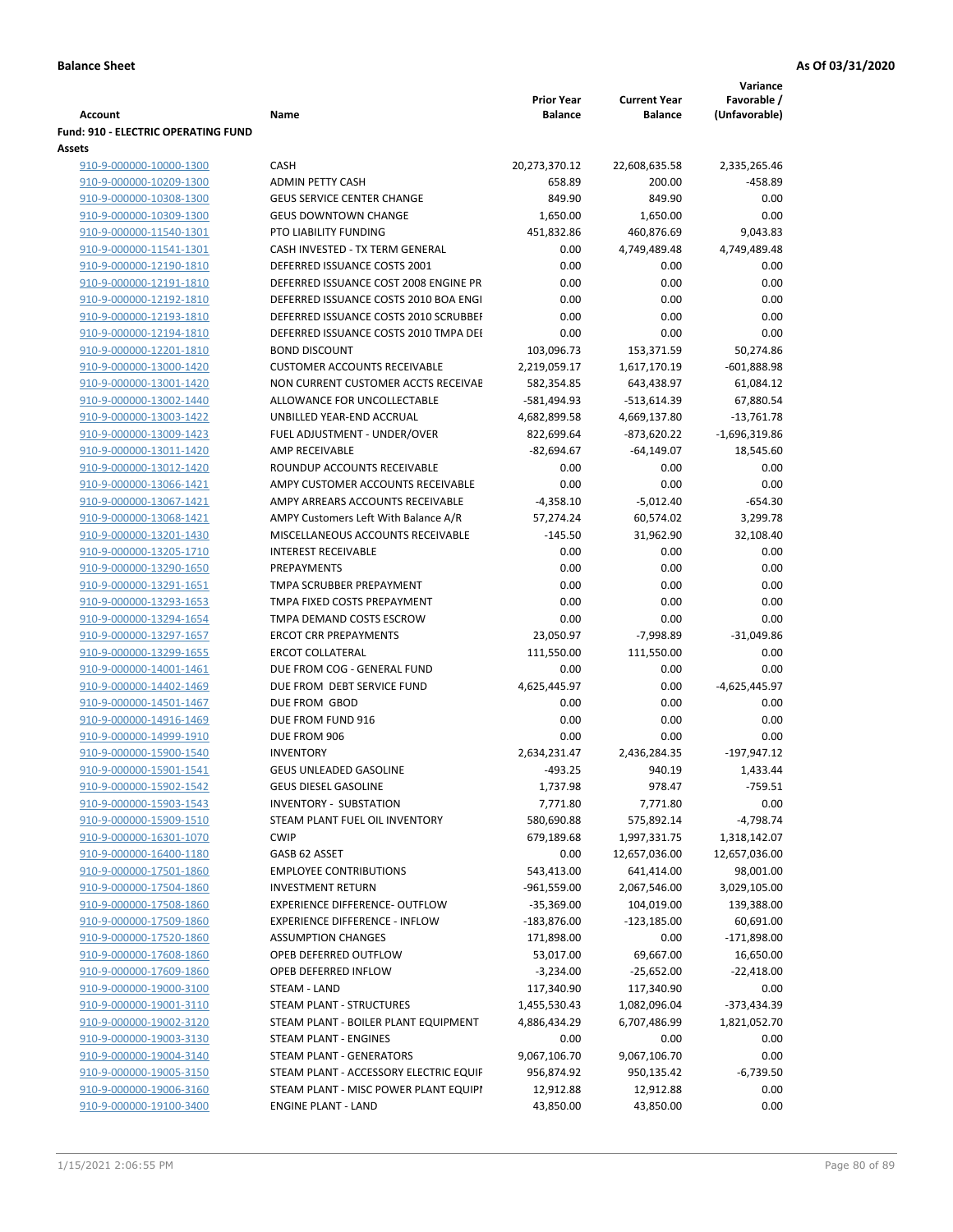**Balance Sheet** **As Of 03/31/2020**

| Account | Name | Prior Year Balance | Current Year Balance | Variance Favorable / (Unfavorable) |
|---|---|---|---|---|
| **Fund: 910 - ELECTRIC OPERATING FUND** | | | | |
| **Assets** | | | | |
| 910-9-000000-10000-1300 | CASH | 20,273,370.12 | 22,608,635.58 | 2,335,265.46 |
| 910-9-000000-10209-1300 | ADMIN PETTY CASH | 658.89 | 200.00 | -458.89 |
| 910-9-000000-10308-1300 | GEUS SERVICE CENTER CHANGE | 849.90 | 849.90 | 0.00 |
| 910-9-000000-10309-1300 | GEUS DOWNTOWN CHANGE | 1,650.00 | 1,650.00 | 0.00 |
| 910-9-000000-11540-1301 | PTO LIABILITY FUNDING | 451,832.86 | 460,876.69 | 9,043.83 |
| 910-9-000000-11541-1301 | CASH INVESTED - TX TERM GENERAL | 0.00 | 4,749,489.48 | 4,749,489.48 |
| 910-9-000000-12190-1810 | DEFERRED ISSUANCE COSTS 2001 | 0.00 | 0.00 | 0.00 |
| 910-9-000000-12191-1810 | DEFERRED ISSUANCE COST 2008 ENGINE PR | 0.00 | 0.00 | 0.00 |
| 910-9-000000-12192-1810 | DEFERRED ISSUANCE COSTS 2010 BOA ENGI | 0.00 | 0.00 | 0.00 |
| 910-9-000000-12193-1810 | DEFERRED ISSUANCE COSTS 2010 SCRUBBEI | 0.00 | 0.00 | 0.00 |
| 910-9-000000-12194-1810 | DEFERRED ISSUANCE COSTS 2010 TMPA DEI | 0.00 | 0.00 | 0.00 |
| 910-9-000000-12201-1810 | BOND DISCOUNT | 103,096.73 | 153,371.59 | 50,274.86 |
| 910-9-000000-13000-1420 | CUSTOMER ACCOUNTS RECEIVABLE | 2,219,059.17 | 1,617,170.19 | -601,888.98 |
| 910-9-000000-13001-1420 | NON CURRENT CUSTOMER ACCTS RECEIVAE | 582,354.85 | 643,438.97 | 61,084.12 |
| 910-9-000000-13002-1440 | ALLOWANCE FOR UNCOLLECTABLE | -581,494.93 | -513,614.39 | 67,880.54 |
| 910-9-000000-13003-1422 | UNBILLED YEAR-END ACCRUAL | 4,682,899.58 | 4,669,137.80 | -13,761.78 |
| 910-9-000000-13009-1423 | FUEL ADJUSTMENT - UNDER/OVER | 822,699.64 | -873,620.22 | -1,696,319.86 |
| 910-9-000000-13011-1420 | AMP RECEIVABLE | -82,694.67 | -64,149.07 | 18,545.60 |
| 910-9-000000-13012-1420 | ROUNDUP ACCOUNTS RECEIVABLE | 0.00 | 0.00 | 0.00 |
| 910-9-000000-13066-1421 | AMPY CUSTOMER ACCOUNTS RECEIVABLE | 0.00 | 0.00 | 0.00 |
| 910-9-000000-13067-1421 | AMPY ARREARS ACCOUNTS RECEIVABLE | -4,358.10 | -5,012.40 | -654.30 |
| 910-9-000000-13068-1421 | AMPY Customers Left With Balance A/R | 57,274.24 | 60,574.02 | 3,299.78 |
| 910-9-000000-13201-1430 | MISCELLANEOUS ACCOUNTS RECEIVABLE | -145.50 | 31,962.90 | 32,108.40 |
| 910-9-000000-13205-1710 | INTEREST RECEIVABLE | 0.00 | 0.00 | 0.00 |
| 910-9-000000-13290-1650 | PREPAYMENTS | 0.00 | 0.00 | 0.00 |
| 910-9-000000-13291-1651 | TMPA SCRUBBER PREPAYMENT | 0.00 | 0.00 | 0.00 |
| 910-9-000000-13293-1653 | TMPA FIXED COSTS PREPAYMENT | 0.00 | 0.00 | 0.00 |
| 910-9-000000-13294-1654 | TMPA DEMAND COSTS ESCROW | 0.00 | 0.00 | 0.00 |
| 910-9-000000-13297-1657 | ERCOT CRR PREPAYMENTS | 23,050.97 | -7,998.89 | -31,049.86 |
| 910-9-000000-13299-1655 | ERCOT COLLATERAL | 111,550.00 | 111,550.00 | 0.00 |
| 910-9-000000-14001-1461 | DUE FROM COG - GENERAL FUND | 0.00 | 0.00 | 0.00 |
| 910-9-000000-14402-1469 | DUE FROM DEBT SERVICE FUND | 4,625,445.97 | 0.00 | -4,625,445.97 |
| 910-9-000000-14501-1467 | DUE FROM GBOD | 0.00 | 0.00 | 0.00 |
| 910-9-000000-14916-1469 | DUE FROM FUND 916 | 0.00 | 0.00 | 0.00 |
| 910-9-000000-14999-1910 | DUE FROM 906 | 0.00 | 0.00 | 0.00 |
| 910-9-000000-15900-1540 | INVENTORY | 2,634,231.47 | 2,436,284.35 | -197,947.12 |
| 910-9-000000-15901-1541 | GEUS UNLEADED GASOLINE | -493.25 | 940.19 | 1,433.44 |
| 910-9-000000-15902-1542 | GEUS DIESEL GASOLINE | 1,737.98 | 978.47 | -759.51 |
| 910-9-000000-15903-1543 | INVENTORY - SUBSTATION | 7,771.80 | 7,771.80 | 0.00 |
| 910-9-000000-15909-1510 | STEAM PLANT FUEL OIL INVENTORY | 580,690.88 | 575,892.14 | -4,798.74 |
| 910-9-000000-16301-1070 | CWIP | 679,189.68 | 1,997,331.75 | 1,318,142.07 |
| 910-9-000000-16400-1180 | GASB 62 ASSET | 0.00 | 12,657,036.00 | 12,657,036.00 |
| 910-9-000000-17501-1860 | EMPLOYEE CONTRIBUTIONS | 543,413.00 | 641,414.00 | 98,001.00 |
| 910-9-000000-17504-1860 | INVESTMENT RETURN | -961,559.00 | 2,067,546.00 | 3,029,105.00 |
| 910-9-000000-17508-1860 | EXPERIENCE DIFFERENCE- OUTFLOW | -35,369.00 | 104,019.00 | 139,388.00 |
| 910-9-000000-17509-1860 | EXPERIENCE DIFFERENCE - INFLOW | -183,876.00 | -123,185.00 | 60,691.00 |
| 910-9-000000-17520-1860 | ASSUMPTION CHANGES | 171,898.00 | 0.00 | -171,898.00 |
| 910-9-000000-17608-1860 | OPEB DEFERRED OUTFLOW | 53,017.00 | 69,667.00 | 16,650.00 |
| 910-9-000000-17609-1860 | OPEB DEFERRED INFLOW | -3,234.00 | -25,652.00 | -22,418.00 |
| 910-9-000000-19000-3100 | STEAM - LAND | 117,340.90 | 117,340.90 | 0.00 |
| 910-9-000000-19001-3110 | STEAM PLANT - STRUCTURES | 1,455,530.43 | 1,082,096.04 | -373,434.39 |
| 910-9-000000-19002-3120 | STEAM PLANT - BOILER PLANT EQUIPMENT | 4,886,434.29 | 6,707,486.99 | 1,821,052.70 |
| 910-9-000000-19003-3130 | STEAM PLANT - ENGINES | 0.00 | 0.00 | 0.00 |
| 910-9-000000-19004-3140 | STEAM PLANT - GENERATORS | 9,067,106.70 | 9,067,106.70 | 0.00 |
| 910-9-000000-19005-3150 | STEAM PLANT - ACCESSORY ELECTRIC EQUIF | 956,874.92 | 950,135.42 | -6,739.50 |
| 910-9-000000-19006-3160 | STEAM PLANT - MISC POWER PLANT EQUIPI | 12,912.88 | 12,912.88 | 0.00 |
| 910-9-000000-19100-3400 | ENGINE PLANT - LAND | 43,850.00 | 43,850.00 | 0.00 |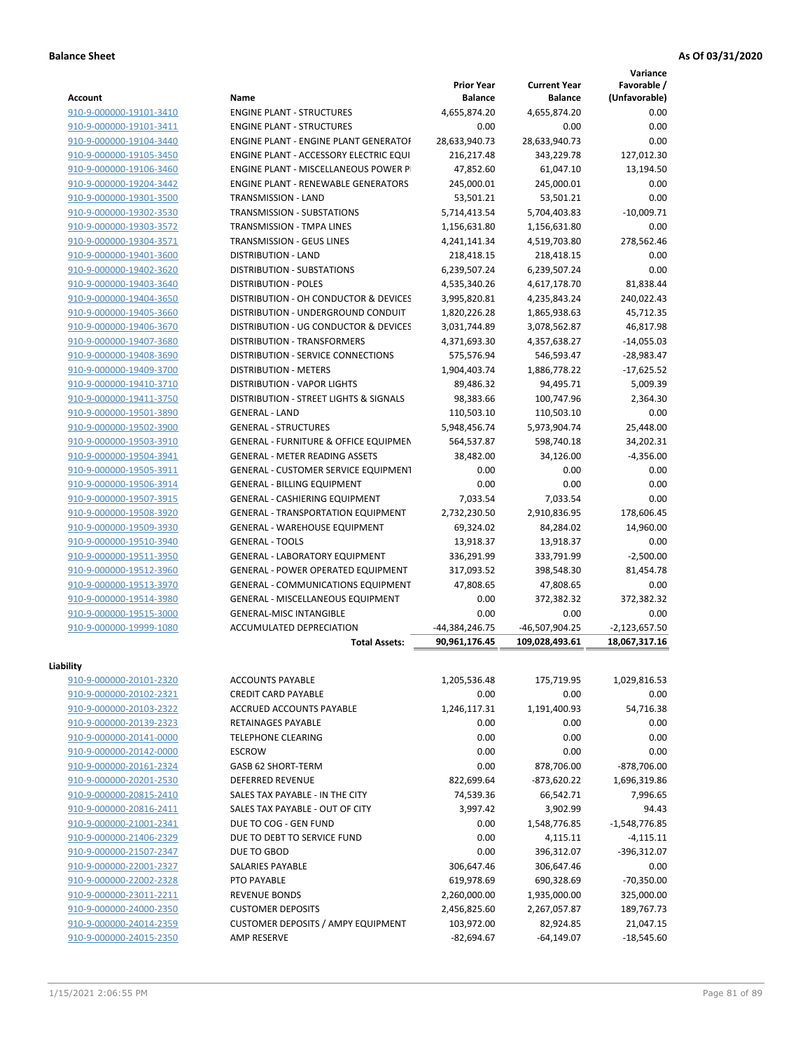**Balance Sheet** **As Of 03/31/2020**

| Account | Name | Prior Year Balance | Current Year Balance | Variance Favorable / (Unfavorable) |
|---|---|---|---|---|
| 910-9-000000-19101-3410 | ENGINE PLANT - STRUCTURES | 4,655,874.20 | 4,655,874.20 | 0.00 |
| 910-9-000000-19101-3411 | ENGINE PLANT - STRUCTURES | 0.00 | 0.00 | 0.00 |
| 910-9-000000-19104-3440 | ENGINE PLANT - ENGINE PLANT GENERATOF | 28,633,940.73 | 28,633,940.73 | 0.00 |
| 910-9-000000-19105-3450 | ENGINE PLANT - ACCESSORY ELECTRIC EQUI | 216,217.48 | 343,229.78 | 127,012.30 |
| 910-9-000000-19106-3460 | ENGINE PLANT - MISCELLANEOUS POWER P | 47,852.60 | 61,047.10 | 13,194.50 |
| 910-9-000000-19204-3442 | ENGINE PLANT - RENEWABLE GENERATORS | 245,000.01 | 245,000.01 | 0.00 |
| 910-9-000000-19301-3500 | TRANSMISSION - LAND | 53,501.21 | 53,501.21 | 0.00 |
| 910-9-000000-19302-3530 | TRANSMISSION - SUBSTATIONS | 5,714,413.54 | 5,704,403.83 | -10,009.71 |
| 910-9-000000-19303-3572 | TRANSMISSION - TMPA LINES | 1,156,631.80 | 1,156,631.80 | 0.00 |
| 910-9-000000-19304-3571 | TRANSMISSION - GEUS LINES | 4,241,141.34 | 4,519,703.80 | 278,562.46 |
| 910-9-000000-19401-3600 | DISTRIBUTION - LAND | 218,418.15 | 218,418.15 | 0.00 |
| 910-9-000000-19402-3620 | DISTRIBUTION - SUBSTATIONS | 6,239,507.24 | 6,239,507.24 | 0.00 |
| 910-9-000000-19403-3640 | DISTRIBUTION - POLES | 4,535,340.26 | 4,617,178.70 | 81,838.44 |
| 910-9-000000-19404-3650 | DISTRIBUTION - OH CONDUCTOR & DEVICES | 3,995,820.81 | 4,235,843.24 | 240,022.43 |
| 910-9-000000-19405-3660 | DISTRIBUTION - UNDERGROUND CONDUIT | 1,820,226.28 | 1,865,938.63 | 45,712.35 |
| 910-9-000000-19406-3670 | DISTRIBUTION - UG CONDUCTOR & DEVICES | 3,031,744.89 | 3,078,562.87 | 46,817.98 |
| 910-9-000000-19407-3680 | DISTRIBUTION - TRANSFORMERS | 4,371,693.30 | 4,357,638.27 | -14,055.03 |
| 910-9-000000-19408-3690 | DISTRIBUTION - SERVICE CONNECTIONS | 575,576.94 | 546,593.47 | -28,983.47 |
| 910-9-000000-19409-3700 | DISTRIBUTION - METERS | 1,904,403.74 | 1,886,778.22 | -17,625.52 |
| 910-9-000000-19410-3710 | DISTRIBUTION - VAPOR LIGHTS | 89,486.32 | 94,495.71 | 5,009.39 |
| 910-9-000000-19411-3750 | DISTRIBUTION - STREET LIGHTS & SIGNALS | 98,383.66 | 100,747.96 | 2,364.30 |
| 910-9-000000-19501-3890 | GENERAL - LAND | 110,503.10 | 110,503.10 | 0.00 |
| 910-9-000000-19502-3900 | GENERAL - STRUCTURES | 5,948,456.74 | 5,973,904.74 | 25,448.00 |
| 910-9-000000-19503-3910 | GENERAL - FURNITURE & OFFICE EQUIPMEN | 564,537.87 | 598,740.18 | 34,202.31 |
| 910-9-000000-19504-3941 | GENERAL - METER READING ASSETS | 38,482.00 | 34,126.00 | -4,356.00 |
| 910-9-000000-19505-3911 | GENERAL - CUSTOMER SERVICE EQUIPMENT | 0.00 | 0.00 | 0.00 |
| 910-9-000000-19506-3914 | GENERAL - BILLING EQUIPMENT | 0.00 | 0.00 | 0.00 |
| 910-9-000000-19507-3915 | GENERAL - CASHIERING EQUIPMENT | 7,033.54 | 7,033.54 | 0.00 |
| 910-9-000000-19508-3920 | GENERAL - TRANSPORTATION EQUIPMENT | 2,732,230.50 | 2,910,836.95 | 178,606.45 |
| 910-9-000000-19509-3930 | GENERAL - WAREHOUSE EQUIPMENT | 69,324.02 | 84,284.02 | 14,960.00 |
| 910-9-000000-19510-3940 | GENERAL - TOOLS | 13,918.37 | 13,918.37 | 0.00 |
| 910-9-000000-19511-3950 | GENERAL - LABORATORY EQUIPMENT | 336,291.99 | 333,791.99 | -2,500.00 |
| 910-9-000000-19512-3960 | GENERAL - POWER OPERATED EQUIPMENT | 317,093.52 | 398,548.30 | 81,454.78 |
| 910-9-000000-19513-3970 | GENERAL - COMMUNICATIONS EQUIPMENT | 47,808.65 | 47,808.65 | 0.00 |
| 910-9-000000-19514-3980 | GENERAL - MISCELLANEOUS EQUIPMENT | 0.00 | 372,382.32 | 372,382.32 |
| 910-9-000000-19515-3000 | GENERAL-MISC INTANGIBLE | 0.00 | 0.00 | 0.00 |
| 910-9-000000-19999-1080 | ACCUMULATED DEPRECIATION | -44,384,246.75 | -46,507,904.25 | -2,123,657.50 |
| | **Total Assets:** | **90,961,176.45** | **109,028,493.61** | **18,067,317.16** |

**Liability**

| Account | Name | Prior Year Balance | Current Year Balance | Variance Favorable / (Unfavorable) |
|---|---|---|---|---|
| 910-9-000000-20101-2320 | ACCOUNTS PAYABLE | 1,205,536.48 | 175,719.95 | 1,029,816.53 |
| 910-9-000000-20102-2321 | CREDIT CARD PAYABLE | 0.00 | 0.00 | 0.00 |
| 910-9-000000-20103-2322 | ACCRUED ACCOUNTS PAYABLE | 1,246,117.31 | 1,191,400.93 | 54,716.38 |
| 910-9-000000-20139-2323 | RETAINAGES PAYABLE | 0.00 | 0.00 | 0.00 |
| 910-9-000000-20141-0000 | TELEPHONE CLEARING | 0.00 | 0.00 | 0.00 |
| 910-9-000000-20142-0000 | ESCROW | 0.00 | 0.00 | 0.00 |
| 910-9-000000-20161-2324 | GASB 62 SHORT-TERM | 0.00 | 878,706.00 | -878,706.00 |
| 910-9-000000-20201-2530 | DEFERRED REVENUE | 822,699.64 | -873,620.22 | 1,696,319.86 |
| 910-9-000000-20815-2410 | SALES TAX PAYABLE - IN THE CITY | 74,539.36 | 66,542.71 | 7,996.65 |
| 910-9-000000-20816-2411 | SALES TAX PAYABLE - OUT OF CITY | 3,997.42 | 3,902.99 | 94.43 |
| 910-9-000000-21001-2341 | DUE TO COG - GEN FUND | 0.00 | 1,548,776.85 | -1,548,776.85 |
| 910-9-000000-21406-2329 | DUE TO DEBT TO SERVICE FUND | 0.00 | 4,115.11 | -4,115.11 |
| 910-9-000000-21507-2347 | DUE TO GBOD | 0.00 | 396,312.07 | -396,312.07 |
| 910-9-000000-22001-2327 | SALARIES PAYABLE | 306,647.46 | 306,647.46 | 0.00 |
| 910-9-000000-22002-2328 | PTO PAYABLE | 619,978.69 | 690,328.69 | -70,350.00 |
| 910-9-000000-23011-2211 | REVENUE BONDS | 2,260,000.00 | 1,935,000.00 | 325,000.00 |
| 910-9-000000-24000-2350 | CUSTOMER DEPOSITS | 2,456,825.60 | 2,267,057.87 | 189,767.73 |
| 910-9-000000-24014-2359 | CUSTOMER DEPOSITS / AMPY EQUIPMENT | 103,972.00 | 82,924.85 | 21,047.15 |
| 910-9-000000-24015-2350 | AMP RESERVE | -82,694.67 | -64,149.07 | -18,545.60 |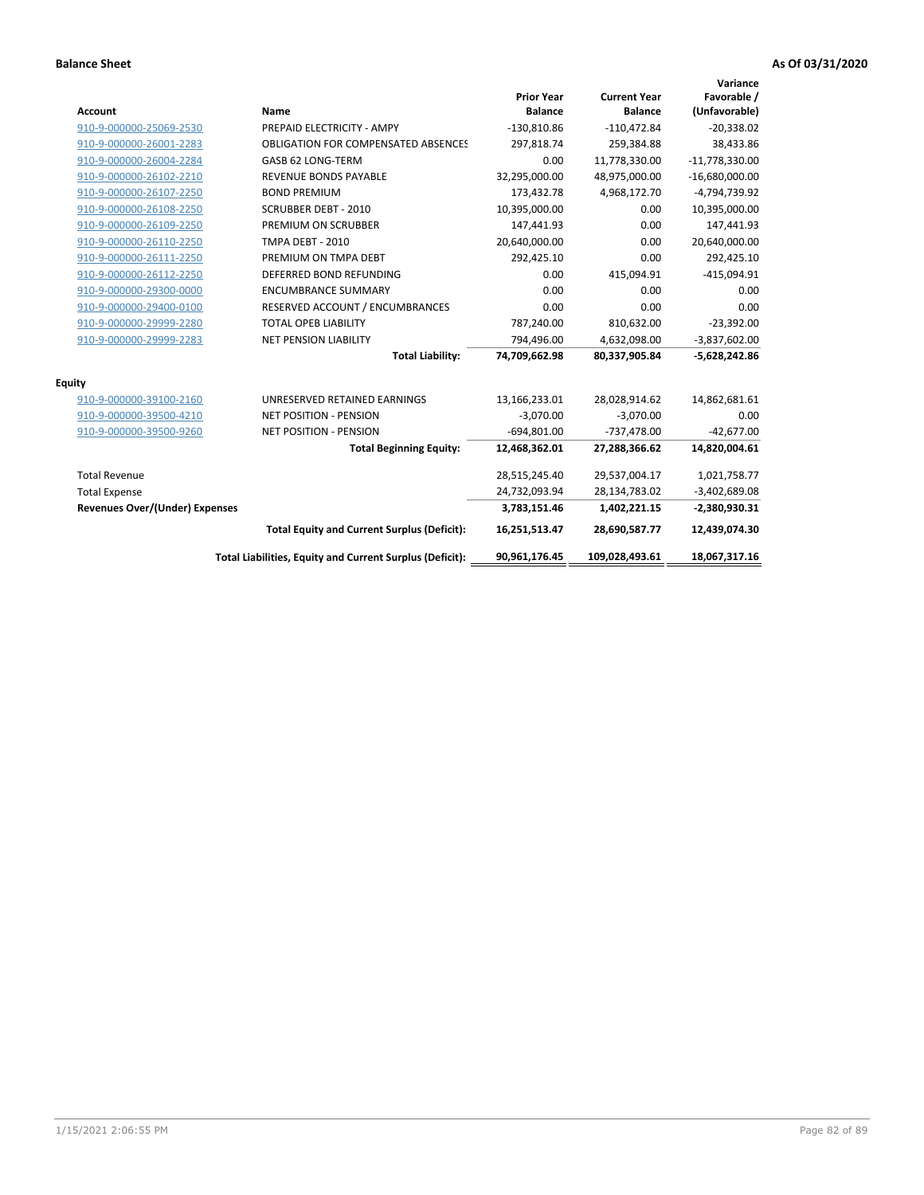**Balance Sheet** — As Of 03/31/2020

| Account | Name | Prior Year Balance | Current Year Balance | Variance Favorable / (Unfavorable) |
|---|---|---|---|---|
| 910-9-000000-25069-2530 | PREPAID ELECTRICITY - AMPY | -130,810.86 | -110,472.84 | -20,338.02 |
| 910-9-000000-26001-2283 | OBLIGATION FOR COMPENSATED ABSENCES | 297,818.74 | 259,384.88 | 38,433.86 |
| 910-9-000000-26004-2284 | GASB 62 LONG-TERM | 0.00 | 11,778,330.00 | -11,778,330.00 |
| 910-9-000000-26102-2210 | REVENUE BONDS PAYABLE | 32,295,000.00 | 48,975,000.00 | -16,680,000.00 |
| 910-9-000000-26107-2250 | BOND PREMIUM | 173,432.78 | 4,968,172.70 | -4,794,739.92 |
| 910-9-000000-26108-2250 | SCRUBBER DEBT - 2010 | 10,395,000.00 | 0.00 | 10,395,000.00 |
| 910-9-000000-26109-2250 | PREMIUM ON SCRUBBER | 147,441.93 | 0.00 | 147,441.93 |
| 910-9-000000-26110-2250 | TMPA DEBT - 2010 | 20,640,000.00 | 0.00 | 20,640,000.00 |
| 910-9-000000-26111-2250 | PREMIUM ON TMPA DEBT | 292,425.10 | 0.00 | 292,425.10 |
| 910-9-000000-26112-2250 | DEFERRED BOND REFUNDING | 0.00 | 415,094.91 | -415,094.91 |
| 910-9-000000-29300-0000 | ENCUMBRANCE SUMMARY | 0.00 | 0.00 | 0.00 |
| 910-9-000000-29400-0100 | RESERVED ACCOUNT / ENCUMBRANCES | 0.00 | 0.00 | 0.00 |
| 910-9-000000-29999-2280 | TOTAL OPEB LIABILITY | 787,240.00 | 810,632.00 | -23,392.00 |
| 910-9-000000-29999-2283 | NET PENSION LIABILITY | 794,496.00 | 4,632,098.00 | -3,837,602.00 |
| | **Total Liability:** | **74,709,662.98** | **80,337,905.84** | **-5,628,242.86** |
| **Equity** | | | | |
| 910-9-000000-39100-2160 | UNRESERVED RETAINED EARNINGS | 13,166,233.01 | 28,028,914.62 | 14,862,681.61 |
| 910-9-000000-39500-4210 | NET POSITION - PENSION | -3,070.00 | -3,070.00 | 0.00 |
| 910-9-000000-39500-9260 | NET POSITION - PENSION | -694,801.00 | -737,478.00 | -42,677.00 |
| | **Total Beginning Equity:** | **12,468,362.01** | **27,288,366.62** | **14,820,004.61** |
| Total Revenue | | 28,515,245.40 | 29,537,004.17 | 1,021,758.77 |
| Total Expense | | 24,732,093.94 | 28,134,783.02 | -3,402,689.08 |
| **Revenues Over/(Under) Expenses** | | **3,783,151.46** | **1,402,221.15** | **-2,380,930.31** |
| | **Total Equity and Current Surplus (Deficit):** | **16,251,513.47** | **28,690,587.77** | **12,439,074.30** |
| | **Total Liabilities, Equity and Current Surplus (Deficit):** | **90,961,176.45** | **109,028,493.61** | **18,067,317.16** |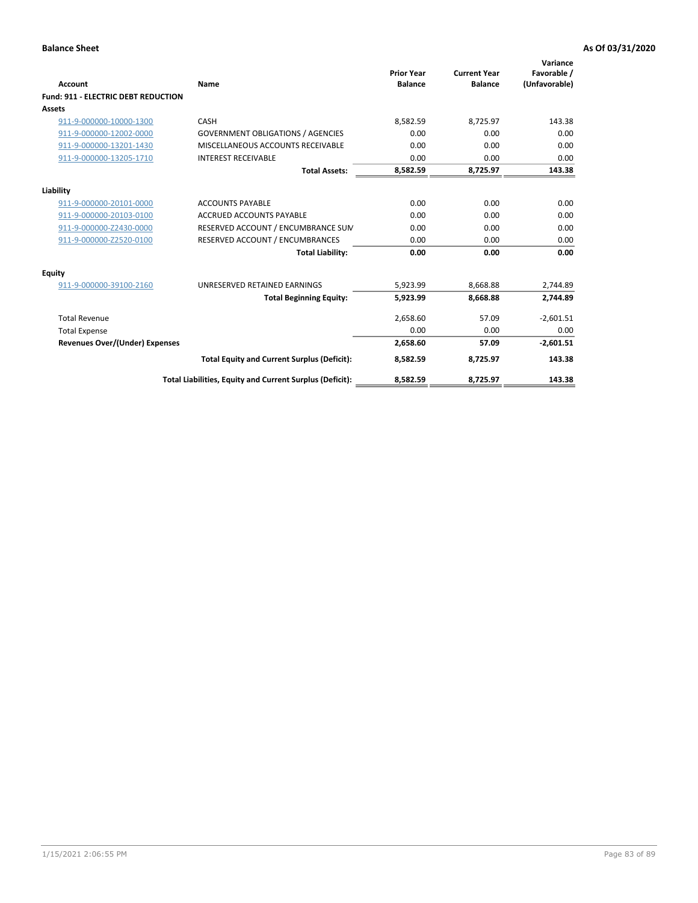**Balance Sheet** **As Of 03/31/2020**

| Account | Name | Prior Year Balance | Current Year Balance | Variance Favorable / (Unfavorable) |
|---|---|---|---|---|
| **Fund: 911 - ELECTRIC DEBT REDUCTION** | | | | |
| **Assets** | | | | |
| 911-9-000000-10000-1300 | CASH | 8,582.59 | 8,725.97 | 143.38 |
| 911-9-000000-12002-0000 | GOVERNMENT OBLIGATIONS / AGENCIES | 0.00 | 0.00 | 0.00 |
| 911-9-000000-13201-1430 | MISCELLANEOUS ACCOUNTS RECEIVABLE | 0.00 | 0.00 | 0.00 |
| 911-9-000000-13205-1710 | INTEREST RECEIVABLE | 0.00 | 0.00 | 0.00 |
| | **Total Assets:** | **8,582.59** | **8,725.97** | **143.38** |
| **Liability** | | | | |
| 911-9-000000-20101-0000 | ACCOUNTS PAYABLE | 0.00 | 0.00 | 0.00 |
| 911-9-000000-20103-0100 | ACCRUED ACCOUNTS PAYABLE | 0.00 | 0.00 | 0.00 |
| 911-9-000000-Z2430-0000 | RESERVED ACCOUNT / ENCUMBRANCE SUM | 0.00 | 0.00 | 0.00 |
| 911-9-000000-Z2520-0100 | RESERVED ACCOUNT / ENCUMBRANCES | 0.00 | 0.00 | 0.00 |
| | **Total Liability:** | **0.00** | **0.00** | **0.00** |
| **Equity** | | | | |
| 911-9-000000-39100-2160 | UNRESERVED RETAINED EARNINGS | 5,923.99 | 8,668.88 | 2,744.89 |
| | **Total Beginning Equity:** | **5,923.99** | **8,668.88** | **2,744.89** |
| Total Revenue | | 2,658.60 | 57.09 | -2,601.51 |
| Total Expense | | 0.00 | 0.00 | 0.00 |
| **Revenues Over/(Under) Expenses** | | **2,658.60** | **57.09** | **-2,601.51** |
| | **Total Equity and Current Surplus (Deficit):** | **8,582.59** | **8,725.97** | **143.38** |
| | **Total Liabilities, Equity and Current Surplus (Deficit):** | **8,582.59** | **8,725.97** | **143.38** |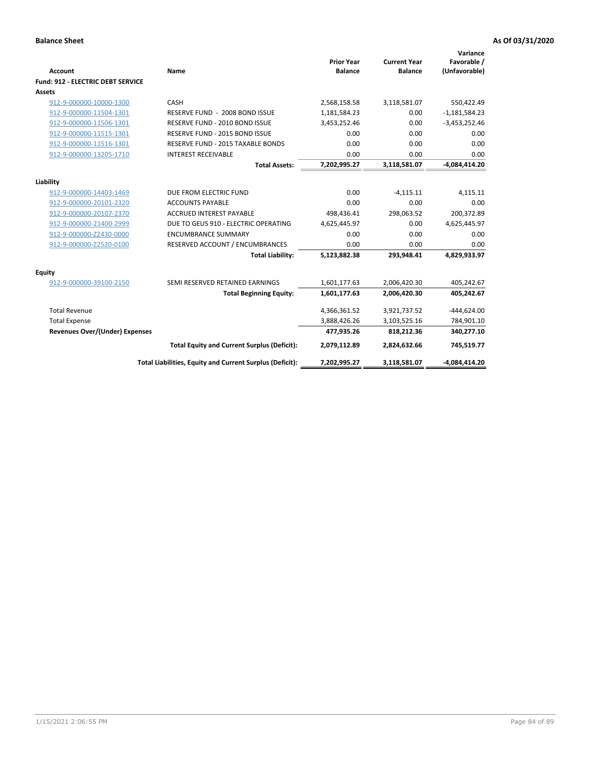**Balance Sheet** | **As Of 03/31/2020**

| Account | Name | Prior Year Balance | Current Year Balance | Variance Favorable / (Unfavorable) |
|---|---|---|---|---|
| **Fund: 912 - ELECTRIC DEBT SERVICE** | | | | |
| **Assets** | | | | |
| 912-9-000000-10000-1300 | CASH | 2,568,158.58 | 3,118,581.07 | 550,422.49 |
| 912-9-000000-11504-1301 | RESERVE FUND - 2008 BOND ISSUE | 1,181,584.23 | 0.00 | -1,181,584.23 |
| 912-9-000000-11506-1301 | RESERVE FUND - 2010 BOND ISSUE | 3,453,252.46 | 0.00 | -3,453,252.46 |
| 912-9-000000-11515-1301 | RESERVE FUND - 2015 BOND ISSUE | 0.00 | 0.00 | 0.00 |
| 912-9-000000-11516-1301 | RESERVE FUND - 2015 TAXABLE BONDS | 0.00 | 0.00 | 0.00 |
| 912-9-000000-13205-1710 | INTEREST RECEIVABLE | 0.00 | 0.00 | 0.00 |
| | **Total Assets:** | **7,202,995.27** | **3,118,581.07** | **-4,084,414.20** |
| **Liability** | | | | |
| 912-9-000000-14403-1469 | DUE FROM ELECTRIC FUND | 0.00 | -4,115.11 | 4,115.11 |
| 912-9-000000-20101-2320 | ACCOUNTS PAYABLE | 0.00 | 0.00 | 0.00 |
| 912-9-000000-20107-2370 | ACCRUED INTEREST PAYABLE | 498,436.41 | 298,063.52 | 200,372.89 |
| 912-9-000000-21400-2999 | DUE TO GEUS 910 - ELECTRIC OPERATING | 4,625,445.97 | 0.00 | 4,625,445.97 |
| 912-9-000000-Z2430-0000 | ENCUMBRANCE SUMMARY | 0.00 | 0.00 | 0.00 |
| 912-9-000000-Z2520-0100 | RESERVED ACCOUNT / ENCUMBRANCES | 0.00 | 0.00 | 0.00 |
| | **Total Liability:** | **5,123,882.38** | **293,948.41** | **4,829,933.97** |
| **Equity** | | | | |
| 912-9-000000-39100-2150 | SEMI RESERVED RETAINED EARNINGS | 1,601,177.63 | 2,006,420.30 | 405,242.67 |
| | **Total Beginning Equity:** | **1,601,177.63** | **2,006,420.30** | **405,242.67** |
| Total Revenue | | 4,366,361.52 | 3,921,737.52 | -444,624.00 |
| Total Expense | | 3,888,426.26 | 3,103,525.16 | 784,901.10 |
| **Revenues Over/(Under) Expenses** | | **477,935.26** | **818,212.36** | **340,277.10** |
| | **Total Equity and Current Surplus (Deficit):** | **2,079,112.89** | **2,824,632.66** | **745,519.77** |
| | **Total Liabilities, Equity and Current Surplus (Deficit):** | **7,202,995.27** | **3,118,581.07** | **-4,084,414.20** |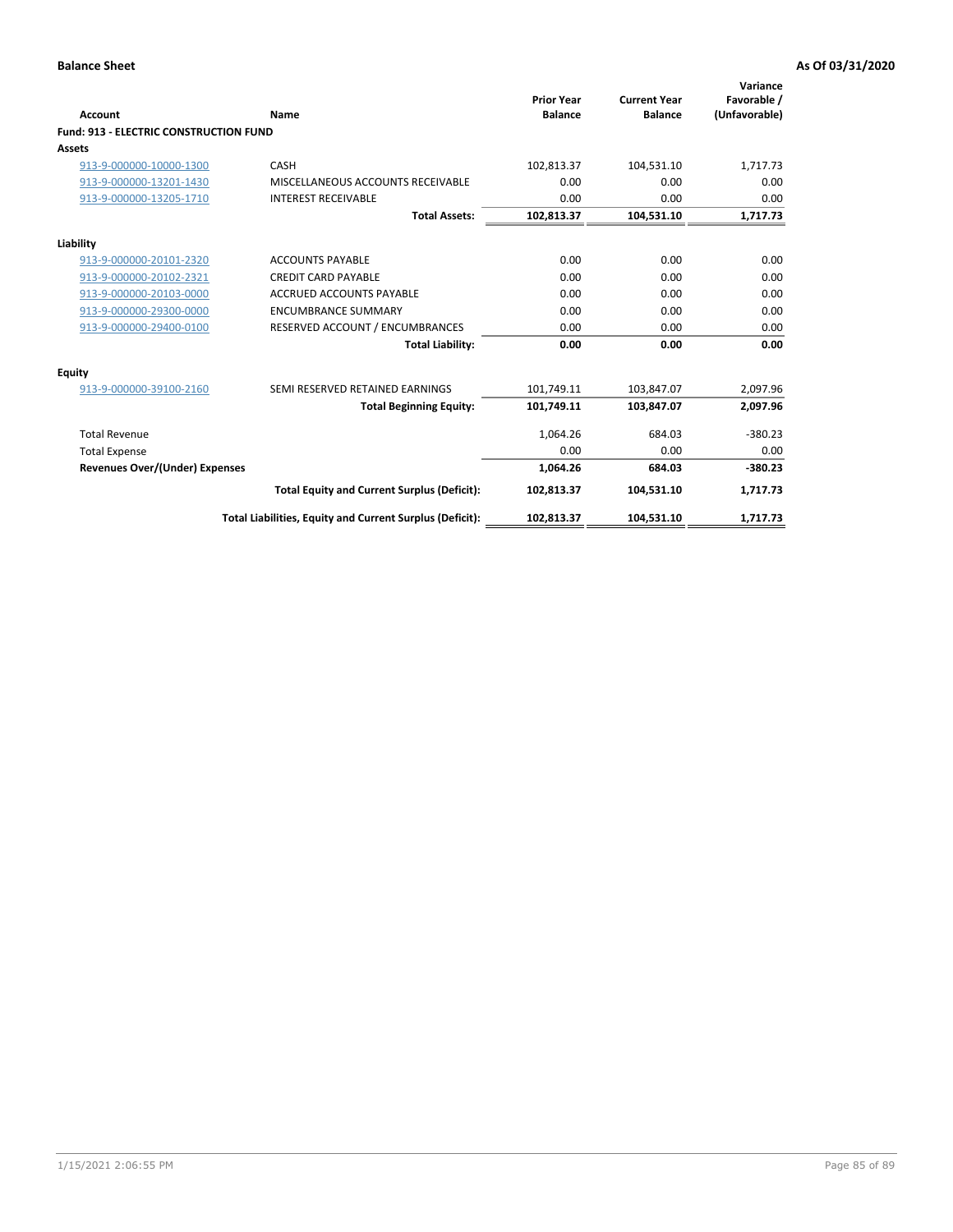**Balance Sheet** **As Of 03/31/2020**

| Account | Name | Prior Year Balance | Current Year Balance | Variance Favorable / (Unfavorable) |
|---|---|---|---|---|
| **Fund: 913 - ELECTRIC CONSTRUCTION FUND** | | | | |
| **Assets** | | | | |
| 913-9-000000-10000-1300 | CASH | 102,813.37 | 104,531.10 | 1,717.73 |
| 913-9-000000-13201-1430 | MISCELLANEOUS ACCOUNTS RECEIVABLE | 0.00 | 0.00 | 0.00 |
| 913-9-000000-13205-1710 | INTEREST RECEIVABLE | 0.00 | 0.00 | 0.00 |
| | **Total Assets:** | **102,813.37** | **104,531.10** | **1,717.73** |
| **Liability** | | | | |
| 913-9-000000-20101-2320 | ACCOUNTS PAYABLE | 0.00 | 0.00 | 0.00 |
| 913-9-000000-20102-2321 | CREDIT CARD PAYABLE | 0.00 | 0.00 | 0.00 |
| 913-9-000000-20103-0000 | ACCRUED ACCOUNTS PAYABLE | 0.00 | 0.00 | 0.00 |
| 913-9-000000-29300-0000 | ENCUMBRANCE SUMMARY | 0.00 | 0.00 | 0.00 |
| 913-9-000000-29400-0100 | RESERVED ACCOUNT / ENCUMBRANCES | 0.00 | 0.00 | 0.00 |
| | **Total Liability:** | **0.00** | **0.00** | **0.00** |
| **Equity** | | | | |
| 913-9-000000-39100-2160 | SEMI RESERVED RETAINED EARNINGS | 101,749.11 | 103,847.07 | 2,097.96 |
| | **Total Beginning Equity:** | **101,749.11** | **103,847.07** | **2,097.96** |
| Total Revenue | | 1,064.26 | 684.03 | -380.23 |
| Total Expense | | 0.00 | 0.00 | 0.00 |
| **Revenues Over/(Under) Expenses** | | **1,064.26** | **684.03** | **-380.23** |
| | **Total Equity and Current Surplus (Deficit):** | **102,813.37** | **104,531.10** | **1,717.73** |
| | **Total Liabilities, Equity and Current Surplus (Deficit):** | **102,813.37** | **104,531.10** | **1,717.73** |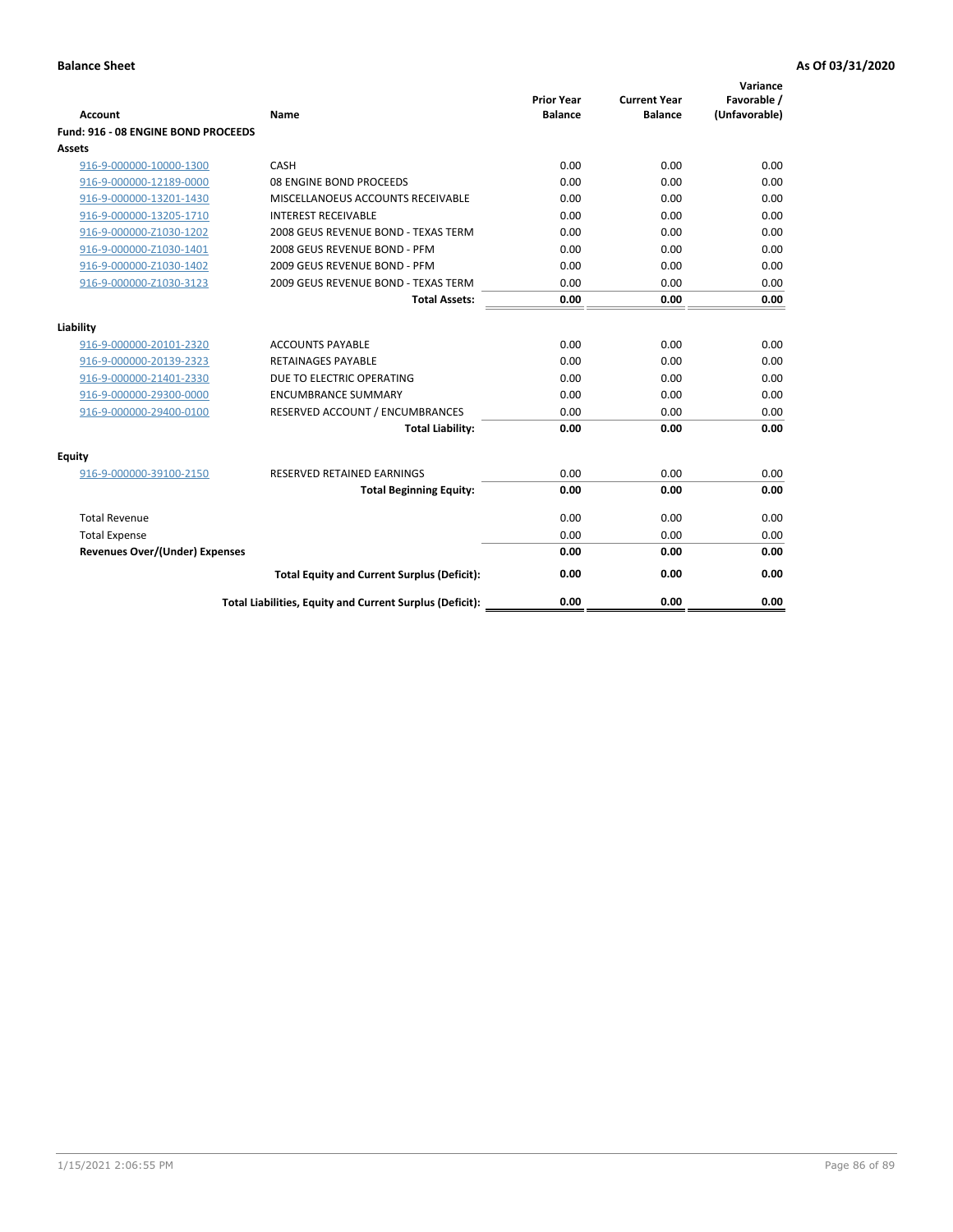**Balance Sheet** **As Of 03/31/2020**

| Account | Name | Prior Year Balance | Current Year Balance | Variance Favorable / (Unfavorable) |
|---|---|---|---|---|
| **Fund: 916 - 08 ENGINE BOND PROCEEDS** | | | | |
| **Assets** | | | | |
| 916-9-000000-10000-1300 | CASH | 0.00 | 0.00 | 0.00 |
| 916-9-000000-12189-0000 | 08 ENGINE BOND PROCEEDS | 0.00 | 0.00 | 0.00 |
| 916-9-000000-13201-1430 | MISCELLANOEUS ACCOUNTS RECEIVABLE | 0.00 | 0.00 | 0.00 |
| 916-9-000000-13205-1710 | INTEREST RECEIVABLE | 0.00 | 0.00 | 0.00 |
| 916-9-000000-Z1030-1202 | 2008 GEUS REVENUE BOND - TEXAS TERM | 0.00 | 0.00 | 0.00 |
| 916-9-000000-Z1030-1401 | 2008 GEUS REVENUE BOND - PFM | 0.00 | 0.00 | 0.00 |
| 916-9-000000-Z1030-1402 | 2009 GEUS REVENUE BOND - PFM | 0.00 | 0.00 | 0.00 |
| 916-9-000000-Z1030-3123 | 2009 GEUS REVENUE BOND - TEXAS TERM | 0.00 | 0.00 | 0.00 |
| | **Total Assets:** | **0.00** | **0.00** | **0.00** |
| **Liability** | | | | |
| 916-9-000000-20101-2320 | ACCOUNTS PAYABLE | 0.00 | 0.00 | 0.00 |
| 916-9-000000-20139-2323 | RETAINAGES PAYABLE | 0.00 | 0.00 | 0.00 |
| 916-9-000000-21401-2330 | DUE TO ELECTRIC OPERATING | 0.00 | 0.00 | 0.00 |
| 916-9-000000-29300-0000 | ENCUMBRANCE SUMMARY | 0.00 | 0.00 | 0.00 |
| 916-9-000000-29400-0100 | RESERVED ACCOUNT / ENCUMBRANCES | 0.00 | 0.00 | 0.00 |
| | **Total Liability:** | **0.00** | **0.00** | **0.00** |
| **Equity** | | | | |
| 916-9-000000-39100-2150 | RESERVED RETAINED EARNINGS | 0.00 | 0.00 | 0.00 |
| | **Total Beginning Equity:** | **0.00** | **0.00** | **0.00** |
| Total Revenue | | 0.00 | 0.00 | 0.00 |
| Total Expense | | 0.00 | 0.00 | 0.00 |
| **Revenues Over/(Under) Expenses** | | **0.00** | **0.00** | **0.00** |
| | **Total Equity and Current Surplus (Deficit):** | **0.00** | **0.00** | **0.00** |
| | **Total Liabilities, Equity and Current Surplus (Deficit):** | **0.00** | **0.00** | **0.00** |

1/15/2021 2:06:55 PM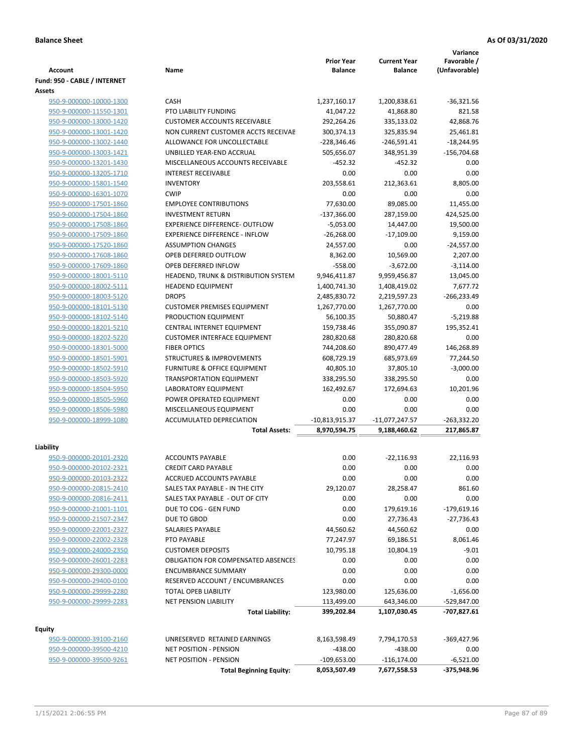**Balance Sheet** **As Of 03/31/2020**

| Account | Name | Prior Year Balance | Current Year Balance | Variance Favorable / (Unfavorable) |
|---|---|---|---|---|
| **Fund: 950 - CABLE / INTERNET** | | | | |
| **Assets** | | | | |
| 950-9-000000-10000-1300 | CASH | 1,237,160.17 | 1,200,838.61 | -36,321.56 |
| 950-9-000000-11550-1301 | PTO LIABILITY FUNDING | 41,047.22 | 41,868.80 | 821.58 |
| 950-9-000000-13000-1420 | CUSTOMER ACCOUNTS RECEIVABLE | 292,264.26 | 335,133.02 | 42,868.76 |
| 950-9-000000-13001-1420 | NON CURRENT CUSTOMER ACCTS RECEIVAE | 300,374.13 | 325,835.94 | 25,461.81 |
| 950-9-000000-13002-1440 | ALLOWANCE FOR UNCOLLECTABLE | -228,346.46 | -246,591.41 | -18,244.95 |
| 950-9-000000-13003-1421 | UNBILLED YEAR-END ACCRUAL | 505,656.07 | 348,951.39 | -156,704.68 |
| 950-9-000000-13201-1430 | MISCELLANEOUS ACCOUNTS RECEIVABLE | -452.32 | -452.32 | 0.00 |
| 950-9-000000-13205-1710 | INTEREST RECEIVABLE | 0.00 | 0.00 | 0.00 |
| 950-9-000000-15801-1540 | INVENTORY | 203,558.61 | 212,363.61 | 8,805.00 |
| 950-9-000000-16301-1070 | CWIP | 0.00 | 0.00 | 0.00 |
| 950-9-000000-17501-1860 | EMPLOYEE CONTRIBUTIONS | 77,630.00 | 89,085.00 | 11,455.00 |
| 950-9-000000-17504-1860 | INVESTMENT RETURN | -137,366.00 | 287,159.00 | 424,525.00 |
| 950-9-000000-17508-1860 | EXPERIENCE DIFFERENCE- OUTFLOW | -5,053.00 | 14,447.00 | 19,500.00 |
| 950-9-000000-17509-1860 | EXPERIENCE DIFFERENCE - INFLOW | -26,268.00 | -17,109.00 | 9,159.00 |
| 950-9-000000-17520-1860 | ASSUMPTION CHANGES | 24,557.00 | 0.00 | -24,557.00 |
| 950-9-000000-17608-1860 | OPEB DEFERRED OUTFLOW | 8,362.00 | 10,569.00 | 2,207.00 |
| 950-9-000000-17609-1860 | OPEB DEFERRED INFLOW | -558.00 | -3,672.00 | -3,114.00 |
| 950-9-000000-18001-5110 | HEADEND, TRUNK & DISTRIBUTION SYSTEM | 9,946,411.87 | 9,959,456.87 | 13,045.00 |
| 950-9-000000-18002-5111 | HEADEND EQUIPMENT | 1,400,741.30 | 1,408,419.02 | 7,677.72 |
| 950-9-000000-18003-5120 | DROPS | 2,485,830.72 | 2,219,597.23 | -266,233.49 |
| 950-9-000000-18101-5130 | CUSTOMER PREMISES EQUIPMENT | 1,267,770.00 | 1,267,770.00 | 0.00 |
| 950-9-000000-18102-5140 | PRODUCTION EQUIPMENT | 56,100.35 | 50,880.47 | -5,219.88 |
| 950-9-000000-18201-5210 | CENTRAL INTERNET EQUIPMENT | 159,738.46 | 355,090.87 | 195,352.41 |
| 950-9-000000-18202-5220 | CUSTOMER INTERFACE EQUIPMENT | 280,820.68 | 280,820.68 | 0.00 |
| 950-9-000000-18301-5000 | FIBER OPTICS | 744,208.60 | 890,477.49 | 146,268.89 |
| 950-9-000000-18501-5901 | STRUCTURES & IMPROVEMENTS | 608,729.19 | 685,973.69 | 77,244.50 |
| 950-9-000000-18502-5910 | FURNITURE & OFFICE EQUIPMENT | 40,805.10 | 37,805.10 | -3,000.00 |
| 950-9-000000-18503-5920 | TRANSPORTATION EQUIPMENT | 338,295.50 | 338,295.50 | 0.00 |
| 950-9-000000-18504-5950 | LABORATORY EQUIPMENT | 162,492.67 | 172,694.63 | 10,201.96 |
| 950-9-000000-18505-5960 | POWER OPERATED EQUIPMENT | 0.00 | 0.00 | 0.00 |
| 950-9-000000-18506-5980 | MISCELLANEOUS EQUIPMENT | 0.00 | 0.00 | 0.00 |
| 950-9-000000-18999-1080 | ACCUMULATED DEPRECIATION | -10,813,915.37 | -11,077,247.57 | -263,332.20 |
| | **Total Assets:** | **8,970,594.75** | **9,188,460.62** | **217,865.87** |
| **Liability** | | | | |
| 950-9-000000-20101-2320 | ACCOUNTS PAYABLE | 0.00 | -22,116.93 | 22,116.93 |
| 950-9-000000-20102-2321 | CREDIT CARD PAYABLE | 0.00 | 0.00 | 0.00 |
| 950-9-000000-20103-2322 | ACCRUED ACCOUNTS PAYABLE | 0.00 | 0.00 | 0.00 |
| 950-9-000000-20815-2410 | SALES TAX PAYABLE - IN THE CITY | 29,120.07 | 28,258.47 | 861.60 |
| 950-9-000000-20816-2411 | SALES TAX PAYABLE - OUT OF CITY | 0.00 | 0.00 | 0.00 |
| 950-9-000000-21001-1101 | DUE TO COG - GEN FUND | 0.00 | 179,619.16 | -179,619.16 |
| 950-9-000000-21507-2347 | DUE TO GBOD | 0.00 | 27,736.43 | -27,736.43 |
| 950-9-000000-22001-2327 | SALARIES PAYABLE | 44,560.62 | 44,560.62 | 0.00 |
| 950-9-000000-22002-2328 | PTO PAYABLE | 77,247.97 | 69,186.51 | 8,061.46 |
| 950-9-000000-24000-2350 | CUSTOMER DEPOSITS | 10,795.18 | 10,804.19 | -9.01 |
| 950-9-000000-26001-2283 | OBLIGATION FOR COMPENSATED ABSENCES | 0.00 | 0.00 | 0.00 |
| 950-9-000000-29300-0000 | ENCUMBRANCE SUMMARY | 0.00 | 0.00 | 0.00 |
| 950-9-000000-29400-0100 | RESERVED ACCOUNT / ENCUMBRANCES | 0.00 | 0.00 | 0.00 |
| 950-9-000000-29999-2280 | TOTAL OPEB LIABILITY | 123,980.00 | 125,636.00 | -1,656.00 |
| 950-9-000000-29999-2283 | NET PENSION LIABILITY | 113,499.00 | 643,346.00 | -529,847.00 |
| | **Total Liability:** | **399,202.84** | **1,107,030.45** | **-707,827.61** |
| **Equity** | | | | |
| 950-9-000000-39100-2160 | UNRESERVED RETAINED EARNINGS | 8,163,598.49 | 7,794,170.53 | -369,427.96 |
| 950-9-000000-39500-4210 | NET POSITION - PENSION | -438.00 | -438.00 | 0.00 |
| 950-9-000000-39500-9261 | NET POSITION - PENSION | -109,653.00 | -116,174.00 | -6,521.00 |
| | **Total Beginning Equity:** | **8,053,507.49** | **7,677,558.53** | **-375,948.96** |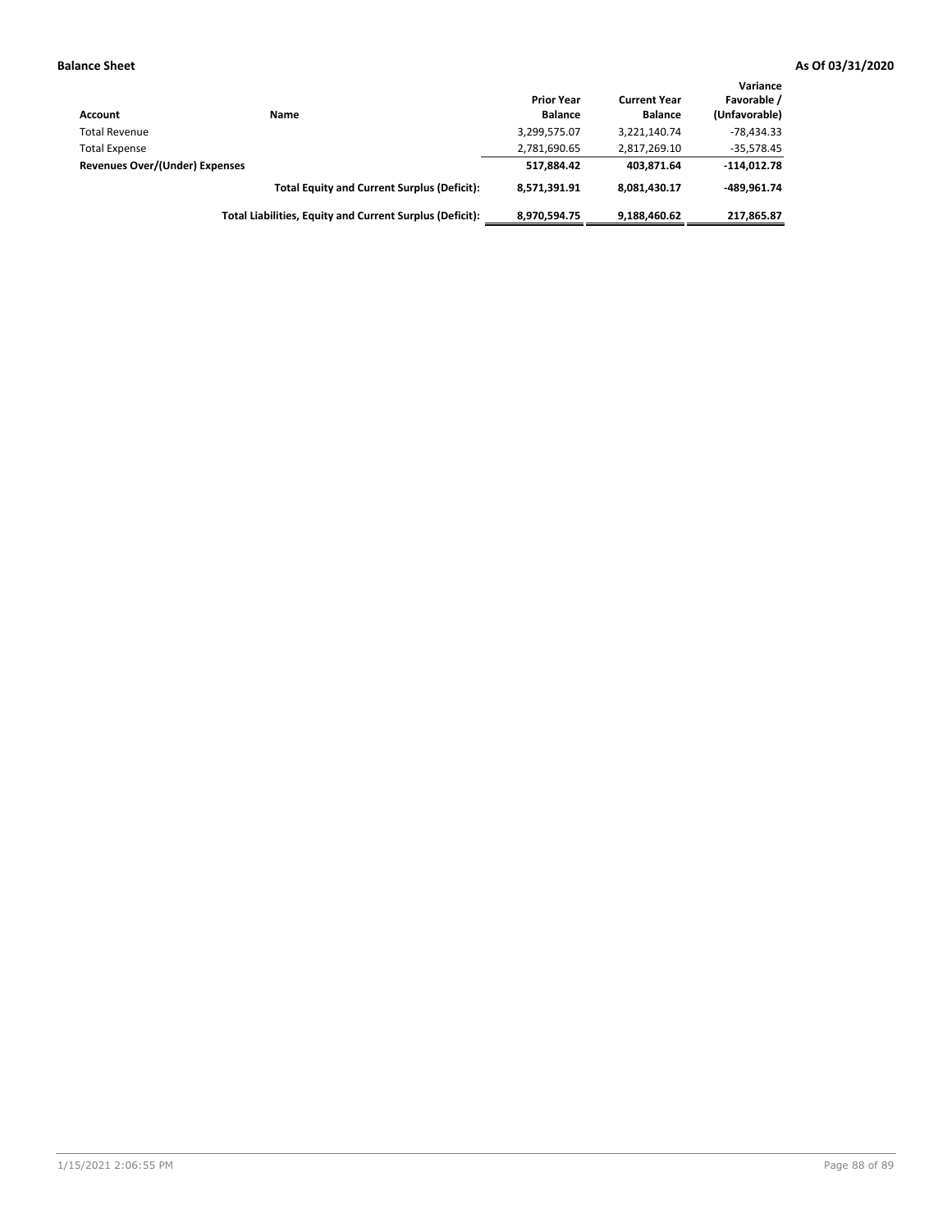**Balance Sheet** **As Of 03/31/2020**

| Account | Name | Prior Year Balance | Current Year Balance | Variance Favorable / (Unfavorable) |
|---|---|---|---|---|
| Total Revenue | | 3,299,575.07 | 3,221,140.74 | -78,434.33 |
| Total Expense | | 2,781,690.65 | 2,817,269.10 | -35,578.45 |
| **Revenues Over/(Under) Expenses** | | **517,884.42** | **403,871.64** | **-114,012.78** |
| | **Total Equity and Current Surplus (Deficit):** | **8,571,391.91** | **8,081,430.17** | **-489,961.74** |
| | **Total Liabilities, Equity and Current Surplus (Deficit):** | **8,970,594.75** | **9,188,460.62** | **217,865.87** |

1/15/2021 2:06:55 PM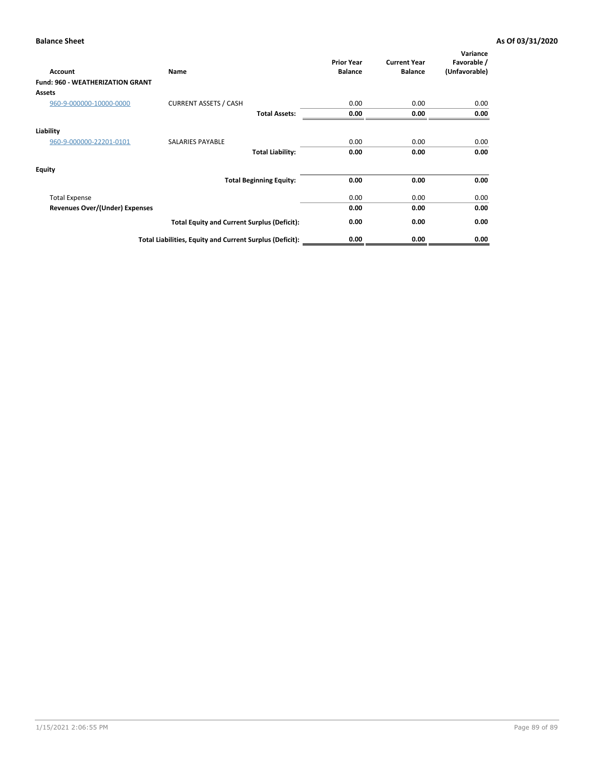**Balance Sheet** **As Of 03/31/2020**

| Account | Name | Prior Year Balance | Current Year Balance | Variance Favorable / (Unfavorable) |
|---|---|---|---|---|
| **Fund: 960 - WEATHERIZATION GRANT** | | | | |
| **Assets** | | | | |
| 960-9-000000-10000-0000 | CURRENT ASSETS / CASH | 0.00 | 0.00 | 0.00 |
| | **Total Assets:** | **0.00** | **0.00** | **0.00** |
| **Liability** | | | | |
| 960-9-000000-22201-0101 | SALARIES PAYABLE | 0.00 | 0.00 | 0.00 |
| | **Total Liability:** | **0.00** | **0.00** | **0.00** |
| **Equity** | | | | |
| | **Total Beginning Equity:** | **0.00** | **0.00** | **0.00** |
| Total Expense | | 0.00 | 0.00 | 0.00 |
| **Revenues Over/(Under) Expenses** | | **0.00** | **0.00** | **0.00** |
| | **Total Equity and Current Surplus (Deficit):** | **0.00** | **0.00** | **0.00** |
| | **Total Liabilities, Equity and Current Surplus (Deficit):** | **0.00** | **0.00** | **0.00** |